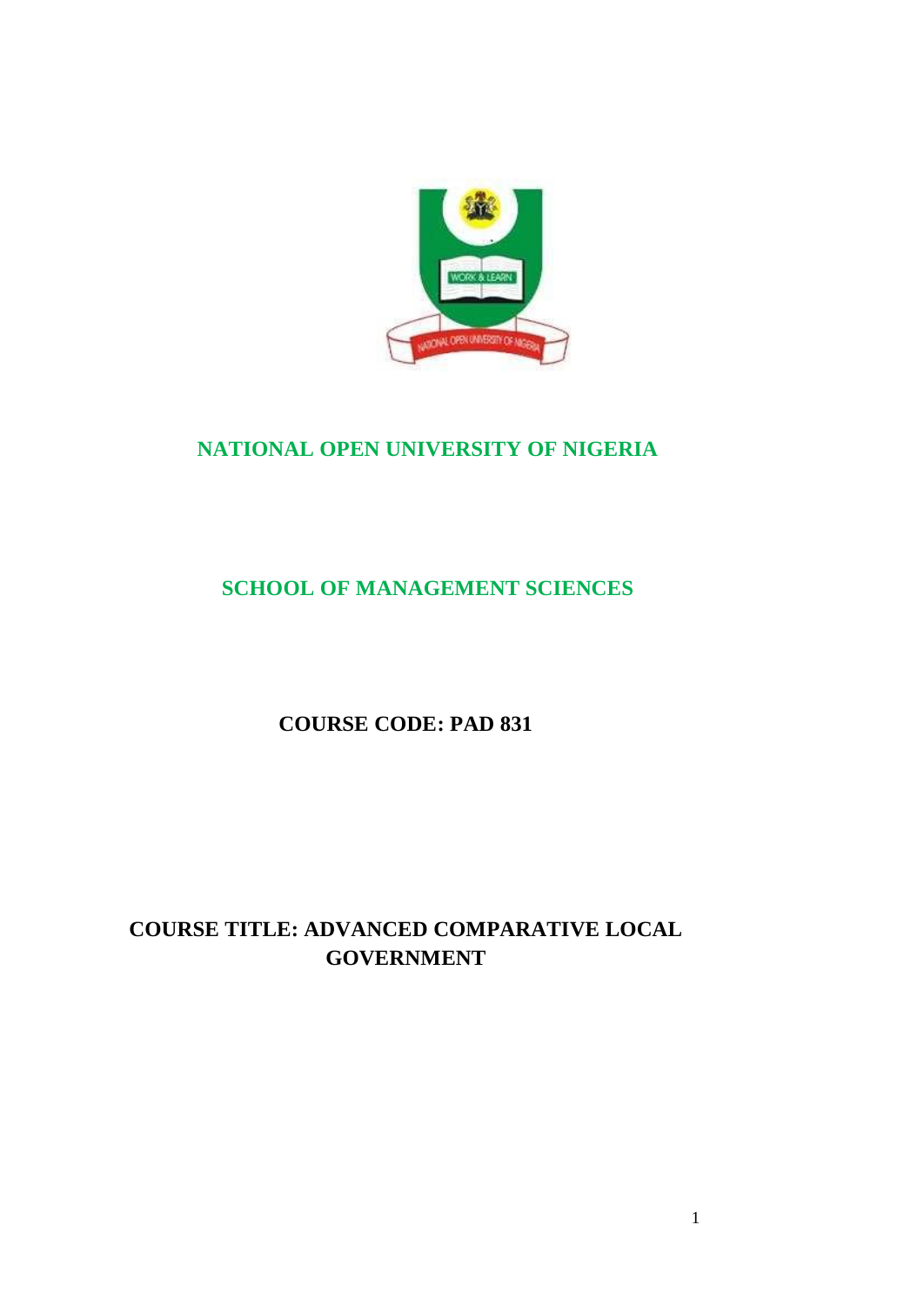# NATIONAL OPEN UNIVERSITY OF NIGERIA

## SCHOOL OF MANAGEMENT SCIENCES

**COURSE CODE: PAD 831**

**COURSE TITLE: ADVANCED COMPARATIVE LOCAL GOVERNMENT**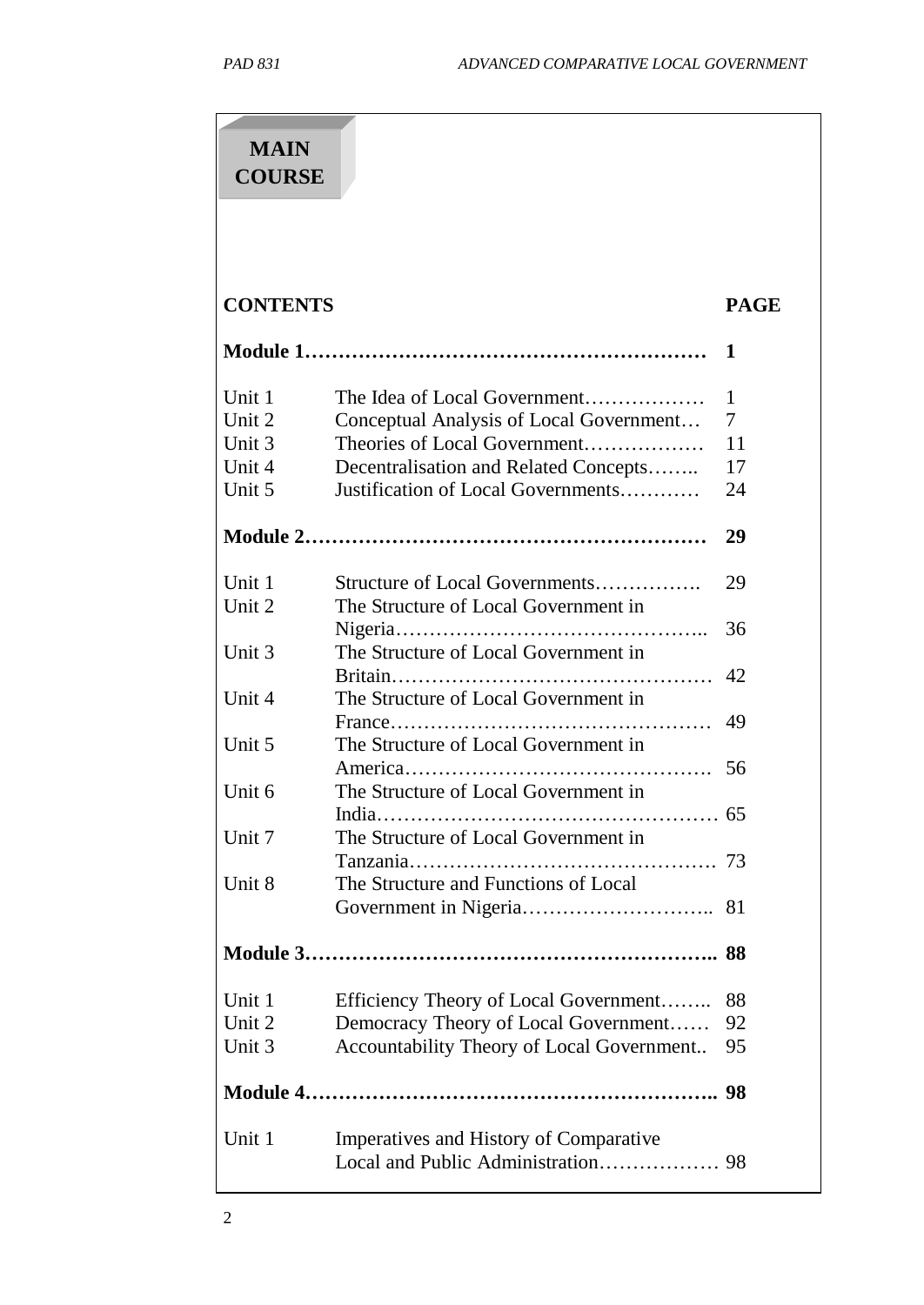# MAIN COURSE

| CONTENTS | | PAGE |
|---|---|---|
| **Module 1** | | **1** |
| Unit 1 | The Idea of Local Government | 1 |
| Unit 2 | Conceptual Analysis of Local Government | 7 |
| Unit 3 | Theories of Local Government | 11 |
| Unit 4 | Decentralisation and Related Concepts | 17 |
| Unit 5 | Justification of Local Governments | 24 |
| **Module 2** | | **29** |
| Unit 1 | Structure of Local Governments | 29 |
| Unit 2 | The Structure of Local Government in Nigeria | 36 |
| Unit 3 | The Structure of Local Government in Britain | 42 |
| Unit 4 | The Structure of Local Government in France | 49 |
| Unit 5 | The Structure of Local Government in America | 56 |
| Unit 6 | The Structure of Local Government in India | 65 |
| Unit 7 | The Structure of Local Government in Tanzania | 73 |
| Unit 8 | The Structure and Functions of Local Government in Nigeria | 81 |
| **Module 3** | | **88** |
| Unit 1 | Efficiency Theory of Local Government | 88 |
| Unit 2 | Democracy Theory of Local Government | 92 |
| Unit 3 | Accountability Theory of Local Government | 95 |
| **Module 4** | | **98** |
| Unit 1 | Imperatives and History of Comparative Local and Public Administration | 98 |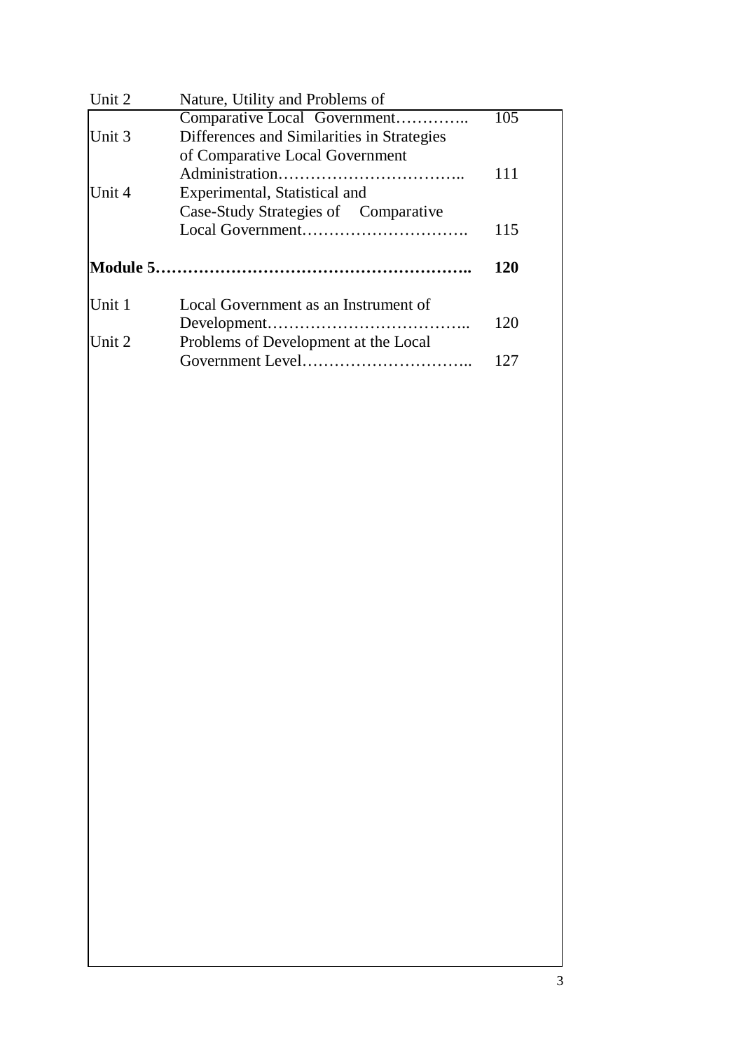| | | |
|---|---|---|
| Unit 2 | Nature, Utility and Problems of Comparative Local Government………….. | 105 |
| Unit 3 | Differences and Similarities in Strategies of Comparative Local Government Administration…………………………….. | 111 |
| Unit 4 | Experimental, Statistical and Case-Study Strategies of Comparative Local Government…………………………. | 115 |
| **Module 5……………………………………………….** | | **120** |
| Unit 1 | Local Government as an Instrument of Development……………………………….. | 120 |
| Unit 2 | Problems of Development at the Local Government Level………………………….. | 127 |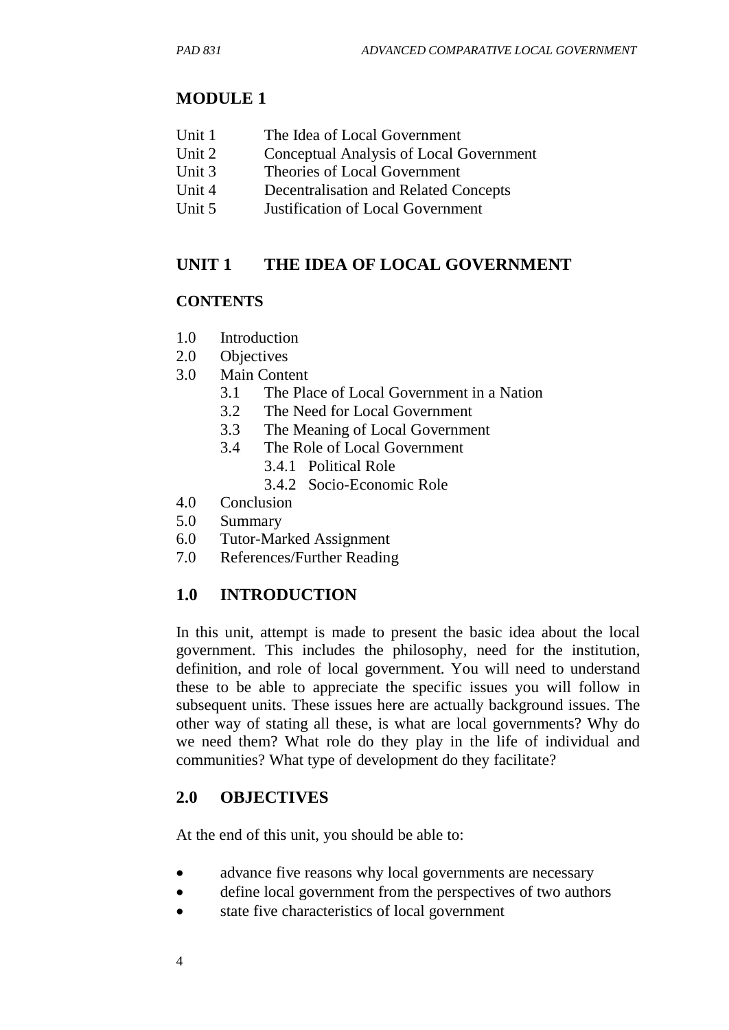# MODULE 1

| | |
|---|---|
| Unit 1 | The Idea of Local Government |
| Unit 2 | Conceptual Analysis of Local Government |
| Unit 3 | Theories of Local Government |
| Unit 4 | Decentralisation and Related Concepts |
| Unit 5 | Justification of Local Government |

## UNIT 1 THE IDEA OF LOCAL GOVERNMENT

### CONTENTS

- 1.0 Introduction
- 2.0 Objectives
- 3.0 Main Content
  - 3.1 The Place of Local Government in a Nation
  - 3.2 The Need for Local Government
  - 3.3 The Meaning of Local Government
  - 3.4 The Role of Local Government
    - 3.4.1 Political Role
    - 3.4.2 Socio-Economic Role
- 4.0 Conclusion
- 5.0 Summary
- 6.0 Tutor-Marked Assignment
- 7.0 References/Further Reading

## 1.0 INTRODUCTION

In this unit, attempt is made to present the basic idea about the local government. This includes the philosophy, need for the institution, definition, and role of local government. You will need to understand these to be able to appreciate the specific issues you will follow in subsequent units. These issues here are actually background issues. The other way of stating all these, is what are local governments? Why do we need them? What role do they play in the life of individual and communities? What type of development do they facilitate?

## 2.0 OBJECTIVES

At the end of this unit, you should be able to:

- advance five reasons why local governments are necessary
- define local government from the perspectives of two authors
- state five characteristics of local government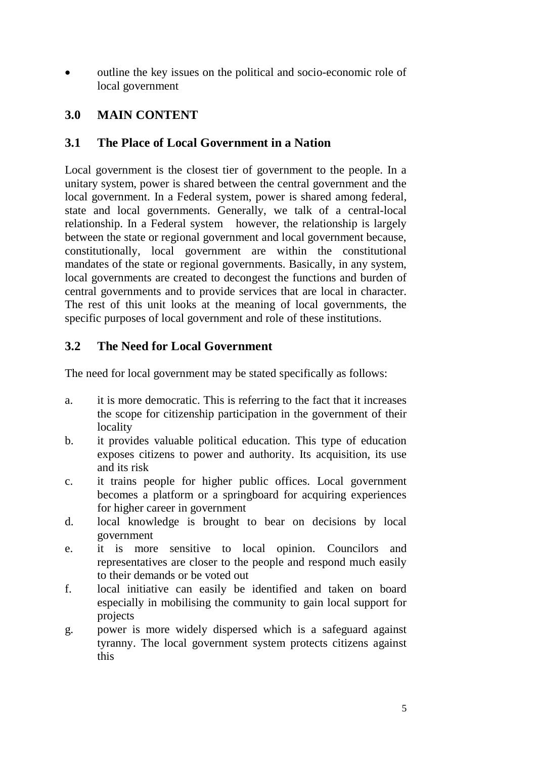- outline the key issues on the political and socio-economic role of local government

## 3.0 MAIN CONTENT

### 3.1 The Place of Local Government in a Nation

Local government is the closest tier of government to the people. In a unitary system, power is shared between the central government and the local government. In a Federal system, power is shared among federal, state and local governments. Generally, we talk of a central-local relationship. In a Federal system however, the relationship is largely between the state or regional government and local government because, constitutionally, local government are within the constitutional mandates of the state or regional governments. Basically, in any system, local governments are created to decongest the functions and burden of central governments and to provide services that are local in character. The rest of this unit looks at the meaning of local governments, the specific purposes of local government and role of these institutions.

### 3.2 The Need for Local Government

The need for local government may be stated specifically as follows:

a. it is more democratic. This is referring to the fact that it increases the scope for citizenship participation in the government of their locality
b. it provides valuable political education. This type of education exposes citizens to power and authority. Its acquisition, its use and its risk
c. it trains people for higher public offices. Local government becomes a platform or a springboard for acquiring experiences for higher career in government
d. local knowledge is brought to bear on decisions by local government
e. it is more sensitive to local opinion. Councilors and representatives are closer to the people and respond much easily to their demands or be voted out
f. local initiative can easily be identified and taken on board especially in mobilising the community to gain local support for projects
g. power is more widely dispersed which is a safeguard against tyranny. The local government system protects citizens against this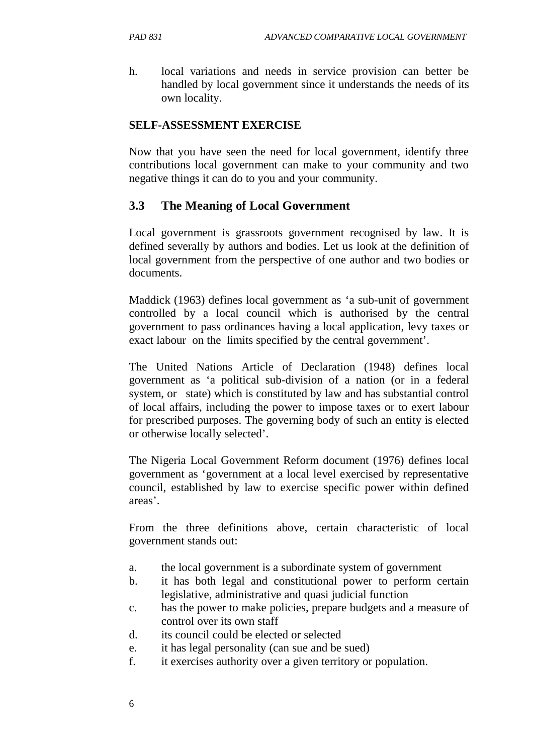h. local variations and needs in service provision can better be handled by local government since it understands the needs of its own locality.

**SELF-ASSESSMENT EXERCISE**

Now that you have seen the need for local government, identify three contributions local government can make to your community and two negative things it can do to you and your community.

## 3.3 The Meaning of Local Government

Local government is grassroots government recognised by law. It is defined severally by authors and bodies. Let us look at the definition of local government from the perspective of one author and two bodies or documents.

Maddick (1963) defines local government as 'a sub-unit of government controlled by a local council which is authorised by the central government to pass ordinances having a local application, levy taxes or exact labour on the limits specified by the central government'.

The United Nations Article of Declaration (1948) defines local government as 'a political sub-division of a nation (or in a federal system, or state) which is constituted by law and has substantial control of local affairs, including the power to impose taxes or to exert labour for prescribed purposes. The governing body of such an entity is elected or otherwise locally selected'.

The Nigeria Local Government Reform document (1976) defines local government as 'government at a local level exercised by representative council, established by law to exercise specific power within defined areas'.

From the three definitions above, certain characteristic of local government stands out:

a. the local government is a subordinate system of government
b. it has both legal and constitutional power to perform certain legislative, administrative and quasi judicial function
c. has the power to make policies, prepare budgets and a measure of control over its own staff
d. its council could be elected or selected
e. it has legal personality (can sue and be sued)
f. it exercises authority over a given territory or population.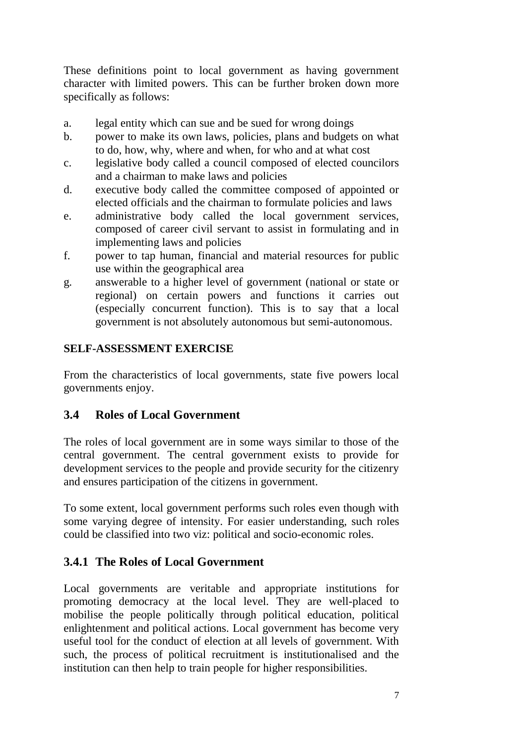These definitions point to local government as having government character with limited powers. This can be further broken down more specifically as follows:

a. legal entity which can sue and be sued for wrong doings
b. power to make its own laws, policies, plans and budgets on what to do, how, why, where and when, for who and at what cost
c. legislative body called a council composed of elected councilors and a chairman to make laws and policies
d. executive body called the committee composed of appointed or elected officials and the chairman to formulate policies and laws
e. administrative body called the local government services, composed of career civil servant to assist in formulating and in implementing laws and policies
f. power to tap human, financial and material resources for public use within the geographical area
g. answerable to a higher level of government (national or state or regional) on certain powers and functions it carries out (especially concurrent function). This is to say that a local government is not absolutely autonomous but semi-autonomous.

**SELF-ASSESSMENT EXERCISE**

From the characteristics of local governments, state five powers local governments enjoy.

## 3.4 Roles of Local Government

The roles of local government are in some ways similar to those of the central government. The central government exists to provide for development services to the people and provide security for the citizenry and ensures participation of the citizens in government.

To some extent, local government performs such roles even though with some varying degree of intensity. For easier understanding, such roles could be classified into two viz: political and socio-economic roles.

### 3.4.1 The Roles of Local Government

Local governments are veritable and appropriate institutions for promoting democracy at the local level. They are well-placed to mobilise the people politically through political education, political enlightenment and political actions. Local government has become very useful tool for the conduct of election at all levels of government. With such, the process of political recruitment is institutionalised and the institution can then help to train people for higher responsibilities.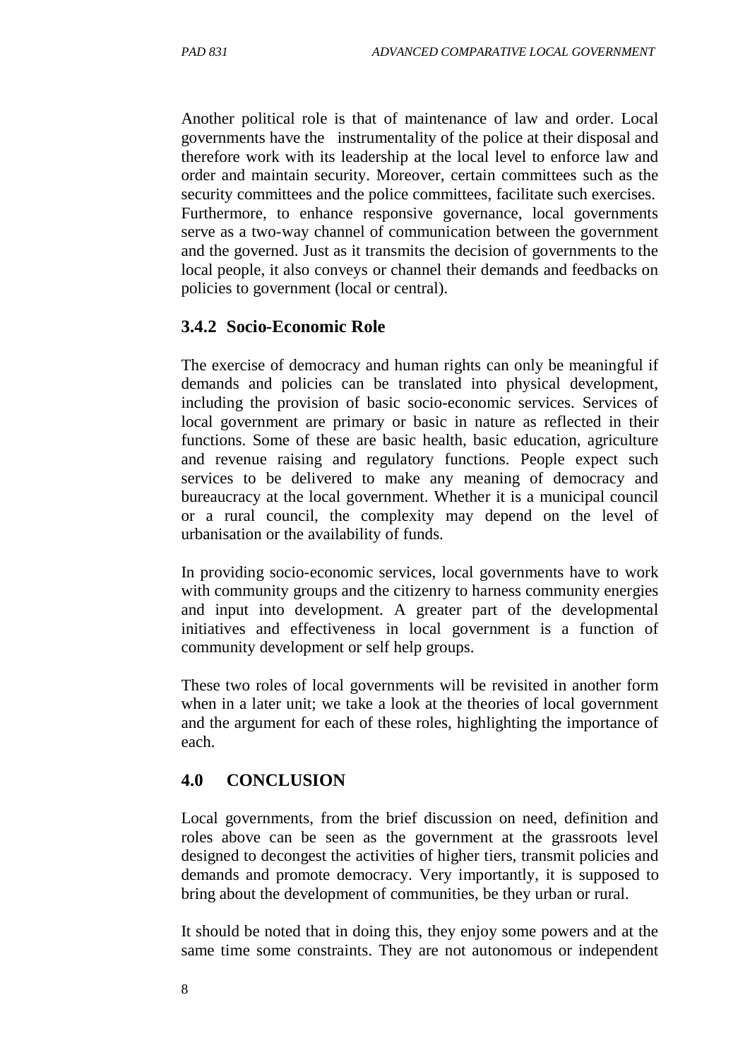Another political role is that of maintenance of law and order. Local governments have the instrumentality of the police at their disposal and therefore work with its leadership at the local level to enforce law and order and maintain security. Moreover, certain committees such as the security committees and the police committees, facilitate such exercises. Furthermore, to enhance responsive governance, local governments serve as a two-way channel of communication between the government and the governed. Just as it transmits the decision of governments to the local people, it also conveys or channel their demands and feedbacks on policies to government (local or central).

### 3.4.2 Socio-Economic Role

The exercise of democracy and human rights can only be meaningful if demands and policies can be translated into physical development, including the provision of basic socio-economic services. Services of local government are primary or basic in nature as reflected in their functions. Some of these are basic health, basic education, agriculture and revenue raising and regulatory functions. People expect such services to be delivered to make any meaning of democracy and bureaucracy at the local government. Whether it is a municipal council or a rural council, the complexity may depend on the level of urbanisation or the availability of funds.

In providing socio-economic services, local governments have to work with community groups and the citizenry to harness community energies and input into development. A greater part of the developmental initiatives and effectiveness in local government is a function of community development or self help groups.

These two roles of local governments will be revisited in another form when in a later unit; we take a look at the theories of local government and the argument for each of these roles, highlighting the importance of each.

## 4.0 CONCLUSION

Local governments, from the brief discussion on need, definition and roles above can be seen as the government at the grassroots level designed to decongest the activities of higher tiers, transmit policies and demands and promote democracy. Very importantly, it is supposed to bring about the development of communities, be they urban or rural.

It should be noted that in doing this, they enjoy some powers and at the same time some constraints. They are not autonomous or independent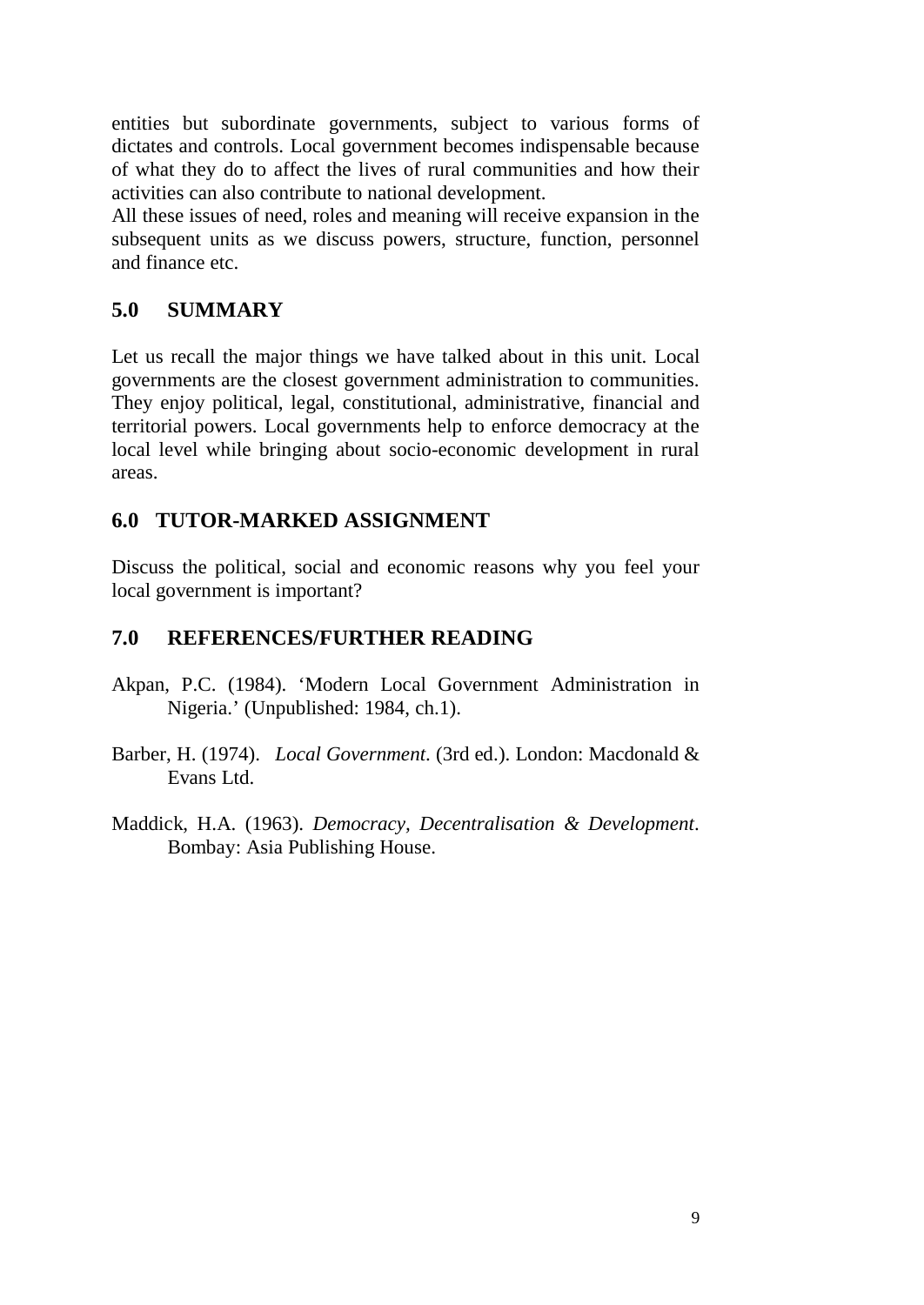entities but subordinate governments, subject to various forms of dictates and controls. Local government becomes indispensable because of what they do to affect the lives of rural communities and how their activities can also contribute to national development.
All these issues of need, roles and meaning will receive expansion in the subsequent units as we discuss powers, structure, function, personnel and finance etc.

## 5.0 SUMMARY

Let us recall the major things we have talked about in this unit. Local governments are the closest government administration to communities. They enjoy political, legal, constitutional, administrative, financial and territorial powers. Local governments help to enforce democracy at the local level while bringing about socio-economic development in rural areas.

## 6.0 TUTOR-MARKED ASSIGNMENT

Discuss the political, social and economic reasons why you feel your local government is important?

## 7.0 REFERENCES/FURTHER READING

Akpan, P.C. (1984). 'Modern Local Government Administration in Nigeria.' (Unpublished: 1984, ch.1).

Barber, H. (1974). *Local Government*. (3rd ed.). London: Macdonald & Evans Ltd.

Maddick, H.A. (1963). *Democracy, Decentralisation & Development*. Bombay: Asia Publishing House.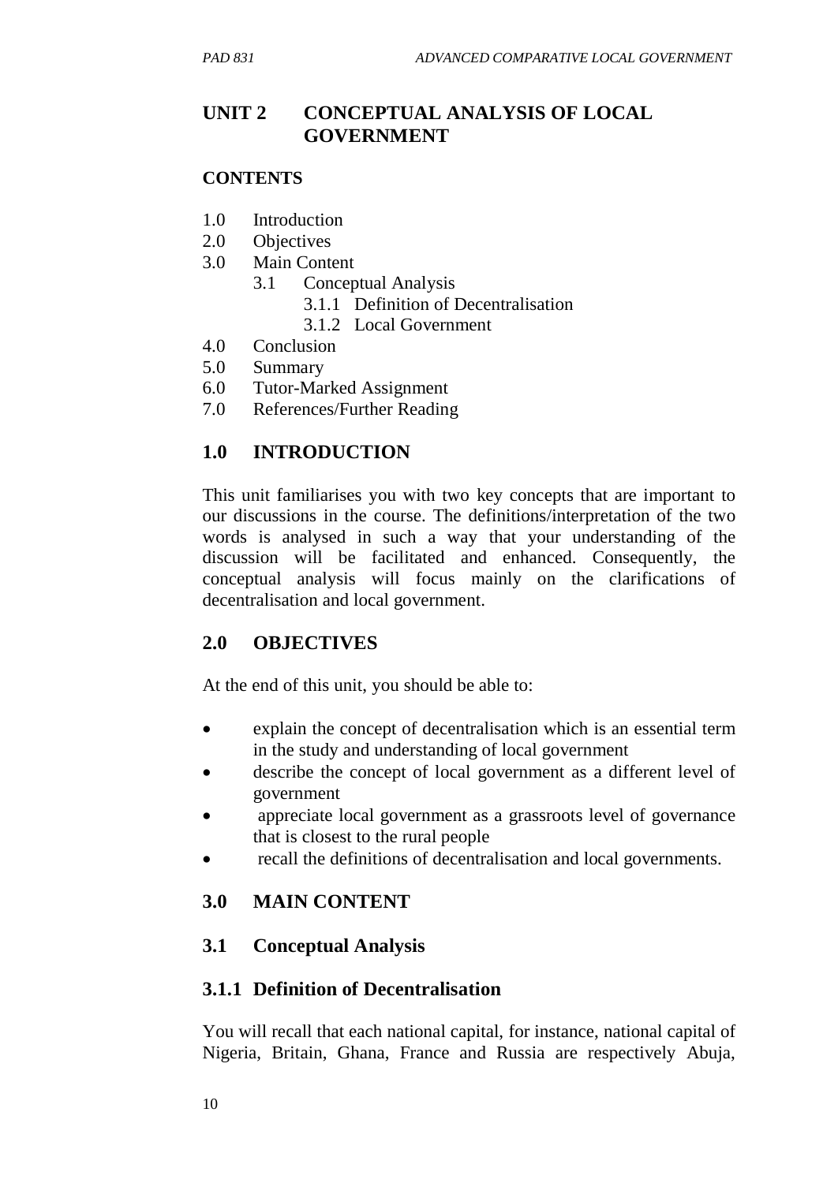## UNIT 2 CONCEPTUAL ANALYSIS OF LOCAL GOVERNMENT

**CONTENTS**

1.0 Introduction
2.0 Objectives
3.0 Main Content
  3.1 Conceptual Analysis
    3.1.1 Definition of Decentralisation
    3.1.2 Local Government
4.0 Conclusion
5.0 Summary
6.0 Tutor-Marked Assignment
7.0 References/Further Reading

### 1.0 INTRODUCTION

This unit familiarises you with two key concepts that are important to our discussions in the course. The definitions/interpretation of the two words is analysed in such a way that your understanding of the discussion will be facilitated and enhanced. Consequently, the conceptual analysis will focus mainly on the clarifications of decentralisation and local government.

### 2.0 OBJECTIVES

At the end of this unit, you should be able to:

- explain the concept of decentralisation which is an essential term in the study and understanding of local government
- describe the concept of local government as a different level of government
- appreciate local government as a grassroots level of governance that is closest to the rural people
- recall the definitions of decentralisation and local governments.

### 3.0 MAIN CONTENT

### 3.1 Conceptual Analysis

#### 3.1.1 Definition of Decentralisation

You will recall that each national capital, for instance, national capital of Nigeria, Britain, Ghana, France and Russia are respectively Abuja,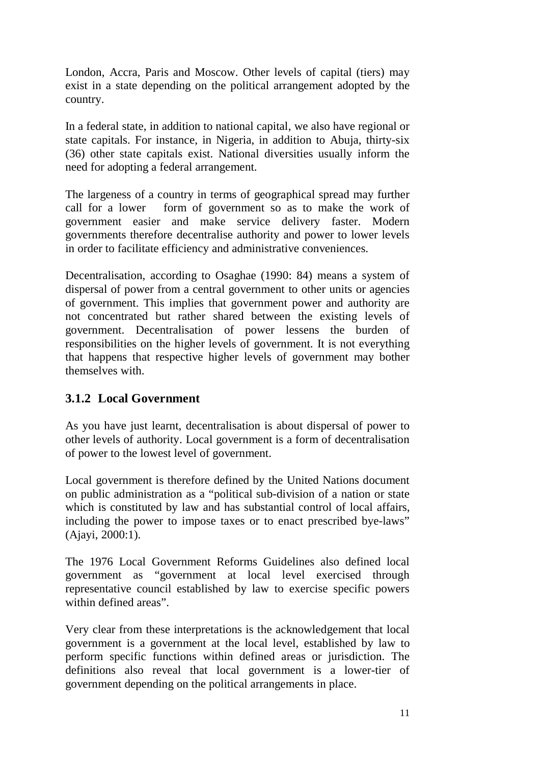London, Accra, Paris and Moscow. Other levels of capital (tiers) may exist in a state depending on the political arrangement adopted by the country.

In a federal state, in addition to national capital, we also have regional or state capitals. For instance, in Nigeria, in addition to Abuja, thirty-six (36) other state capitals exist. National diversities usually inform the need for adopting a federal arrangement.

The largeness of a country in terms of geographical spread may further call for a lower form of government so as to make the work of government easier and make service delivery faster. Modern governments therefore decentralise authority and power to lower levels in order to facilitate efficiency and administrative conveniences.

Decentralisation, according to Osaghae (1990: 84) means a system of dispersal of power from a central government to other units or agencies of government. This implies that government power and authority are not concentrated but rather shared between the existing levels of government. Decentralisation of power lessens the burden of responsibilities on the higher levels of government. It is not everything that happens that respective higher levels of government may bother themselves with.

### 3.1.2 Local Government

As you have just learnt, decentralisation is about dispersal of power to other levels of authority. Local government is a form of decentralisation of power to the lowest level of government.

Local government is therefore defined by the United Nations document on public administration as a "political sub-division of a nation or state which is constituted by law and has substantial control of local affairs, including the power to impose taxes or to enact prescribed bye-laws" (Ajayi, 2000:1).

The 1976 Local Government Reforms Guidelines also defined local government as "government at local level exercised through representative council established by law to exercise specific powers within defined areas".

Very clear from these interpretations is the acknowledgement that local government is a government at the local level, established by law to perform specific functions within defined areas or jurisdiction. The definitions also reveal that local government is a lower-tier of government depending on the political arrangements in place.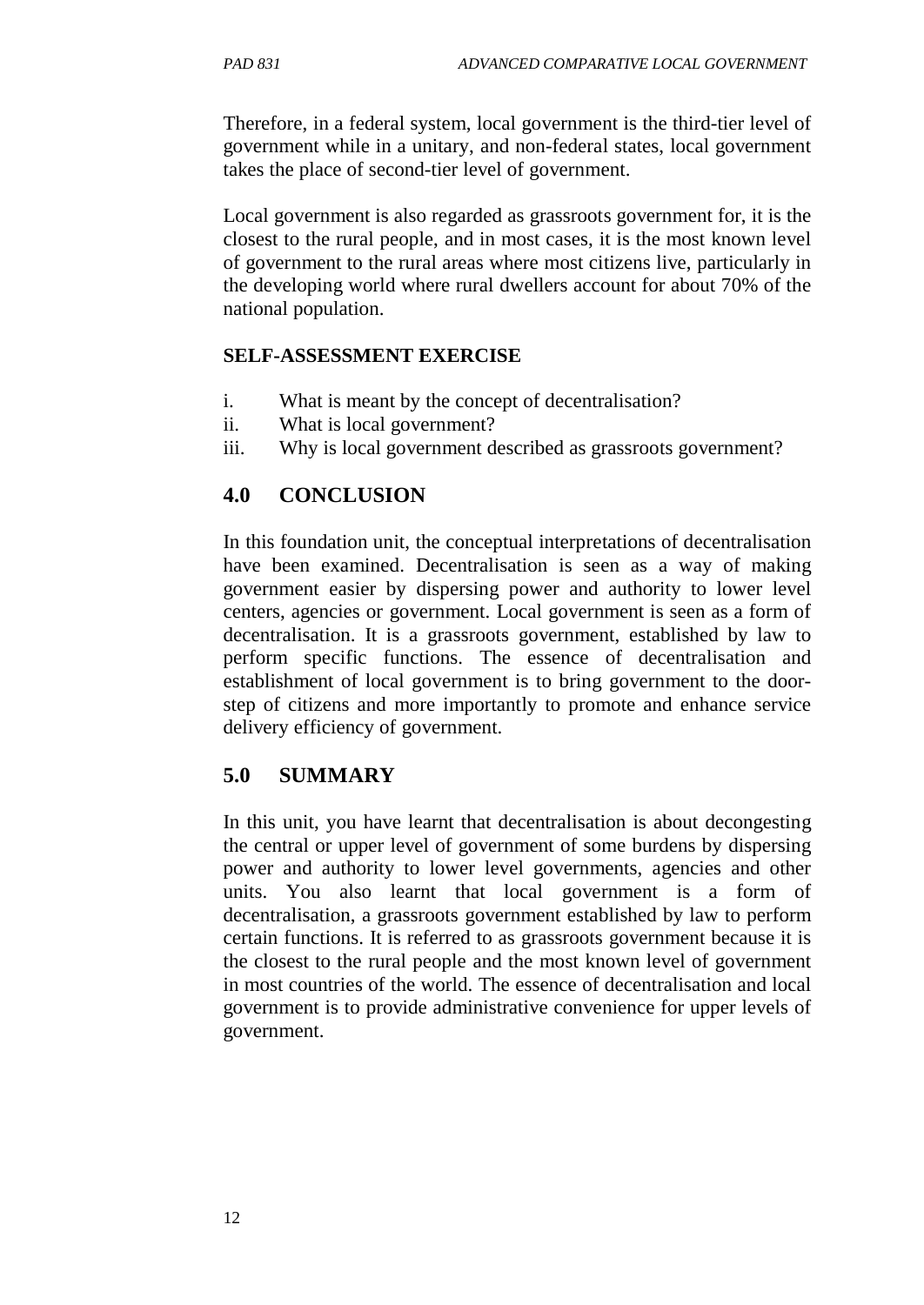Therefore, in a federal system, local government is the third-tier level of government while in a unitary, and non-federal states, local government takes the place of second-tier level of government.

Local government is also regarded as grassroots government for, it is the closest to the rural people, and in most cases, it is the most known level of government to the rural areas where most citizens live, particularly in the developing world where rural dwellers account for about 70% of the national population.

**SELF-ASSESSMENT EXERCISE**

i. What is meant by the concept of decentralisation?
ii. What is local government?
iii. Why is local government described as grassroots government?

## 4.0 CONCLUSION

In this foundation unit, the conceptual interpretations of decentralisation have been examined. Decentralisation is seen as a way of making government easier by dispersing power and authority to lower level centers, agencies or government. Local government is seen as a form of decentralisation. It is a grassroots government, established by law to perform specific functions. The essence of decentralisation and establishment of local government is to bring government to the door-step of citizens and more importantly to promote and enhance service delivery efficiency of government.

## 5.0 SUMMARY

In this unit, you have learnt that decentralisation is about decongesting the central or upper level of government of some burdens by dispersing power and authority to lower level governments, agencies and other units. You also learnt that local government is a form of decentralisation, a grassroots government established by law to perform certain functions. It is referred to as grassroots government because it is the closest to the rural people and the most known level of government in most countries of the world. The essence of decentralisation and local government is to provide administrative convenience for upper levels of government.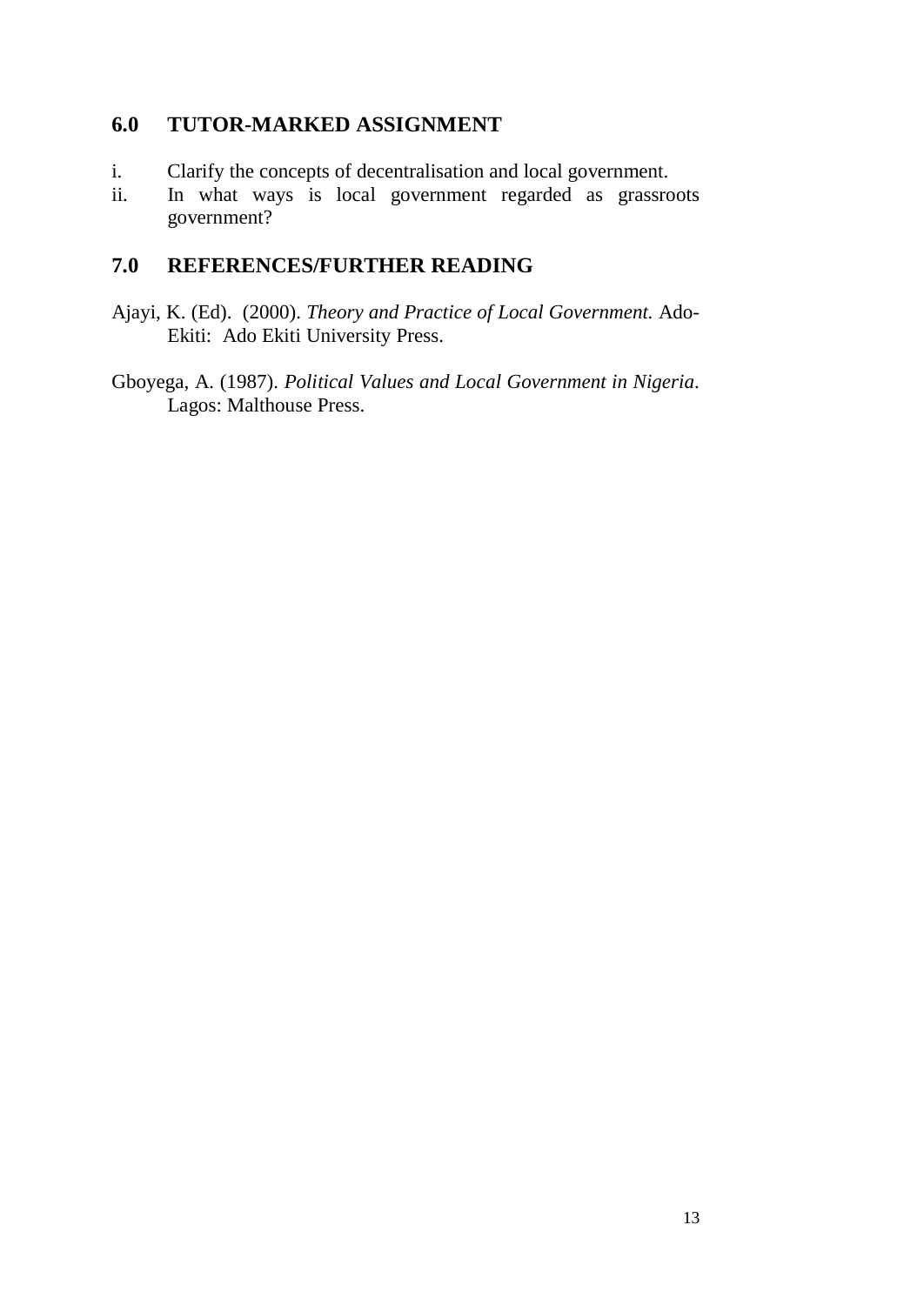## 6.0 TUTOR-MARKED ASSIGNMENT

i. Clarify the concepts of decentralisation and local government.
ii. In what ways is local government regarded as grassroots government?

## 7.0 REFERENCES/FURTHER READING

Ajayi, K. (Ed). (2000). *Theory and Practice of Local Government.* Ado-Ekiti: Ado Ekiti University Press.

Gboyega, A. (1987). *Political Values and Local Government in Nigeria*. Lagos: Malthouse Press.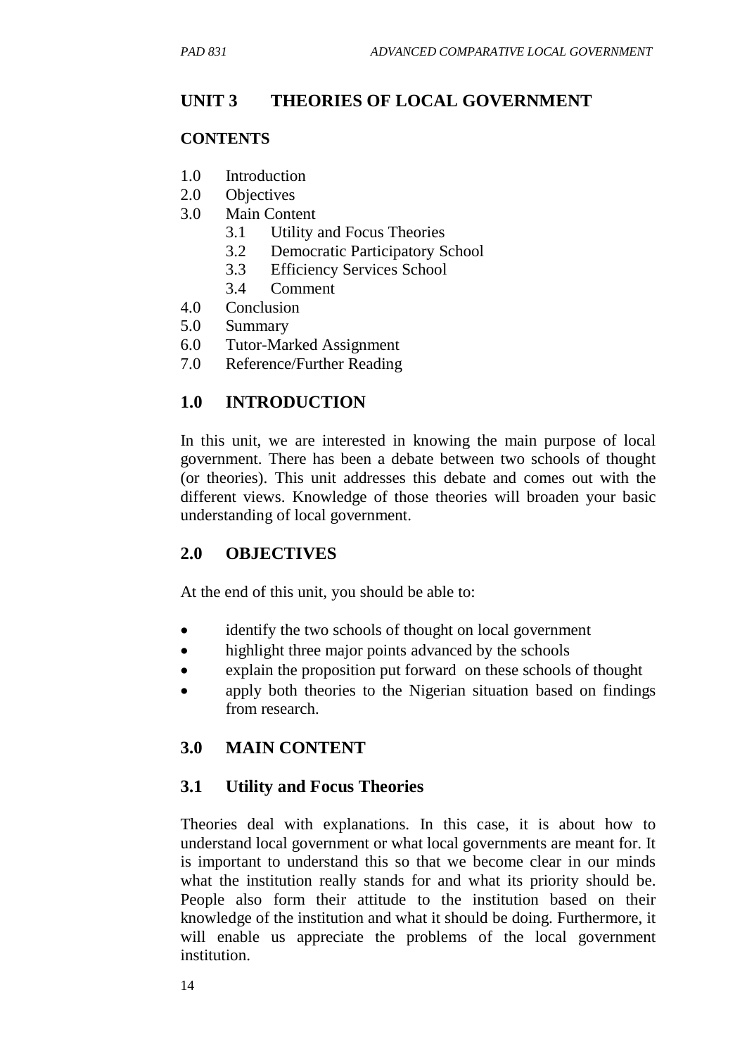## UNIT 3 THEORIES OF LOCAL GOVERNMENT

### CONTENTS

1.0 Introduction
2.0 Objectives
3.0 Main Content
    3.1 Utility and Focus Theories
    3.2 Democratic Participatory School
    3.3 Efficiency Services School
    3.4 Comment
4.0 Conclusion
5.0 Summary
6.0 Tutor-Marked Assignment
7.0 Reference/Further Reading

### 1.0 INTRODUCTION

In this unit, we are interested in knowing the main purpose of local government. There has been a debate between two schools of thought (or theories). This unit addresses this debate and comes out with the different views. Knowledge of those theories will broaden your basic understanding of local government.

### 2.0 OBJECTIVES

At the end of this unit, you should be able to:

- identify the two schools of thought on local government
- highlight three major points advanced by the schools
- explain the proposition put forward on these schools of thought
- apply both theories to the Nigerian situation based on findings from research.

### 3.0 MAIN CONTENT

### 3.1 Utility and Focus Theories

Theories deal with explanations. In this case, it is about how to understand local government or what local governments are meant for. It is important to understand this so that we become clear in our minds what the institution really stands for and what its priority should be. People also form their attitude to the institution based on their knowledge of the institution and what it should be doing. Furthermore, it will enable us appreciate the problems of the local government institution.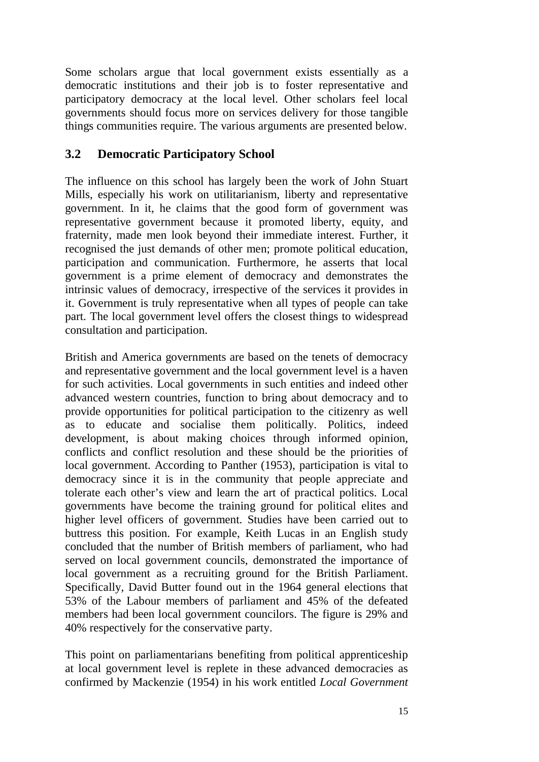Some scholars argue that local government exists essentially as a democratic institutions and their job is to foster representative and participatory democracy at the local level. Other scholars feel local governments should focus more on services delivery for those tangible things communities require. The various arguments are presented below.

## 3.2 Democratic Participatory School

The influence on this school has largely been the work of John Stuart Mills, especially his work on utilitarianism, liberty and representative government. In it, he claims that the good form of government was representative government because it promoted liberty, equity, and fraternity, made men look beyond their immediate interest. Further, it recognised the just demands of other men; promote political education, participation and communication. Furthermore, he asserts that local government is a prime element of democracy and demonstrates the intrinsic values of democracy, irrespective of the services it provides in it. Government is truly representative when all types of people can take part. The local government level offers the closest things to widespread consultation and participation.

British and America governments are based on the tenets of democracy and representative government and the local government level is a haven for such activities. Local governments in such entities and indeed other advanced western countries, function to bring about democracy and to provide opportunities for political participation to the citizenry as well as to educate and socialise them politically. Politics, indeed development, is about making choices through informed opinion, conflicts and conflict resolution and these should be the priorities of local government. According to Panther (1953), participation is vital to democracy since it is in the community that people appreciate and tolerate each other's view and learn the art of practical politics. Local governments have become the training ground for political elites and higher level officers of government. Studies have been carried out to buttress this position. For example, Keith Lucas in an English study concluded that the number of British members of parliament, who had served on local government councils, demonstrated the importance of local government as a recruiting ground for the British Parliament. Specifically, David Butter found out in the 1964 general elections that 53% of the Labour members of parliament and 45% of the defeated members had been local government councilors. The figure is 29% and 40% respectively for the conservative party.

This point on parliamentarians benefiting from political apprenticeship at local government level is replete in these advanced democracies as confirmed by Mackenzie (1954) in his work entitled *Local Government*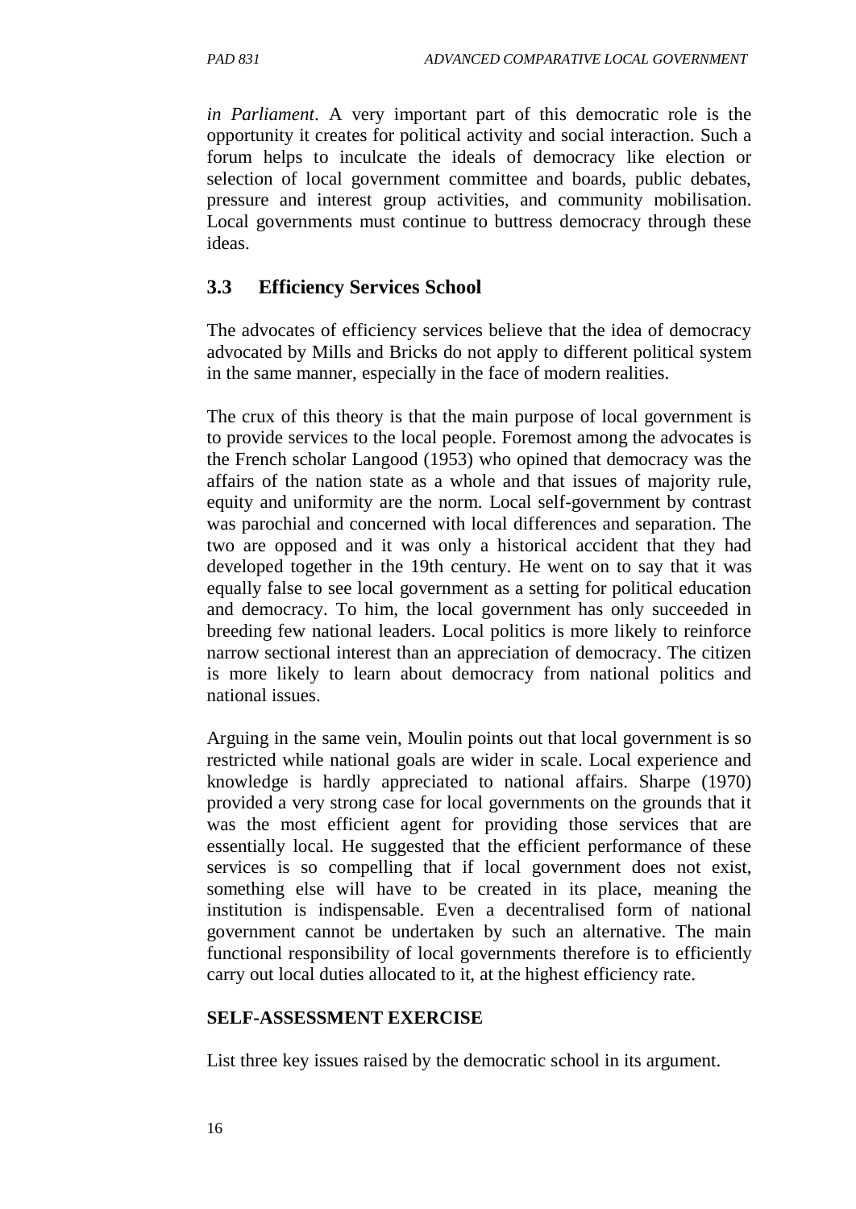*in Parliament*. A very important part of this democratic role is the opportunity it creates for political activity and social interaction. Such a forum helps to inculcate the ideals of democracy like election or selection of local government committee and boards, public debates, pressure and interest group activities, and community mobilisation. Local governments must continue to buttress democracy through these ideas.

## 3.3 Efficiency Services School

The advocates of efficiency services believe that the idea of democracy advocated by Mills and Bricks do not apply to different political system in the same manner, especially in the face of modern realities.

The crux of this theory is that the main purpose of local government is to provide services to the local people. Foremost among the advocates is the French scholar Langood (1953) who opined that democracy was the affairs of the nation state as a whole and that issues of majority rule, equity and uniformity are the norm. Local self-government by contrast was parochial and concerned with local differences and separation. The two are opposed and it was only a historical accident that they had developed together in the 19th century. He went on to say that it was equally false to see local government as a setting for political education and democracy. To him, the local government has only succeeded in breeding few national leaders. Local politics is more likely to reinforce narrow sectional interest than an appreciation of democracy. The citizen is more likely to learn about democracy from national politics and national issues.

Arguing in the same vein, Moulin points out that local government is so restricted while national goals are wider in scale. Local experience and knowledge is hardly appreciated to national affairs. Sharpe (1970) provided a very strong case for local governments on the grounds that it was the most efficient agent for providing those services that are essentially local. He suggested that the efficient performance of these services is so compelling that if local government does not exist, something else will have to be created in its place, meaning the institution is indispensable. Even a decentralised form of national government cannot be undertaken by such an alternative. The main functional responsibility of local governments therefore is to efficiently carry out local duties allocated to it, at the highest efficiency rate.

**SELF-ASSESSMENT EXERCISE**

List three key issues raised by the democratic school in its argument.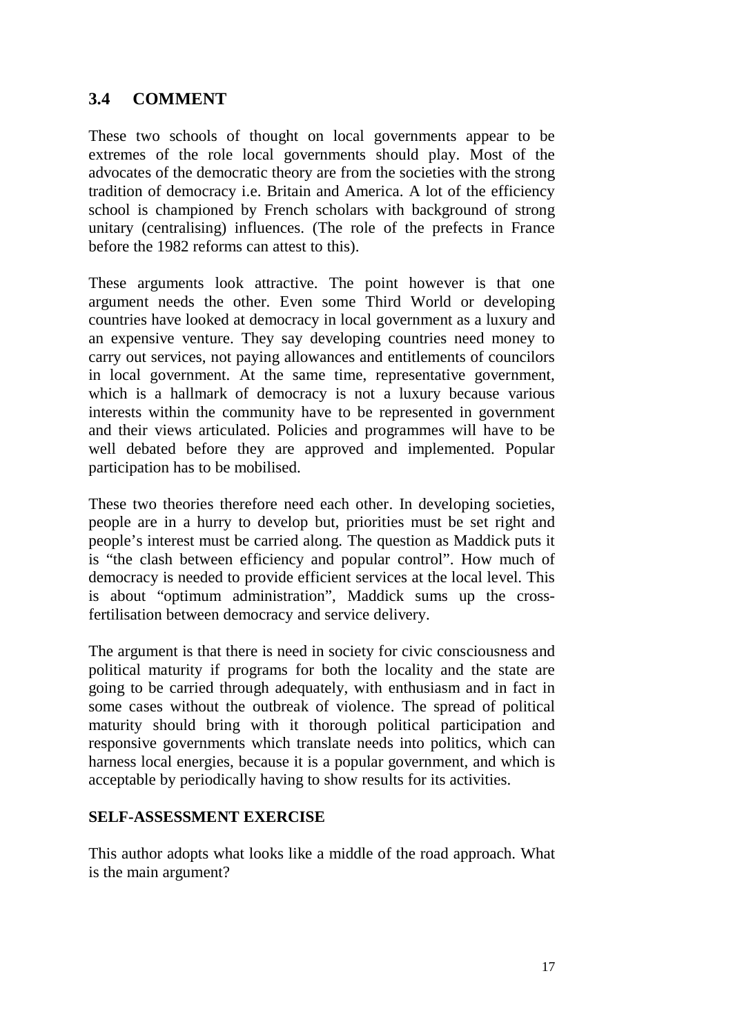## 3.4 COMMENT

These two schools of thought on local governments appear to be extremes of the role local governments should play. Most of the advocates of the democratic theory are from the societies with the strong tradition of democracy i.e. Britain and America. A lot of the efficiency school is championed by French scholars with background of strong unitary (centralising) influences. (The role of the prefects in France before the 1982 reforms can attest to this).

These arguments look attractive. The point however is that one argument needs the other. Even some Third World or developing countries have looked at democracy in local government as a luxury and an expensive venture. They say developing countries need money to carry out services, not paying allowances and entitlements of councilors in local government. At the same time, representative government, which is a hallmark of democracy is not a luxury because various interests within the community have to be represented in government and their views articulated. Policies and programmes will have to be well debated before they are approved and implemented. Popular participation has to be mobilised.

These two theories therefore need each other. In developing societies, people are in a hurry to develop but, priorities must be set right and people's interest must be carried along. The question as Maddick puts it is "the clash between efficiency and popular control". How much of democracy is needed to provide efficient services at the local level. This is about "optimum administration", Maddick sums up the cross-fertilisation between democracy and service delivery.

The argument is that there is need in society for civic consciousness and political maturity if programs for both the locality and the state are going to be carried through adequately, with enthusiasm and in fact in some cases without the outbreak of violence. The spread of political maturity should bring with it thorough political participation and responsive governments which translate needs into politics, which can harness local energies, because it is a popular government, and which is acceptable by periodically having to show results for its activities.

**SELF-ASSESSMENT EXERCISE**

This author adopts what looks like a middle of the road approach. What is the main argument?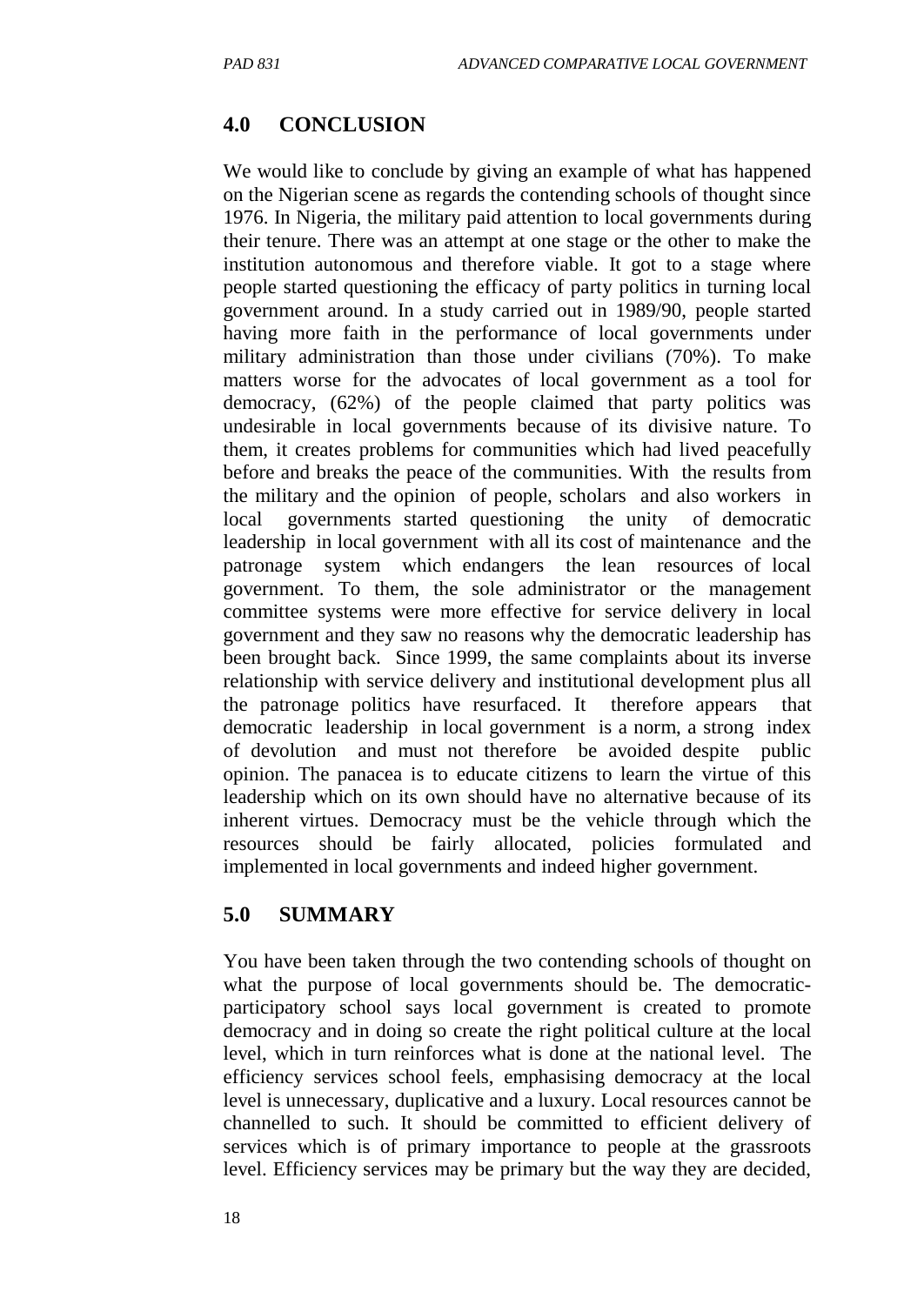## 4.0 CONCLUSION

We would like to conclude by giving an example of what has happened on the Nigerian scene as regards the contending schools of thought since 1976. In Nigeria, the military paid attention to local governments during their tenure. There was an attempt at one stage or the other to make the institution autonomous and therefore viable. It got to a stage where people started questioning the efficacy of party politics in turning local government around. In a study carried out in 1989/90, people started having more faith in the performance of local governments under military administration than those under civilians (70%). To make matters worse for the advocates of local government as a tool for democracy, (62%) of the people claimed that party politics was undesirable in local governments because of its divisive nature. To them, it creates problems for communities which had lived peacefully before and breaks the peace of the communities. With the results from the military and the opinion of people, scholars and also workers in local governments started questioning the unity of democratic leadership in local government with all its cost of maintenance and the patronage system which endangers the lean resources of local government. To them, the sole administrator or the management committee systems were more effective for service delivery in local government and they saw no reasons why the democratic leadership has been brought back. Since 1999, the same complaints about its inverse relationship with service delivery and institutional development plus all the patronage politics have resurfaced. It therefore appears that democratic leadership in local government is a norm, a strong index of devolution and must not therefore be avoided despite public opinion. The panacea is to educate citizens to learn the virtue of this leadership which on its own should have no alternative because of its inherent virtues. Democracy must be the vehicle through which the resources should be fairly allocated, policies formulated and implemented in local governments and indeed higher government.

## 5.0 SUMMARY

You have been taken through the two contending schools of thought on what the purpose of local governments should be. The democratic-participatory school says local government is created to promote democracy and in doing so create the right political culture at the local level, which in turn reinforces what is done at the national level. The efficiency services school feels, emphasising democracy at the local level is unnecessary, duplicative and a luxury. Local resources cannot be channelled to such. It should be committed to efficient delivery of services which is of primary importance to people at the grassroots level. Efficiency services may be primary but the way they are decided,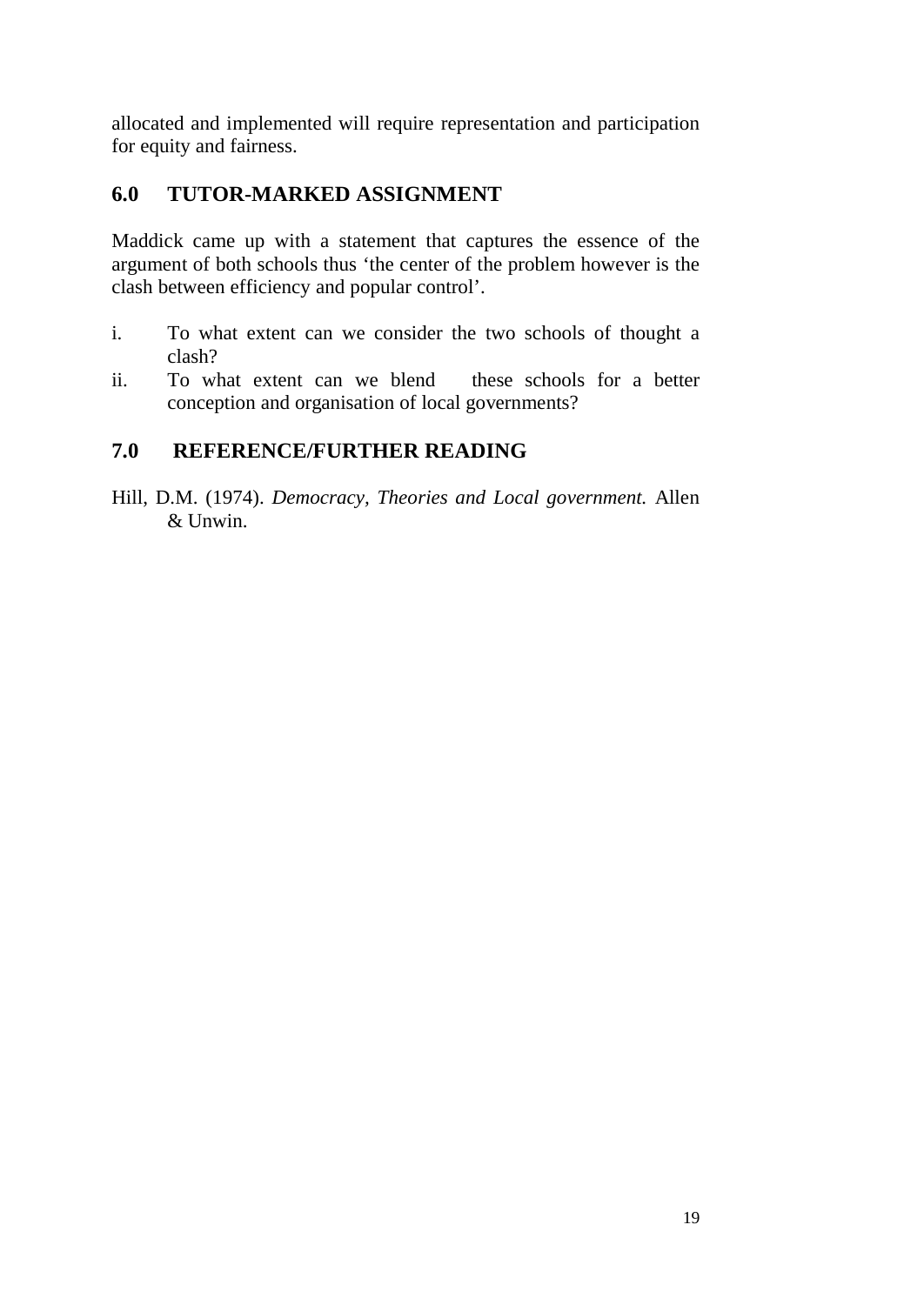allocated and implemented will require representation and participation for equity and fairness.

## 6.0 TUTOR-MARKED ASSIGNMENT

Maddick came up with a statement that captures the essence of the argument of both schools thus 'the center of the problem however is the clash between efficiency and popular control'.

i. To what extent can we consider the two schools of thought a clash?
ii. To what extent can we blend these schools for a better conception and organisation of local governments?

## 7.0 REFERENCE/FURTHER READING

Hill, D.M. (1974). *Democracy, Theories and Local government.* Allen & Unwin.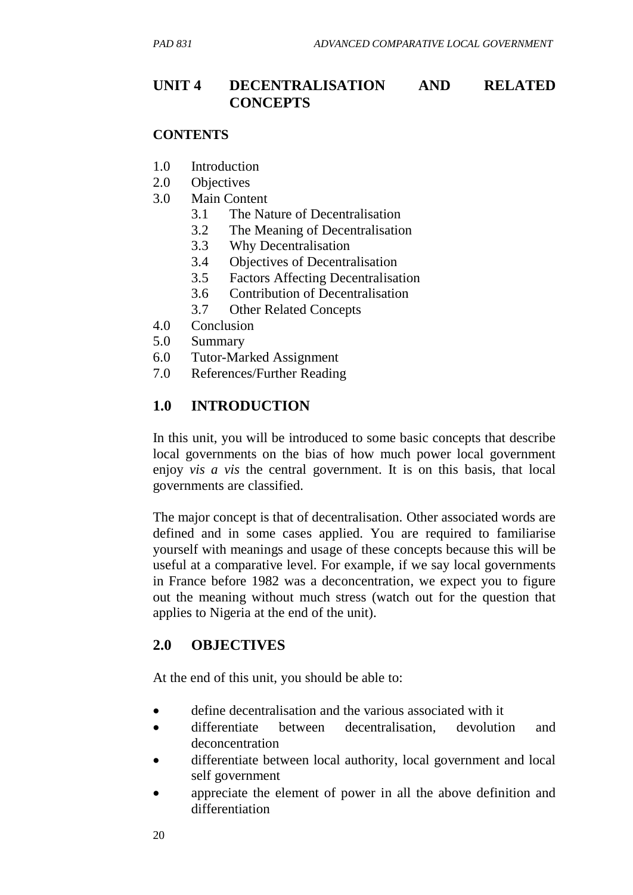# UNIT 4 DECENTRALISATION AND RELATED CONCEPTS

**CONTENTS**

1.0 Introduction
2.0 Objectives
3.0 Main Content
  3.1 The Nature of Decentralisation
  3.2 The Meaning of Decentralisation
  3.3 Why Decentralisation
  3.4 Objectives of Decentralisation
  3.5 Factors Affecting Decentralisation
  3.6 Contribution of Decentralisation
  3.7 Other Related Concepts
4.0 Conclusion
5.0 Summary
6.0 Tutor-Marked Assignment
7.0 References/Further Reading

## 1.0 INTRODUCTION

In this unit, you will be introduced to some basic concepts that describe local governments on the bias of how much power local government enjoy *vis a vis* the central government. It is on this basis, that local governments are classified.

The major concept is that of decentralisation. Other associated words are defined and in some cases applied. You are required to familiarise yourself with meanings and usage of these concepts because this will be useful at a comparative level. For example, if we say local governments in France before 1982 was a deconcentration, we expect you to figure out the meaning without much stress (watch out for the question that applies to Nigeria at the end of the unit).

## 2.0 OBJECTIVES

At the end of this unit, you should be able to:

- define decentralisation and the various associated with it
- differentiate between decentralisation, devolution and deconcentration
- differentiate between local authority, local government and local self government
- appreciate the element of power in all the above definition and differentiation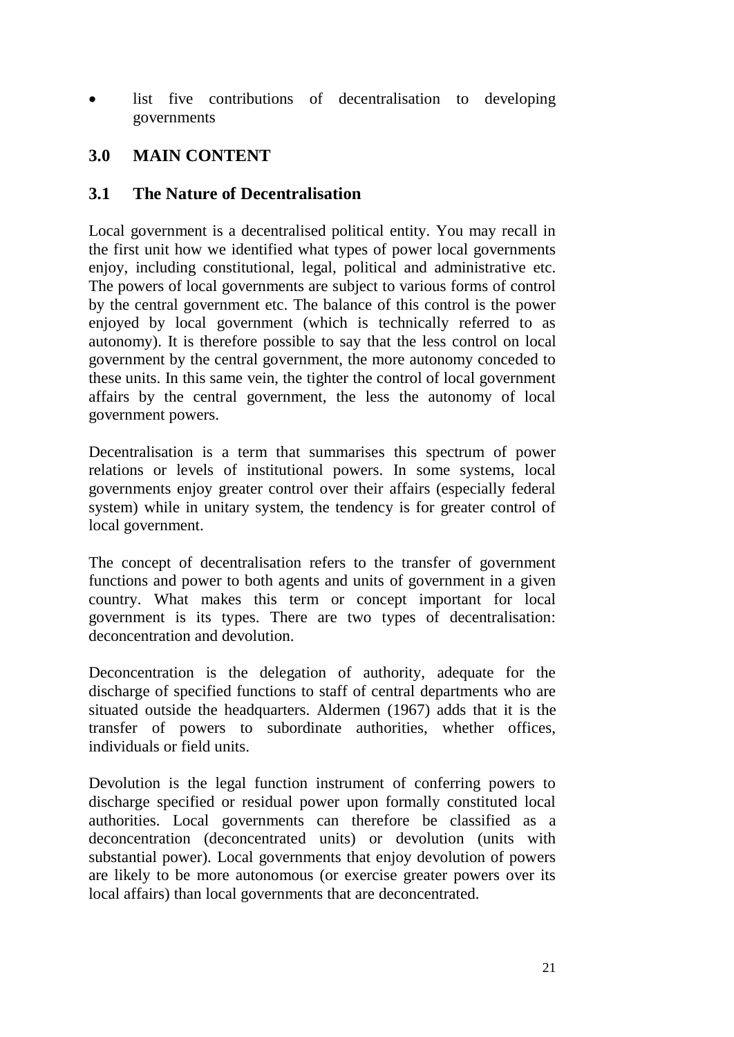- list five contributions of decentralisation to developing governments

## 3.0 MAIN CONTENT

### 3.1 The Nature of Decentralisation

Local government is a decentralised political entity. You may recall in the first unit how we identified what types of power local governments enjoy, including constitutional, legal, political and administrative etc. The powers of local governments are subject to various forms of control by the central government etc. The balance of this control is the power enjoyed by local government (which is technically referred to as autonomy). It is therefore possible to say that the less control on local government by the central government, the more autonomy conceded to these units. In this same vein, the tighter the control of local government affairs by the central government, the less the autonomy of local government powers.

Decentralisation is a term that summarises this spectrum of power relations or levels of institutional powers. In some systems, local governments enjoy greater control over their affairs (especially federal system) while in unitary system, the tendency is for greater control of local government.

The concept of decentralisation refers to the transfer of government functions and power to both agents and units of government in a given country. What makes this term or concept important for local government is its types. There are two types of decentralisation: deconcentration and devolution.

Deconcentration is the delegation of authority, adequate for the discharge of specified functions to staff of central departments who are situated outside the headquarters. Aldermen (1967) adds that it is the transfer of powers to subordinate authorities, whether offices, individuals or field units.

Devolution is the legal function instrument of conferring powers to discharge specified or residual power upon formally constituted local authorities. Local governments can therefore be classified as a deconcentration (deconcentrated units) or devolution (units with substantial power). Local governments that enjoy devolution of powers are likely to be more autonomous (or exercise greater powers over its local affairs) than local governments that are deconcentrated.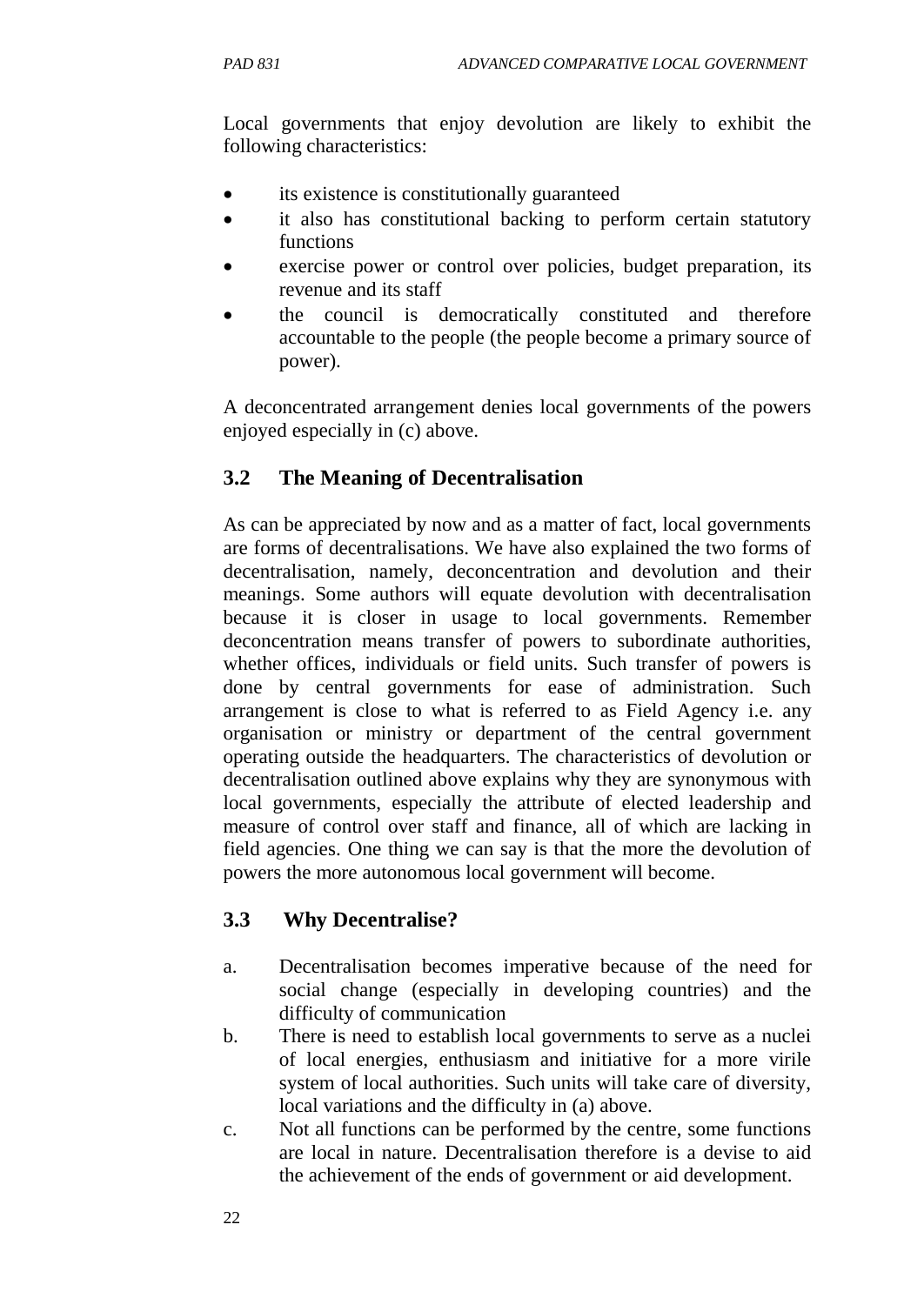Local governments that enjoy devolution are likely to exhibit the following characteristics:

- its existence is constitutionally guaranteed
- it also has constitutional backing to perform certain statutory functions
- exercise power or control over policies, budget preparation, its revenue and its staff
- the council is democratically constituted and therefore accountable to the people (the people become a primary source of power).

A deconcentrated arrangement denies local governments of the powers enjoyed especially in (c) above.

## 3.2 The Meaning of Decentralisation

As can be appreciated by now and as a matter of fact, local governments are forms of decentralisations. We have also explained the two forms of decentralisation, namely, deconcentration and devolution and their meanings. Some authors will equate devolution with decentralisation because it is closer in usage to local governments. Remember deconcentration means transfer of powers to subordinate authorities, whether offices, individuals or field units. Such transfer of powers is done by central governments for ease of administration. Such arrangement is close to what is referred to as Field Agency i.e. any organisation or ministry or department of the central government operating outside the headquarters. The characteristics of devolution or decentralisation outlined above explains why they are synonymous with local governments, especially the attribute of elected leadership and measure of control over staff and finance, all of which are lacking in field agencies. One thing we can say is that the more the devolution of powers the more autonomous local government will become.

## 3.3 Why Decentralise?

a. Decentralisation becomes imperative because of the need for social change (especially in developing countries) and the difficulty of communication

b. There is need to establish local governments to serve as a nuclei of local energies, enthusiasm and initiative for a more virile system of local authorities. Such units will take care of diversity, local variations and the difficulty in (a) above.

c. Not all functions can be performed by the centre, some functions are local in nature. Decentralisation therefore is a devise to aid the achievement of the ends of government or aid development.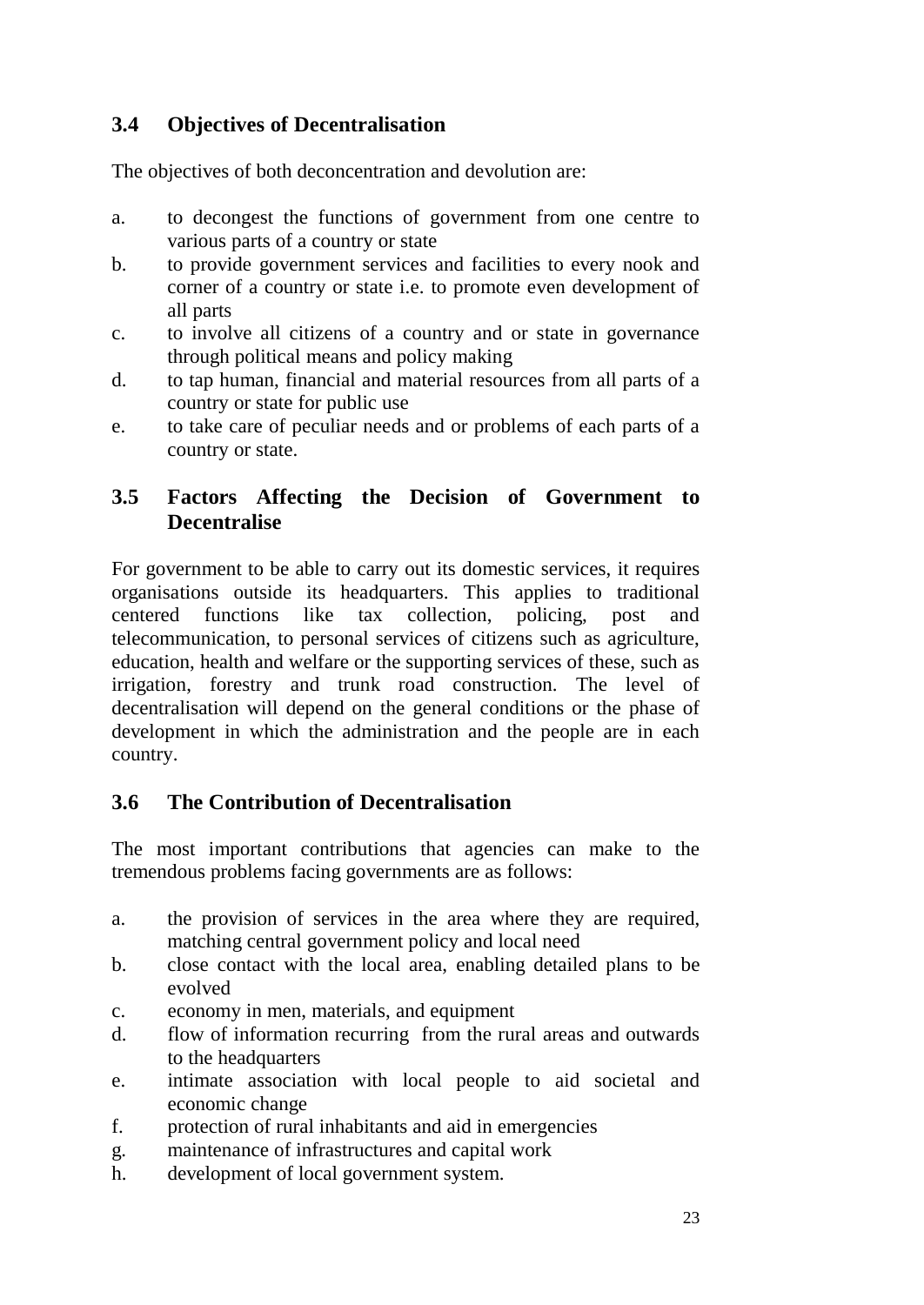### 3.4 Objectives of Decentralisation

The objectives of both deconcentration and devolution are:

a. to decongest the functions of government from one centre to various parts of a country or state
b. to provide government services and facilities to every nook and corner of a country or state i.e. to promote even development of all parts
c. to involve all citizens of a country and or state in governance through political means and policy making
d. to tap human, financial and material resources from all parts of a country or state for public use
e. to take care of peculiar needs and or problems of each parts of a country or state.

### 3.5 Factors Affecting the Decision of Government to Decentralise

For government to be able to carry out its domestic services, it requires organisations outside its headquarters. This applies to traditional centered functions like tax collection, policing, post and telecommunication, to personal services of citizens such as agriculture, education, health and welfare or the supporting services of these, such as irrigation, forestry and trunk road construction. The level of decentralisation will depend on the general conditions or the phase of development in which the administration and the people are in each country.

### 3.6 The Contribution of Decentralisation

The most important contributions that agencies can make to the tremendous problems facing governments are as follows:

a. the provision of services in the area where they are required, matching central government policy and local need
b. close contact with the local area, enabling detailed plans to be evolved
c. economy in men, materials, and equipment
d. flow of information recurring from the rural areas and outwards to the headquarters
e. intimate association with local people to aid societal and economic change
f. protection of rural inhabitants and aid in emergencies
g. maintenance of infrastructures and capital work
h. development of local government system.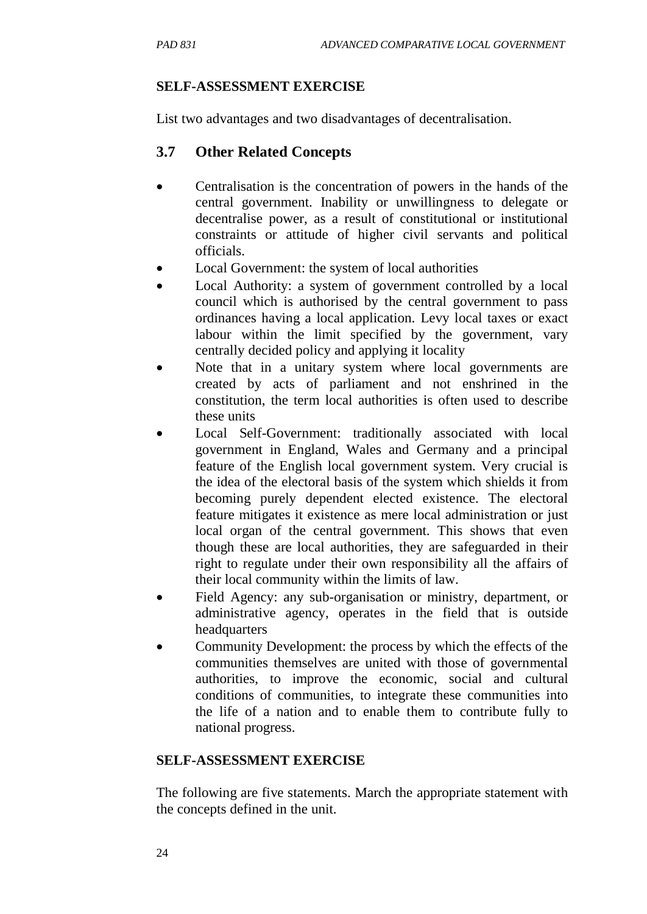**SELF-ASSESSMENT EXERCISE**

List two advantages and two disadvantages of decentralisation.

## 3.7 Other Related Concepts

- Centralisation is the concentration of powers in the hands of the central government. Inability or unwillingness to delegate or decentralise power, as a result of constitutional or institutional constraints or attitude of higher civil servants and political officials.
- Local Government: the system of local authorities
- Local Authority: a system of government controlled by a local council which is authorised by the central government to pass ordinances having a local application. Levy local taxes or exact labour within the limit specified by the government, vary centrally decided policy and applying it locality
- Note that in a unitary system where local governments are created by acts of parliament and not enshrined in the constitution, the term local authorities is often used to describe these units
- Local Self-Government: traditionally associated with local government in England, Wales and Germany and a principal feature of the English local government system. Very crucial is the idea of the electoral basis of the system which shields it from becoming purely dependent elected existence. The electoral feature mitigates it existence as mere local administration or just local organ of the central government. This shows that even though these are local authorities, they are safeguarded in their right to regulate under their own responsibility all the affairs of their local community within the limits of law.
- Field Agency: any sub-organisation or ministry, department, or administrative agency, operates in the field that is outside headquarters
- Community Development: the process by which the effects of the communities themselves are united with those of governmental authorities, to improve the economic, social and cultural conditions of communities, to integrate these communities into the life of a nation and to enable them to contribute fully to national progress.

**SELF-ASSESSMENT EXERCISE**

The following are five statements. March the appropriate statement with the concepts defined in the unit.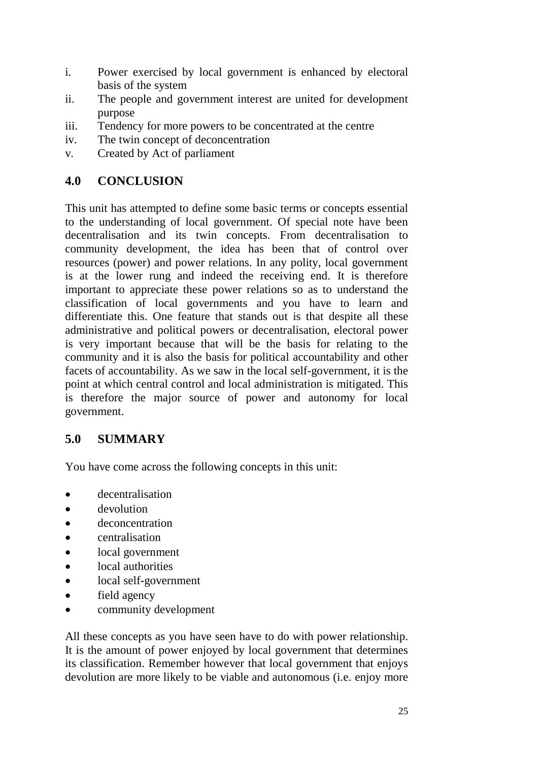i. Power exercised by local government is enhanced by electoral basis of the system
ii. The people and government interest are united for development purpose
iii. Tendency for more powers to be concentrated at the centre
iv. The twin concept of deconcentration
v. Created by Act of parliament

## 4.0 CONCLUSION

This unit has attempted to define some basic terms or concepts essential to the understanding of local government. Of special note have been decentralisation and its twin concepts. From decentralisation to community development, the idea has been that of control over resources (power) and power relations. In any polity, local government is at the lower rung and indeed the receiving end. It is therefore important to appreciate these power relations so as to understand the classification of local governments and you have to learn and differentiate this. One feature that stands out is that despite all these administrative and political powers or decentralisation, electoral power is very important because that will be the basis for relating to the community and it is also the basis for political accountability and other facets of accountability. As we saw in the local self-government, it is the point at which central control and local administration is mitigated. This is therefore the major source of power and autonomy for local government.

## 5.0 SUMMARY

You have come across the following concepts in this unit:

- decentralisation
- devolution
- deconcentration
- centralisation
- local government
- local authorities
- local self-government
- field agency
- community development

All these concepts as you have seen have to do with power relationship. It is the amount of power enjoyed by local government that determines its classification. Remember however that local government that enjoys devolution are more likely to be viable and autonomous (i.e. enjoy more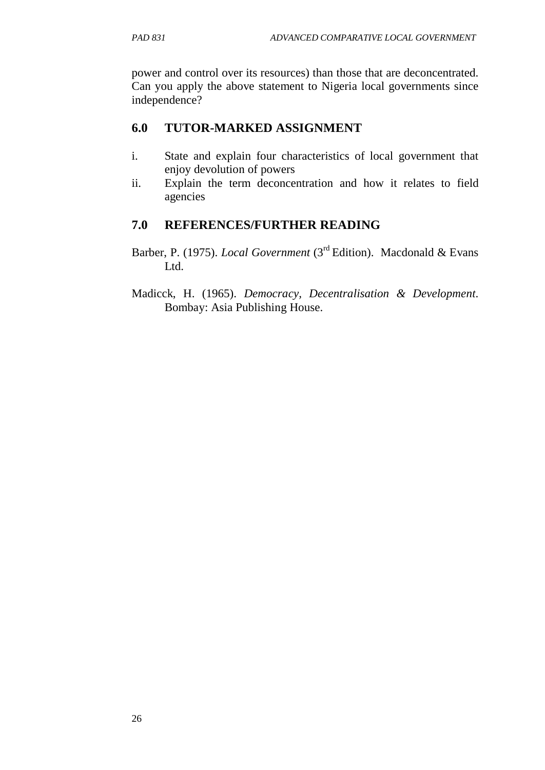power and control over its resources) than those that are deconcentrated. Can you apply the above statement to Nigeria local governments since independence?

## 6.0 TUTOR-MARKED ASSIGNMENT

i. State and explain four characteristics of local government that enjoy devolution of powers
ii. Explain the term deconcentration and how it relates to field agencies

## 7.0 REFERENCES/FURTHER READING

Barber, P. (1975). *Local Government* (3rd Edition). Macdonald & Evans Ltd.

Madicck, H. (1965). *Democracy, Decentralisation & Development*. Bombay: Asia Publishing House.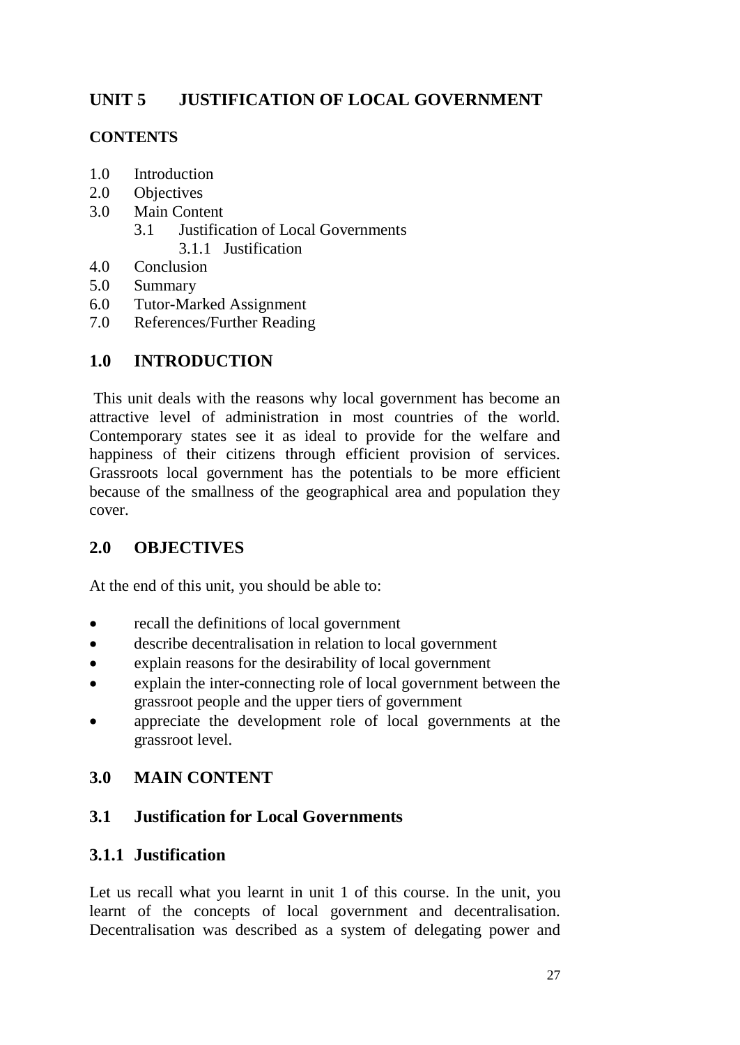# UNIT 5 JUSTIFICATION OF LOCAL GOVERNMENT

**CONTENTS**

1.0 Introduction
2.0 Objectives
3.0 Main Content
    3.1 Justification of Local Governments
        3.1.1 Justification
4.0 Conclusion
5.0 Summary
6.0 Tutor-Marked Assignment
7.0 References/Further Reading

## 1.0 INTRODUCTION

This unit deals with the reasons why local government has become an attractive level of administration in most countries of the world. Contemporary states see it as ideal to provide for the welfare and happiness of their citizens through efficient provision of services. Grassroots local government has the potentials to be more efficient because of the smallness of the geographical area and population they cover.

## 2.0 OBJECTIVES

At the end of this unit, you should be able to:

- recall the definitions of local government
- describe decentralisation in relation to local government
- explain reasons for the desirability of local government
- explain the inter-connecting role of local government between the grassroot people and the upper tiers of government
- appreciate the development role of local governments at the grassroot level.

## 3.0 MAIN CONTENT

### 3.1 Justification for Local Governments

### 3.1.1 Justification

Let us recall what you learnt in unit 1 of this course. In the unit, you learnt of the concepts of local government and decentralisation. Decentralisation was described as a system of delegating power and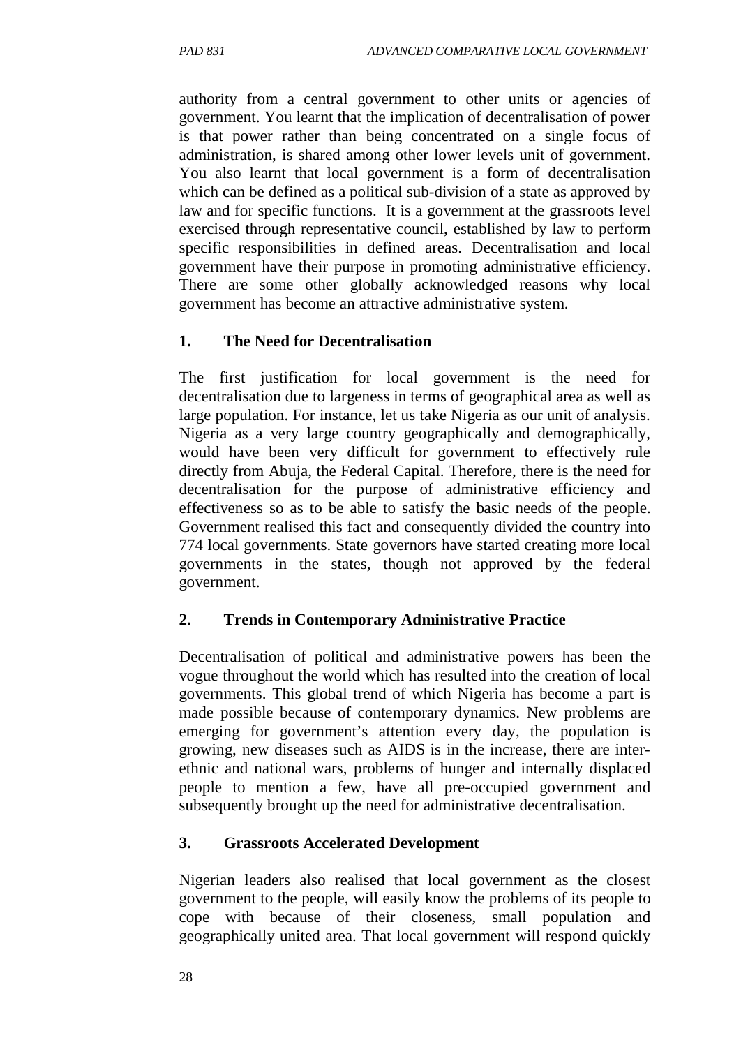authority from a central government to other units or agencies of government. You learnt that the implication of decentralisation of power is that power rather than being concentrated on a single focus of administration, is shared among other lower levels unit of government. You also learnt that local government is a form of decentralisation which can be defined as a political sub-division of a state as approved by law and for specific functions. It is a government at the grassroots level exercised through representative council, established by law to perform specific responsibilities in defined areas. Decentralisation and local government have their purpose in promoting administrative efficiency. There are some other globally acknowledged reasons why local government has become an attractive administrative system.

**1. The Need for Decentralisation**

The first justification for local government is the need for decentralisation due to largeness in terms of geographical area as well as large population. For instance, let us take Nigeria as our unit of analysis. Nigeria as a very large country geographically and demographically, would have been very difficult for government to effectively rule directly from Abuja, the Federal Capital. Therefore, there is the need for decentralisation for the purpose of administrative efficiency and effectiveness so as to be able to satisfy the basic needs of the people. Government realised this fact and consequently divided the country into 774 local governments. State governors have started creating more local governments in the states, though not approved by the federal government.

**2. Trends in Contemporary Administrative Practice**

Decentralisation of political and administrative powers has been the vogue throughout the world which has resulted into the creation of local governments. This global trend of which Nigeria has become a part is made possible because of contemporary dynamics. New problems are emerging for government's attention every day, the population is growing, new diseases such as AIDS is in the increase, there are inter-ethnic and national wars, problems of hunger and internally displaced people to mention a few, have all pre-occupied government and subsequently brought up the need for administrative decentralisation.

**3. Grassroots Accelerated Development**

Nigerian leaders also realised that local government as the closest government to the people, will easily know the problems of its people to cope with because of their closeness, small population and geographically united area. That local government will respond quickly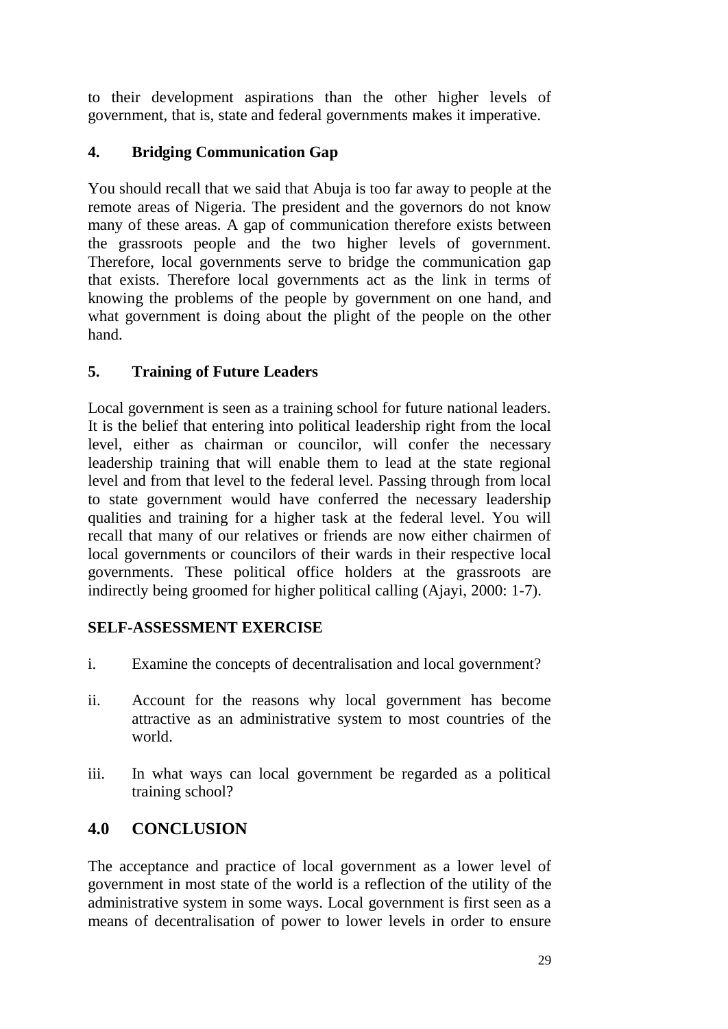to their development aspirations than the other higher levels of government, that is, state and federal governments makes it imperative.

**4. Bridging Communication Gap**

You should recall that we said that Abuja is too far away to people at the remote areas of Nigeria. The president and the governors do not know many of these areas. A gap of communication therefore exists between the grassroots people and the two higher levels of government. Therefore, local governments serve to bridge the communication gap that exists. Therefore local governments act as the link in terms of knowing the problems of the people by government on one hand, and what government is doing about the plight of the people on the other hand.

**5. Training of Future Leaders**

Local government is seen as a training school for future national leaders. It is the belief that entering into political leadership right from the local level, either as chairman or councilor, will confer the necessary leadership training that will enable them to lead at the state regional level and from that level to the federal level. Passing through from local to state government would have conferred the necessary leadership qualities and training for a higher task at the federal level. You will recall that many of our relatives or friends are now either chairmen of local governments or councilors of their wards in their respective local governments. These political office holders at the grassroots are indirectly being groomed for higher political calling (Ajayi, 2000: 1-7).

**SELF-ASSESSMENT EXERCISE**

i. Examine the concepts of decentralisation and local government?

ii. Account for the reasons why local government has become attractive as an administrative system to most countries of the world.

iii. In what ways can local government be regarded as a political training school?

## 4.0 CONCLUSION

The acceptance and practice of local government as a lower level of government in most state of the world is a reflection of the utility of the administrative system in some ways. Local government is first seen as a means of decentralisation of power to lower levels in order to ensure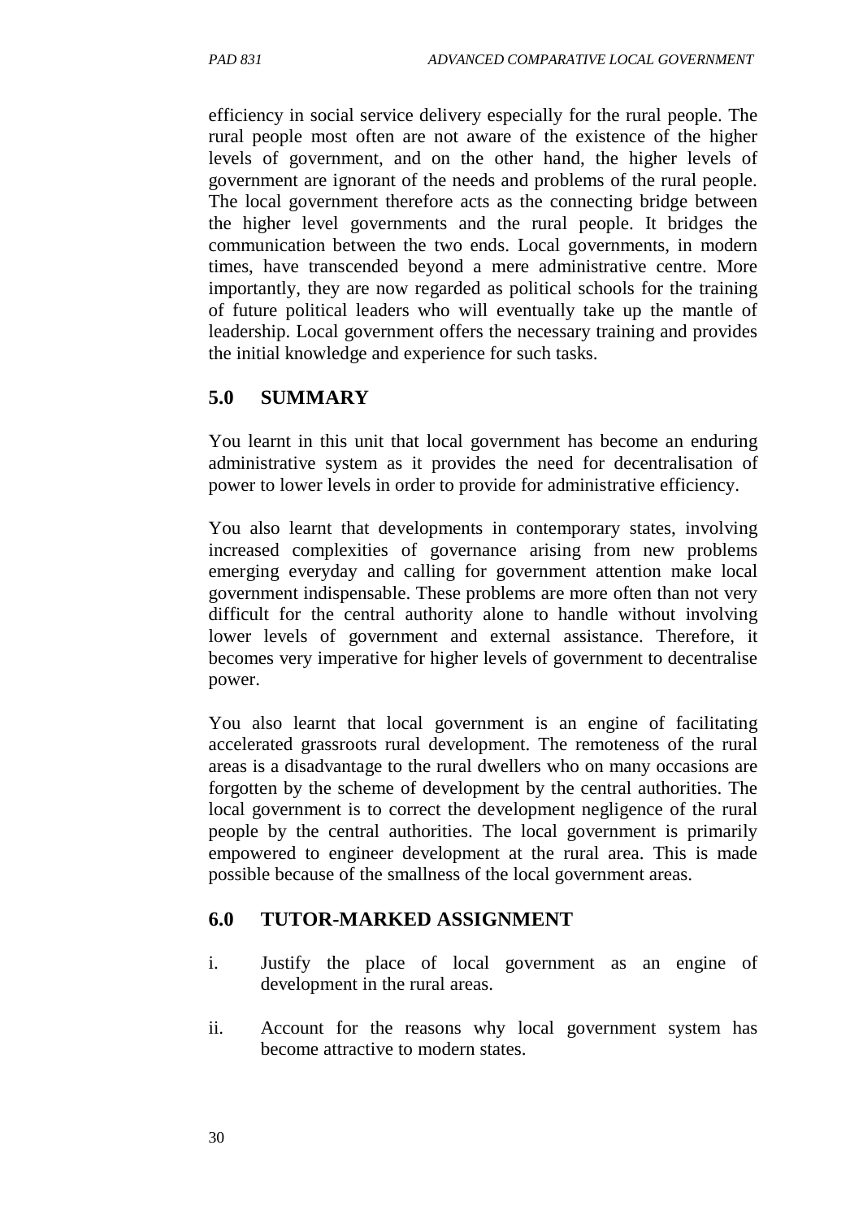efficiency in social service delivery especially for the rural people. The rural people most often are not aware of the existence of the higher levels of government, and on the other hand, the higher levels of government are ignorant of the needs and problems of the rural people. The local government therefore acts as the connecting bridge between the higher level governments and the rural people. It bridges the communication between the two ends. Local governments, in modern times, have transcended beyond a mere administrative centre. More importantly, they are now regarded as political schools for the training of future political leaders who will eventually take up the mantle of leadership. Local government offers the necessary training and provides the initial knowledge and experience for such tasks.

## 5.0 SUMMARY

You learnt in this unit that local government has become an enduring administrative system as it provides the need for decentralisation of power to lower levels in order to provide for administrative efficiency.

You also learnt that developments in contemporary states, involving increased complexities of governance arising from new problems emerging everyday and calling for government attention make local government indispensable. These problems are more often than not very difficult for the central authority alone to handle without involving lower levels of government and external assistance. Therefore, it becomes very imperative for higher levels of government to decentralise power.

You also learnt that local government is an engine of facilitating accelerated grassroots rural development. The remoteness of the rural areas is a disadvantage to the rural dwellers who on many occasions are forgotten by the scheme of development by the central authorities. The local government is to correct the development negligence of the rural people by the central authorities. The local government is primarily empowered to engineer development at the rural area. This is made possible because of the smallness of the local government areas.

## 6.0 TUTOR-MARKED ASSIGNMENT

i. Justify the place of local government as an engine of development in the rural areas.

ii. Account for the reasons why local government system has become attractive to modern states.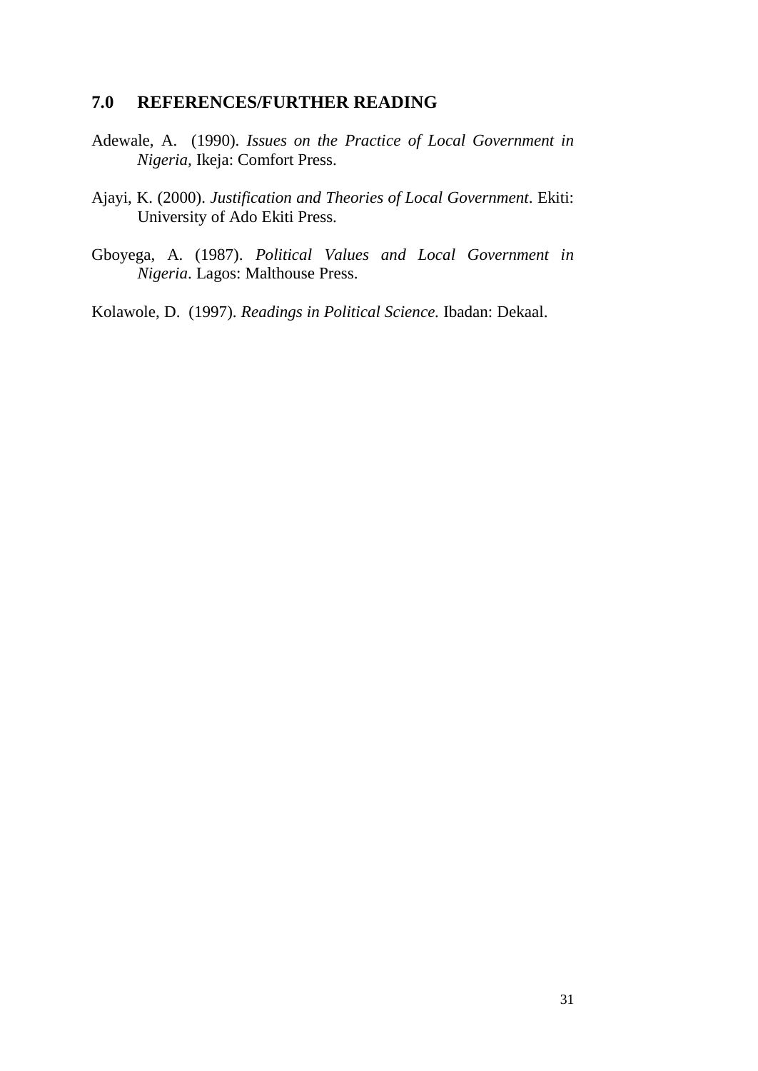## 7.0 REFERENCES/FURTHER READING

Adewale, A. (1990). *Issues on the Practice of Local Government in Nigeria*, Ikeja: Comfort Press.

Ajayi, K. (2000). *Justification and Theories of Local Government*. Ekiti: University of Ado Ekiti Press.

Gboyega, A. (1987). *Political Values and Local Government in Nigeria*. Lagos: Malthouse Press.

Kolawole, D. (1997). *Readings in Political Science.* Ibadan: Dekaal.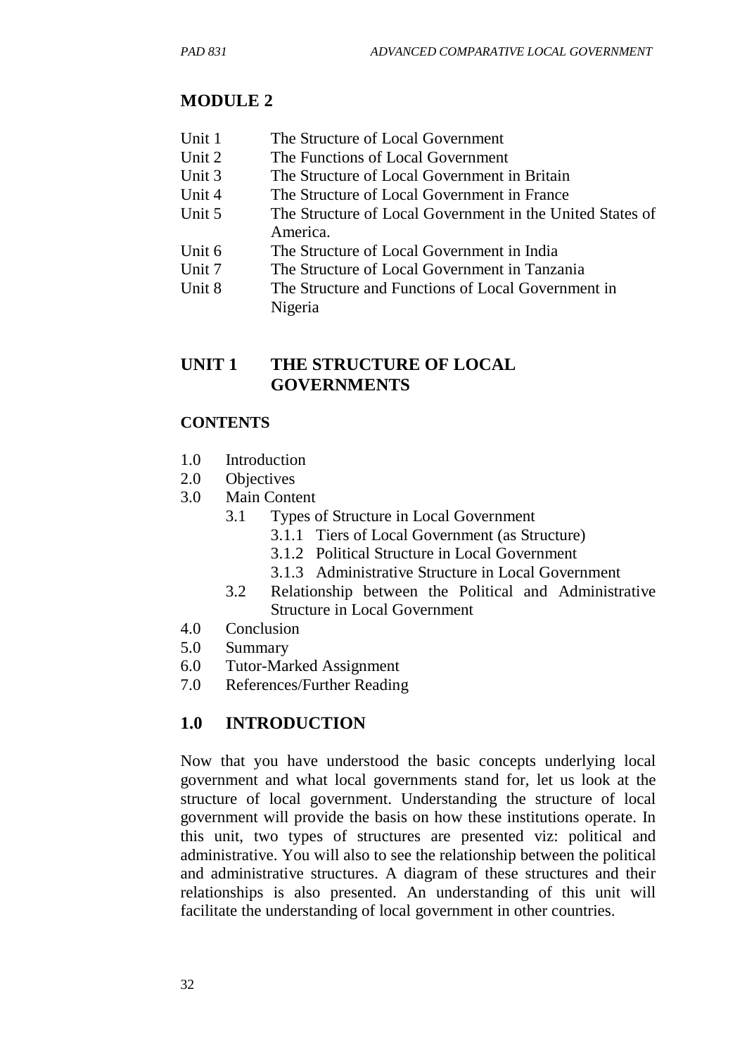# MODULE 2

| | |
|---|---|
| Unit 1 | The Structure of Local Government |
| Unit 2 | The Functions of Local Government |
| Unit 3 | The Structure of Local Government in Britain |
| Unit 4 | The Structure of Local Government in France |
| Unit 5 | The Structure of Local Government in the United States of America. |
| Unit 6 | The Structure of Local Government in India |
| Unit 7 | The Structure of Local Government in Tanzania |
| Unit 8 | The Structure and Functions of Local Government in Nigeria |

## UNIT 1 THE STRUCTURE OF LOCAL GOVERNMENTS

### CONTENTS

- 1.0 Introduction
- 2.0 Objectives
- 3.0 Main Content
  - 3.1 Types of Structure in Local Government
    - 3.1.1 Tiers of Local Government (as Structure)
    - 3.1.2 Political Structure in Local Government
    - 3.1.3 Administrative Structure in Local Government
  - 3.2 Relationship between the Political and Administrative Structure in Local Government
- 4.0 Conclusion
- 5.0 Summary
- 6.0 Tutor-Marked Assignment
- 7.0 References/Further Reading

## 1.0 INTRODUCTION

Now that you have understood the basic concepts underlying local government and what local governments stand for, let us look at the structure of local government. Understanding the structure of local government will provide the basis on how these institutions operate. In this unit, two types of structures are presented viz: political and administrative. You will also to see the relationship between the political and administrative structures. A diagram of these structures and their relationships is also presented. An understanding of this unit will facilitate the understanding of local government in other countries.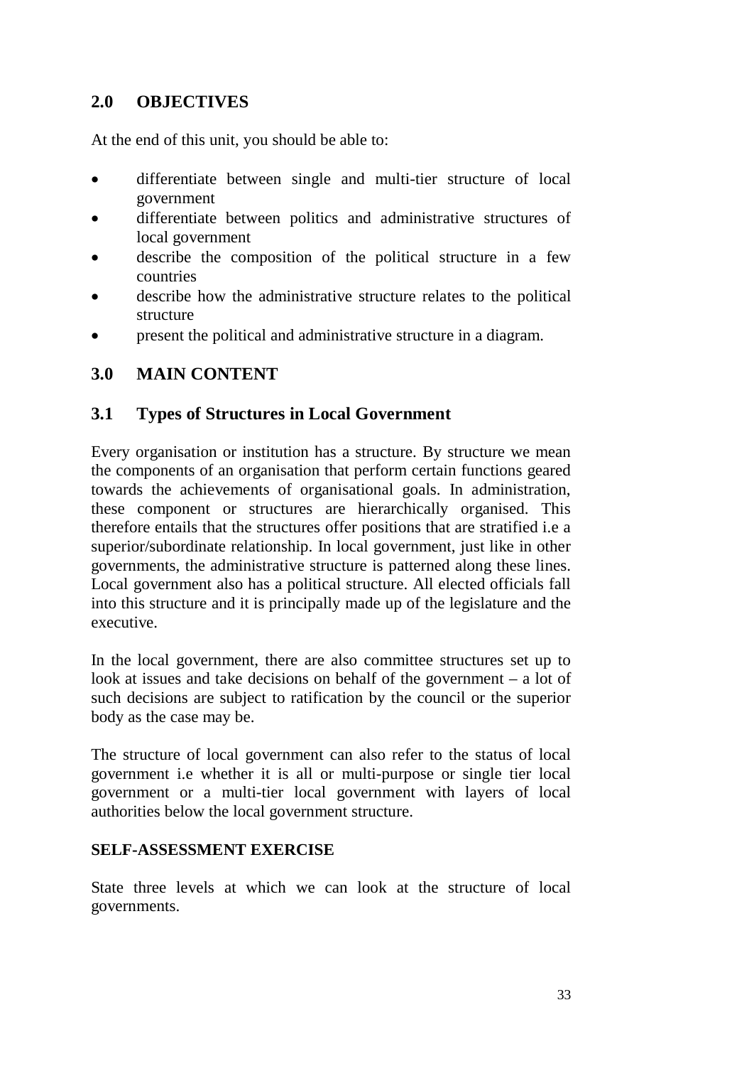## 2.0 OBJECTIVES

At the end of this unit, you should be able to:

- differentiate between single and multi-tier structure of local government
- differentiate between politics and administrative structures of local government
- describe the composition of the political structure in a few countries
- describe how the administrative structure relates to the political structure
- present the political and administrative structure in a diagram.

## 3.0 MAIN CONTENT

### 3.1 Types of Structures in Local Government

Every organisation or institution has a structure. By structure we mean the components of an organisation that perform certain functions geared towards the achievements of organisational goals. In administration, these component or structures are hierarchically organised. This therefore entails that the structures offer positions that are stratified i.e a superior/subordinate relationship. In local government, just like in other governments, the administrative structure is patterned along these lines. Local government also has a political structure. All elected officials fall into this structure and it is principally made up of the legislature and the executive.

In the local government, there are also committee structures set up to look at issues and take decisions on behalf of the government – a lot of such decisions are subject to ratification by the council or the superior body as the case may be.

The structure of local government can also refer to the status of local government i.e whether it is all or multi-purpose or single tier local government or a multi-tier local government with layers of local authorities below the local government structure.

**SELF-ASSESSMENT EXERCISE**

State three levels at which we can look at the structure of local governments.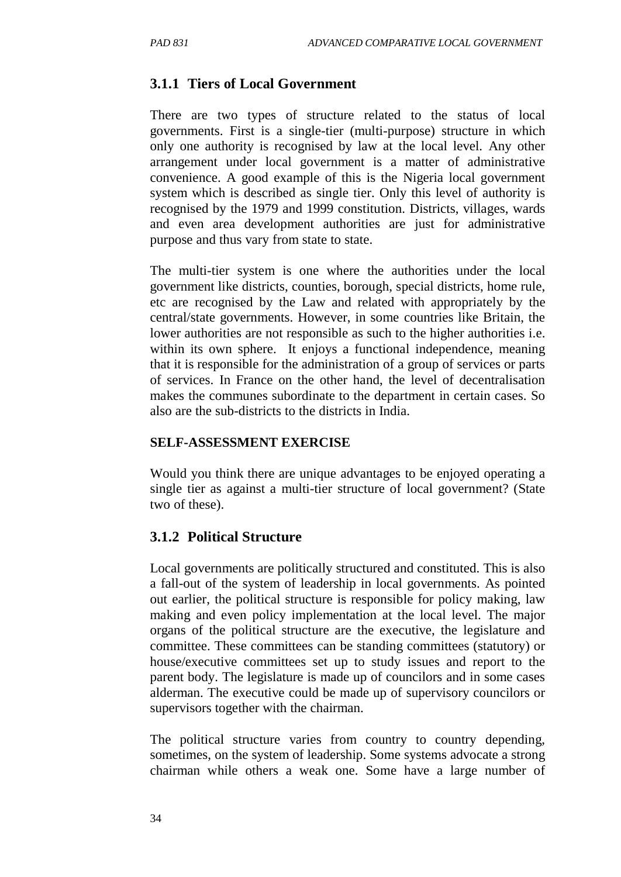### 3.1.1 Tiers of Local Government

There are two types of structure related to the status of local governments. First is a single-tier (multi-purpose) structure in which only one authority is recognised by law at the local level. Any other arrangement under local government is a matter of administrative convenience. A good example of this is the Nigeria local government system which is described as single tier. Only this level of authority is recognised by the 1979 and 1999 constitution. Districts, villages, wards and even area development authorities are just for administrative purpose and thus vary from state to state.

The multi-tier system is one where the authorities under the local government like districts, counties, borough, special districts, home rule, etc are recognised by the Law and related with appropriately by the central/state governments. However, in some countries like Britain, the lower authorities are not responsible as such to the higher authorities i.e. within its own sphere. It enjoys a functional independence, meaning that it is responsible for the administration of a group of services or parts of services. In France on the other hand, the level of decentralisation makes the communes subordinate to the department in certain cases. So also are the sub-districts to the districts in India.

**SELF-ASSESSMENT EXERCISE**

Would you think there are unique advantages to be enjoyed operating a single tier as against a multi-tier structure of local government? (State two of these).

### 3.1.2 Political Structure

Local governments are politically structured and constituted. This is also a fall-out of the system of leadership in local governments. As pointed out earlier, the political structure is responsible for policy making, law making and even policy implementation at the local level. The major organs of the political structure are the executive, the legislature and committee. These committees can be standing committees (statutory) or house/executive committees set up to study issues and report to the parent body. The legislature is made up of councilors and in some cases alderman. The executive could be made up of supervisory councilors or supervisors together with the chairman.

The political structure varies from country to country depending, sometimes, on the system of leadership. Some systems advocate a strong chairman while others a weak one. Some have a large number of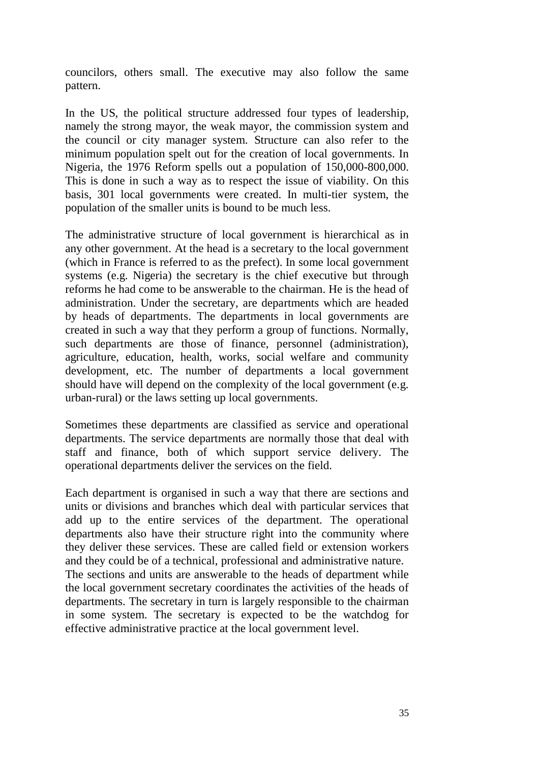councilors, others small. The executive may also follow the same pattern.

In the US, the political structure addressed four types of leadership, namely the strong mayor, the weak mayor, the commission system and the council or city manager system. Structure can also refer to the minimum population spelt out for the creation of local governments. In Nigeria, the 1976 Reform spells out a population of 150,000-800,000. This is done in such a way as to respect the issue of viability. On this basis, 301 local governments were created. In multi-tier system, the population of the smaller units is bound to be much less.

The administrative structure of local government is hierarchical as in any other government. At the head is a secretary to the local government (which in France is referred to as the prefect). In some local government systems (e.g. Nigeria) the secretary is the chief executive but through reforms he had come to be answerable to the chairman. He is the head of administration. Under the secretary, are departments which are headed by heads of departments. The departments in local governments are created in such a way that they perform a group of functions. Normally, such departments are those of finance, personnel (administration), agriculture, education, health, works, social welfare and community development, etc. The number of departments a local government should have will depend on the complexity of the local government (e.g. urban-rural) or the laws setting up local governments.

Sometimes these departments are classified as service and operational departments. The service departments are normally those that deal with staff and finance, both of which support service delivery. The operational departments deliver the services on the field.

Each department is organised in such a way that there are sections and units or divisions and branches which deal with particular services that add up to the entire services of the department. The operational departments also have their structure right into the community where they deliver these services. These are called field or extension workers and they could be of a technical, professional and administrative nature. The sections and units are answerable to the heads of department while the local government secretary coordinates the activities of the heads of departments. The secretary in turn is largely responsible to the chairman in some system. The secretary is expected to be the watchdog for effective administrative practice at the local government level.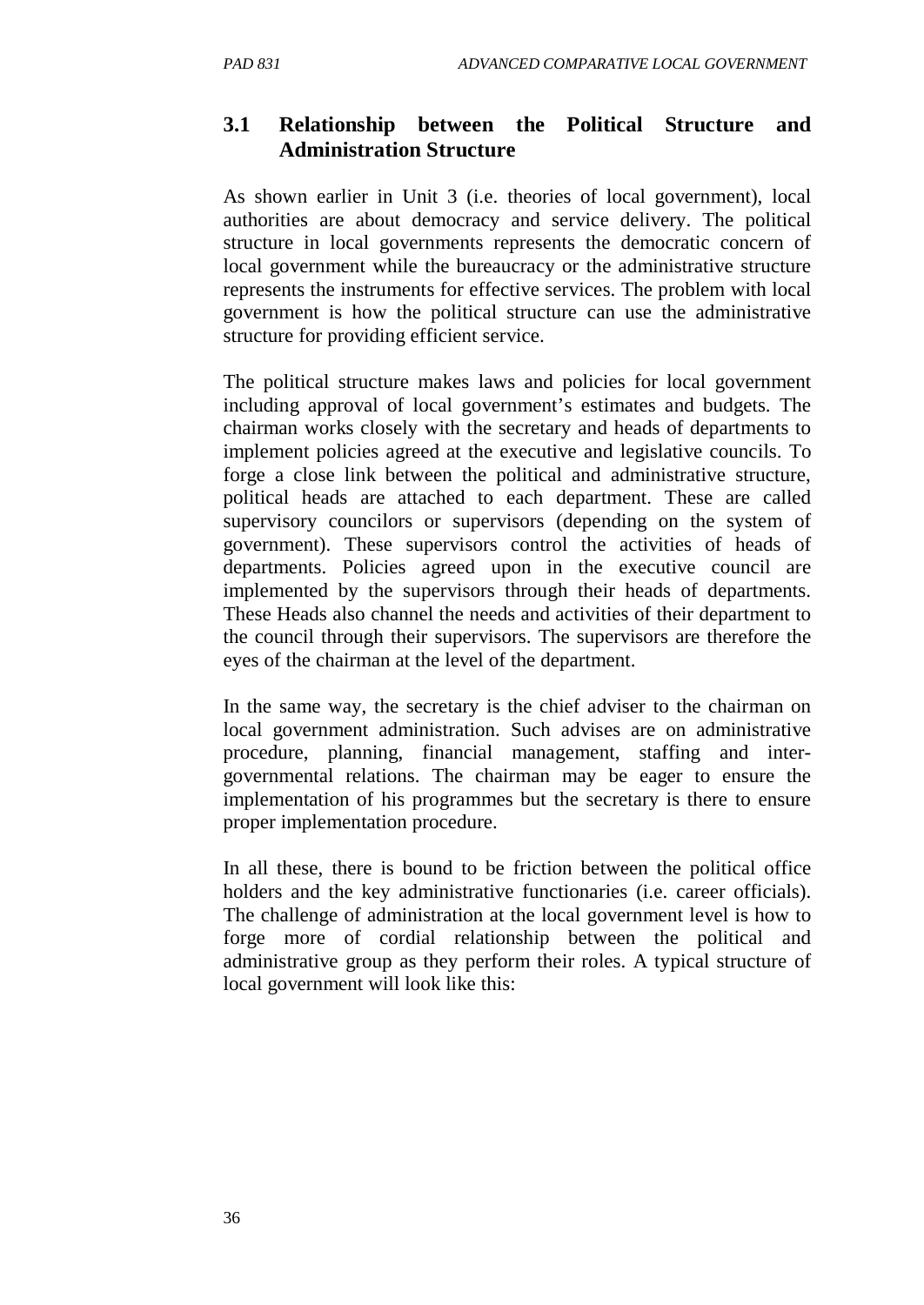## 3.1 Relationship between the Political Structure and Administration Structure

As shown earlier in Unit 3 (i.e. theories of local government), local authorities are about democracy and service delivery. The political structure in local governments represents the democratic concern of local government while the bureaucracy or the administrative structure represents the instruments for effective services. The problem with local government is how the political structure can use the administrative structure for providing efficient service.

The political structure makes laws and policies for local government including approval of local government's estimates and budgets. The chairman works closely with the secretary and heads of departments to implement policies agreed at the executive and legislative councils. To forge a close link between the political and administrative structure, political heads are attached to each department. These are called supervisory councilors or supervisors (depending on the system of government). These supervisors control the activities of heads of departments. Policies agreed upon in the executive council are implemented by the supervisors through their heads of departments. These Heads also channel the needs and activities of their department to the council through their supervisors. The supervisors are therefore the eyes of the chairman at the level of the department.

In the same way, the secretary is the chief adviser to the chairman on local government administration. Such advises are on administrative procedure, planning, financial management, staffing and inter-governmental relations. The chairman may be eager to ensure the implementation of his programmes but the secretary is there to ensure proper implementation procedure.

In all these, there is bound to be friction between the political office holders and the key administrative functionaries (i.e. career officials). The challenge of administration at the local government level is how to forge more of cordial relationship between the political and administrative group as they perform their roles. A typical structure of local government will look like this: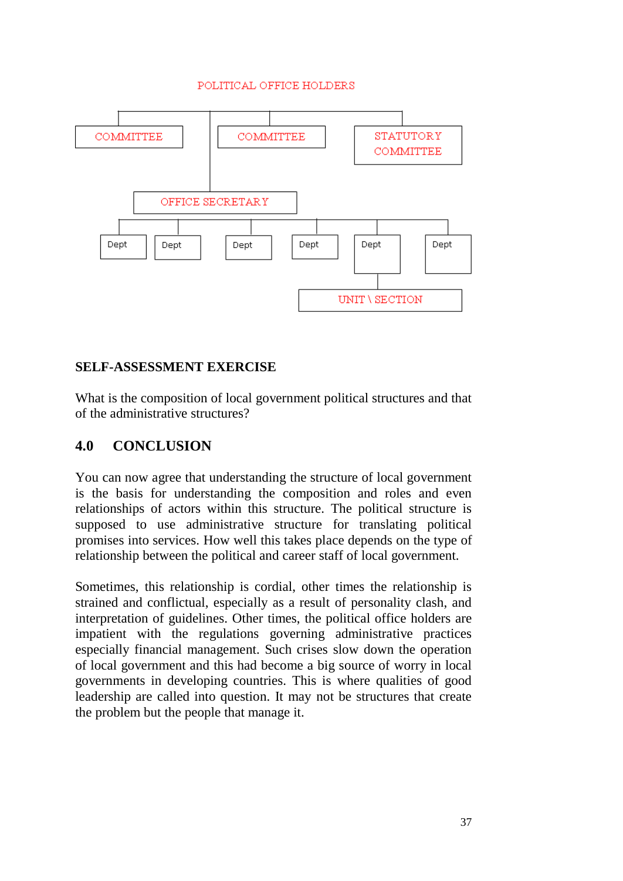POLITICAL OFFICE HOLDERS

COMMITTEE

COMMITTEE

STATUTORY COMMITTEE

OFFICE SECRETARY

Dept

Dept

Dept

Dept

Dept

Dept

UNIT \ SECTION

**SELF-ASSESSMENT EXERCISE**

What is the composition of local government political structures and that of the administrative structures?

## 4.0 CONCLUSION

You can now agree that understanding the structure of local government is the basis for understanding the composition and roles and even relationships of actors within this structure. The political structure is supposed to use administrative structure for translating political promises into services. How well this takes place depends on the type of relationship between the political and career staff of local government.

Sometimes, this relationship is cordial, other times the relationship is strained and conflictual, especially as a result of personality clash, and interpretation of guidelines. Other times, the political office holders are impatient with the regulations governing administrative practices especially financial management. Such crises slow down the operation of local government and this had become a big source of worry in local governments in developing countries. This is where qualities of good leadership are called into question. It may not be structures that create the problem but the people that manage it.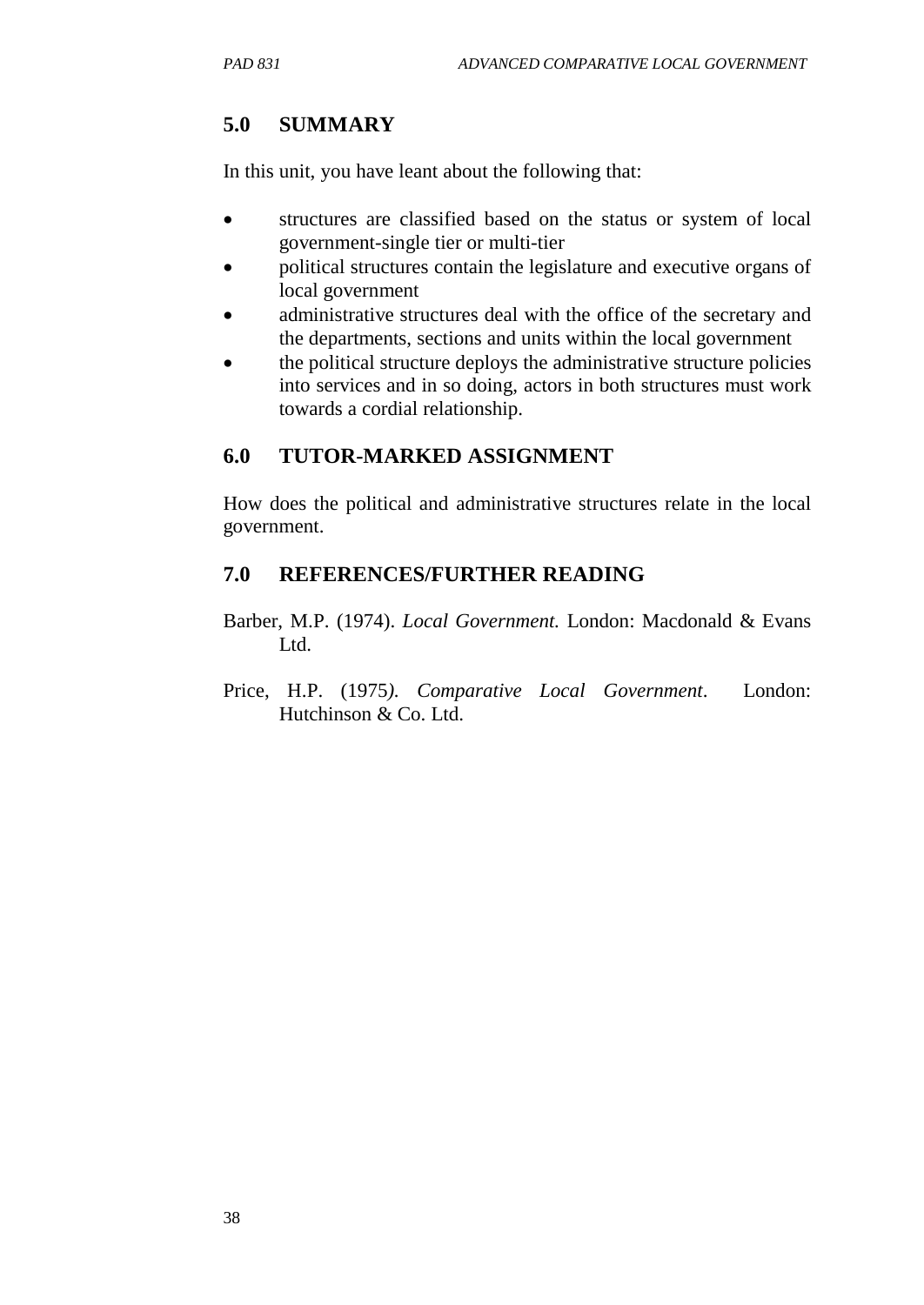## 5.0 SUMMARY

In this unit, you have leant about the following that:

- structures are classified based on the status or system of local government-single tier or multi-tier
- political structures contain the legislature and executive organs of local government
- administrative structures deal with the office of the secretary and the departments, sections and units within the local government
- the political structure deploys the administrative structure policies into services and in so doing, actors in both structures must work towards a cordial relationship.

## 6.0 TUTOR-MARKED ASSIGNMENT

How does the political and administrative structures relate in the local government.

## 7.0 REFERENCES/FURTHER READING

Barber, M.P. (1974). *Local Government.* London: Macdonald & Evans Ltd.

Price, H.P. (1975*). Comparative Local Government*. London: Hutchinson & Co. Ltd.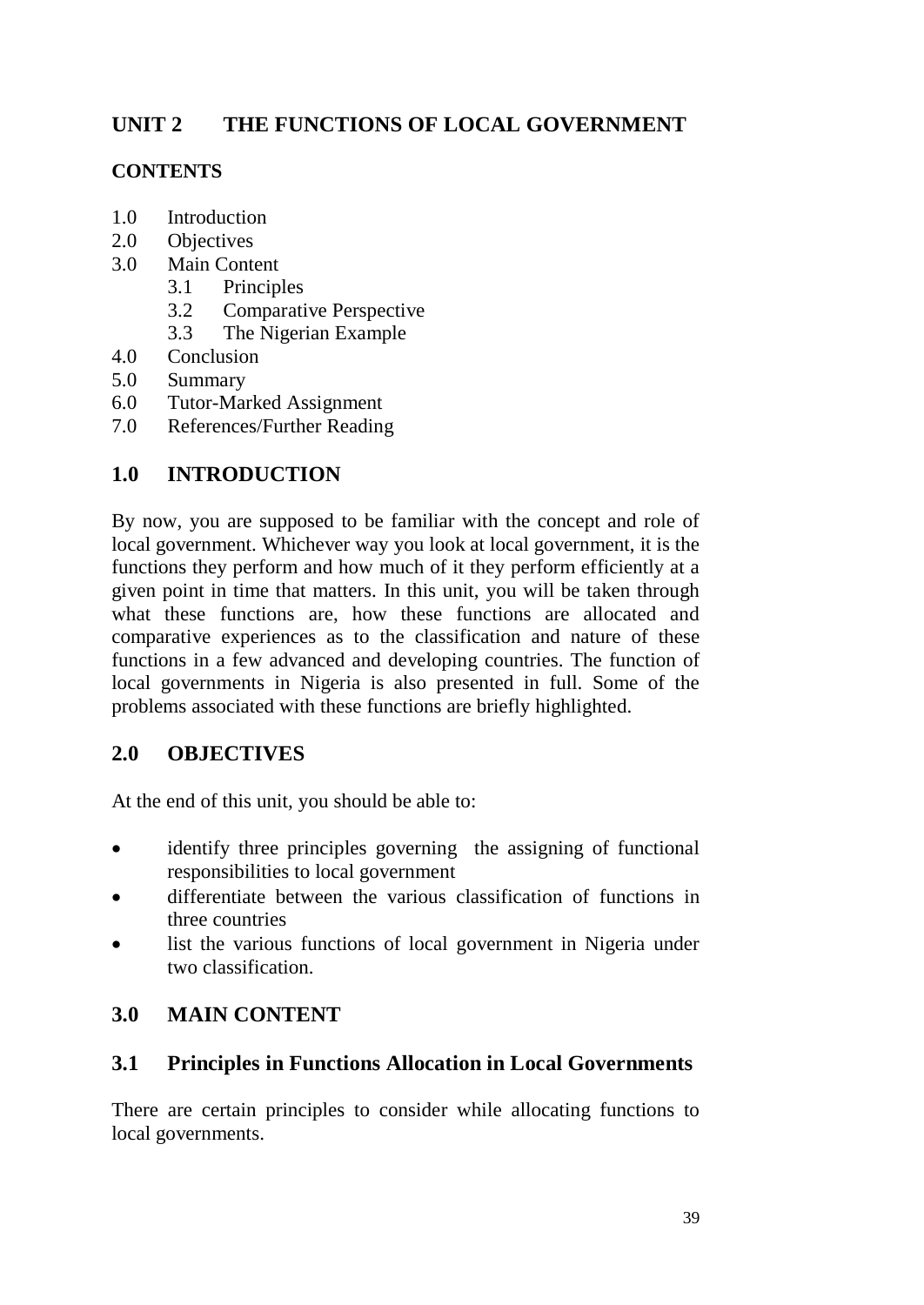# UNIT 2 THE FUNCTIONS OF LOCAL GOVERNMENT

**CONTENTS**

1.0 Introduction
2.0 Objectives
3.0 Main Content
 3.1 Principles
 3.2 Comparative Perspective
 3.3 The Nigerian Example
4.0 Conclusion
5.0 Summary
6.0 Tutor-Marked Assignment
7.0 References/Further Reading

## 1.0 INTRODUCTION

By now, you are supposed to be familiar with the concept and role of local government. Whichever way you look at local government, it is the functions they perform and how much of it they perform efficiently at a given point in time that matters. In this unit, you will be taken through what these functions are, how these functions are allocated and comparative experiences as to the classification and nature of these functions in a few advanced and developing countries. The function of local governments in Nigeria is also presented in full. Some of the problems associated with these functions are briefly highlighted.

## 2.0 OBJECTIVES

At the end of this unit, you should be able to:

- identify three principles governing the assigning of functional responsibilities to local government
- differentiate between the various classification of functions in three countries
- list the various functions of local government in Nigeria under two classification.

## 3.0 MAIN CONTENT

### 3.1 Principles in Functions Allocation in Local Governments

There are certain principles to consider while allocating functions to local governments.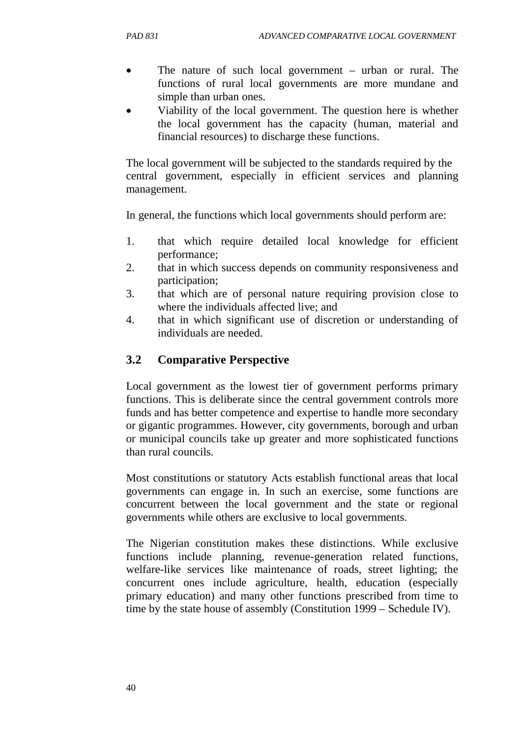- The nature of such local government – urban or rural. The functions of rural local governments are more mundane and simple than urban ones.
- Viability of the local government. The question here is whether the local government has the capacity (human, material and financial resources) to discharge these functions.

The local government will be subjected to the standards required by the central government, especially in efficient services and planning management.

In general, the functions which local governments should perform are:

1. that which require detailed local knowledge for efficient performance;
2. that in which success depends on community responsiveness and participation;
3. that which are of personal nature requiring provision close to where the individuals affected live; and
4. that in which significant use of discretion or understanding of individuals are needed.

## 3.2 Comparative Perspective

Local government as the lowest tier of government performs primary functions. This is deliberate since the central government controls more funds and has better competence and expertise to handle more secondary or gigantic programmes. However, city governments, borough and urban or municipal councils take up greater and more sophisticated functions than rural councils.

Most constitutions or statutory Acts establish functional areas that local governments can engage in. In such an exercise, some functions are concurrent between the local government and the state or regional governments while others are exclusive to local governments.

The Nigerian constitution makes these distinctions. While exclusive functions include planning, revenue-generation related functions, welfare-like services like maintenance of roads, street lighting; the concurrent ones include agriculture, health, education (especially primary education) and many other functions prescribed from time to time by the state house of assembly (Constitution 1999 – Schedule IV).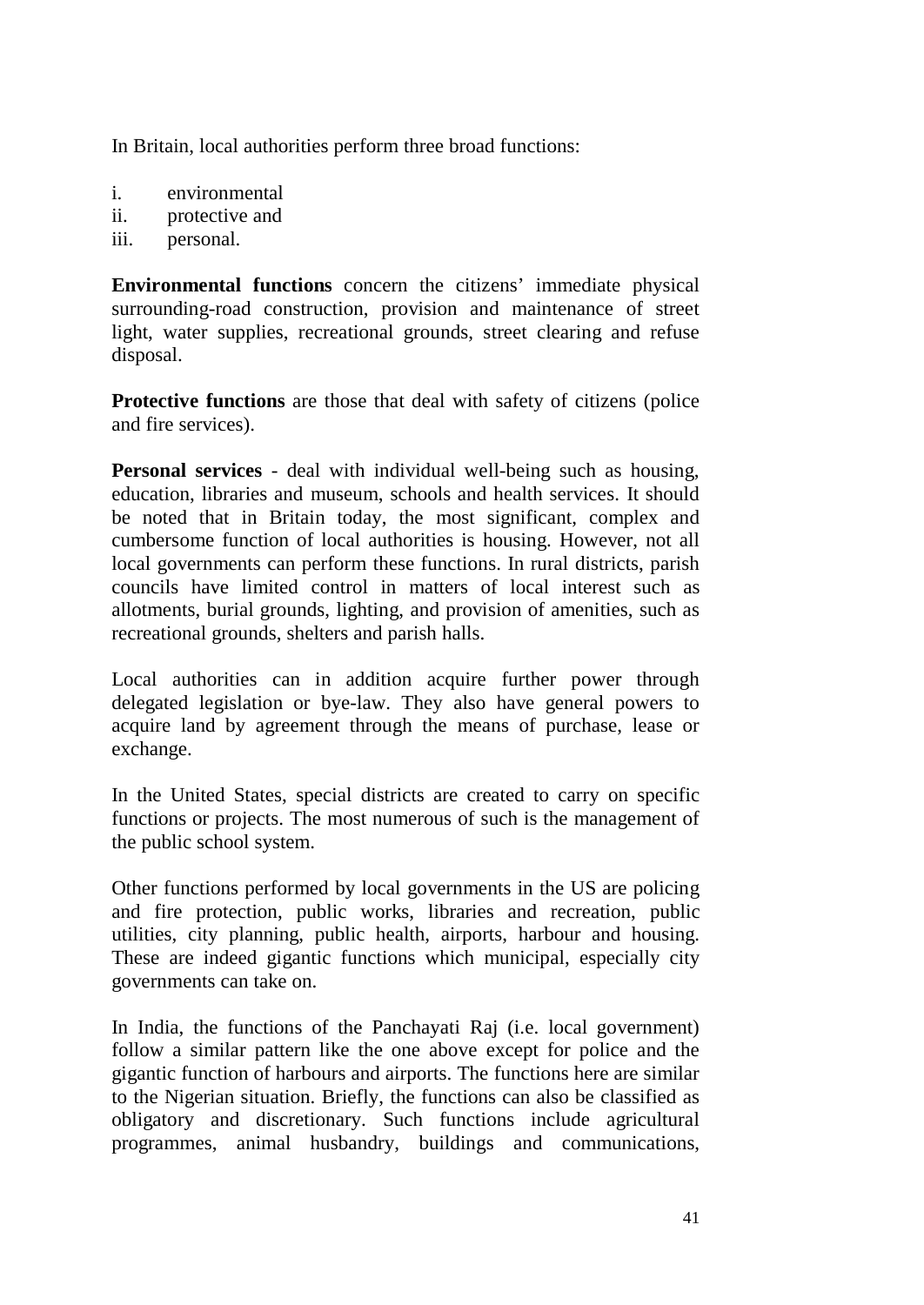In Britain, local authorities perform three broad functions:

i. environmental
ii. protective and
iii. personal.

**Environmental functions** concern the citizens' immediate physical surrounding-road construction, provision and maintenance of street light, water supplies, recreational grounds, street clearing and refuse disposal.

**Protective functions** are those that deal with safety of citizens (police and fire services).

**Personal services** - deal with individual well-being such as housing, education, libraries and museum, schools and health services. It should be noted that in Britain today, the most significant, complex and cumbersome function of local authorities is housing. However, not all local governments can perform these functions. In rural districts, parish councils have limited control in matters of local interest such as allotments, burial grounds, lighting, and provision of amenities, such as recreational grounds, shelters and parish halls.

Local authorities can in addition acquire further power through delegated legislation or bye-law. They also have general powers to acquire land by agreement through the means of purchase, lease or exchange.

In the United States, special districts are created to carry on specific functions or projects. The most numerous of such is the management of the public school system.

Other functions performed by local governments in the US are policing and fire protection, public works, libraries and recreation, public utilities, city planning, public health, airports, harbour and housing. These are indeed gigantic functions which municipal, especially city governments can take on.

In India, the functions of the Panchayati Raj (i.e. local government) follow a similar pattern like the one above except for police and the gigantic function of harbours and airports. The functions here are similar to the Nigerian situation. Briefly, the functions can also be classified as obligatory and discretionary. Such functions include agricultural programmes, animal husbandry, buildings and communications,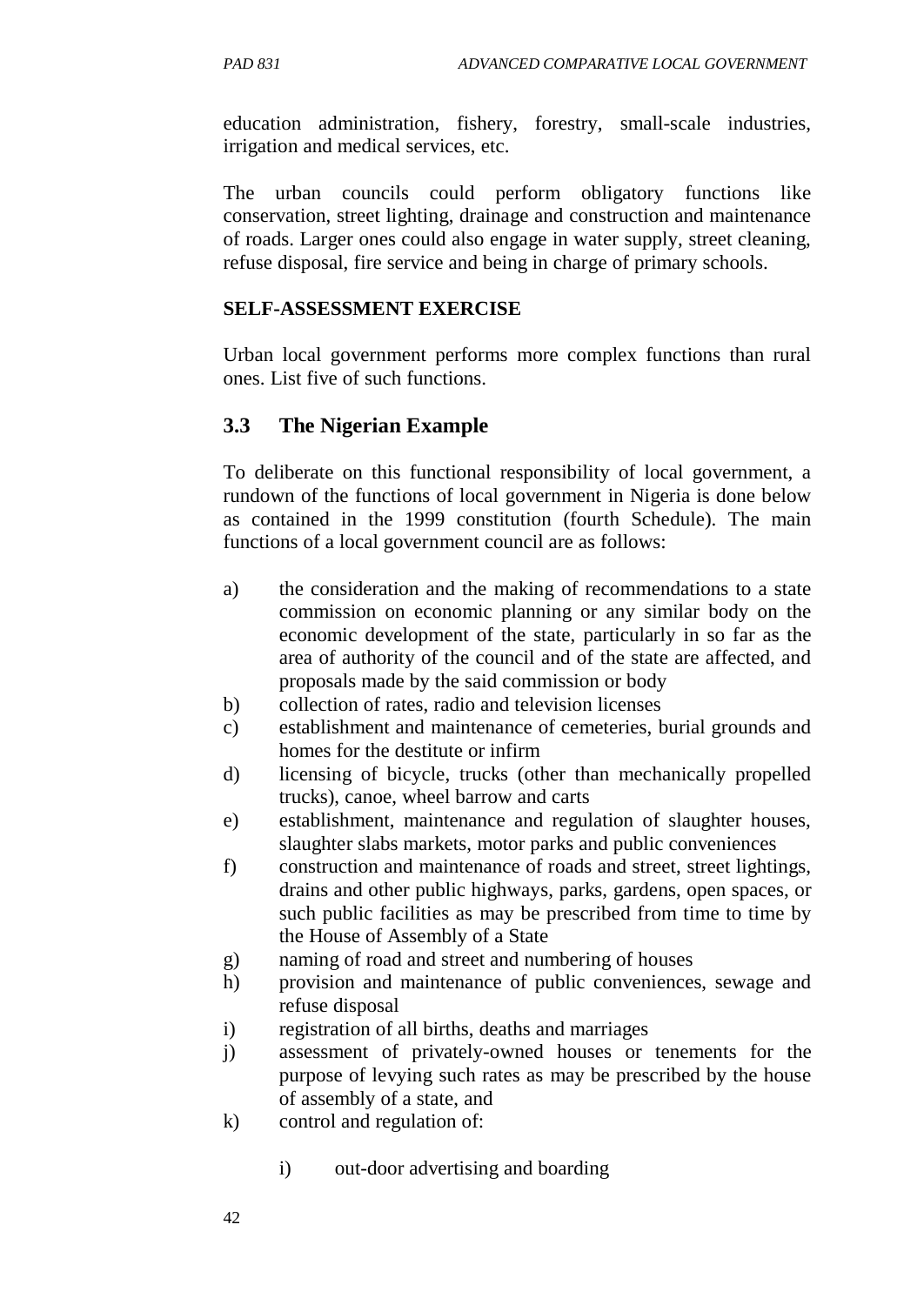education administration, fishery, forestry, small-scale industries, irrigation and medical services, etc.

The urban councils could perform obligatory functions like conservation, street lighting, drainage and construction and maintenance of roads. Larger ones could also engage in water supply, street cleaning, refuse disposal, fire service and being in charge of primary schools.

**SELF-ASSESSMENT EXERCISE**

Urban local government performs more complex functions than rural ones. List five of such functions.

## 3.3 The Nigerian Example

To deliberate on this functional responsibility of local government, a rundown of the functions of local government in Nigeria is done below as contained in the 1999 constitution (fourth Schedule). The main functions of a local government council are as follows:

a) the consideration and the making of recommendations to a state commission on economic planning or any similar body on the economic development of the state, particularly in so far as the area of authority of the council and of the state are affected, and proposals made by the said commission or body
b) collection of rates, radio and television licenses
c) establishment and maintenance of cemeteries, burial grounds and homes for the destitute or infirm
d) licensing of bicycle, trucks (other than mechanically propelled trucks), canoe, wheel barrow and carts
e) establishment, maintenance and regulation of slaughter houses, slaughter slabs markets, motor parks and public conveniences
f) construction and maintenance of roads and street, street lightings, drains and other public highways, parks, gardens, open spaces, or such public facilities as may be prescribed from time to time by the House of Assembly of a State
g) naming of road and street and numbering of houses
h) provision and maintenance of public conveniences, sewage and refuse disposal
i) registration of all births, deaths and marriages
j) assessment of privately-owned houses or tenements for the purpose of levying such rates as may be prescribed by the house of assembly of a state, and
k) control and regulation of:

    i) out-door advertising and boarding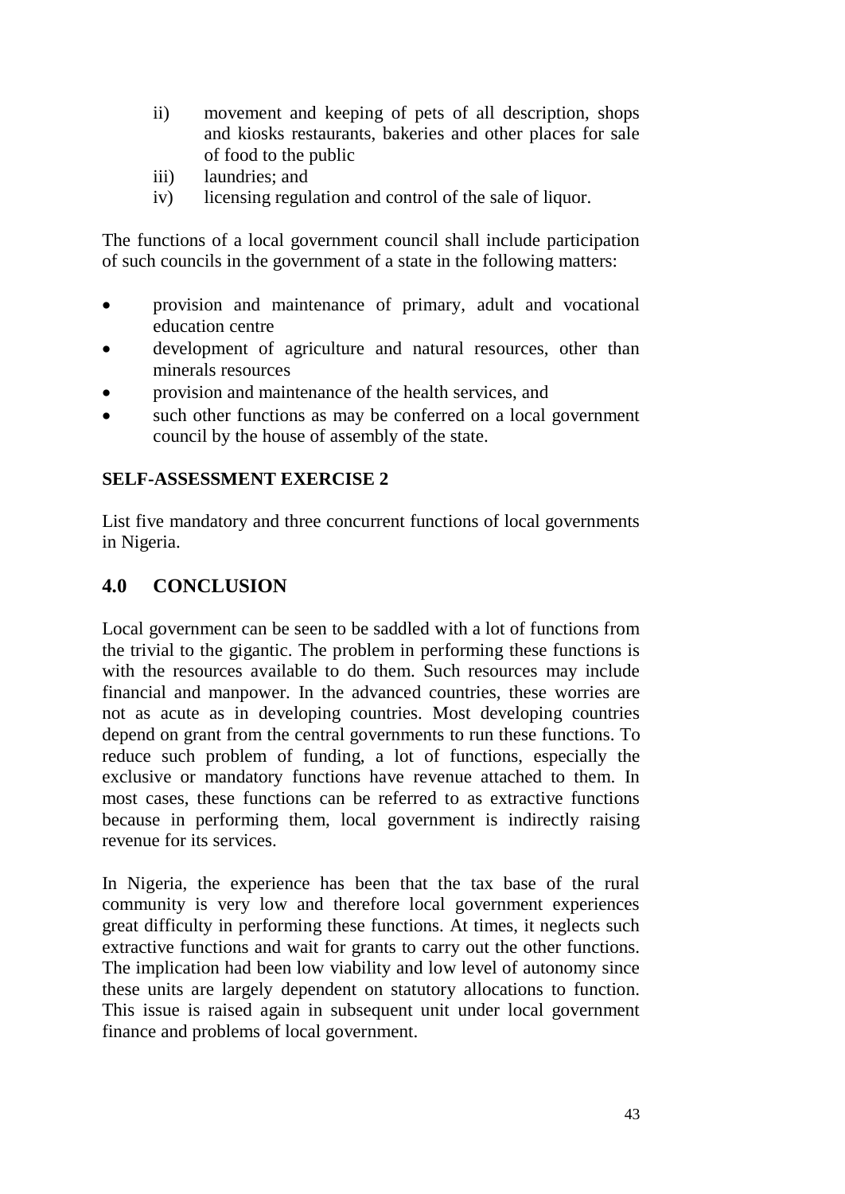ii) movement and keeping of pets of all description, shops and kiosks restaurants, bakeries and other places for sale of food to the public
iii) laundries; and
iv) licensing regulation and control of the sale of liquor.

The functions of a local government council shall include participation of such councils in the government of a state in the following matters:

- provision and maintenance of primary, adult and vocational education centre
- development of agriculture and natural resources, other than minerals resources
- provision and maintenance of the health services, and
- such other functions as may be conferred on a local government council by the house of assembly of the state.

**SELF-ASSESSMENT EXERCISE 2**

List five mandatory and three concurrent functions of local governments in Nigeria.

## 4.0 CONCLUSION

Local government can be seen to be saddled with a lot of functions from the trivial to the gigantic. The problem in performing these functions is with the resources available to do them. Such resources may include financial and manpower. In the advanced countries, these worries are not as acute as in developing countries. Most developing countries depend on grant from the central governments to run these functions. To reduce such problem of funding, a lot of functions, especially the exclusive or mandatory functions have revenue attached to them. In most cases, these functions can be referred to as extractive functions because in performing them, local government is indirectly raising revenue for its services.

In Nigeria, the experience has been that the tax base of the rural community is very low and therefore local government experiences great difficulty in performing these functions. At times, it neglects such extractive functions and wait for grants to carry out the other functions. The implication had been low viability and low level of autonomy since these units are largely dependent on statutory allocations to function. This issue is raised again in subsequent unit under local government finance and problems of local government.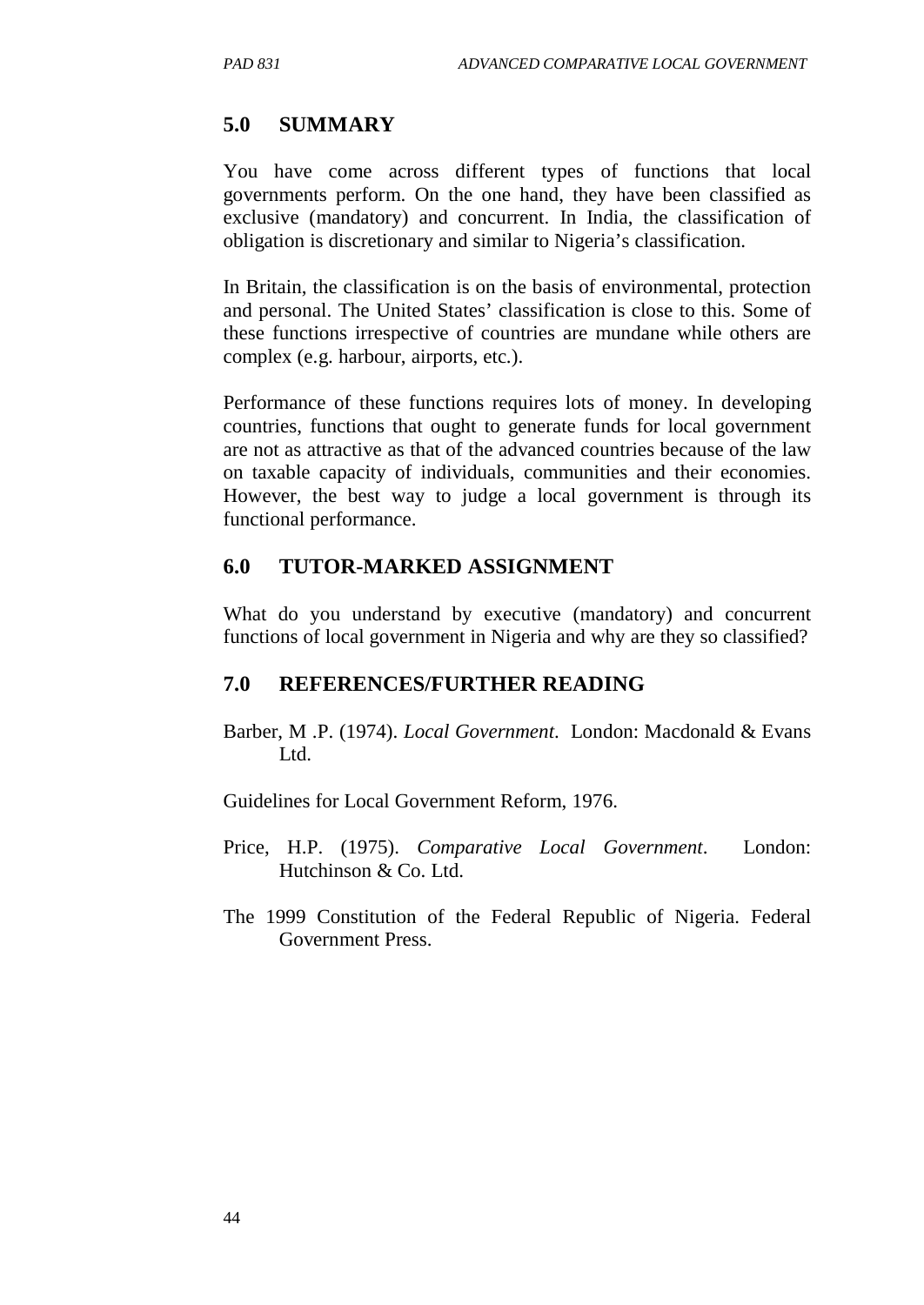## 5.0 SUMMARY

You have come across different types of functions that local governments perform. On the one hand, they have been classified as exclusive (mandatory) and concurrent. In India, the classification of obligation is discretionary and similar to Nigeria's classification.

In Britain, the classification is on the basis of environmental, protection and personal. The United States' classification is close to this. Some of these functions irrespective of countries are mundane while others are complex (e.g. harbour, airports, etc.).

Performance of these functions requires lots of money. In developing countries, functions that ought to generate funds for local government are not as attractive as that of the advanced countries because of the law on taxable capacity of individuals, communities and their economies. However, the best way to judge a local government is through its functional performance.

## 6.0 TUTOR-MARKED ASSIGNMENT

What do you understand by executive (mandatory) and concurrent functions of local government in Nigeria and why are they so classified?

## 7.0 REFERENCES/FURTHER READING

Barber, M .P. (1974). *Local Government*. London: Macdonald & Evans Ltd.

Guidelines for Local Government Reform, 1976.

Price, H.P. (1975). *Comparative Local Government*. London: Hutchinson & Co. Ltd.

The 1999 Constitution of the Federal Republic of Nigeria. Federal Government Press.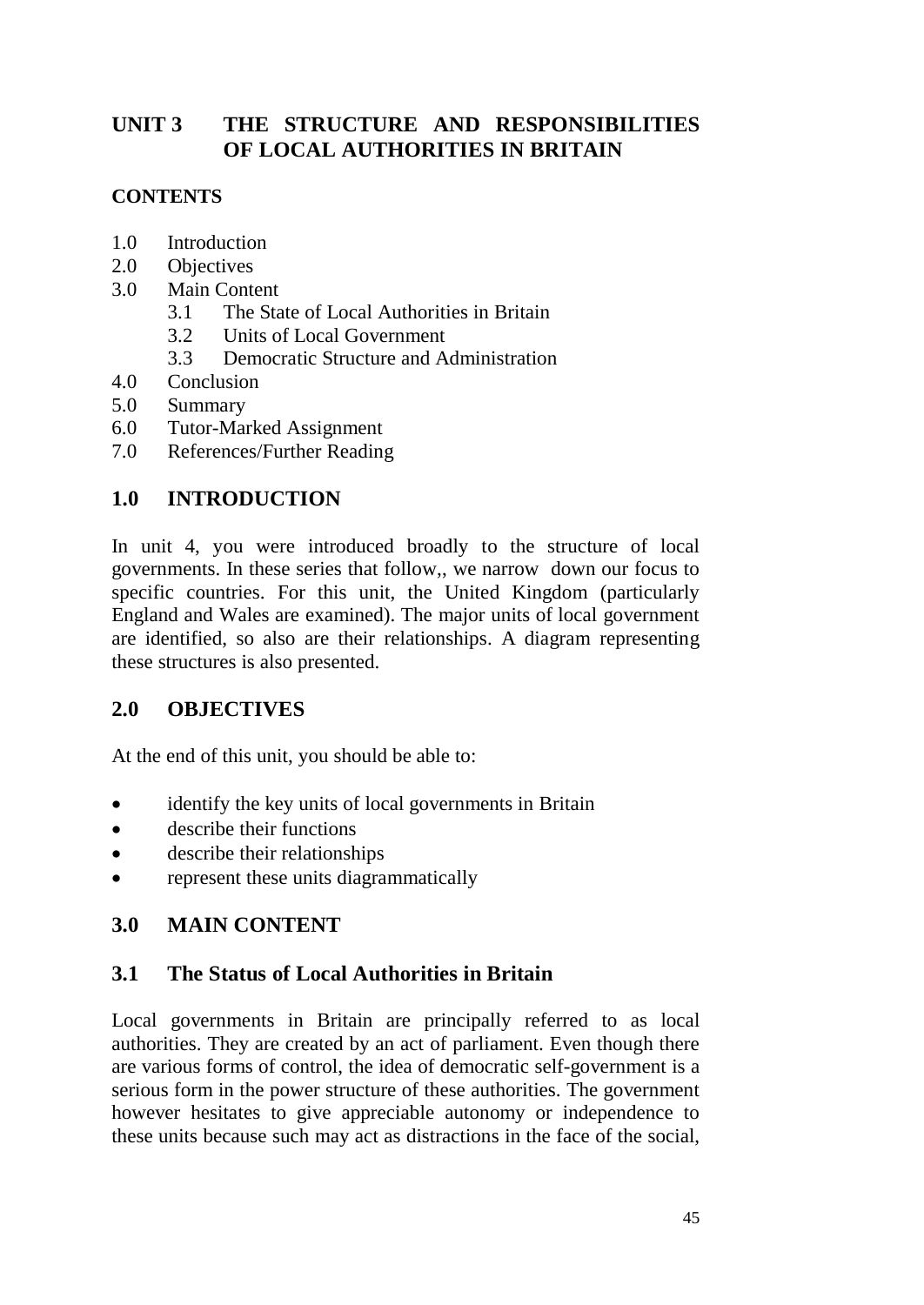# UNIT 3 THE STRUCTURE AND RESPONSIBILITIES OF LOCAL AUTHORITIES IN BRITAIN

## CONTENTS

1.0 Introduction
2.0 Objectives
3.0 Main Content
 3.1 The State of Local Authorities in Britain
 3.2 Units of Local Government
 3.3 Democratic Structure and Administration
4.0 Conclusion
5.0 Summary
6.0 Tutor-Marked Assignment
7.0 References/Further Reading

## 1.0 INTRODUCTION

In unit 4, you were introduced broadly to the structure of local governments. In these series that follow,, we narrow down our focus to specific countries. For this unit, the United Kingdom (particularly England and Wales are examined). The major units of local government are identified, so also are their relationships. A diagram representing these structures is also presented.

## 2.0 OBJECTIVES

At the end of this unit, you should be able to:

- identify the key units of local governments in Britain
- describe their functions
- describe their relationships
- represent these units diagrammatically

## 3.0 MAIN CONTENT

### 3.1 The Status of Local Authorities in Britain

Local governments in Britain are principally referred to as local authorities. They are created by an act of parliament. Even though there are various forms of control, the idea of democratic self-government is a serious form in the power structure of these authorities. The government however hesitates to give appreciable autonomy or independence to these units because such may act as distractions in the face of the social,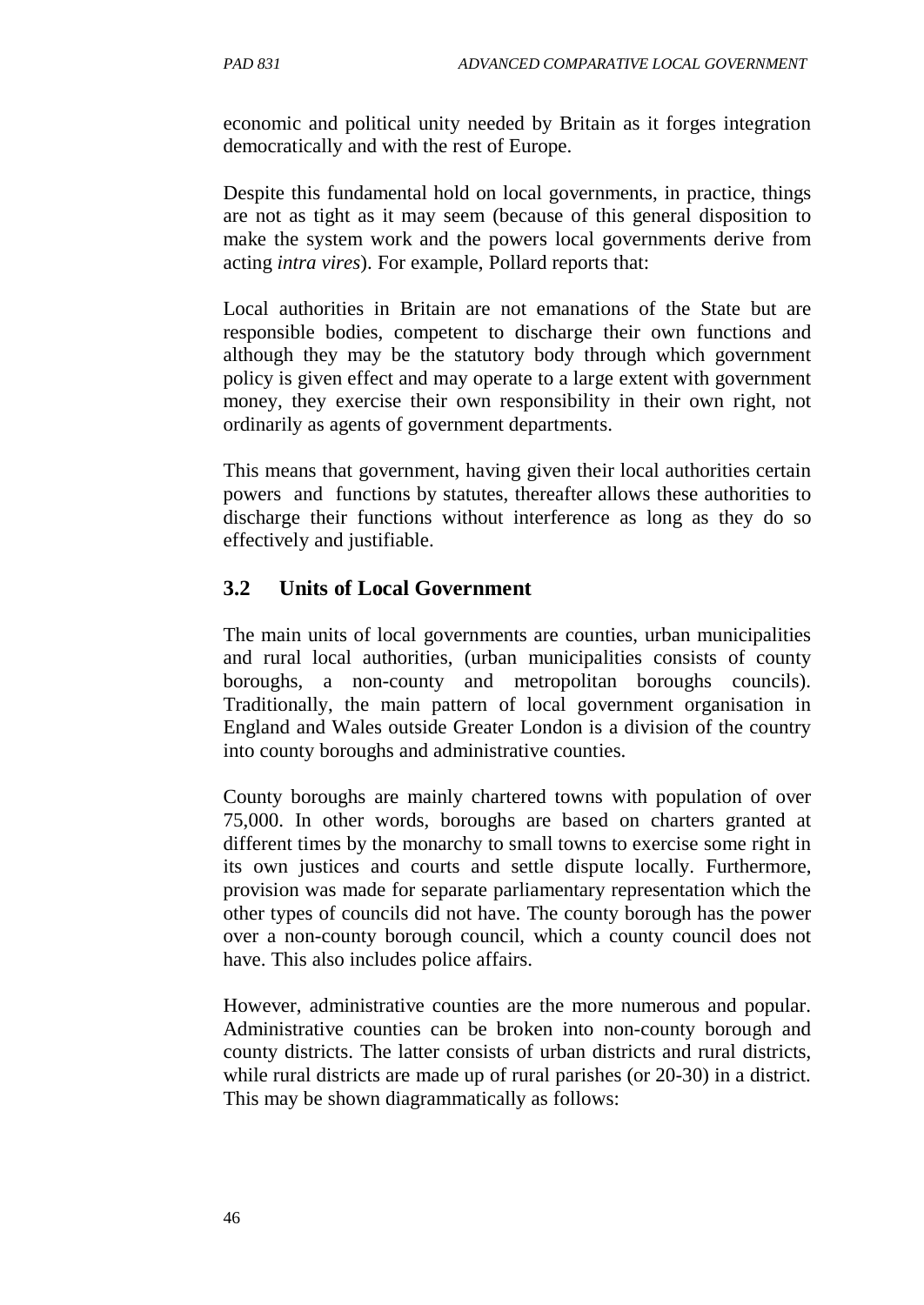economic and political unity needed by Britain as it forges integration democratically and with the rest of Europe.

Despite this fundamental hold on local governments, in practice, things are not as tight as it may seem (because of this general disposition to make the system work and the powers local governments derive from acting *intra vires*). For example, Pollard reports that:

Local authorities in Britain are not emanations of the State but are responsible bodies, competent to discharge their own functions and although they may be the statutory body through which government policy is given effect and may operate to a large extent with government money, they exercise their own responsibility in their own right, not ordinarily as agents of government departments.

This means that government, having given their local authorities certain powers and functions by statutes, thereafter allows these authorities to discharge their functions without interference as long as they do so effectively and justifiable.

## 3.2 Units of Local Government

The main units of local governments are counties, urban municipalities and rural local authorities, (urban municipalities consists of county boroughs, a non-county and metropolitan boroughs councils). Traditionally, the main pattern of local government organisation in England and Wales outside Greater London is a division of the country into county boroughs and administrative counties.

County boroughs are mainly chartered towns with population of over 75,000. In other words, boroughs are based on charters granted at different times by the monarchy to small towns to exercise some right in its own justices and courts and settle dispute locally. Furthermore, provision was made for separate parliamentary representation which the other types of councils did not have. The county borough has the power over a non-county borough council, which a county council does not have. This also includes police affairs.

However, administrative counties are the more numerous and popular. Administrative counties can be broken into non-county borough and county districts. The latter consists of urban districts and rural districts, while rural districts are made up of rural parishes (or 20-30) in a district. This may be shown diagrammatically as follows: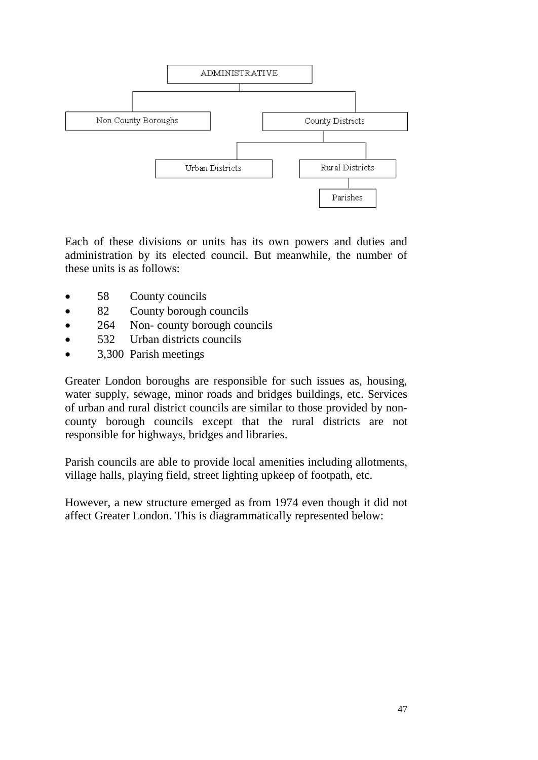ADMINISTRATIVE

- Non County Boroughs
- County Districts
  - Urban Districts
  - Rural Districts
    - Parishes

Each of these divisions or units has its own powers and duties and administration by its elected council. But meanwhile, the number of these units is as follows:

- 58 County councils
- 82 County borough councils
- 264 Non- county borough councils
- 532 Urban districts councils
- 3,300 Parish meetings

Greater London boroughs are responsible for such issues as, housing, water supply, sewage, minor roads and bridges buildings, etc. Services of urban and rural district councils are similar to those provided by non-county borough councils except that the rural districts are not responsible for highways, bridges and libraries.

Parish councils are able to provide local amenities including allotments, village halls, playing field, street lighting upkeep of footpath, etc.

However, a new structure emerged as from 1974 even though it did not affect Greater London. This is diagrammatically represented below: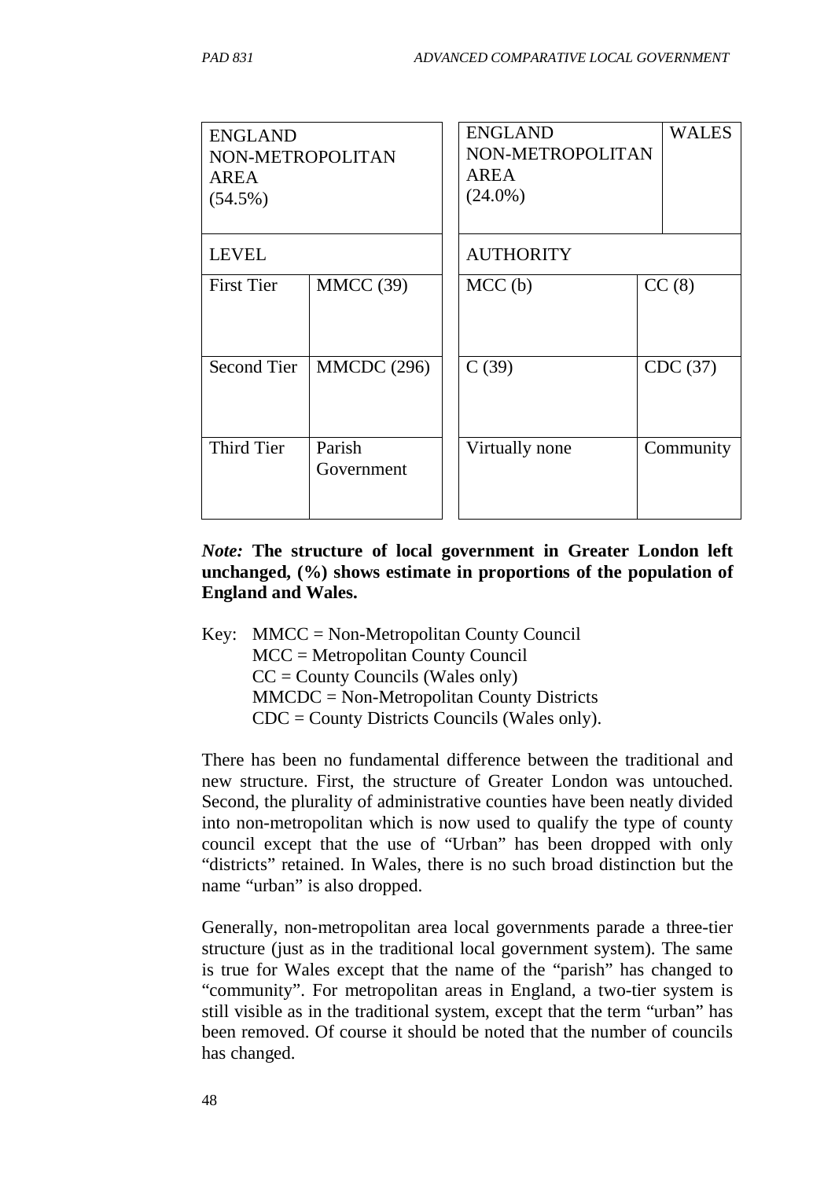| ENGLAND NON-METROPOLITAN AREA (54.5%) | |
|---|---|
| LEVEL | |
| First Tier | MMCC (39) |
| Second Tier | MMCDC (296) |
| Third Tier | Parish Government |

| ENGLAND NON-METROPOLITAN AREA (24.0%) | WALES |
|---|---|
| AUTHORITY | |
| MCC (b) | CC (8) |
| C (39) | CDC (37) |
| Virtually none | Community |

*Note:* **The structure of local government in Greater London left unchanged, (%) shows estimate in proportions of the population of England and Wales.**

Key: MMCC = Non-Metropolitan County Council
MCC = Metropolitan County Council
CC = County Councils (Wales only)
MMCDC = Non-Metropolitan County Districts
CDC = County Districts Councils (Wales only).

There has been no fundamental difference between the traditional and new structure. First, the structure of Greater London was untouched. Second, the plurality of administrative counties have been neatly divided into non-metropolitan which is now used to qualify the type of county council except that the use of "Urban" has been dropped with only "districts" retained. In Wales, there is no such broad distinction but the name "urban" is also dropped.

Generally, non-metropolitan area local governments parade a three-tier structure (just as in the traditional local government system). The same is true for Wales except that the name of the "parish" has changed to "community". For metropolitan areas in England, a two-tier system is still visible as in the traditional system, except that the term "urban" has been removed. Of course it should be noted that the number of councils has changed.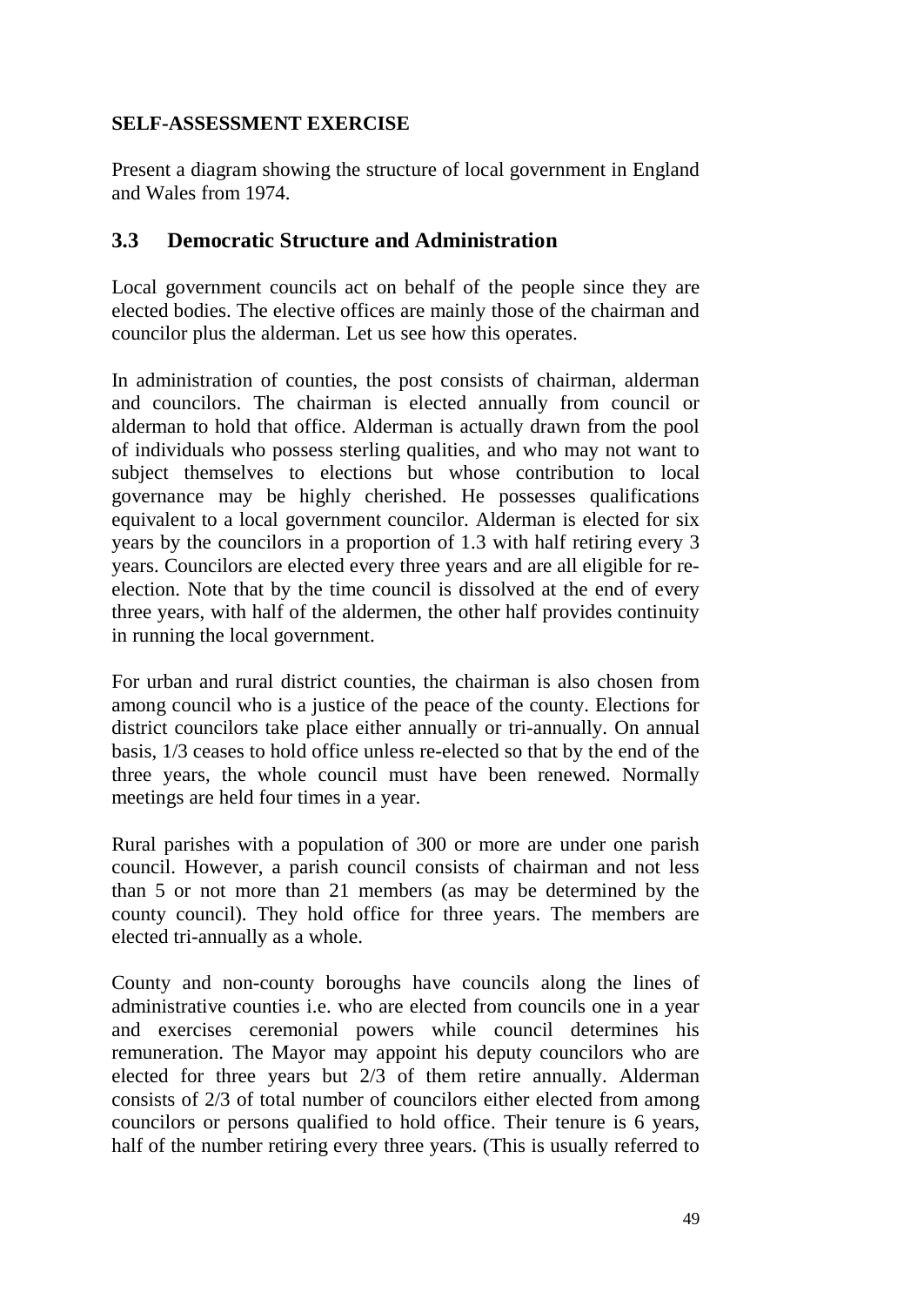**SELF-ASSESSMENT EXERCISE**

Present a diagram showing the structure of local government in England and Wales from 1974.

## 3.3 Democratic Structure and Administration

Local government councils act on behalf of the people since they are elected bodies. The elective offices are mainly those of the chairman and councilor plus the alderman. Let us see how this operates.

In administration of counties, the post consists of chairman, alderman and councilors. The chairman is elected annually from council or alderman to hold that office. Alderman is actually drawn from the pool of individuals who possess sterling qualities, and who may not want to subject themselves to elections but whose contribution to local governance may be highly cherished. He possesses qualifications equivalent to a local government councilor. Alderman is elected for six years by the councilors in a proportion of 1.3 with half retiring every 3 years. Councilors are elected every three years and are all eligible for re-election. Note that by the time council is dissolved at the end of every three years, with half of the aldermen, the other half provides continuity in running the local government.

For urban and rural district counties, the chairman is also chosen from among council who is a justice of the peace of the county. Elections for district councilors take place either annually or tri-annually. On annual basis, 1/3 ceases to hold office unless re-elected so that by the end of the three years, the whole council must have been renewed. Normally meetings are held four times in a year.

Rural parishes with a population of 300 or more are under one parish council. However, a parish council consists of chairman and not less than 5 or not more than 21 members (as may be determined by the county council). They hold office for three years. The members are elected tri-annually as a whole.

County and non-county boroughs have councils along the lines of administrative counties i.e. who are elected from councils one in a year and exercises ceremonial powers while council determines his remuneration. The Mayor may appoint his deputy councilors who are elected for three years but 2/3 of them retire annually. Alderman consists of 2/3 of total number of councilors either elected from among councilors or persons qualified to hold office. Their tenure is 6 years, half of the number retiring every three years. (This is usually referred to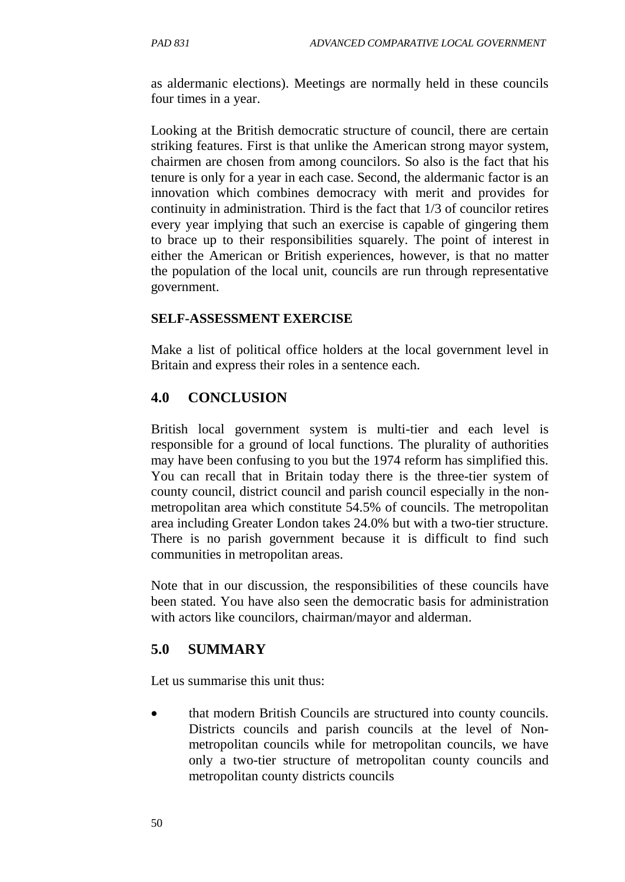as aldermanic elections). Meetings are normally held in these councils four times in a year.

Looking at the British democratic structure of council, there are certain striking features. First is that unlike the American strong mayor system, chairmen are chosen from among councilors. So also is the fact that his tenure is only for a year in each case. Second, the aldermanic factor is an innovation which combines democracy with merit and provides for continuity in administration. Third is the fact that 1/3 of councilor retires every year implying that such an exercise is capable of gingering them to brace up to their responsibilities squarely. The point of interest in either the American or British experiences, however, is that no matter the population of the local unit, councils are run through representative government.

**SELF-ASSESSMENT EXERCISE**

Make a list of political office holders at the local government level in Britain and express their roles in a sentence each.

## 4.0 CONCLUSION

British local government system is multi-tier and each level is responsible for a ground of local functions. The plurality of authorities may have been confusing to you but the 1974 reform has simplified this. You can recall that in Britain today there is the three-tier system of county council, district council and parish council especially in the non-metropolitan area which constitute 54.5% of councils. The metropolitan area including Greater London takes 24.0% but with a two-tier structure. There is no parish government because it is difficult to find such communities in metropolitan areas.

Note that in our discussion, the responsibilities of these councils have been stated. You have also seen the democratic basis for administration with actors like councilors, chairman/mayor and alderman.

## 5.0 SUMMARY

Let us summarise this unit thus:

- that modern British Councils are structured into county councils. Districts councils and parish councils at the level of Non-metropolitan councils while for metropolitan councils, we have only a two-tier structure of metropolitan county councils and metropolitan county districts councils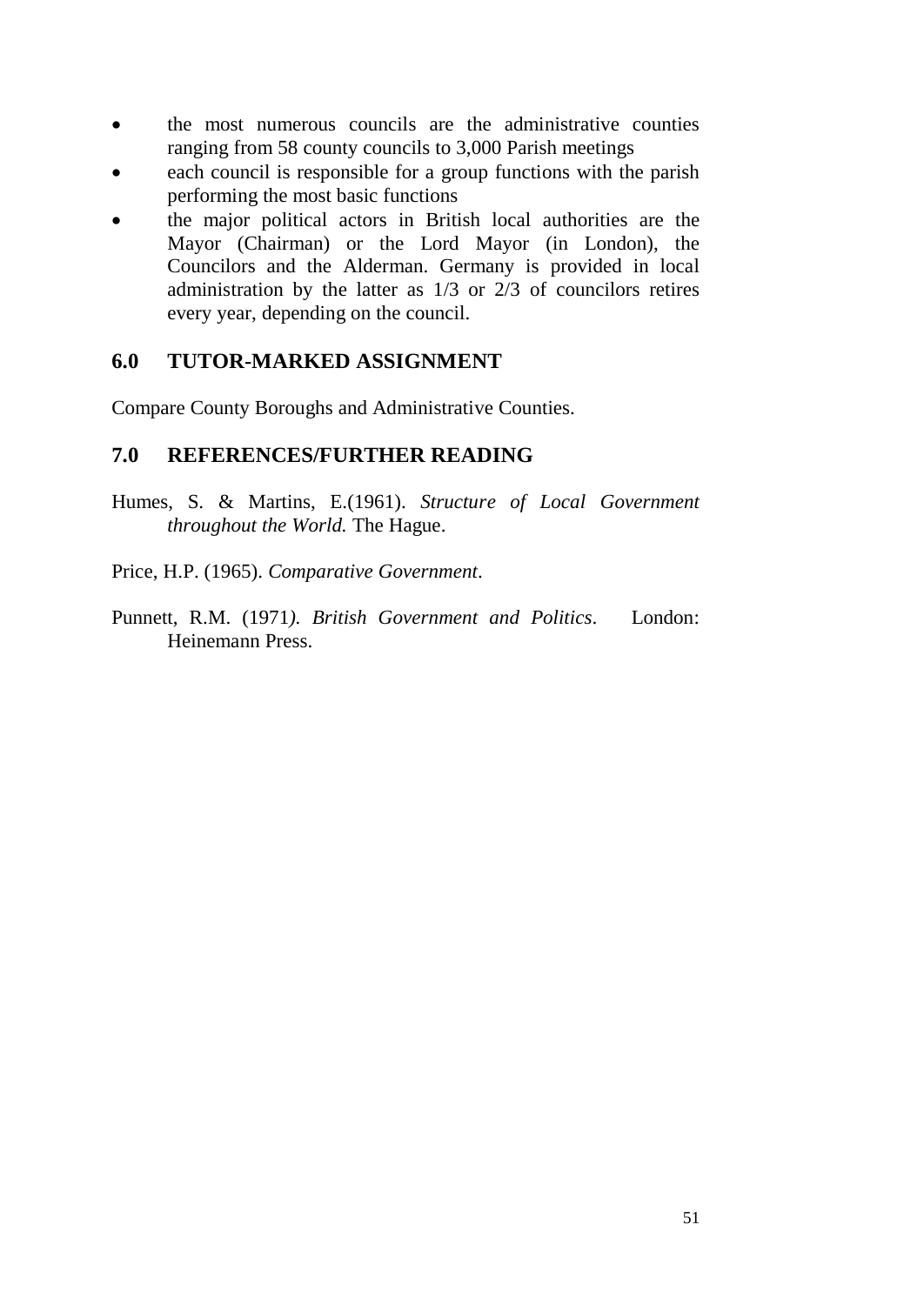- the most numerous councils are the administrative counties ranging from 58 county councils to 3,000 Parish meetings
- each council is responsible for a group functions with the parish performing the most basic functions
- the major political actors in British local authorities are the Mayor (Chairman) or the Lord Mayor (in London), the Councilors and the Alderman. Germany is provided in local administration by the latter as 1/3 or 2/3 of councilors retires every year, depending on the council.

## 6.0 TUTOR-MARKED ASSIGNMENT

Compare County Boroughs and Administrative Counties.

## 7.0 REFERENCES/FURTHER READING

Humes, S. & Martins, E.(1961). *Structure of Local Government throughout the World.* The Hague.

Price, H.P. (1965). *Comparative Government*.

Punnett, R.M. (1971*). British Government and Politics*. London: Heinemann Press.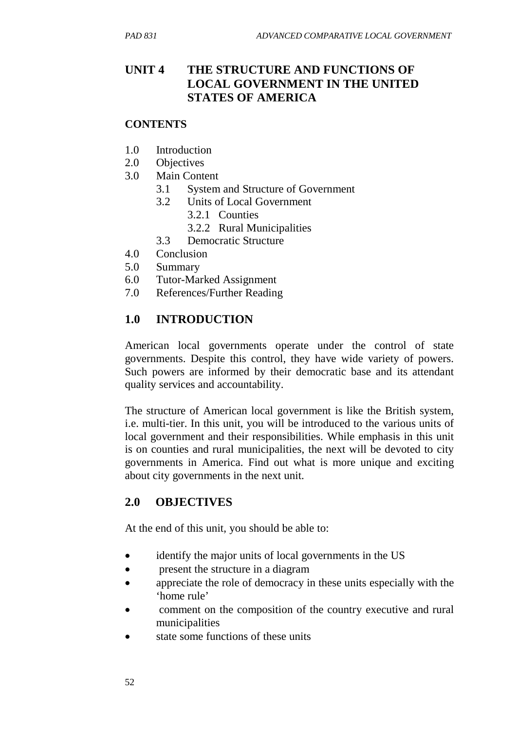## UNIT 4 THE STRUCTURE AND FUNCTIONS OF LOCAL GOVERNMENT IN THE UNITED STATES OF AMERICA

**CONTENTS**

- 1.0 Introduction
- 2.0 Objectives
- 3.0 Main Content
  - 3.1 System and Structure of Government
  - 3.2 Units of Local Government
    - 3.2.1 Counties
    - 3.2.2 Rural Municipalities
  - 3.3 Democratic Structure
- 4.0 Conclusion
- 5.0 Summary
- 6.0 Tutor-Marked Assignment
- 7.0 References/Further Reading

## 1.0 INTRODUCTION

American local governments operate under the control of state governments. Despite this control, they have wide variety of powers. Such powers are informed by their democratic base and its attendant quality services and accountability.

The structure of American local government is like the British system, i.e. multi-tier. In this unit, you will be introduced to the various units of local government and their responsibilities. While emphasis in this unit is on counties and rural municipalities, the next will be devoted to city governments in America. Find out what is more unique and exciting about city governments in the next unit.

## 2.0 OBJECTIVES

At the end of this unit, you should be able to:

- identify the major units of local governments in the US
- present the structure in a diagram
- appreciate the role of democracy in these units especially with the 'home rule'
- comment on the composition of the country executive and rural municipalities
- state some functions of these units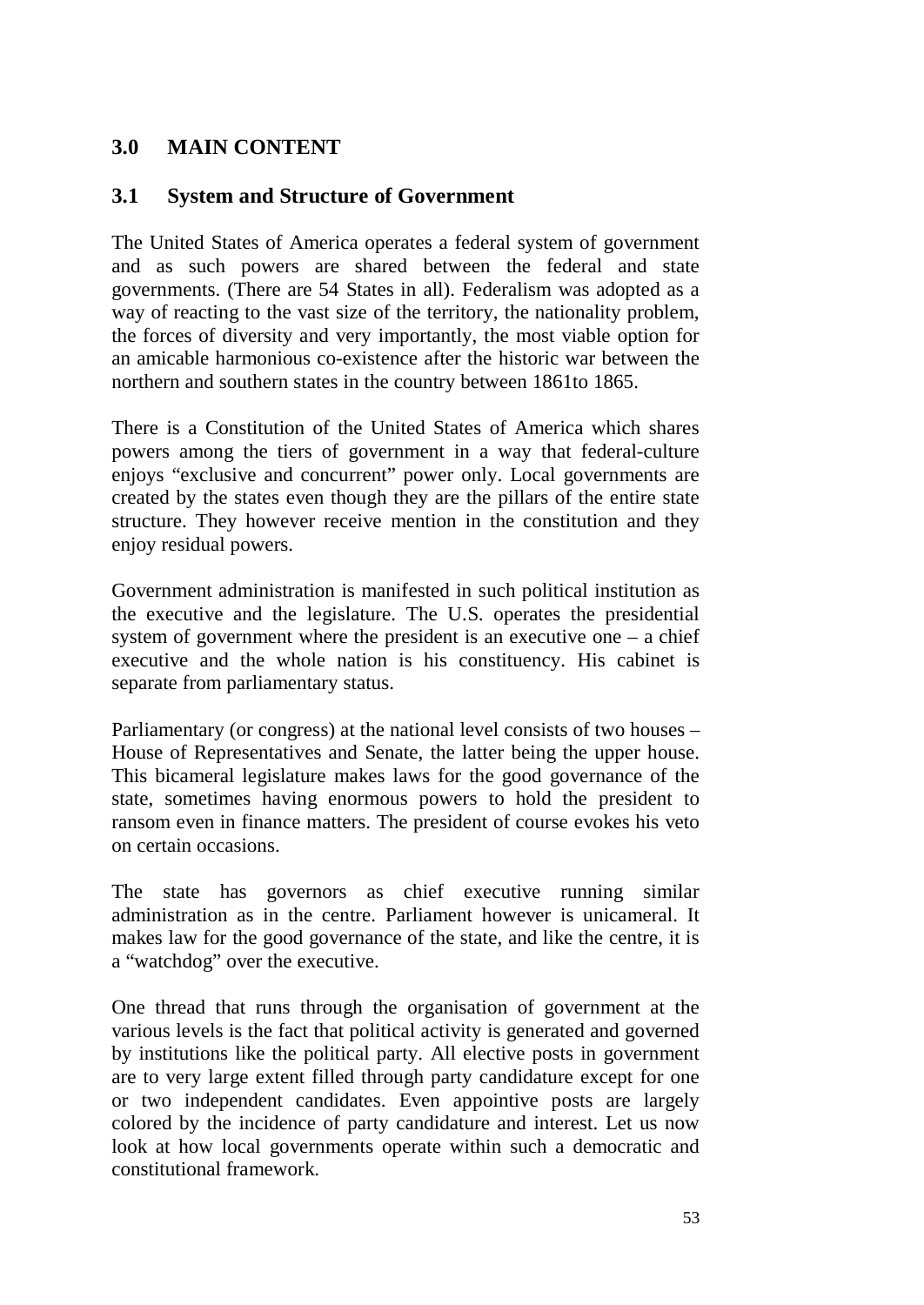# 3.0 MAIN CONTENT

## 3.1 System and Structure of Government

The United States of America operates a federal system of government and as such powers are shared between the federal and state governments. (There are 54 States in all). Federalism was adopted as a way of reacting to the vast size of the territory, the nationality problem, the forces of diversity and very importantly, the most viable option for an amicable harmonious co-existence after the historic war between the northern and southern states in the country between 1861to 1865.

There is a Constitution of the United States of America which shares powers among the tiers of government in a way that federal-culture enjoys "exclusive and concurrent" power only. Local governments are created by the states even though they are the pillars of the entire state structure. They however receive mention in the constitution and they enjoy residual powers.

Government administration is manifested in such political institution as the executive and the legislature. The U.S. operates the presidential system of government where the president is an executive one – a chief executive and the whole nation is his constituency. His cabinet is separate from parliamentary status.

Parliamentary (or congress) at the national level consists of two houses – House of Representatives and Senate, the latter being the upper house. This bicameral legislature makes laws for the good governance of the state, sometimes having enormous powers to hold the president to ransom even in finance matters. The president of course evokes his veto on certain occasions.

The state has governors as chief executive running similar administration as in the centre. Parliament however is unicameral. It makes law for the good governance of the state, and like the centre, it is a "watchdog" over the executive.

One thread that runs through the organisation of government at the various levels is the fact that political activity is generated and governed by institutions like the political party. All elective posts in government are to very large extent filled through party candidature except for one or two independent candidates. Even appointive posts are largely colored by the incidence of party candidature and interest. Let us now look at how local governments operate within such a democratic and constitutional framework.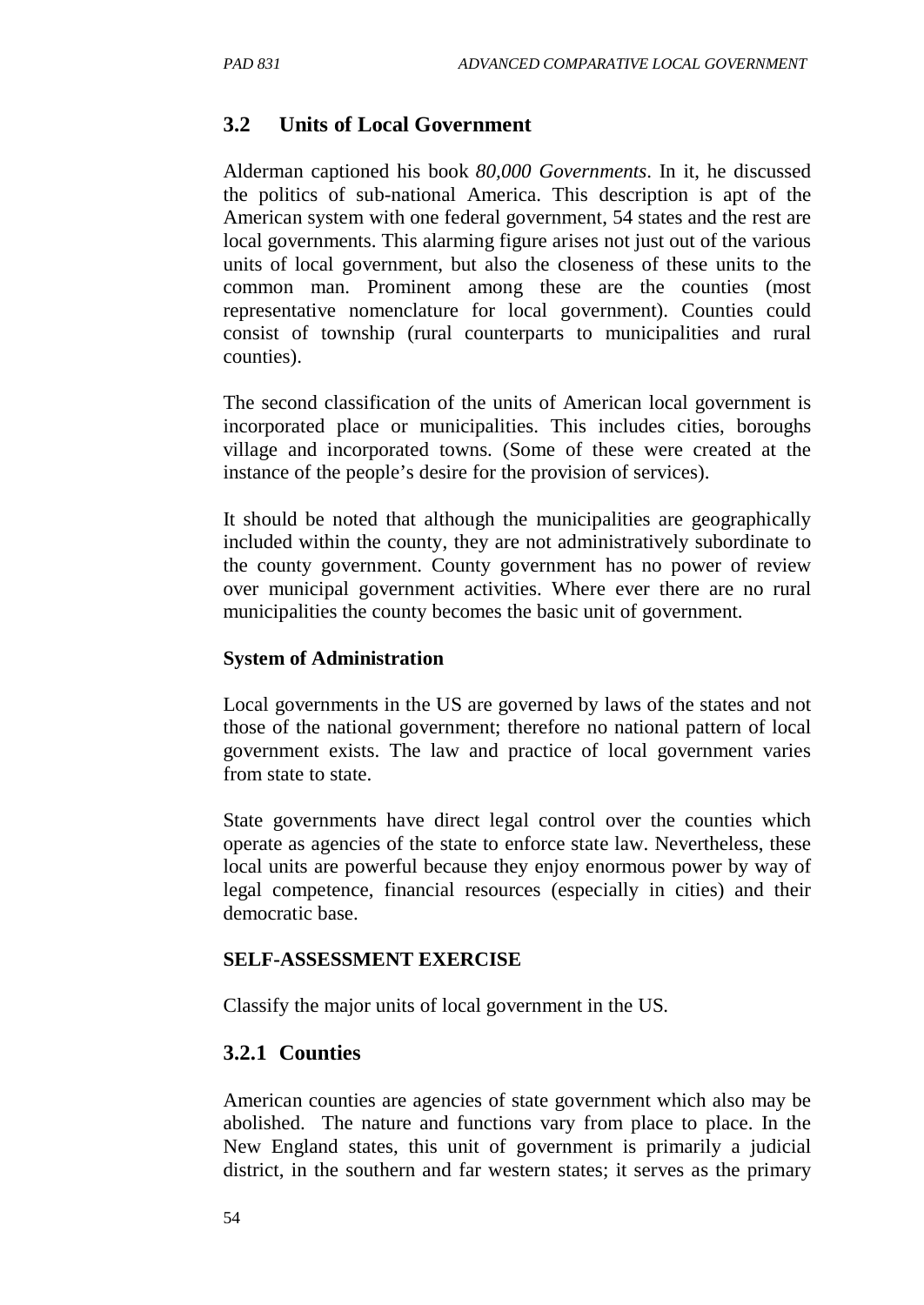## 3.2 Units of Local Government

Alderman captioned his book *80,000 Governments*. In it, he discussed the politics of sub-national America. This description is apt of the American system with one federal government, 54 states and the rest are local governments. This alarming figure arises not just out of the various units of local government, but also the closeness of these units to the common man. Prominent among these are the counties (most representative nomenclature for local government). Counties could consist of township (rural counterparts to municipalities and rural counties).

The second classification of the units of American local government is incorporated place or municipalities. This includes cities, boroughs village and incorporated towns. (Some of these were created at the instance of the people's desire for the provision of services).

It should be noted that although the municipalities are geographically included within the county, they are not administratively subordinate to the county government. County government has no power of review over municipal government activities. Where ever there are no rural municipalities the county becomes the basic unit of government.

**System of Administration**

Local governments in the US are governed by laws of the states and not those of the national government; therefore no national pattern of local government exists. The law and practice of local government varies from state to state.

State governments have direct legal control over the counties which operate as agencies of the state to enforce state law. Nevertheless, these local units are powerful because they enjoy enormous power by way of legal competence, financial resources (especially in cities) and their democratic base.

**SELF-ASSESSMENT EXERCISE**

Classify the major units of local government in the US.

### 3.2.1 Counties

American counties are agencies of state government which also may be abolished. The nature and functions vary from place to place. In the New England states, this unit of government is primarily a judicial district, in the southern and far western states; it serves as the primary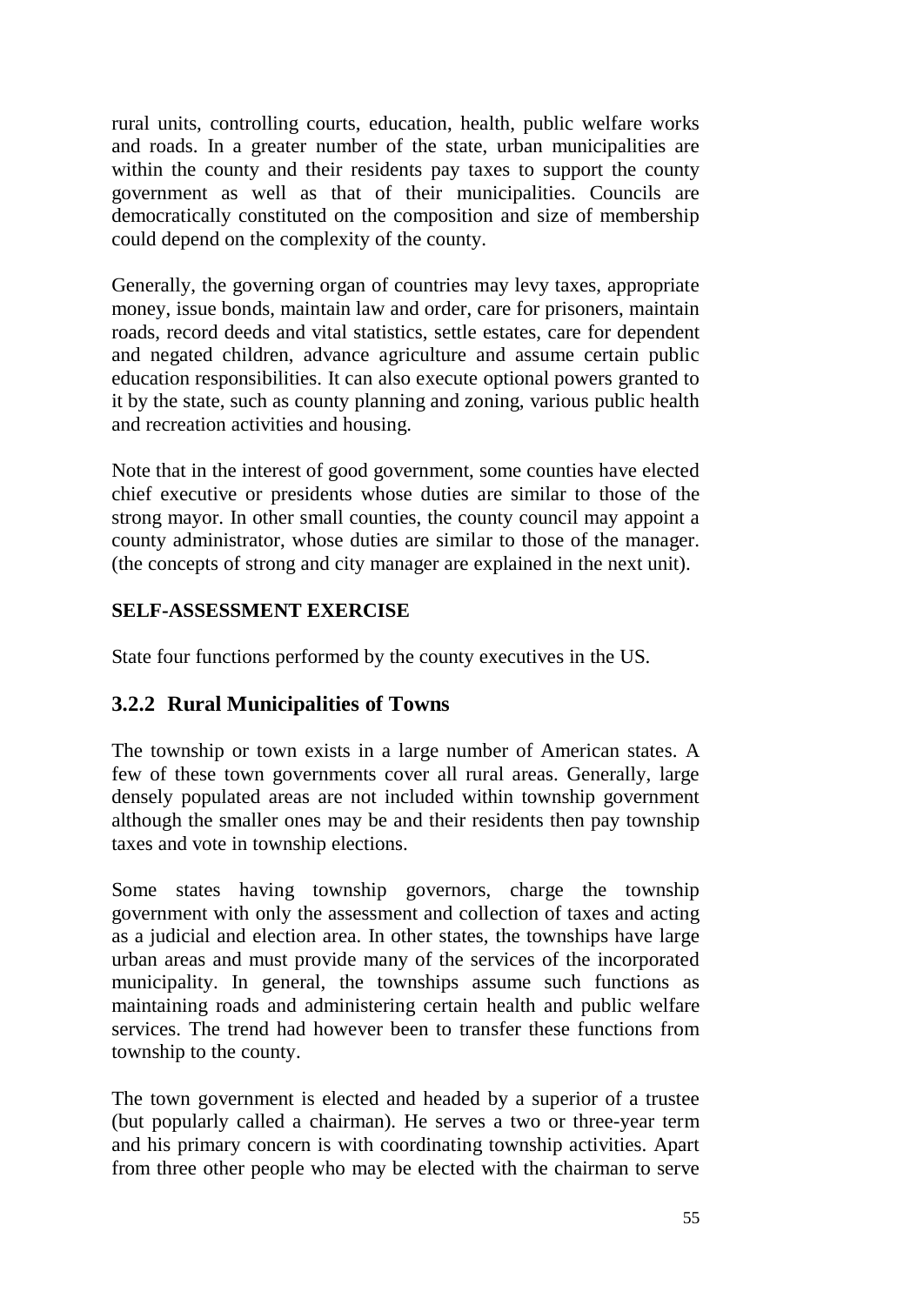rural units, controlling courts, education, health, public welfare works and roads. In a greater number of the state, urban municipalities are within the county and their residents pay taxes to support the county government as well as that of their municipalities. Councils are democratically constituted on the composition and size of membership could depend on the complexity of the county.

Generally, the governing organ of countries may levy taxes, appropriate money, issue bonds, maintain law and order, care for prisoners, maintain roads, record deeds and vital statistics, settle estates, care for dependent and negated children, advance agriculture and assume certain public education responsibilities. It can also execute optional powers granted to it by the state, such as county planning and zoning, various public health and recreation activities and housing.

Note that in the interest of good government, some counties have elected chief executive or presidents whose duties are similar to those of the strong mayor. In other small counties, the county council may appoint a county administrator, whose duties are similar to those of the manager. (the concepts of strong and city manager are explained in the next unit).

**SELF-ASSESSMENT EXERCISE**

State four functions performed by the county executives in the US.

### 3.2.2 Rural Municipalities of Towns

The township or town exists in a large number of American states. A few of these town governments cover all rural areas. Generally, large densely populated areas are not included within township government although the smaller ones may be and their residents then pay township taxes and vote in township elections.

Some states having township governors, charge the township government with only the assessment and collection of taxes and acting as a judicial and election area. In other states, the townships have large urban areas and must provide many of the services of the incorporated municipality. In general, the townships assume such functions as maintaining roads and administering certain health and public welfare services. The trend had however been to transfer these functions from township to the county.

The town government is elected and headed by a superior of a trustee (but popularly called a chairman). He serves a two or three-year term and his primary concern is with coordinating township activities. Apart from three other people who may be elected with the chairman to serve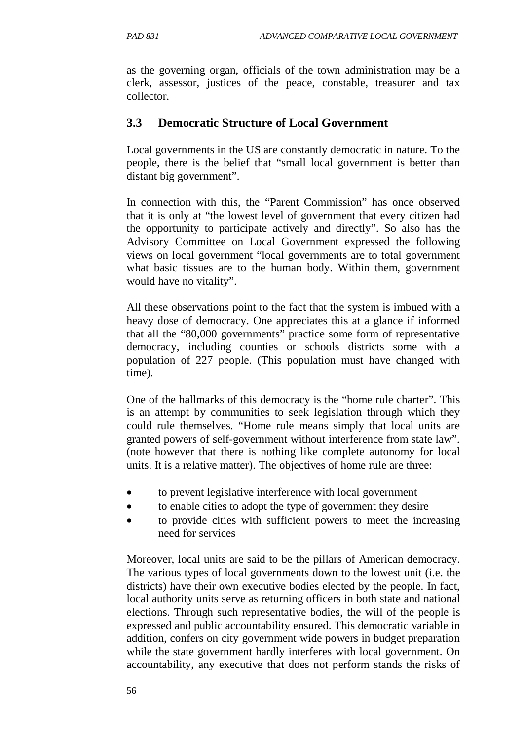as the governing organ, officials of the town administration may be a clerk, assessor, justices of the peace, constable, treasurer and tax collector.

## 3.3 Democratic Structure of Local Government

Local governments in the US are constantly democratic in nature. To the people, there is the belief that "small local government is better than distant big government".

In connection with this, the "Parent Commission" has once observed that it is only at "the lowest level of government that every citizen had the opportunity to participate actively and directly". So also has the Advisory Committee on Local Government expressed the following views on local government "local governments are to total government what basic tissues are to the human body. Within them, government would have no vitality".

All these observations point to the fact that the system is imbued with a heavy dose of democracy. One appreciates this at a glance if informed that all the "80,000 governments" practice some form of representative democracy, including counties or schools districts some with a population of 227 people. (This population must have changed with time).

One of the hallmarks of this democracy is the "home rule charter". This is an attempt by communities to seek legislation through which they could rule themselves. "Home rule means simply that local units are granted powers of self-government without interference from state law". (note however that there is nothing like complete autonomy for local units. It is a relative matter). The objectives of home rule are three:

- to prevent legislative interference with local government
- to enable cities to adopt the type of government they desire
- to provide cities with sufficient powers to meet the increasing need for services

Moreover, local units are said to be the pillars of American democracy. The various types of local governments down to the lowest unit (i.e. the districts) have their own executive bodies elected by the people. In fact, local authority units serve as returning officers in both state and national elections. Through such representative bodies, the will of the people is expressed and public accountability ensured. This democratic variable in addition, confers on city government wide powers in budget preparation while the state government hardly interferes with local government. On accountability, any executive that does not perform stands the risks of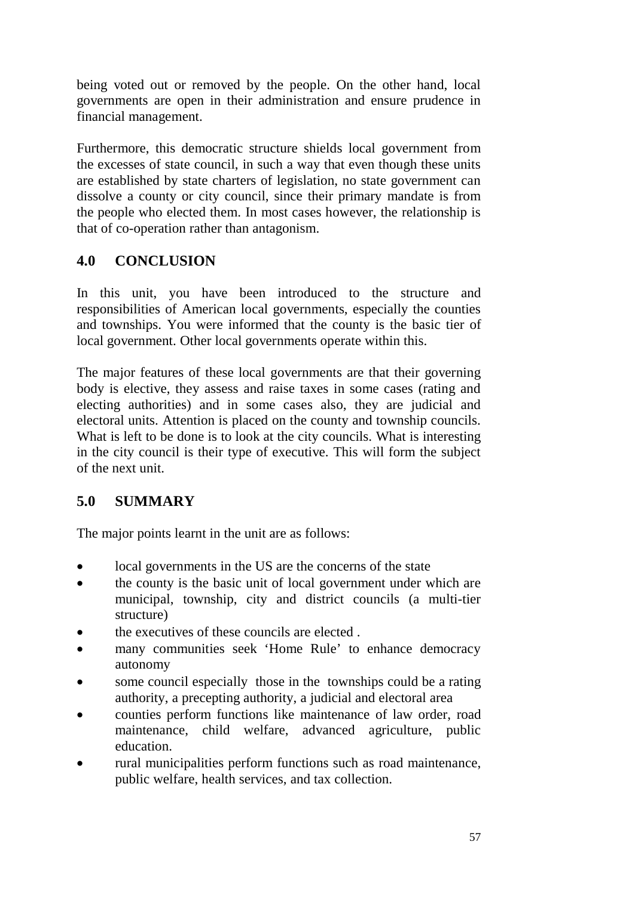being voted out or removed by the people. On the other hand, local governments are open in their administration and ensure prudence in financial management.

Furthermore, this democratic structure shields local government from the excesses of state council, in such a way that even though these units are established by state charters of legislation, no state government can dissolve a county or city council, since their primary mandate is from the people who elected them. In most cases however, the relationship is that of co-operation rather than antagonism.

## 4.0 CONCLUSION

In this unit, you have been introduced to the structure and responsibilities of American local governments, especially the counties and townships. You were informed that the county is the basic tier of local government. Other local governments operate within this.

The major features of these local governments are that their governing body is elective, they assess and raise taxes in some cases (rating and electing authorities) and in some cases also, they are judicial and electoral units. Attention is placed on the county and township councils. What is left to be done is to look at the city councils. What is interesting in the city council is their type of executive. This will form the subject of the next unit.

## 5.0 SUMMARY

The major points learnt in the unit are as follows:

- local governments in the US are the concerns of the state
- the county is the basic unit of local government under which are municipal, township, city and district councils (a multi-tier structure)
- the executives of these councils are elected .
- many communities seek 'Home Rule' to enhance democracy autonomy
- some council especially those in the townships could be a rating authority, a precepting authority, a judicial and electoral area
- counties perform functions like maintenance of law order, road maintenance, child welfare, advanced agriculture, public education.
- rural municipalities perform functions such as road maintenance, public welfare, health services, and tax collection.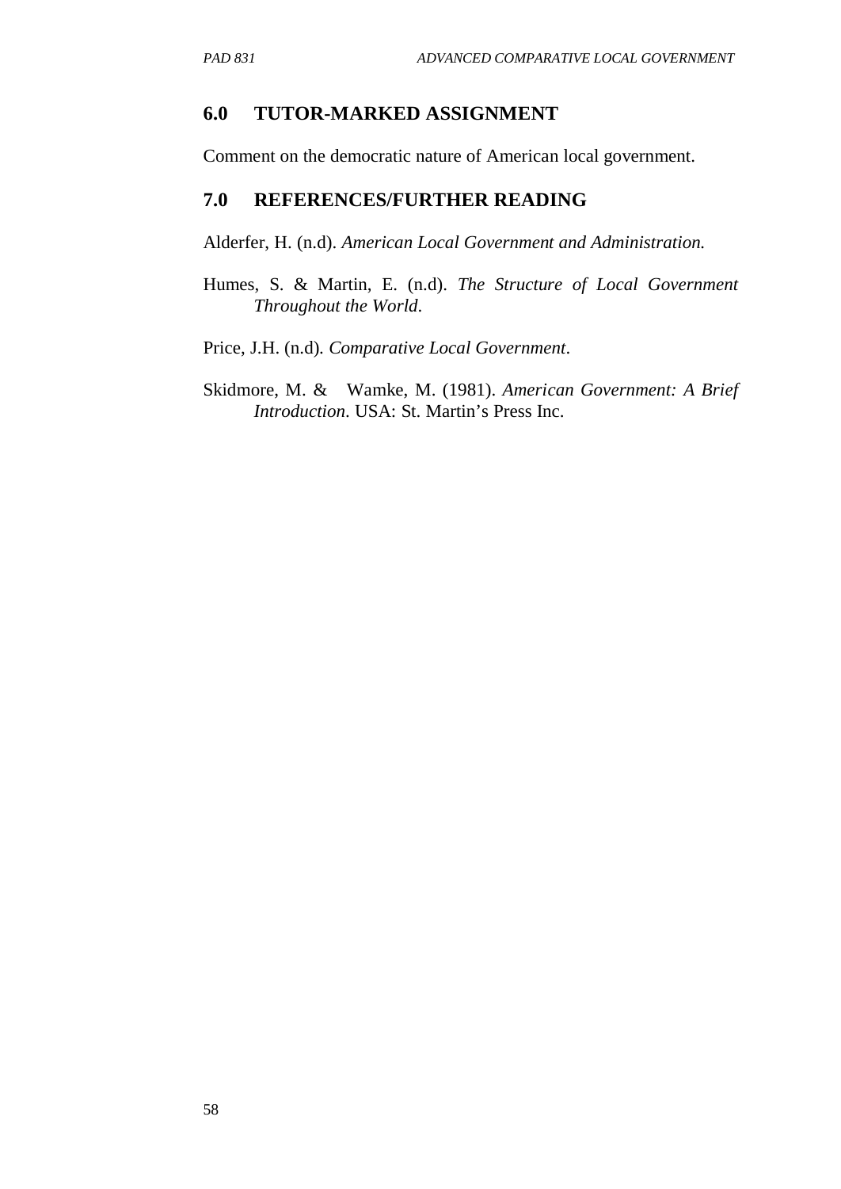## 6.0 TUTOR-MARKED ASSIGNMENT

Comment on the democratic nature of American local government.

## 7.0 REFERENCES/FURTHER READING

Alderfer, H. (n.d). *American Local Government and Administration.*

Humes, S. & Martin, E. (n.d). *The Structure of Local Government Throughout the World*.

Price, J.H. (n.d). *Comparative Local Government*.

Skidmore, M. & Wamke, M. (1981). *American Government: A Brief Introduction*. USA: St. Martin's Press Inc.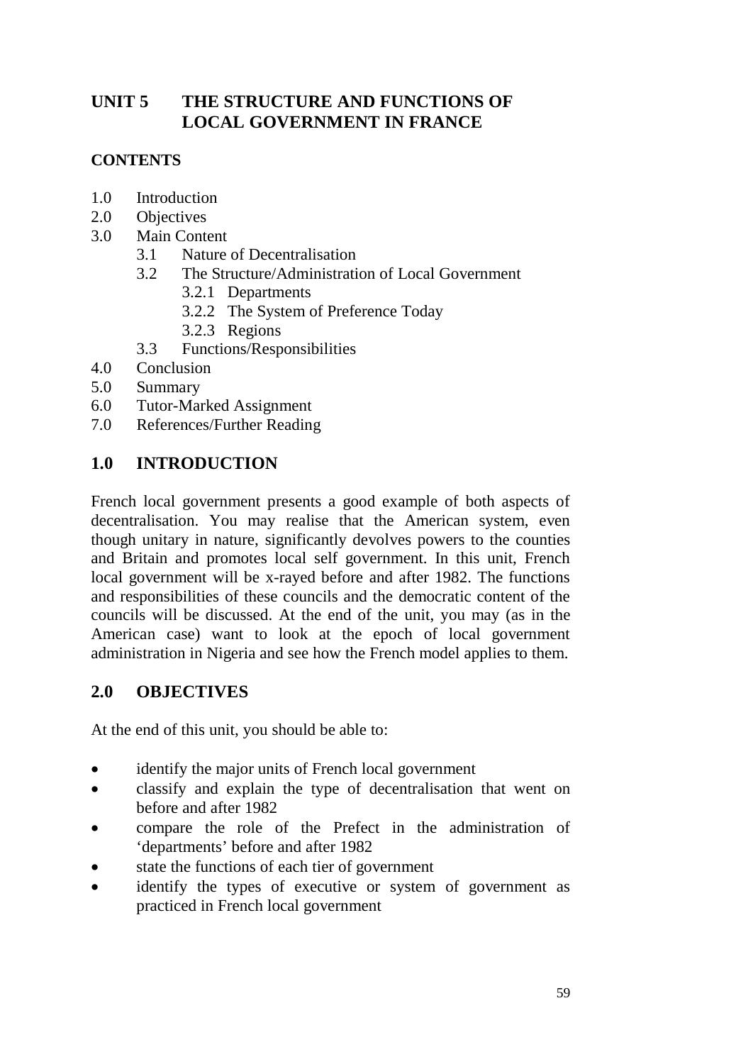# UNIT 5 THE STRUCTURE AND FUNCTIONS OF LOCAL GOVERNMENT IN FRANCE

## CONTENTS

- 1.0 Introduction
- 2.0 Objectives
- 3.0 Main Content
  - 3.1 Nature of Decentralisation
  - 3.2 The Structure/Administration of Local Government
    - 3.2.1 Departments
    - 3.2.2 The System of Preference Today
    - 3.2.3 Regions
  - 3.3 Functions/Responsibilities
- 4.0 Conclusion
- 5.0 Summary
- 6.0 Tutor-Marked Assignment
- 7.0 References/Further Reading

## 1.0 INTRODUCTION

French local government presents a good example of both aspects of decentralisation. You may realise that the American system, even though unitary in nature, significantly devolves powers to the counties and Britain and promotes local self government. In this unit, French local government will be x-rayed before and after 1982. The functions and responsibilities of these councils and the democratic content of the councils will be discussed. At the end of the unit, you may (as in the American case) want to look at the epoch of local government administration in Nigeria and see how the French model applies to them.

## 2.0 OBJECTIVES

At the end of this unit, you should be able to:

- identify the major units of French local government
- classify and explain the type of decentralisation that went on before and after 1982
- compare the role of the Prefect in the administration of 'departments' before and after 1982
- state the functions of each tier of government
- identify the types of executive or system of government as practiced in French local government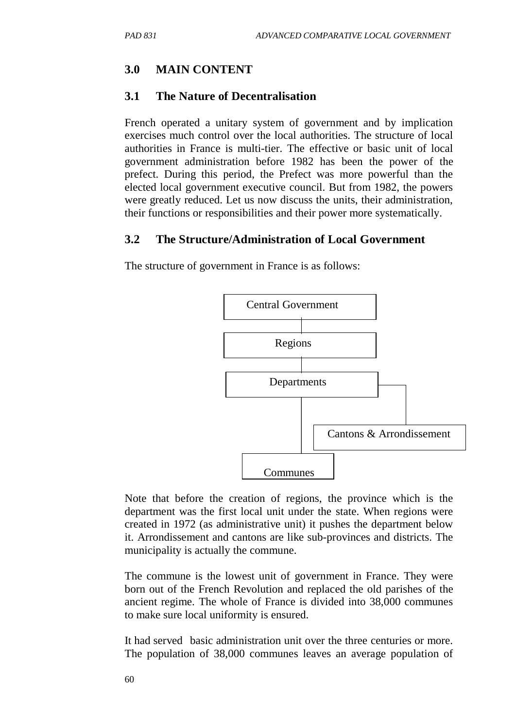## 3.0 MAIN CONTENT

### 3.1 The Nature of Decentralisation

French operated a unitary system of government and by implication exercises much control over the local authorities. The structure of local authorities in France is multi-tier. The effective or basic unit of local government administration before 1982 has been the power of the prefect. During this period, the Prefect was more powerful than the elected local government executive council. But from 1982, the powers were greatly reduced. Let us now discuss the units, their administration, their functions or responsibilities and their power more systematically.

### 3.2 The Structure/Administration of Local Government

The structure of government in France is as follows:

```
Central Government
        |
     Regions
        |
   Departments ──────────┐
        |                |
        |     Cantons & Arrondissement
        |
    Communes
```

Note that before the creation of regions, the province which is the department was the first local unit under the state. When regions were created in 1972 (as administrative unit) it pushes the department below it. Arrondissement and cantons are like sub-provinces and districts. The municipality is actually the commune.

The commune is the lowest unit of government in France. They were born out of the French Revolution and replaced the old parishes of the ancient regime. The whole of France is divided into 38,000 communes to make sure local uniformity is ensured.

It had served basic administration unit over the three centuries or more. The population of 38,000 communes leaves an average population of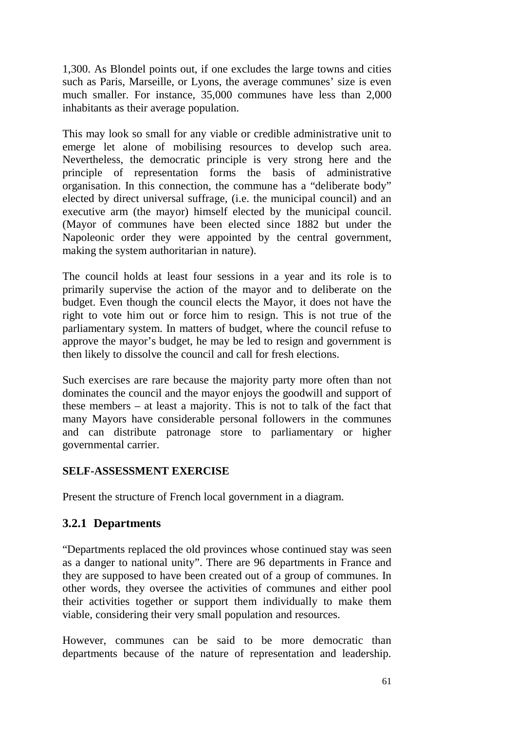1,300. As Blondel points out, if one excludes the large towns and cities such as Paris, Marseille, or Lyons, the average communes' size is even much smaller. For instance, 35,000 communes have less than 2,000 inhabitants as their average population.

This may look so small for any viable or credible administrative unit to emerge let alone of mobilising resources to develop such area. Nevertheless, the democratic principle is very strong here and the principle of representation forms the basis of administrative organisation. In this connection, the commune has a "deliberate body" elected by direct universal suffrage, (i.e. the municipal council) and an executive arm (the mayor) himself elected by the municipal council. (Mayor of communes have been elected since 1882 but under the Napoleonic order they were appointed by the central government, making the system authoritarian in nature).

The council holds at least four sessions in a year and its role is to primarily supervise the action of the mayor and to deliberate on the budget. Even though the council elects the Mayor, it does not have the right to vote him out or force him to resign. This is not true of the parliamentary system. In matters of budget, where the council refuse to approve the mayor's budget, he may be led to resign and government is then likely to dissolve the council and call for fresh elections.

Such exercises are rare because the majority party more often than not dominates the council and the mayor enjoys the goodwill and support of these members – at least a majority. This is not to talk of the fact that many Mayors have considerable personal followers in the communes and can distribute patronage store to parliamentary or higher governmental carrier.

**SELF-ASSESSMENT EXERCISE**

Present the structure of French local government in a diagram.

### 3.2.1 Departments

"Departments replaced the old provinces whose continued stay was seen as a danger to national unity". There are 96 departments in France and they are supposed to have been created out of a group of communes. In other words, they oversee the activities of communes and either pool their activities together or support them individually to make them viable, considering their very small population and resources.

However, communes can be said to be more democratic than departments because of the nature of representation and leadership.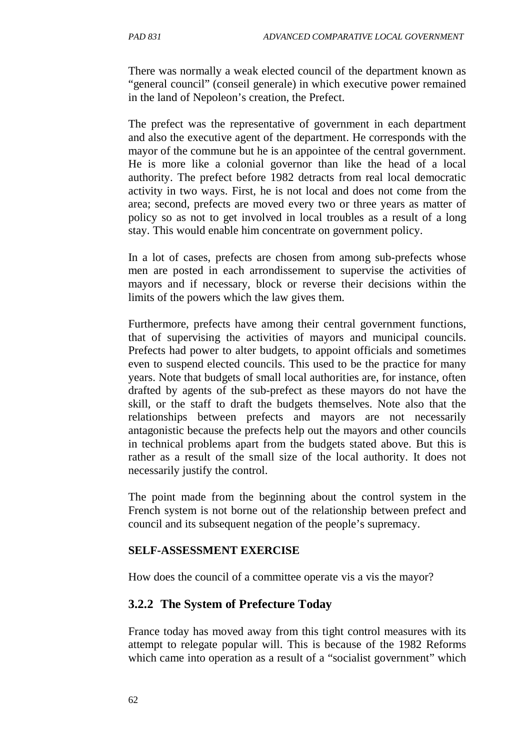There was normally a weak elected council of the department known as "general council" (conseil generale) in which executive power remained in the land of Nepoleon's creation, the Prefect.

The prefect was the representative of government in each department and also the executive agent of the department. He corresponds with the mayor of the commune but he is an appointee of the central government. He is more like a colonial governor than like the head of a local authority. The prefect before 1982 detracts from real local democratic activity in two ways. First, he is not local and does not come from the area; second, prefects are moved every two or three years as matter of policy so as not to get involved in local troubles as a result of a long stay. This would enable him concentrate on government policy.

In a lot of cases, prefects are chosen from among sub-prefects whose men are posted in each arrondissement to supervise the activities of mayors and if necessary, block or reverse their decisions within the limits of the powers which the law gives them.

Furthermore, prefects have among their central government functions, that of supervising the activities of mayors and municipal councils. Prefects had power to alter budgets, to appoint officials and sometimes even to suspend elected councils. This used to be the practice for many years. Note that budgets of small local authorities are, for instance, often drafted by agents of the sub-prefect as these mayors do not have the skill, or the staff to draft the budgets themselves. Note also that the relationships between prefects and mayors are not necessarily antagonistic because the prefects help out the mayors and other councils in technical problems apart from the budgets stated above. But this is rather as a result of the small size of the local authority. It does not necessarily justify the control.

The point made from the beginning about the control system in the French system is not borne out of the relationship between prefect and council and its subsequent negation of the people's supremacy.

**SELF-ASSESSMENT EXERCISE**

How does the council of a committee operate vis a vis the mayor?

### 3.2.2 The System of Prefecture Today

France today has moved away from this tight control measures with its attempt to relegate popular will. This is because of the 1982 Reforms which came into operation as a result of a "socialist government" which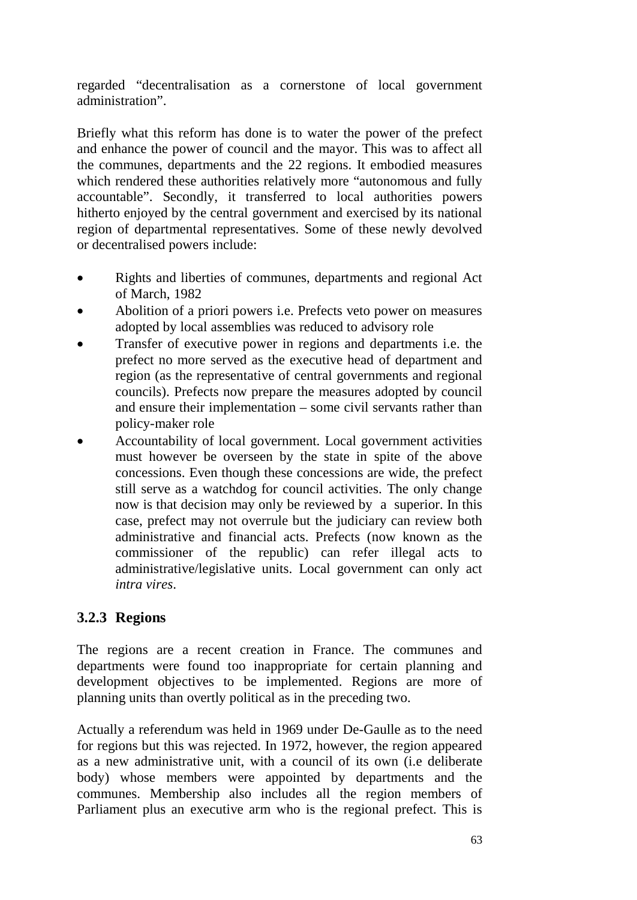regarded "decentralisation as a cornerstone of local government administration".

Briefly what this reform has done is to water the power of the prefect and enhance the power of council and the mayor. This was to affect all the communes, departments and the 22 regions. It embodied measures which rendered these authorities relatively more "autonomous and fully accountable". Secondly, it transferred to local authorities powers hitherto enjoyed by the central government and exercised by its national region of departmental representatives. Some of these newly devolved or decentralised powers include:

- Rights and liberties of communes, departments and regional Act of March, 1982
- Abolition of a priori powers i.e. Prefects veto power on measures adopted by local assemblies was reduced to advisory role
- Transfer of executive power in regions and departments i.e. the prefect no more served as the executive head of department and region (as the representative of central governments and regional councils). Prefects now prepare the measures adopted by council and ensure their implementation – some civil servants rather than policy-maker role
- Accountability of local government. Local government activities must however be overseen by the state in spite of the above concessions. Even though these concessions are wide, the prefect still serve as a watchdog for council activities. The only change now is that decision may only be reviewed by a superior. In this case, prefect may not overrule but the judiciary can review both administrative and financial acts. Prefects (now known as the commissioner of the republic) can refer illegal acts to administrative/legislative units. Local government can only act *intra vires*.

### 3.2.3 Regions

The regions are a recent creation in France. The communes and departments were found too inappropriate for certain planning and development objectives to be implemented. Regions are more of planning units than overtly political as in the preceding two.

Actually a referendum was held in 1969 under De-Gaulle as to the need for regions but this was rejected. In 1972, however, the region appeared as a new administrative unit, with a council of its own (i.e deliberate body) whose members were appointed by departments and the communes. Membership also includes all the region members of Parliament plus an executive arm who is the regional prefect. This is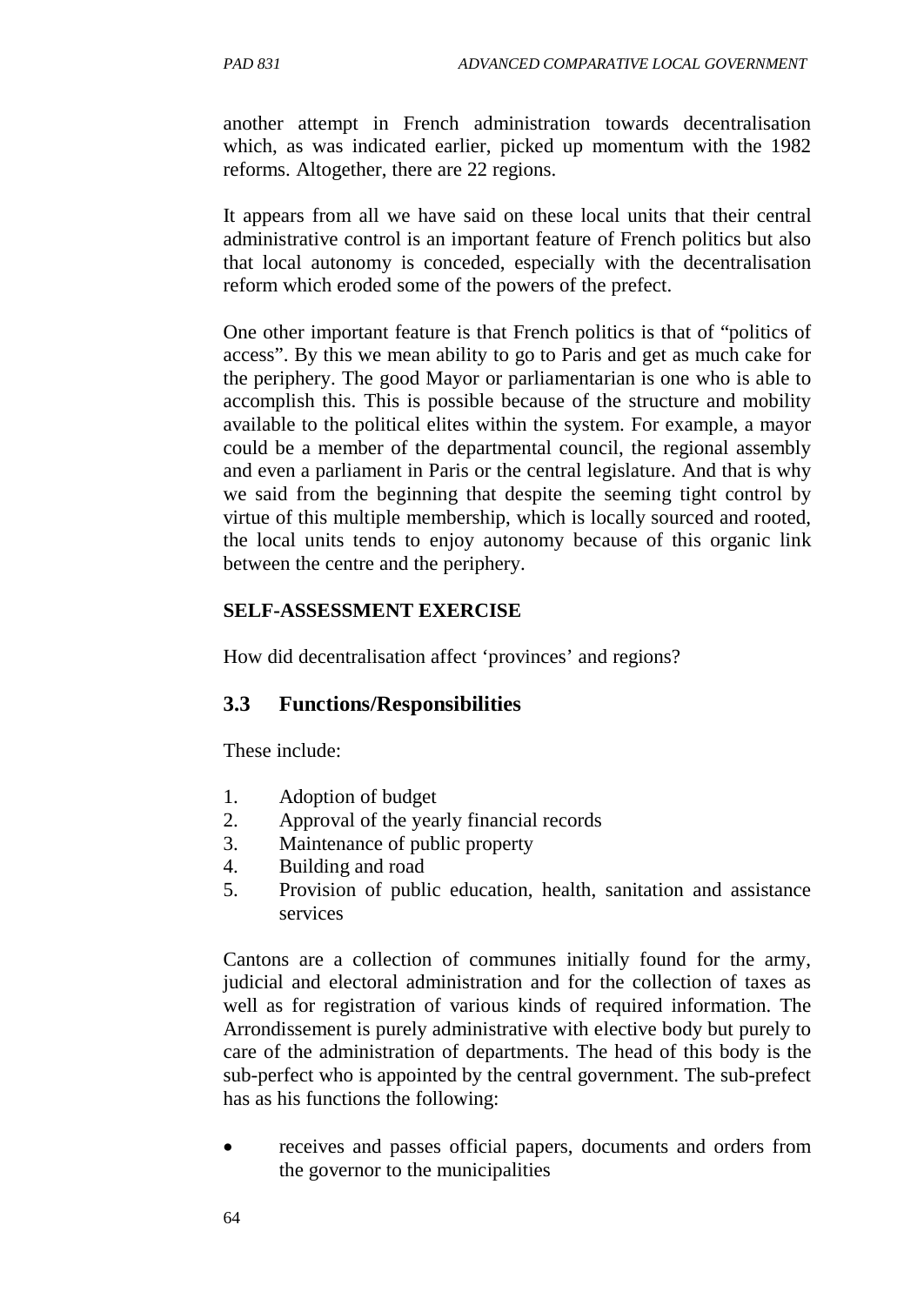another attempt in French administration towards decentralisation which, as was indicated earlier, picked up momentum with the 1982 reforms. Altogether, there are 22 regions.

It appears from all we have said on these local units that their central administrative control is an important feature of French politics but also that local autonomy is conceded, especially with the decentralisation reform which eroded some of the powers of the prefect.

One other important feature is that French politics is that of "politics of access". By this we mean ability to go to Paris and get as much cake for the periphery. The good Mayor or parliamentarian is one who is able to accomplish this. This is possible because of the structure and mobility available to the political elites within the system. For example, a mayor could be a member of the departmental council, the regional assembly and even a parliament in Paris or the central legislature. And that is why we said from the beginning that despite the seeming tight control by virtue of this multiple membership, which is locally sourced and rooted, the local units tends to enjoy autonomy because of this organic link between the centre and the periphery.

**SELF-ASSESSMENT EXERCISE**

How did decentralisation affect 'provinces' and regions?

## 3.3 Functions/Responsibilities

These include:

1. Adoption of budget
2. Approval of the yearly financial records
3. Maintenance of public property
4. Building and road
5. Provision of public education, health, sanitation and assistance services

Cantons are a collection of communes initially found for the army, judicial and electoral administration and for the collection of taxes as well as for registration of various kinds of required information. The Arrondissement is purely administrative with elective body but purely to care of the administration of departments. The head of this body is the sub-perfect who is appointed by the central government. The sub-prefect has as his functions the following:

- receives and passes official papers, documents and orders from the governor to the municipalities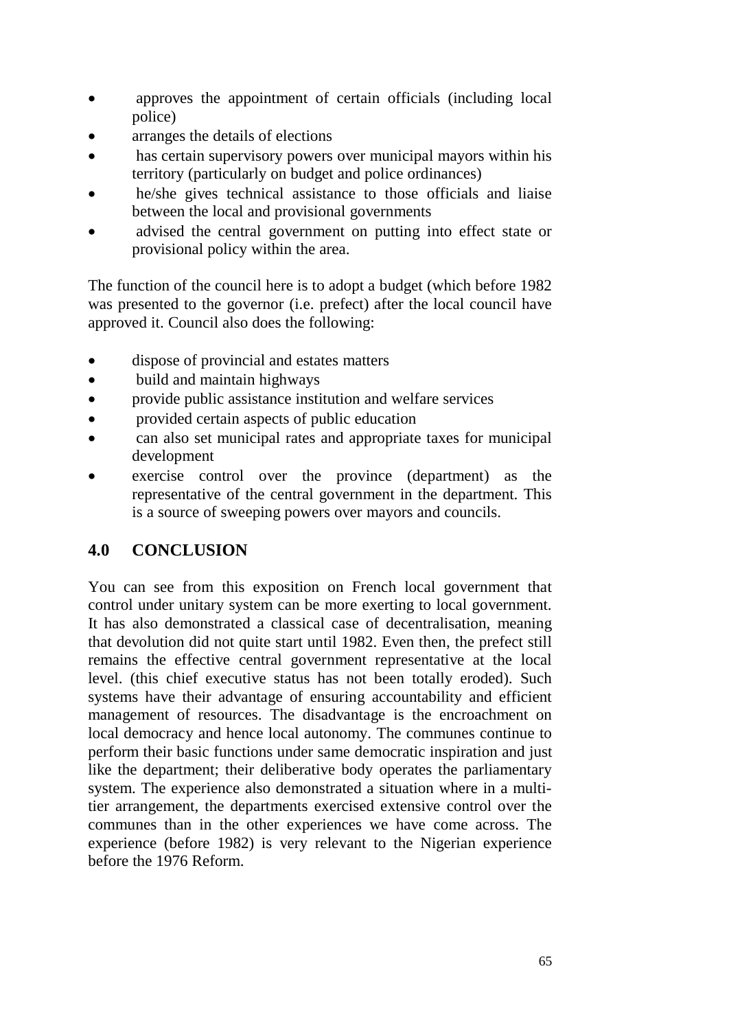- approves the appointment of certain officials (including local police)
- arranges the details of elections
- has certain supervisory powers over municipal mayors within his territory (particularly on budget and police ordinances)
- he/she gives technical assistance to those officials and liaise between the local and provisional governments
- advised the central government on putting into effect state or provisional policy within the area.

The function of the council here is to adopt a budget (which before 1982 was presented to the governor (i.e. prefect) after the local council have approved it. Council also does the following:

- dispose of provincial and estates matters
- build and maintain highways
- provide public assistance institution and welfare services
- provided certain aspects of public education
- can also set municipal rates and appropriate taxes for municipal development
- exercise control over the province (department) as the representative of the central government in the department. This is a source of sweeping powers over mayors and councils.

## 4.0 CONCLUSION

You can see from this exposition on French local government that control under unitary system can be more exerting to local government. It has also demonstrated a classical case of decentralisation, meaning that devolution did not quite start until 1982. Even then, the prefect still remains the effective central government representative at the local level. (this chief executive status has not been totally eroded). Such systems have their advantage of ensuring accountability and efficient management of resources. The disadvantage is the encroachment on local democracy and hence local autonomy. The communes continue to perform their basic functions under same democratic inspiration and just like the department; their deliberative body operates the parliamentary system. The experience also demonstrated a situation where in a multi-tier arrangement, the departments exercised extensive control over the communes than in the other experiences we have come across. The experience (before 1982) is very relevant to the Nigerian experience before the 1976 Reform.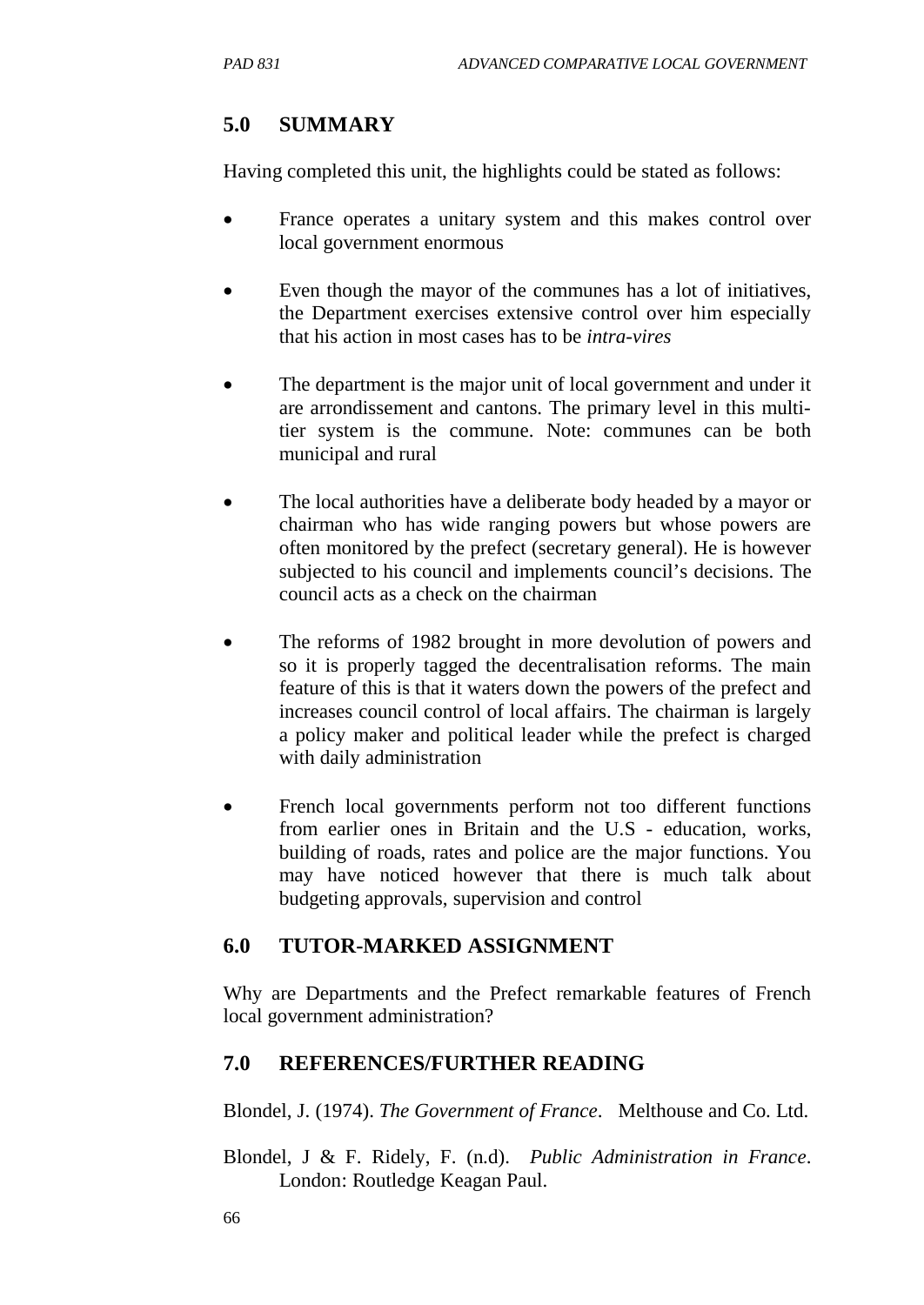## 5.0 SUMMARY

Having completed this unit, the highlights could be stated as follows:

- France operates a unitary system and this makes control over local government enormous
- Even though the mayor of the communes has a lot of initiatives, the Department exercises extensive control over him especially that his action in most cases has to be *intra-vires*
- The department is the major unit of local government and under it are arrondissement and cantons. The primary level in this multi-tier system is the commune. Note: communes can be both municipal and rural
- The local authorities have a deliberate body headed by a mayor or chairman who has wide ranging powers but whose powers are often monitored by the prefect (secretary general). He is however subjected to his council and implements council's decisions. The council acts as a check on the chairman
- The reforms of 1982 brought in more devolution of powers and so it is properly tagged the decentralisation reforms. The main feature of this is that it waters down the powers of the prefect and increases council control of local affairs. The chairman is largely a policy maker and political leader while the prefect is charged with daily administration
- French local governments perform not too different functions from earlier ones in Britain and the U.S - education, works, building of roads, rates and police are the major functions. You may have noticed however that there is much talk about budgeting approvals, supervision and control

## 6.0 TUTOR-MARKED ASSIGNMENT

Why are Departments and the Prefect remarkable features of French local government administration?

## 7.0 REFERENCES/FURTHER READING

Blondel, J. (1974). *The Government of France*. Melthouse and Co. Ltd.

Blondel, J & F. Ridely, F. (n.d). *Public Administration in France*. London: Routledge Keagan Paul.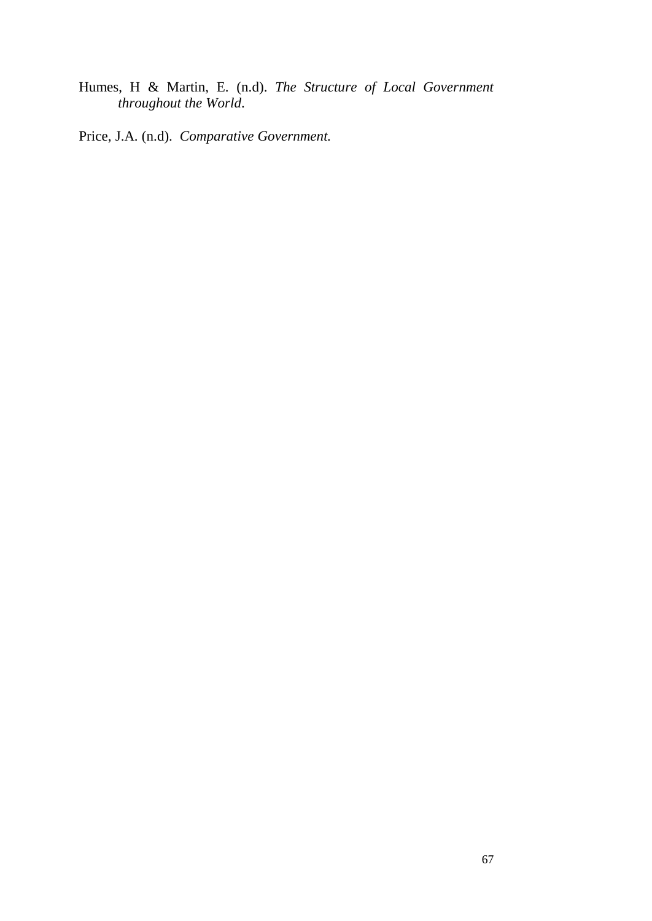Humes, H & Martin, E. (n.d). *The Structure of Local Government throughout the World*.

Price, J.A. (n.d). *Comparative Government.*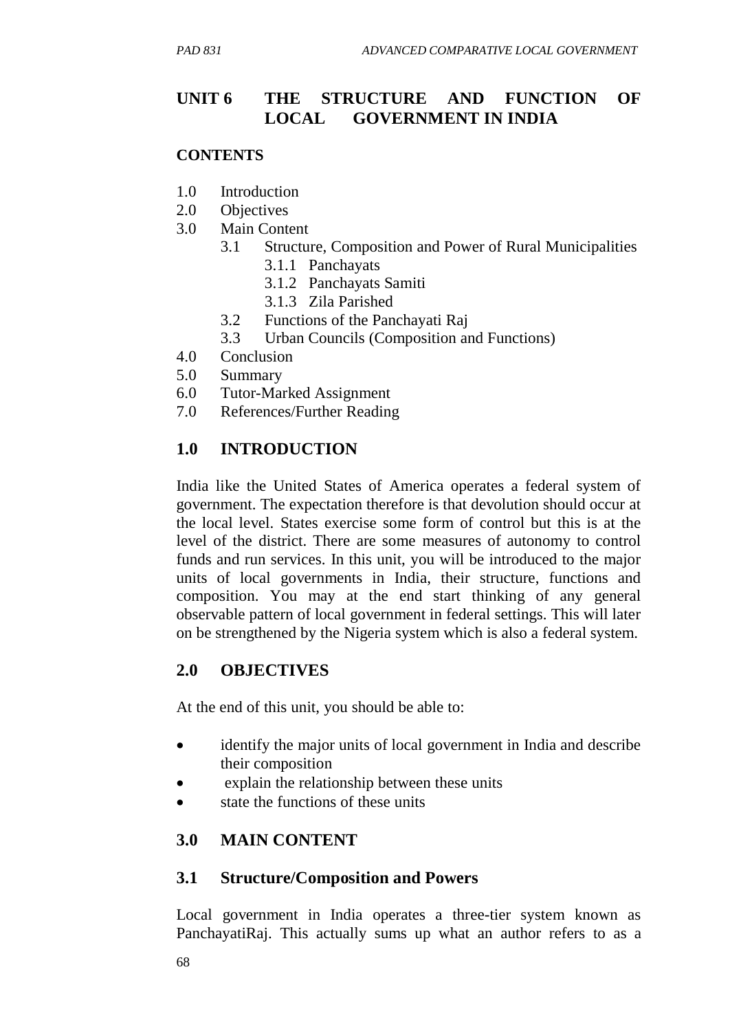# UNIT 6 THE STRUCTURE AND FUNCTION OF LOCAL GOVERNMENT IN INDIA

**CONTENTS**

1.0 Introduction
2.0 Objectives
3.0 Main Content
  3.1 Structure, Composition and Power of Rural Municipalities
    3.1.1 Panchayats
    3.1.2 Panchayats Samiti
    3.1.3 Zila Parished
  3.2 Functions of the Panchayati Raj
  3.3 Urban Councils (Composition and Functions)
4.0 Conclusion
5.0 Summary
6.0 Tutor-Marked Assignment
7.0 References/Further Reading

## 1.0 INTRODUCTION

India like the United States of America operates a federal system of government. The expectation therefore is that devolution should occur at the local level. States exercise some form of control but this is at the level of the district. There are some measures of autonomy to control funds and run services. In this unit, you will be introduced to the major units of local governments in India, their structure, functions and composition. You may at the end start thinking of any general observable pattern of local government in federal settings. This will later on be strengthened by the Nigeria system which is also a federal system.

## 2.0 OBJECTIVES

At the end of this unit, you should be able to:

- identify the major units of local government in India and describe their composition
- explain the relationship between these units
- state the functions of these units

## 3.0 MAIN CONTENT

### 3.1 Structure/Composition and Powers

Local government in India operates a three-tier system known as PanchayatiRaj. This actually sums up what an author refers to as a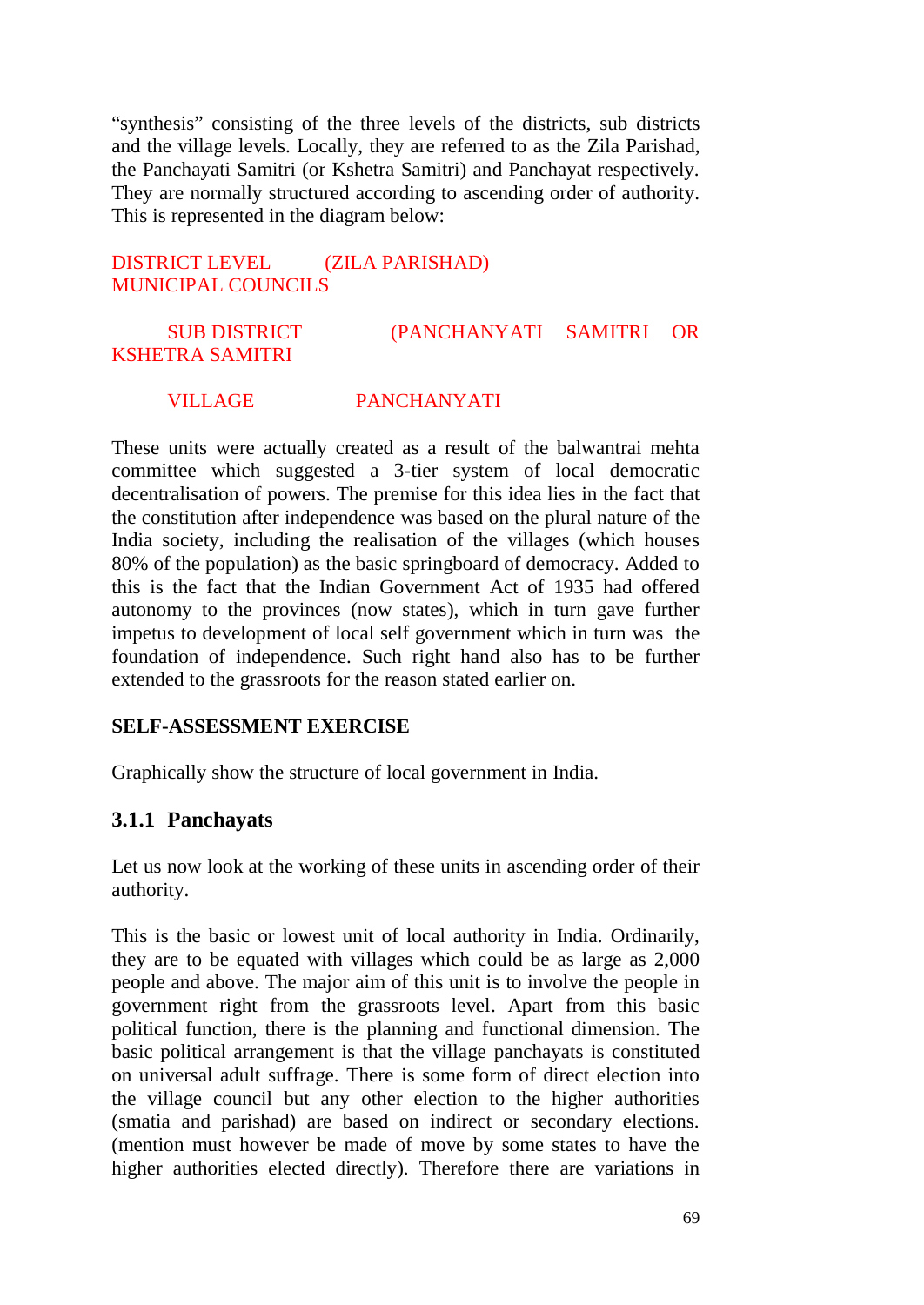"synthesis" consisting of the three levels of the districts, sub districts and the village levels. Locally, they are referred to as the Zila Parishad, the Panchayati Samitri (or Kshetra Samitri) and Panchayat respectively. They are normally structured according to ascending order of authority. This is represented in the diagram below:

DISTRICT LEVEL (ZILA PARISHAD)
MUNICIPAL COUNCILS

SUB DISTRICT (PANCHANYATI SAMITRI OR KSHETRA SAMITRI

VILLAGE PANCHANYATI

These units were actually created as a result of the balwantrai mehta committee which suggested a 3-tier system of local democratic decentralisation of powers. The premise for this idea lies in the fact that the constitution after independence was based on the plural nature of the India society, including the realisation of the villages (which houses 80% of the population) as the basic springboard of democracy. Added to this is the fact that the Indian Government Act of 1935 had offered autonomy to the provinces (now states), which in turn gave further impetus to development of local self government which in turn was the foundation of independence. Such right hand also has to be further extended to the grassroots for the reason stated earlier on.

**SELF-ASSESSMENT EXERCISE**

Graphically show the structure of local government in India.

### 3.1.1 Panchayats

Let us now look at the working of these units in ascending order of their authority.

This is the basic or lowest unit of local authority in India. Ordinarily, they are to be equated with villages which could be as large as 2,000 people and above. The major aim of this unit is to involve the people in government right from the grassroots level. Apart from this basic political function, there is the planning and functional dimension. The basic political arrangement is that the village panchayats is constituted on universal adult suffrage. There is some form of direct election into the village council but any other election to the higher authorities (smatia and parishad) are based on indirect or secondary elections. (mention must however be made of move by some states to have the higher authorities elected directly). Therefore there are variations in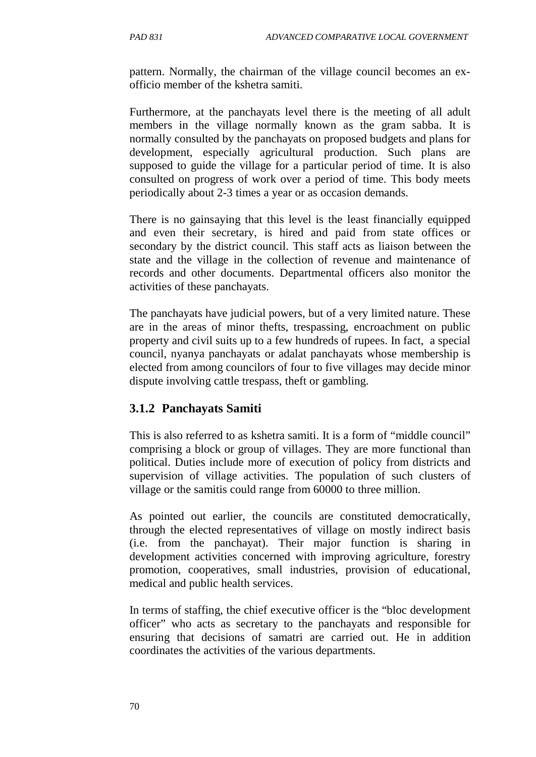pattern. Normally, the chairman of the village council becomes an ex-officio member of the kshetra samiti.

Furthermore, at the panchayats level there is the meeting of all adult members in the village normally known as the gram sabba. It is normally consulted by the panchayats on proposed budgets and plans for development, especially agricultural production. Such plans are supposed to guide the village for a particular period of time. It is also consulted on progress of work over a period of time. This body meets periodically about 2-3 times a year or as occasion demands.

There is no gainsaying that this level is the least financially equipped and even their secretary, is hired and paid from state offices or secondary by the district council. This staff acts as liaison between the state and the village in the collection of revenue and maintenance of records and other documents. Departmental officers also monitor the activities of these panchayats.

The panchayats have judicial powers, but of a very limited nature. These are in the areas of minor thefts, trespassing, encroachment on public property and civil suits up to a few hundreds of rupees. In fact, a special council, nyanya panchayats or adalat panchayats whose membership is elected from among councilors of four to five villages may decide minor dispute involving cattle trespass, theft or gambling.

### 3.1.2 Panchayats Samiti

This is also referred to as kshetra samiti. It is a form of "middle council" comprising a block or group of villages. They are more functional than political. Duties include more of execution of policy from districts and supervision of village activities. The population of such clusters of village or the samitis could range from 60000 to three million.

As pointed out earlier, the councils are constituted democratically, through the elected representatives of village on mostly indirect basis (i.e. from the panchayat). Their major function is sharing in development activities concerned with improving agriculture, forestry promotion, cooperatives, small industries, provision of educational, medical and public health services.

In terms of staffing, the chief executive officer is the "bloc development officer" who acts as secretary to the panchayats and responsible for ensuring that decisions of samatri are carried out. He in addition coordinates the activities of the various departments.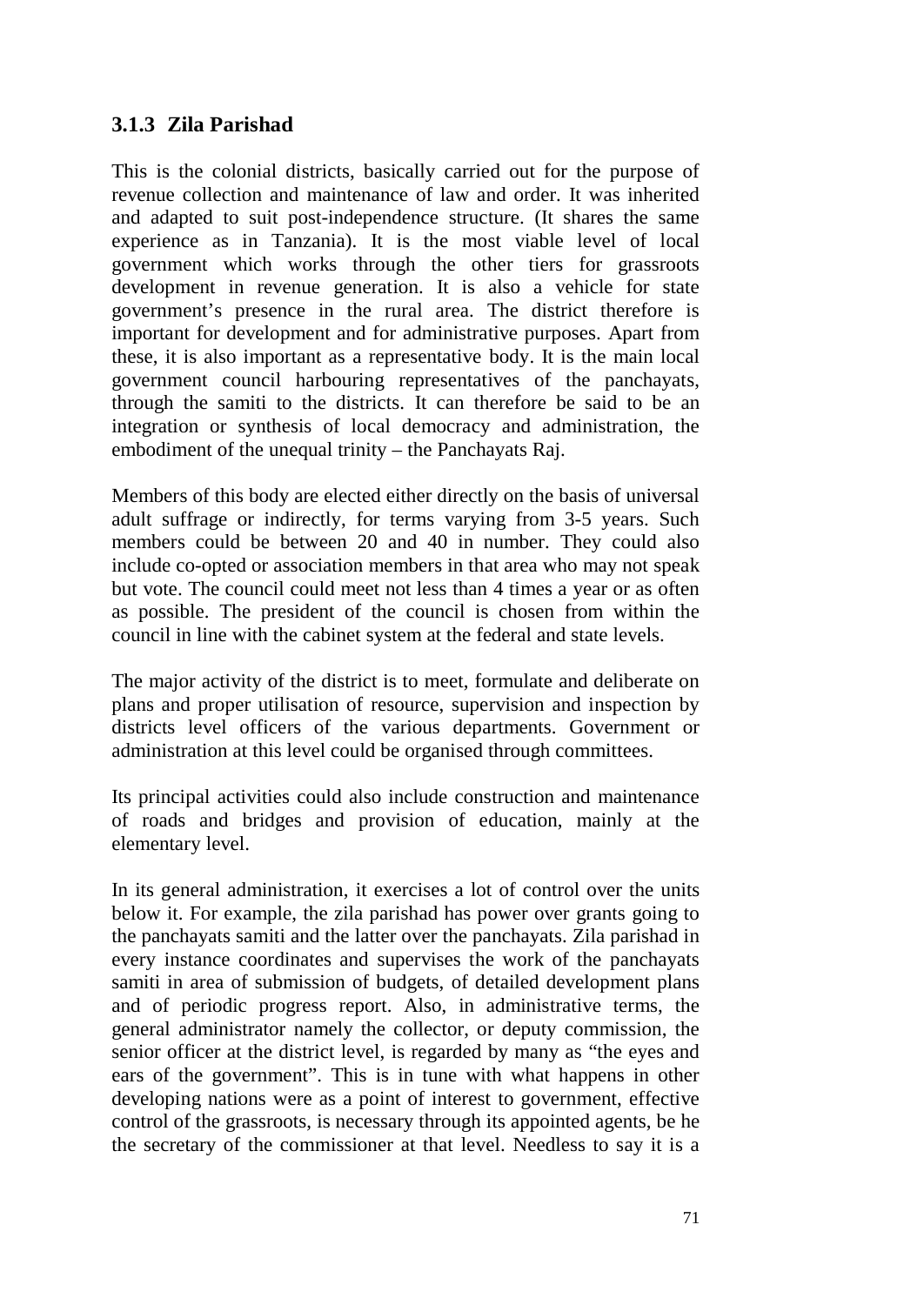### 3.1.3 Zila Parishad

This is the colonial districts, basically carried out for the purpose of revenue collection and maintenance of law and order. It was inherited and adapted to suit post-independence structure. (It shares the same experience as in Tanzania). It is the most viable level of local government which works through the other tiers for grassroots development in revenue generation. It is also a vehicle for state government's presence in the rural area. The district therefore is important for development and for administrative purposes. Apart from these, it is also important as a representative body. It is the main local government council harbouring representatives of the panchayats, through the samiti to the districts. It can therefore be said to be an integration or synthesis of local democracy and administration, the embodiment of the unequal trinity – the Panchayats Raj.

Members of this body are elected either directly on the basis of universal adult suffrage or indirectly, for terms varying from 3-5 years. Such members could be between 20 and 40 in number. They could also include co-opted or association members in that area who may not speak but vote. The council could meet not less than 4 times a year or as often as possible. The president of the council is chosen from within the council in line with the cabinet system at the federal and state levels.

The major activity of the district is to meet, formulate and deliberate on plans and proper utilisation of resource, supervision and inspection by districts level officers of the various departments. Government or administration at this level could be organised through committees.

Its principal activities could also include construction and maintenance of roads and bridges and provision of education, mainly at the elementary level.

In its general administration, it exercises a lot of control over the units below it. For example, the zila parishad has power over grants going to the panchayats samiti and the latter over the panchayats. Zila parishad in every instance coordinates and supervises the work of the panchayats samiti in area of submission of budgets, of detailed development plans and of periodic progress report. Also, in administrative terms, the general administrator namely the collector, or deputy commission, the senior officer at the district level, is regarded by many as "the eyes and ears of the government". This is in tune with what happens in other developing nations were as a point of interest to government, effective control of the grassroots, is necessary through its appointed agents, be he the secretary of the commissioner at that level. Needless to say it is a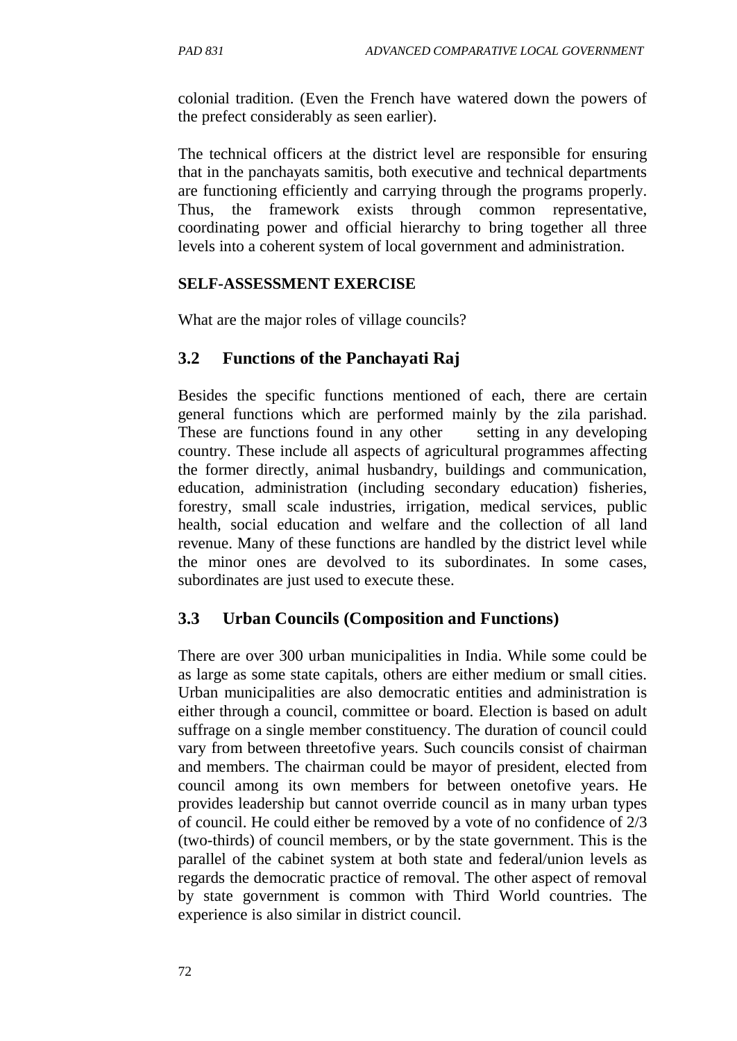colonial tradition. (Even the French have watered down the powers of the prefect considerably as seen earlier).

The technical officers at the district level are responsible for ensuring that in the panchayats samitis, both executive and technical departments are functioning efficiently and carrying through the programs properly. Thus, the framework exists through common representative, coordinating power and official hierarchy to bring together all three levels into a coherent system of local government and administration.

**SELF-ASSESSMENT EXERCISE**

What are the major roles of village councils?

## 3.2 Functions of the Panchayati Raj

Besides the specific functions mentioned of each, there are certain general functions which are performed mainly by the zila parishad. These are functions found in any other setting in any developing country. These include all aspects of agricultural programmes affecting the former directly, animal husbandry, buildings and communication, education, administration (including secondary education) fisheries, forestry, small scale industries, irrigation, medical services, public health, social education and welfare and the collection of all land revenue. Many of these functions are handled by the district level while the minor ones are devolved to its subordinates. In some cases, subordinates are just used to execute these.

## 3.3 Urban Councils (Composition and Functions)

There are over 300 urban municipalities in India. While some could be as large as some state capitals, others are either medium or small cities. Urban municipalities are also democratic entities and administration is either through a council, committee or board. Election is based on adult suffrage on a single member constituency. The duration of council could vary from between threetofive years. Such councils consist of chairman and members. The chairman could be mayor of president, elected from council among its own members for between onetofive years. He provides leadership but cannot override council as in many urban types of council. He could either be removed by a vote of no confidence of 2/3 (two-thirds) of council members, or by the state government. This is the parallel of the cabinet system at both state and federal/union levels as regards the democratic practice of removal. The other aspect of removal by state government is common with Third World countries. The experience is also similar in district council.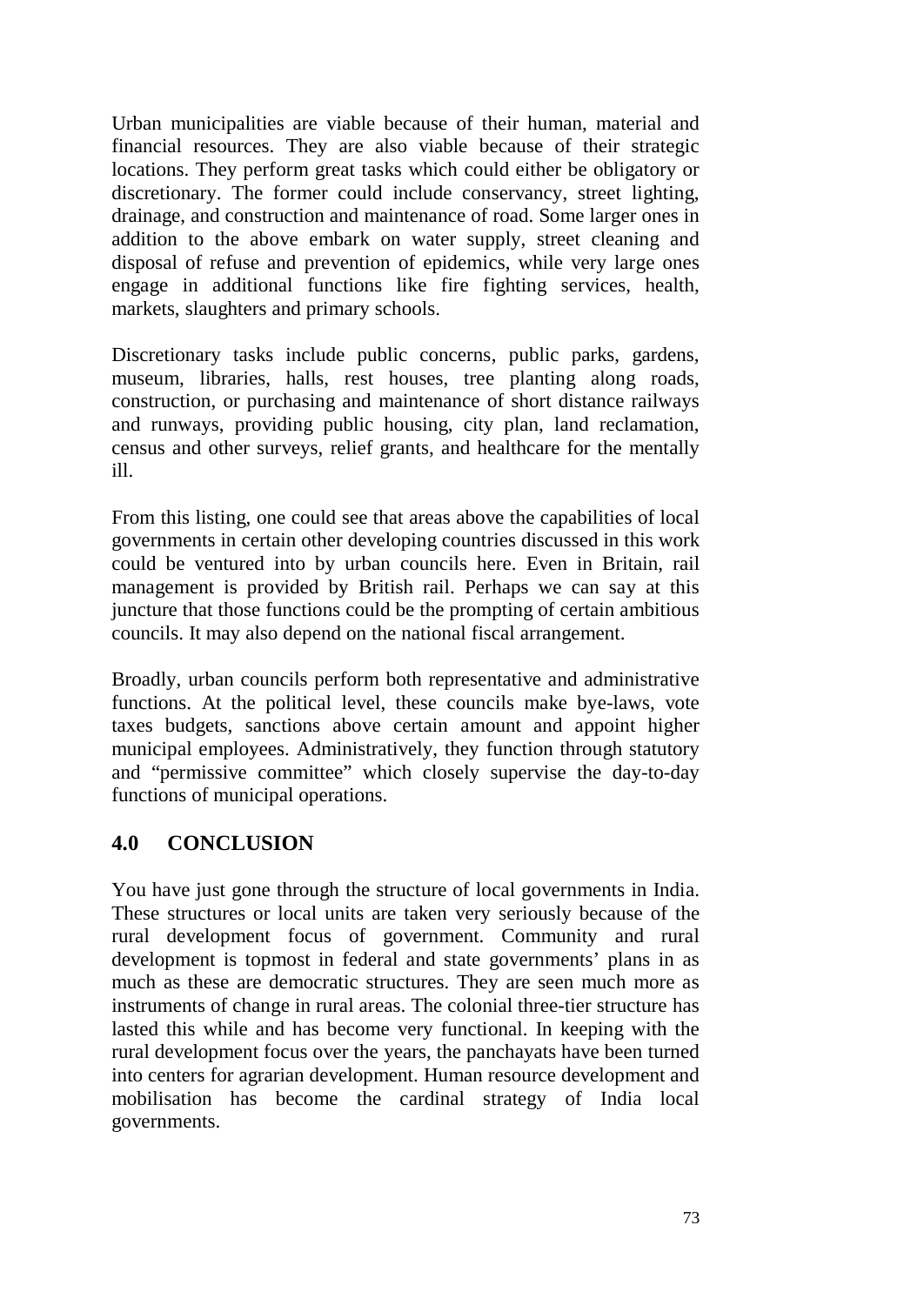Urban municipalities are viable because of their human, material and financial resources. They are also viable because of their strategic locations. They perform great tasks which could either be obligatory or discretionary. The former could include conservancy, street lighting, drainage, and construction and maintenance of road. Some larger ones in addition to the above embark on water supply, street cleaning and disposal of refuse and prevention of epidemics, while very large ones engage in additional functions like fire fighting services, health, markets, slaughters and primary schools.

Discretionary tasks include public concerns, public parks, gardens, museum, libraries, halls, rest houses, tree planting along roads, construction, or purchasing and maintenance of short distance railways and runways, providing public housing, city plan, land reclamation, census and other surveys, relief grants, and healthcare for the mentally ill.

From this listing, one could see that areas above the capabilities of local governments in certain other developing countries discussed in this work could be ventured into by urban councils here. Even in Britain, rail management is provided by British rail. Perhaps we can say at this juncture that those functions could be the prompting of certain ambitious councils. It may also depend on the national fiscal arrangement.

Broadly, urban councils perform both representative and administrative functions. At the political level, these councils make bye-laws, vote taxes budgets, sanctions above certain amount and appoint higher municipal employees. Administratively, they function through statutory and "permissive committee" which closely supervise the day-to-day functions of municipal operations.

## 4.0 CONCLUSION

You have just gone through the structure of local governments in India. These structures or local units are taken very seriously because of the rural development focus of government. Community and rural development is topmost in federal and state governments' plans in as much as these are democratic structures. They are seen much more as instruments of change in rural areas. The colonial three-tier structure has lasted this while and has become very functional. In keeping with the rural development focus over the years, the panchayats have been turned into centers for agrarian development. Human resource development and mobilisation has become the cardinal strategy of India local governments.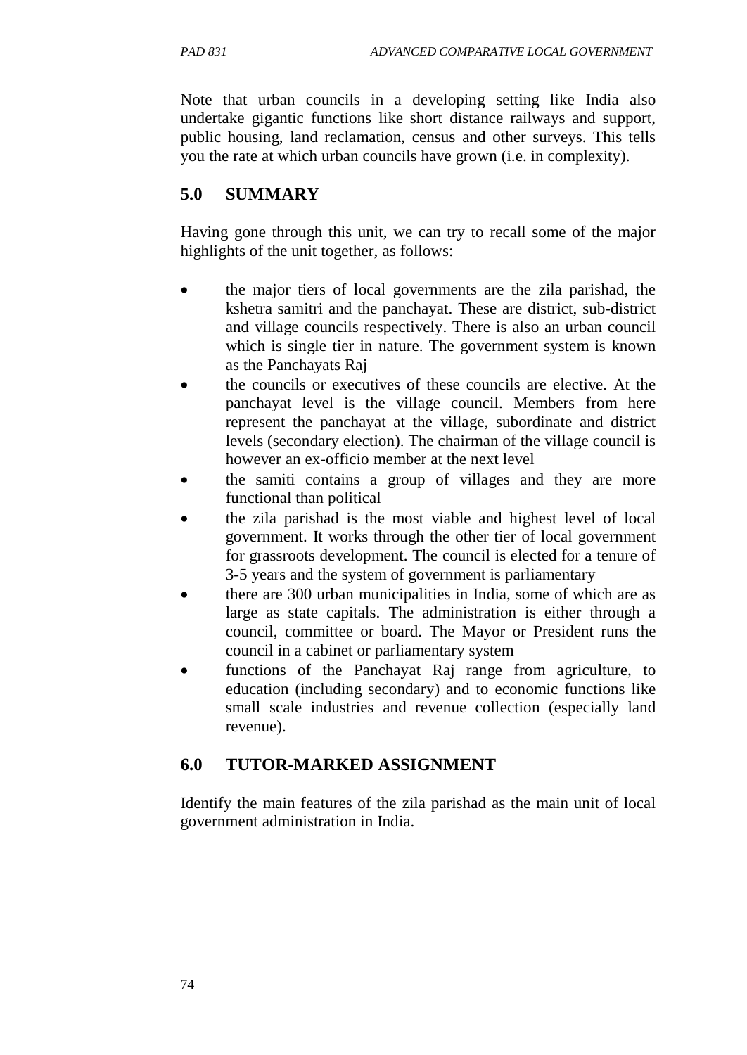Note that urban councils in a developing setting like India also undertake gigantic functions like short distance railways and support, public housing, land reclamation, census and other surveys. This tells you the rate at which urban councils have grown (i.e. in complexity).

## 5.0 SUMMARY

Having gone through this unit, we can try to recall some of the major highlights of the unit together, as follows:

- the major tiers of local governments are the zila parishad, the kshetra samitri and the panchayat. These are district, sub-district and village councils respectively. There is also an urban council which is single tier in nature. The government system is known as the Panchayats Raj
- the councils or executives of these councils are elective. At the panchayat level is the village council. Members from here represent the panchayat at the village, subordinate and district levels (secondary election). The chairman of the village council is however an ex-officio member at the next level
- the samiti contains a group of villages and they are more functional than political
- the zila parishad is the most viable and highest level of local government. It works through the other tier of local government for grassroots development. The council is elected for a tenure of 3-5 years and the system of government is parliamentary
- there are 300 urban municipalities in India, some of which are as large as state capitals. The administration is either through a council, committee or board. The Mayor or President runs the council in a cabinet or parliamentary system
- functions of the Panchayat Raj range from agriculture, to education (including secondary) and to economic functions like small scale industries and revenue collection (especially land revenue).

## 6.0 TUTOR-MARKED ASSIGNMENT

Identify the main features of the zila parishad as the main unit of local government administration in India.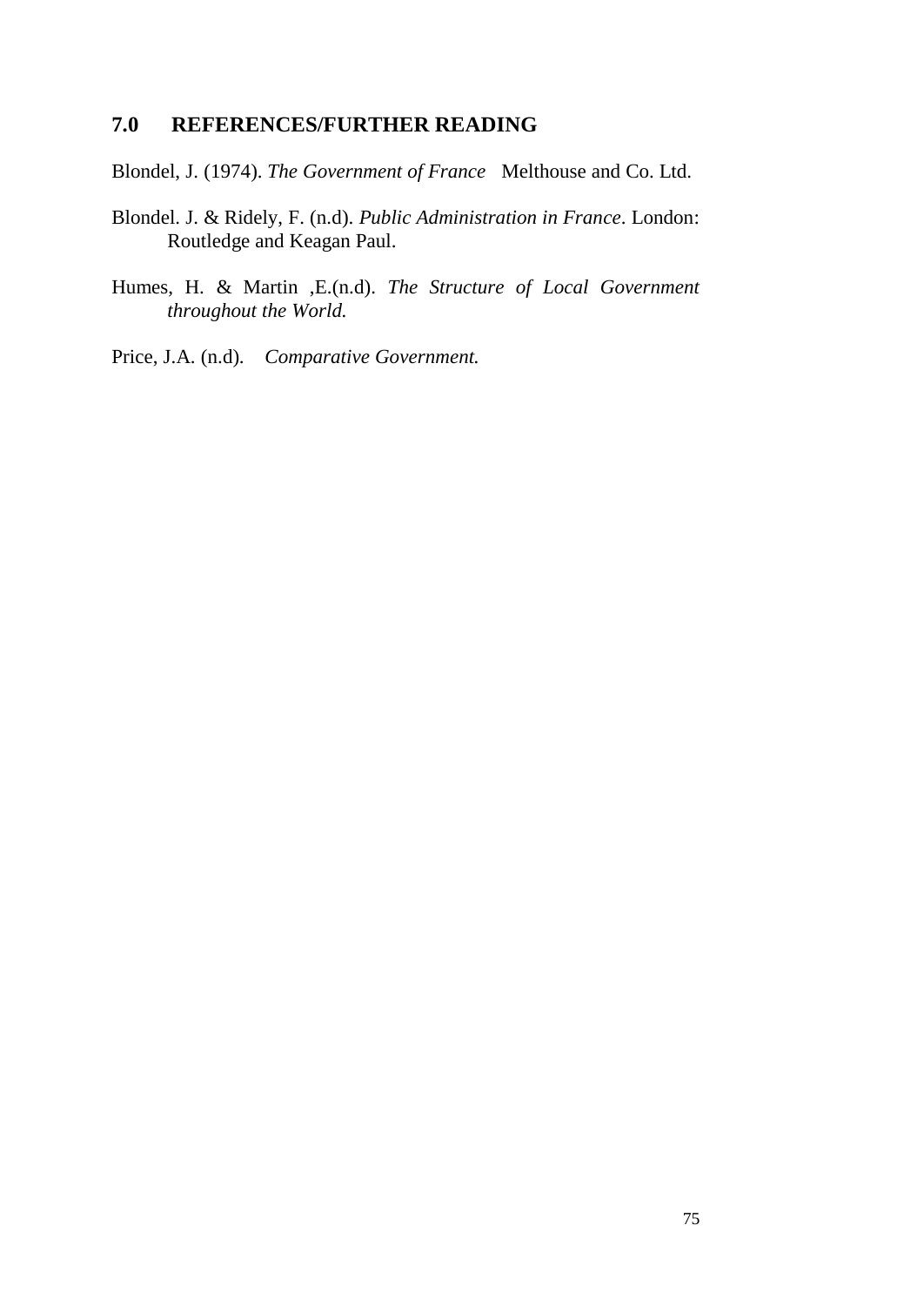## 7.0 REFERENCES/FURTHER READING

Blondel, J. (1974). *The Government of France* Melthouse and Co. Ltd.

Blondel. J. & Ridely, F. (n.d). *Public Administration in France*. London: Routledge and Keagan Paul.

Humes, H. & Martin ,E.(n.d). *The Structure of Local Government throughout the World.*

Price, J.A. (n.d). *Comparative Government.*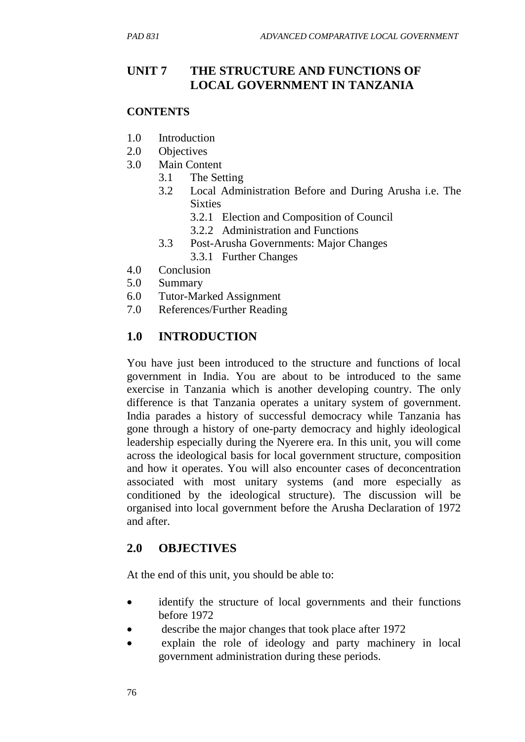# UNIT 7 THE STRUCTURE AND FUNCTIONS OF LOCAL GOVERNMENT IN TANZANIA

## CONTENTS

- 1.0 Introduction
- 2.0 Objectives
- 3.0 Main Content
  - 3.1 The Setting
  - 3.2 Local Administration Before and During Arusha i.e. The Sixties
    - 3.2.1 Election and Composition of Council
    - 3.2.2 Administration and Functions
  - 3.3 Post-Arusha Governments: Major Changes
    - 3.3.1 Further Changes
- 4.0 Conclusion
- 5.0 Summary
- 6.0 Tutor-Marked Assignment
- 7.0 References/Further Reading

## 1.0 INTRODUCTION

You have just been introduced to the structure and functions of local government in India. You are about to be introduced to the same exercise in Tanzania which is another developing country. The only difference is that Tanzania operates a unitary system of government. India parades a history of successful democracy while Tanzania has gone through a history of one-party democracy and highly ideological leadership especially during the Nyerere era. In this unit, you will come across the ideological basis for local government structure, composition and how it operates. You will also encounter cases of deconcentration associated with most unitary systems (and more especially as conditioned by the ideological structure). The discussion will be organised into local government before the Arusha Declaration of 1972 and after.

## 2.0 OBJECTIVES

At the end of this unit, you should be able to:

- identify the structure of local governments and their functions before 1972
- describe the major changes that took place after 1972
- explain the role of ideology and party machinery in local government administration during these periods.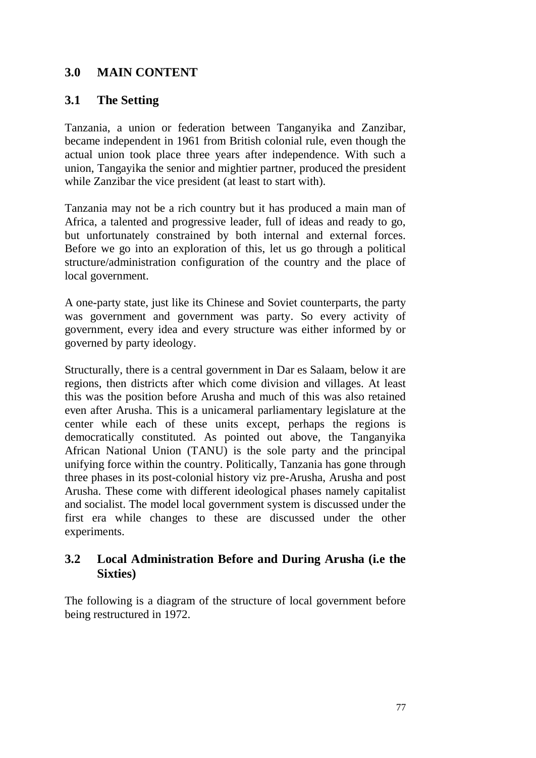## 3.0 MAIN CONTENT

### 3.1 The Setting

Tanzania, a union or federation between Tanganyika and Zanzibar, became independent in 1961 from British colonial rule, even though the actual union took place three years after independence. With such a union, Tangayika the senior and mightier partner, produced the president while Zanzibar the vice president (at least to start with).

Tanzania may not be a rich country but it has produced a main man of Africa, a talented and progressive leader, full of ideas and ready to go, but unfortunately constrained by both internal and external forces. Before we go into an exploration of this, let us go through a political structure/administration configuration of the country and the place of local government.

A one-party state, just like its Chinese and Soviet counterparts, the party was government and government was party. So every activity of government, every idea and every structure was either informed by or governed by party ideology.

Structurally, there is a central government in Dar es Salaam, below it are regions, then districts after which come division and villages. At least this was the position before Arusha and much of this was also retained even after Arusha. This is a unicameral parliamentary legislature at the center while each of these units except, perhaps the regions is democratically constituted. As pointed out above, the Tanganyika African National Union (TANU) is the sole party and the principal unifying force within the country. Politically, Tanzania has gone through three phases in its post-colonial history viz pre-Arusha, Arusha and post Arusha. These come with different ideological phases namely capitalist and socialist. The model local government system is discussed under the first era while changes to these are discussed under the other experiments.

### 3.2 Local Administration Before and During Arusha (i.e the Sixties)

The following is a diagram of the structure of local government before being restructured in 1972.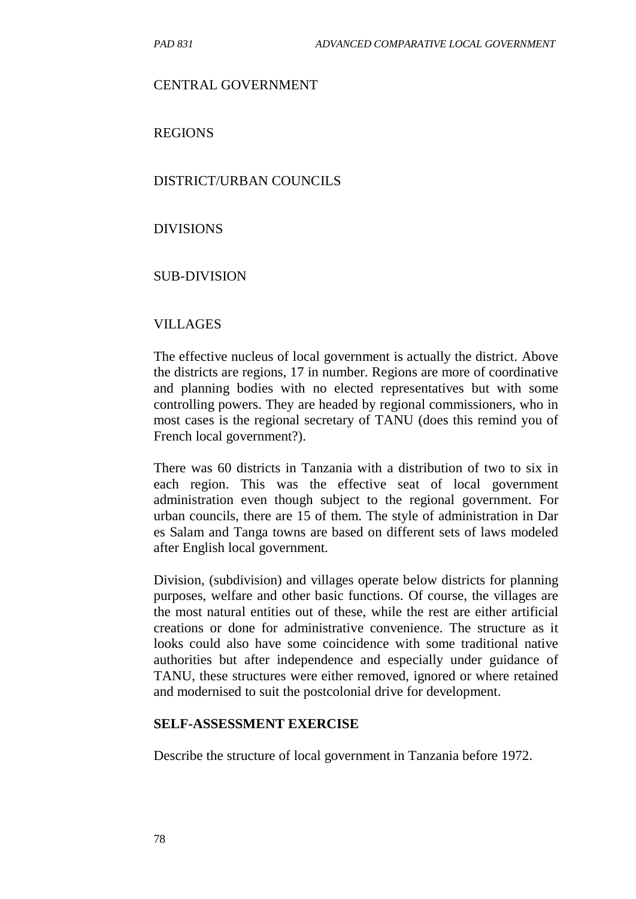CENTRAL GOVERNMENT

REGIONS

DISTRICT/URBAN COUNCILS

DIVISIONS

SUB-DIVISION

VILLAGES

The effective nucleus of local government is actually the district. Above the districts are regions, 17 in number. Regions are more of coordinative and planning bodies with no elected representatives but with some controlling powers. They are headed by regional commissioners, who in most cases is the regional secretary of TANU (does this remind you of French local government?).

There was 60 districts in Tanzania with a distribution of two to six in each region. This was the effective seat of local government administration even though subject to the regional government. For urban councils, there are 15 of them. The style of administration in Dar es Salam and Tanga towns are based on different sets of laws modeled after English local government.

Division, (subdivision) and villages operate below districts for planning purposes, welfare and other basic functions. Of course, the villages are the most natural entities out of these, while the rest are either artificial creations or done for administrative convenience. The structure as it looks could also have some coincidence with some traditional native authorities but after independence and especially under guidance of TANU, these structures were either removed, ignored or where retained and modernised to suit the postcolonial drive for development.

**SELF-ASSESSMENT EXERCISE**

Describe the structure of local government in Tanzania before 1972.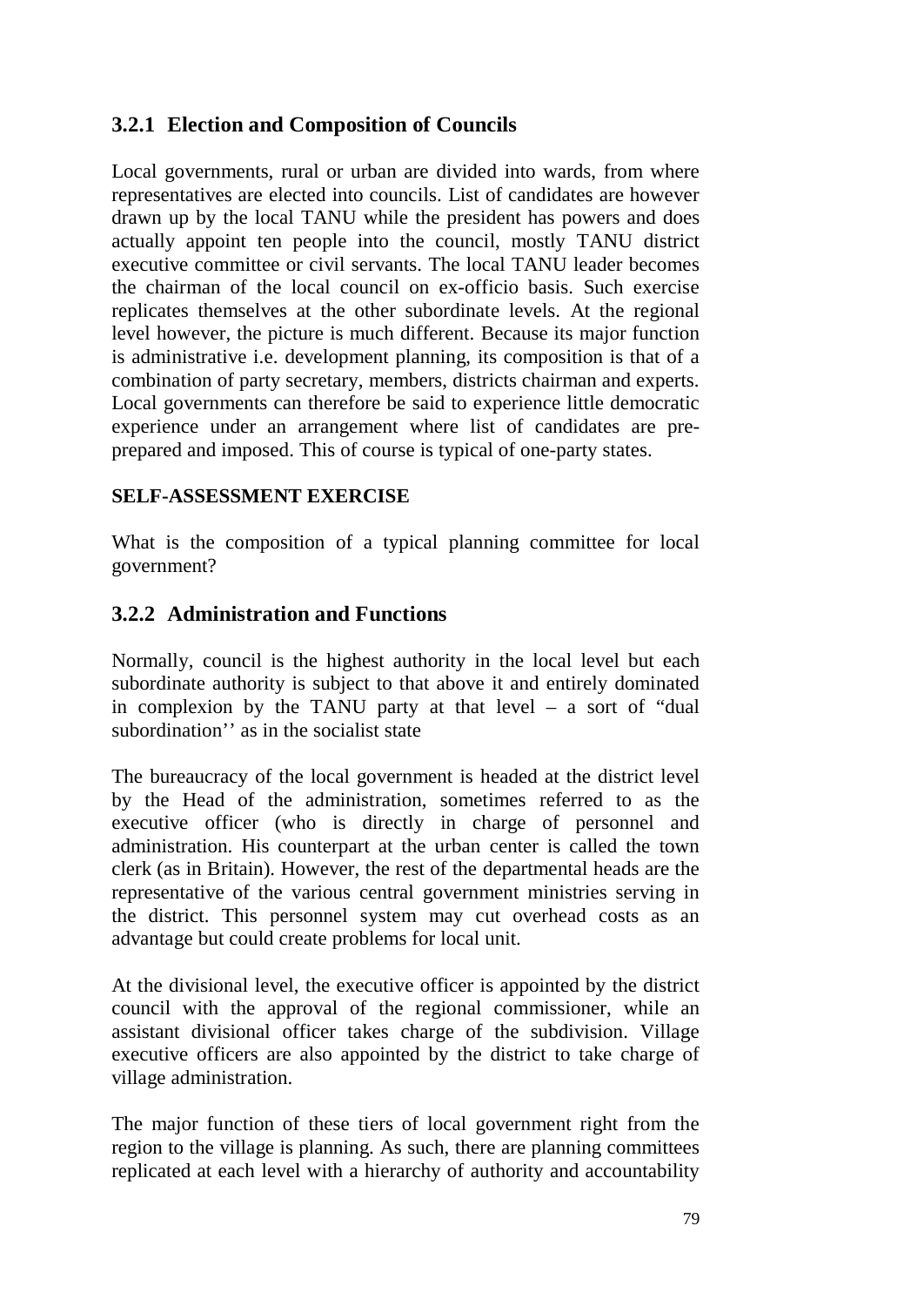### 3.2.1 Election and Composition of Councils

Local governments, rural or urban are divided into wards, from where representatives are elected into councils. List of candidates are however drawn up by the local TANU while the president has powers and does actually appoint ten people into the council, mostly TANU district executive committee or civil servants. The local TANU leader becomes the chairman of the local council on ex-officio basis. Such exercise replicates themselves at the other subordinate levels. At the regional level however, the picture is much different. Because its major function is administrative i.e. development planning, its composition is that of a combination of party secretary, members, districts chairman and experts. Local governments can therefore be said to experience little democratic experience under an arrangement where list of candidates are pre-prepared and imposed. This of course is typical of one-party states.

**SELF-ASSESSMENT EXERCISE**

What is the composition of a typical planning committee for local government?

### 3.2.2 Administration and Functions

Normally, council is the highest authority in the local level but each subordinate authority is subject to that above it and entirely dominated in complexion by the TANU party at that level – a sort of "dual subordination'' as in the socialist state

The bureaucracy of the local government is headed at the district level by the Head of the administration, sometimes referred to as the executive officer (who is directly in charge of personnel and administration. His counterpart at the urban center is called the town clerk (as in Britain). However, the rest of the departmental heads are the representative of the various central government ministries serving in the district. This personnel system may cut overhead costs as an advantage but could create problems for local unit.

At the divisional level, the executive officer is appointed by the district council with the approval of the regional commissioner, while an assistant divisional officer takes charge of the subdivision. Village executive officers are also appointed by the district to take charge of village administration.

The major function of these tiers of local government right from the region to the village is planning. As such, there are planning committees replicated at each level with a hierarchy of authority and accountability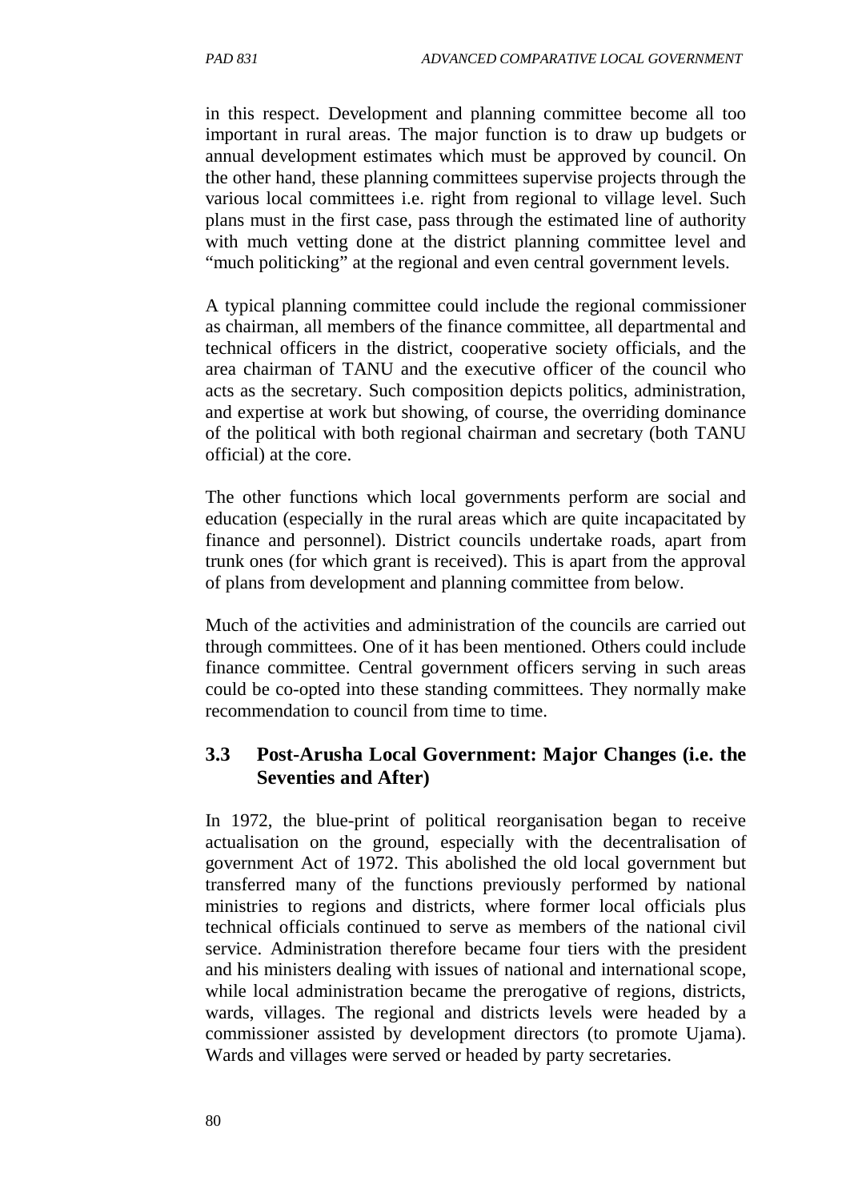in this respect. Development and planning committee become all too important in rural areas. The major function is to draw up budgets or annual development estimates which must be approved by council. On the other hand, these planning committees supervise projects through the various local committees i.e. right from regional to village level. Such plans must in the first case, pass through the estimated line of authority with much vetting done at the district planning committee level and "much politicking" at the regional and even central government levels.

A typical planning committee could include the regional commissioner as chairman, all members of the finance committee, all departmental and technical officers in the district, cooperative society officials, and the area chairman of TANU and the executive officer of the council who acts as the secretary. Such composition depicts politics, administration, and expertise at work but showing, of course, the overriding dominance of the political with both regional chairman and secretary (both TANU official) at the core.

The other functions which local governments perform are social and education (especially in the rural areas which are quite incapacitated by finance and personnel). District councils undertake roads, apart from trunk ones (for which grant is received). This is apart from the approval of plans from development and planning committee from below.

Much of the activities and administration of the councils are carried out through committees. One of it has been mentioned. Others could include finance committee. Central government officers serving in such areas could be co-opted into these standing committees. They normally make recommendation to council from time to time.

### 3.3 Post-Arusha Local Government: Major Changes (i.e. the Seventies and After)

In 1972, the blue-print of political reorganisation began to receive actualisation on the ground, especially with the decentralisation of government Act of 1972. This abolished the old local government but transferred many of the functions previously performed by national ministries to regions and districts, where former local officials plus technical officials continued to serve as members of the national civil service. Administration therefore became four tiers with the president and his ministers dealing with issues of national and international scope, while local administration became the prerogative of regions, districts, wards, villages. The regional and districts levels were headed by a commissioner assisted by development directors (to promote Ujama). Wards and villages were served or headed by party secretaries.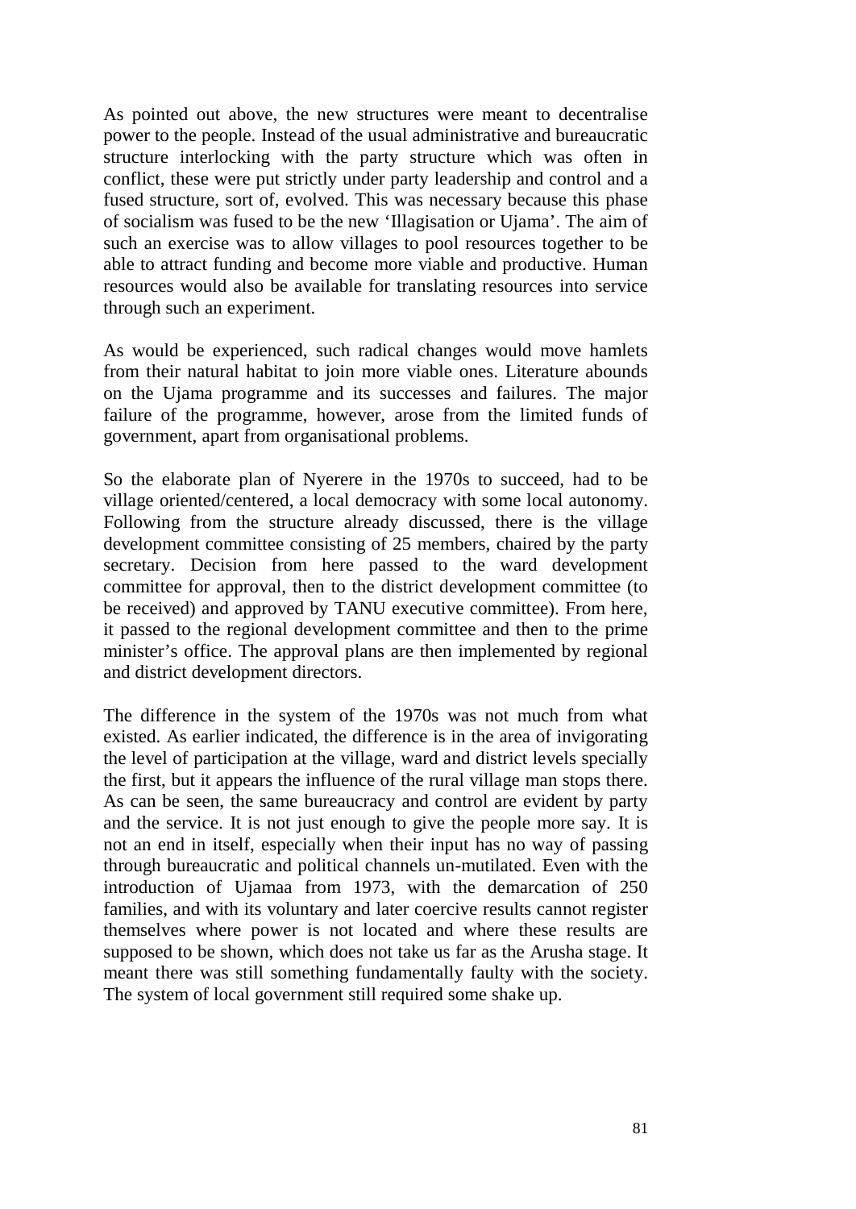As pointed out above, the new structures were meant to decentralise power to the people. Instead of the usual administrative and bureaucratic structure interlocking with the party structure which was often in conflict, these were put strictly under party leadership and control and a fused structure, sort of, evolved. This was necessary because this phase of socialism was fused to be the new 'Illagisation or Ujama'. The aim of such an exercise was to allow villages to pool resources together to be able to attract funding and become more viable and productive. Human resources would also be available for translating resources into service through such an experiment.

As would be experienced, such radical changes would move hamlets from their natural habitat to join more viable ones. Literature abounds on the Ujama programme and its successes and failures. The major failure of the programme, however, arose from the limited funds of government, apart from organisational problems.

So the elaborate plan of Nyerere in the 1970s to succeed, had to be village oriented/centered, a local democracy with some local autonomy. Following from the structure already discussed, there is the village development committee consisting of 25 members, chaired by the party secretary. Decision from here passed to the ward development committee for approval, then to the district development committee (to be received) and approved by TANU executive committee). From here, it passed to the regional development committee and then to the prime minister's office. The approval plans are then implemented by regional and district development directors.

The difference in the system of the 1970s was not much from what existed. As earlier indicated, the difference is in the area of invigorating the level of participation at the village, ward and district levels specially the first, but it appears the influence of the rural village man stops there. As can be seen, the same bureaucracy and control are evident by party and the service. It is not just enough to give the people more say. It is not an end in itself, especially when their input has no way of passing through bureaucratic and political channels un-mutilated. Even with the introduction of Ujamaa from 1973, with the demarcation of 250 families, and with its voluntary and later coercive results cannot register themselves where power is not located and where these results are supposed to be shown, which does not take us far as the Arusha stage. It meant there was still something fundamentally faulty with the society. The system of local government still required some shake up.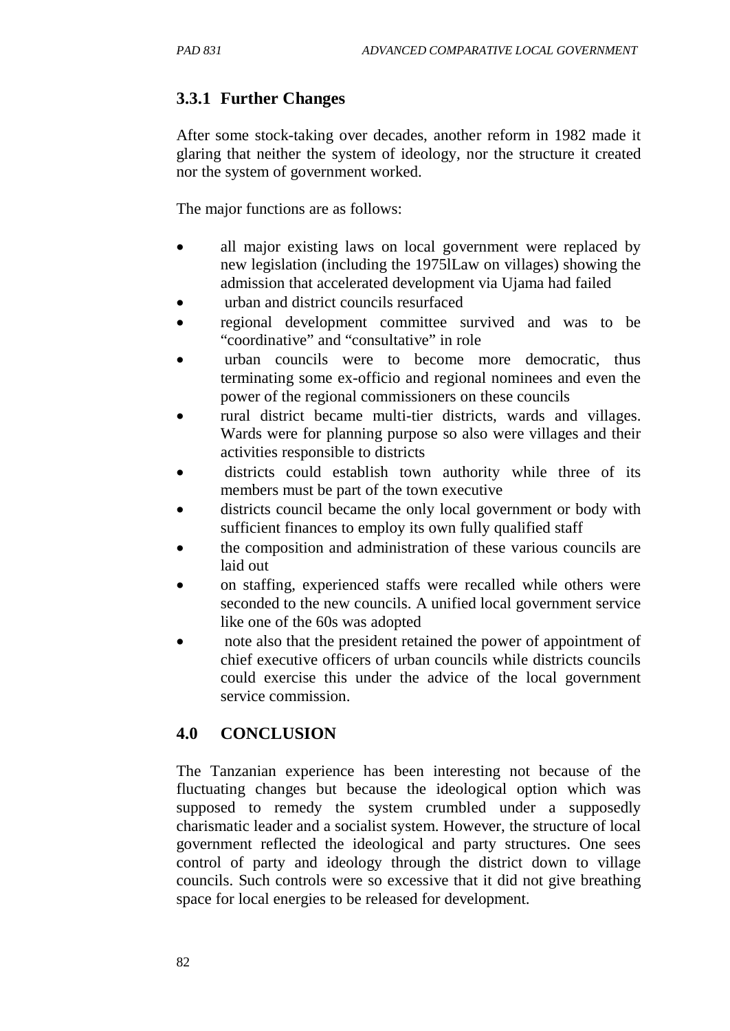### 3.3.1 Further Changes

After some stock-taking over decades, another reform in 1982 made it glaring that neither the system of ideology, nor the structure it created nor the system of government worked.

The major functions are as follows:

- all major existing laws on local government were replaced by new legislation (including the 1975lLaw on villages) showing the admission that accelerated development via Ujama had failed
- urban and district councils resurfaced
- regional development committee survived and was to be "coordinative" and "consultative" in role
- urban councils were to become more democratic, thus terminating some ex-officio and regional nominees and even the power of the regional commissioners on these councils
- rural district became multi-tier districts, wards and villages. Wards were for planning purpose so also were villages and their activities responsible to districts
- districts could establish town authority while three of its members must be part of the town executive
- districts council became the only local government or body with sufficient finances to employ its own fully qualified staff
- the composition and administration of these various councils are laid out
- on staffing, experienced staffs were recalled while others were seconded to the new councils. A unified local government service like one of the 60s was adopted
- note also that the president retained the power of appointment of chief executive officers of urban councils while districts councils could exercise this under the advice of the local government service commission.

## 4.0 CONCLUSION

The Tanzanian experience has been interesting not because of the fluctuating changes but because the ideological option which was supposed to remedy the system crumbled under a supposedly charismatic leader and a socialist system. However, the structure of local government reflected the ideological and party structures. One sees control of party and ideology through the district down to village councils. Such controls were so excessive that it did not give breathing space for local energies to be released for development.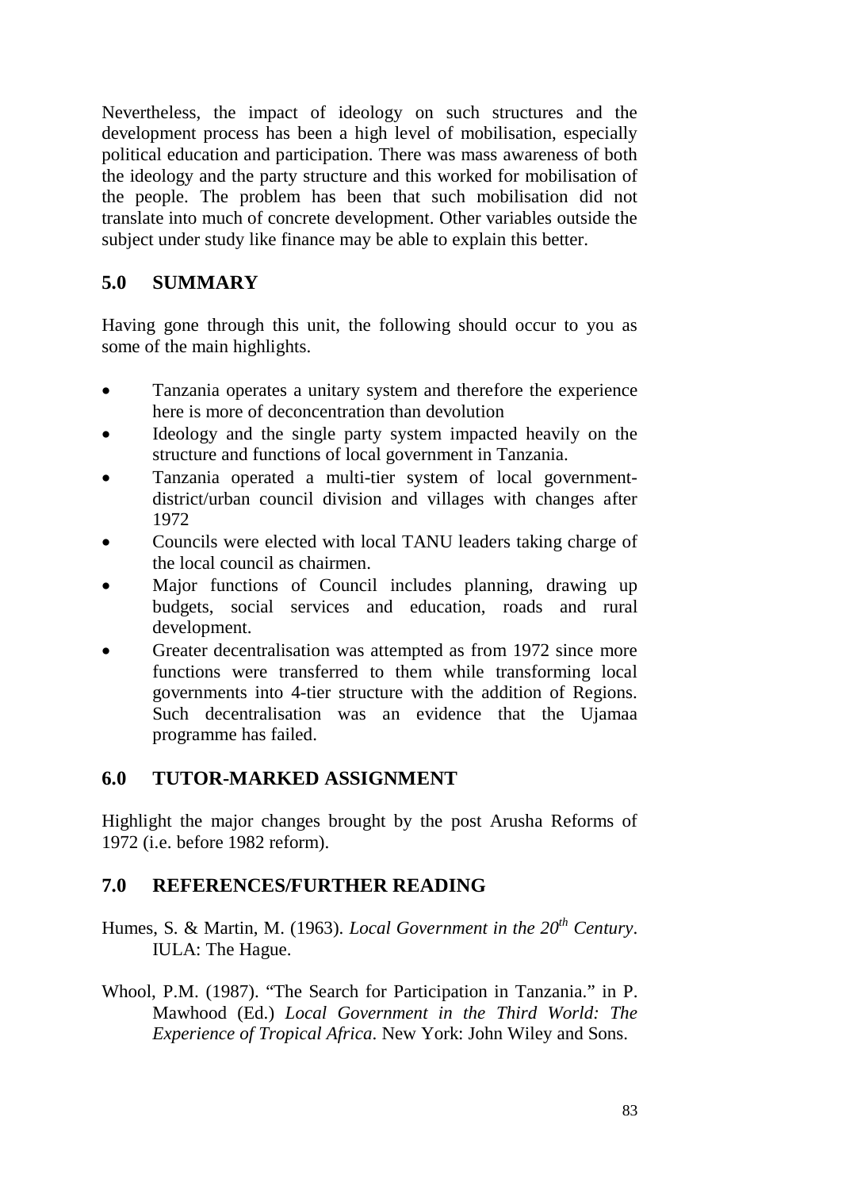Nevertheless, the impact of ideology on such structures and the development process has been a high level of mobilisation, especially political education and participation. There was mass awareness of both the ideology and the party structure and this worked for mobilisation of the people. The problem has been that such mobilisation did not translate into much of concrete development. Other variables outside the subject under study like finance may be able to explain this better.

## 5.0 SUMMARY

Having gone through this unit, the following should occur to you as some of the main highlights.

- Tanzania operates a unitary system and therefore the experience here is more of deconcentration than devolution
- Ideology and the single party system impacted heavily on the structure and functions of local government in Tanzania.
- Tanzania operated a multi-tier system of local government-district/urban council division and villages with changes after 1972
- Councils were elected with local TANU leaders taking charge of the local council as chairmen.
- Major functions of Council includes planning, drawing up budgets, social services and education, roads and rural development.
- Greater decentralisation was attempted as from 1972 since more functions were transferred to them while transforming local governments into 4-tier structure with the addition of Regions. Such decentralisation was an evidence that the Ujamaa programme has failed.

## 6.0 TUTOR-MARKED ASSIGNMENT

Highlight the major changes brought by the post Arusha Reforms of 1972 (i.e. before 1982 reform).

## 7.0 REFERENCES/FURTHER READING

Humes, S. & Martin, M. (1963). *Local Government in the 20th Century*. IULA: The Hague.

Whool, P.M. (1987). "The Search for Participation in Tanzania." in P. Mawhood (Ed.) *Local Government in the Third World: The Experience of Tropical Africa*. New York: John Wiley and Sons.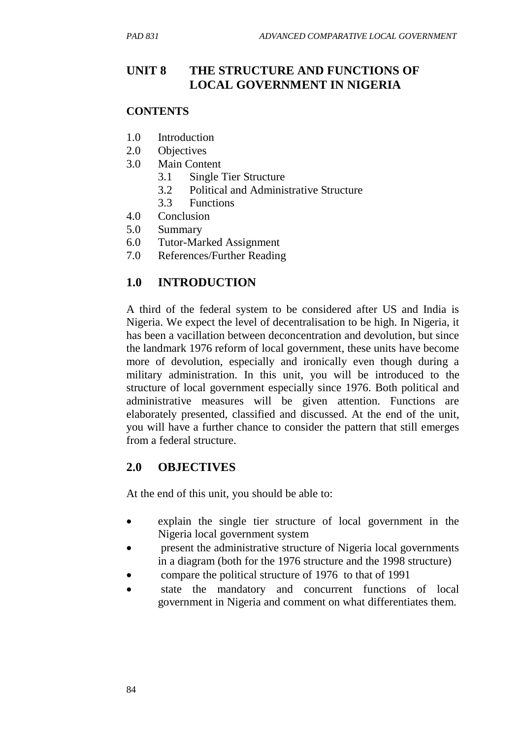# UNIT 8 THE STRUCTURE AND FUNCTIONS OF LOCAL GOVERNMENT IN NIGERIA

**CONTENTS**

1.0 Introduction
2.0 Objectives
3.0 Main Content
   3.1 Single Tier Structure
   3.2 Political and Administrative Structure
   3.3 Functions
4.0 Conclusion
5.0 Summary
6.0 Tutor-Marked Assignment
7.0 References/Further Reading

## 1.0 INTRODUCTION

A third of the federal system to be considered after US and India is Nigeria. We expect the level of decentralisation to be high. In Nigeria, it has been a vacillation between deconcentration and devolution, but since the landmark 1976 reform of local government, these units have become more of devolution, especially and ironically even though during a military administration. In this unit, you will be introduced to the structure of local government especially since 1976. Both political and administrative measures will be given attention. Functions are elaborately presented, classified and discussed. At the end of the unit, you will have a further chance to consider the pattern that still emerges from a federal structure.

## 2.0 OBJECTIVES

At the end of this unit, you should be able to:

- explain the single tier structure of local government in the Nigeria local government system
- present the administrative structure of Nigeria local governments in a diagram (both for the 1976 structure and the 1998 structure)
- compare the political structure of 1976 to that of 1991
- state the mandatory and concurrent functions of local government in Nigeria and comment on what differentiates them.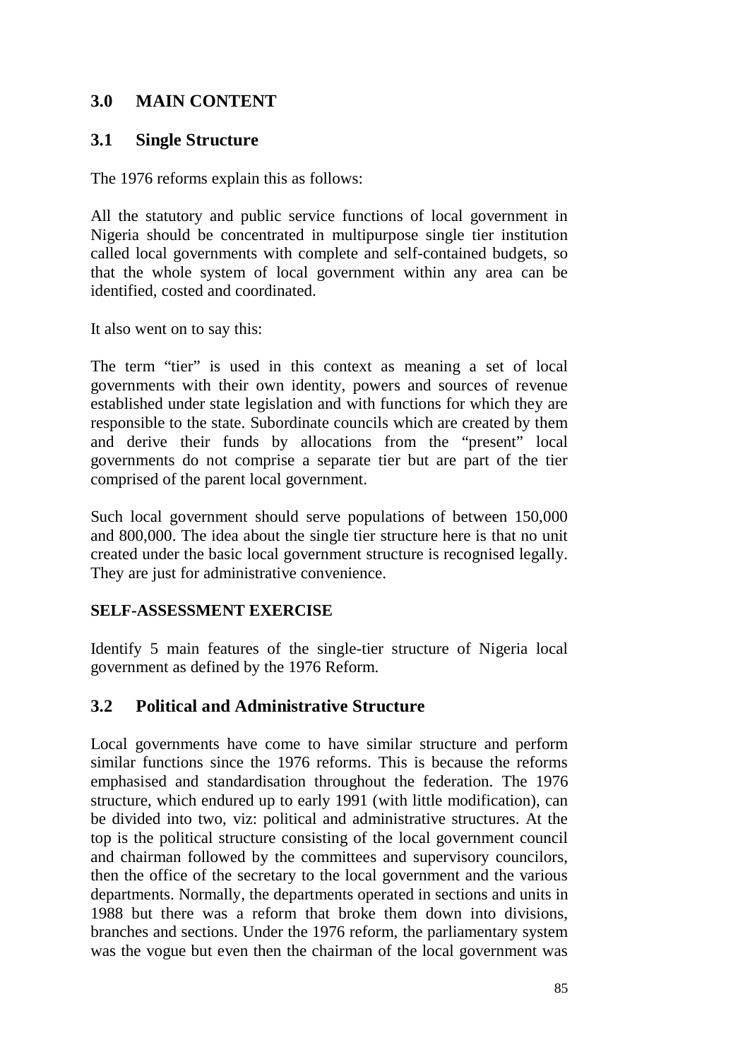## 3.0 MAIN CONTENT

### 3.1 Single Structure

The 1976 reforms explain this as follows:

All the statutory and public service functions of local government in Nigeria should be concentrated in multipurpose single tier institution called local governments with complete and self-contained budgets, so that the whole system of local government within any area can be identified, costed and coordinated.

It also went on to say this:

The term "tier" is used in this context as meaning a set of local governments with their own identity, powers and sources of revenue established under state legislation and with functions for which they are responsible to the state. Subordinate councils which are created by them and derive their funds by allocations from the "present" local governments do not comprise a separate tier but are part of the tier comprised of the parent local government.

Such local government should serve populations of between 150,000 and 800,000. The idea about the single tier structure here is that no unit created under the basic local government structure is recognised legally. They are just for administrative convenience.

**SELF-ASSESSMENT EXERCISE**

Identify 5 main features of the single-tier structure of Nigeria local government as defined by the 1976 Reform.

### 3.2 Political and Administrative Structure

Local governments have come to have similar structure and perform similar functions since the 1976 reforms. This is because the reforms emphasised and standardisation throughout the federation. The 1976 structure, which endured up to early 1991 (with little modification), can be divided into two, viz: political and administrative structures. At the top is the political structure consisting of the local government council and chairman followed by the committees and supervisory councilors, then the office of the secretary to the local government and the various departments. Normally, the departments operated in sections and units in 1988 but there was a reform that broke them down into divisions, branches and sections. Under the 1976 reform, the parliamentary system was the vogue but even then the chairman of the local government was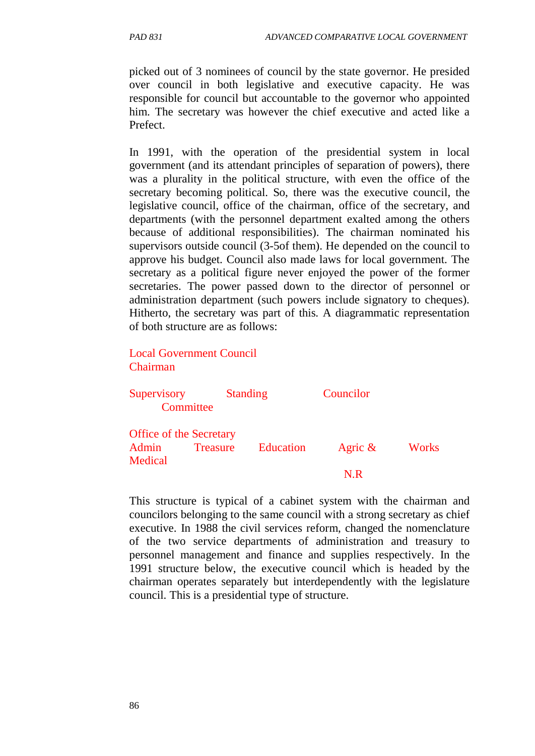picked out of 3 nominees of council by the state governor. He presided over council in both legislative and executive capacity. He was responsible for council but accountable to the governor who appointed him. The secretary was however the chief executive and acted like a Prefect.

In 1991, with the operation of the presidential system in local government (and its attendant principles of separation of powers), there was a plurality in the political structure, with even the office of the secretary becoming political. So, there was the executive council, the legislative council, office of the chairman, office of the secretary, and departments (with the personnel department exalted among the others because of additional responsibilities). The chairman nominated his supervisors outside council (3-5of them). He depended on the council to approve his budget. Council also made laws for local government. The secretary as a political figure never enjoyed the power of the former secretaries. The power passed down to the director of personnel or administration department (such powers include signatory to cheques). Hitherto, the secretary was part of this. A diagrammatic representation of both structure are as follows:

Local Government Council
Chairman

Supervisory Committee | Standing | Councilor

Office of the Secretary
Admin | Treasure | Education | Agric & N.R | Works | Medical

This structure is typical of a cabinet system with the chairman and councilors belonging to the same council with a strong secretary as chief executive. In 1988 the civil services reform, changed the nomenclature of the two service departments of administration and treasury to personnel management and finance and supplies respectively. In the 1991 structure below, the executive council which is headed by the chairman operates separately but interdependently with the legislature council. This is a presidential type of structure.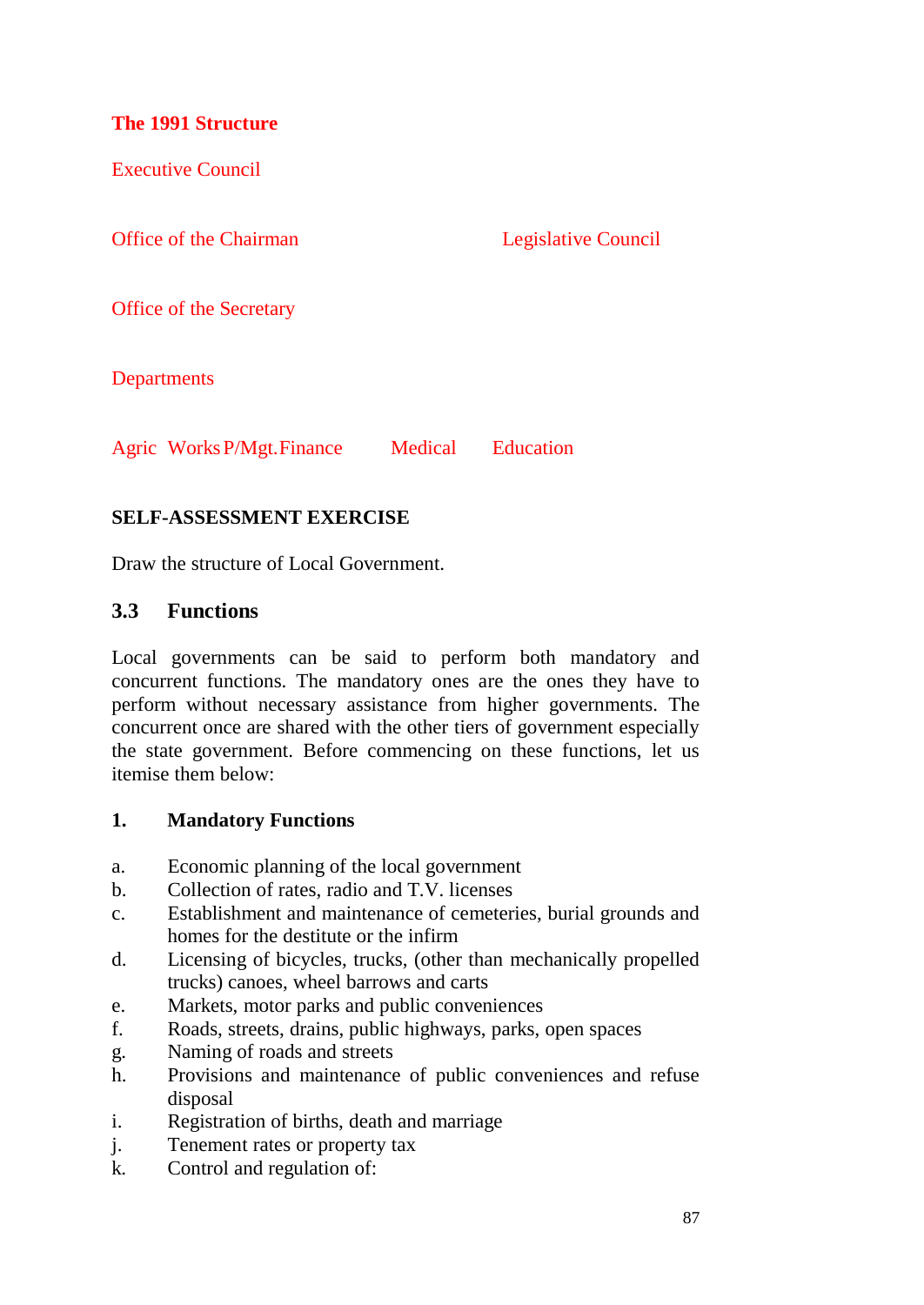**The 1991 Structure**

Executive Council

Office of the Chairman　　　　　　Legislative Council

Office of the Secretary

Departments

Agric　Works　P/Mgt.　Finance　　Medical　　Education

**SELF-ASSESSMENT EXERCISE**

Draw the structure of Local Government.

## 3.3 Functions

Local governments can be said to perform both mandatory and concurrent functions. The mandatory ones are the ones they have to perform without necessary assistance from higher governments. The concurrent once are shared with the other tiers of government especially the state government. Before commencing on these functions, let us itemise them below:

### 1. Mandatory Functions

a. Economic planning of the local government
b. Collection of rates, radio and T.V. licenses
c. Establishment and maintenance of cemeteries, burial grounds and homes for the destitute or the infirm
d. Licensing of bicycles, trucks, (other than mechanically propelled trucks) canoes, wheel barrows and carts
e. Markets, motor parks and public conveniences
f. Roads, streets, drains, public highways, parks, open spaces
g. Naming of roads and streets
h. Provisions and maintenance of public conveniences and refuse disposal
i. Registration of births, death and marriage
j. Tenement rates or property tax
k. Control and regulation of: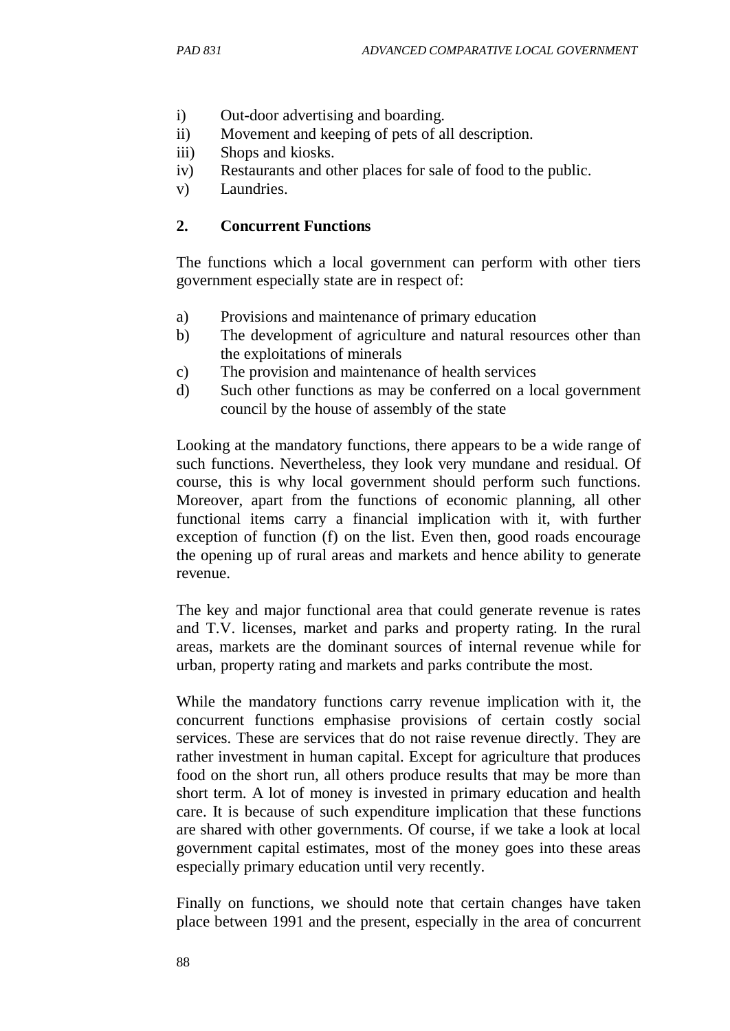i) Out-door advertising and boarding.
ii) Movement and keeping of pets of all description.
iii) Shops and kiosks.
iv) Restaurants and other places for sale of food to the public.
v) Laundries.

**2. Concurrent Functions**

The functions which a local government can perform with other tiers government especially state are in respect of:

a) Provisions and maintenance of primary education
b) The development of agriculture and natural resources other than the exploitations of minerals
c) The provision and maintenance of health services
d) Such other functions as may be conferred on a local government council by the house of assembly of the state

Looking at the mandatory functions, there appears to be a wide range of such functions. Nevertheless, they look very mundane and residual. Of course, this is why local government should perform such functions. Moreover, apart from the functions of economic planning, all other functional items carry a financial implication with it, with further exception of function (f) on the list. Even then, good roads encourage the opening up of rural areas and markets and hence ability to generate revenue.

The key and major functional area that could generate revenue is rates and T.V. licenses, market and parks and property rating. In the rural areas, markets are the dominant sources of internal revenue while for urban, property rating and markets and parks contribute the most.

While the mandatory functions carry revenue implication with it, the concurrent functions emphasise provisions of certain costly social services. These are services that do not raise revenue directly. They are rather investment in human capital. Except for agriculture that produces food on the short run, all others produce results that may be more than short term. A lot of money is invested in primary education and health care. It is because of such expenditure implication that these functions are shared with other governments. Of course, if we take a look at local government capital estimates, most of the money goes into these areas especially primary education until very recently.

Finally on functions, we should note that certain changes have taken place between 1991 and the present, especially in the area of concurrent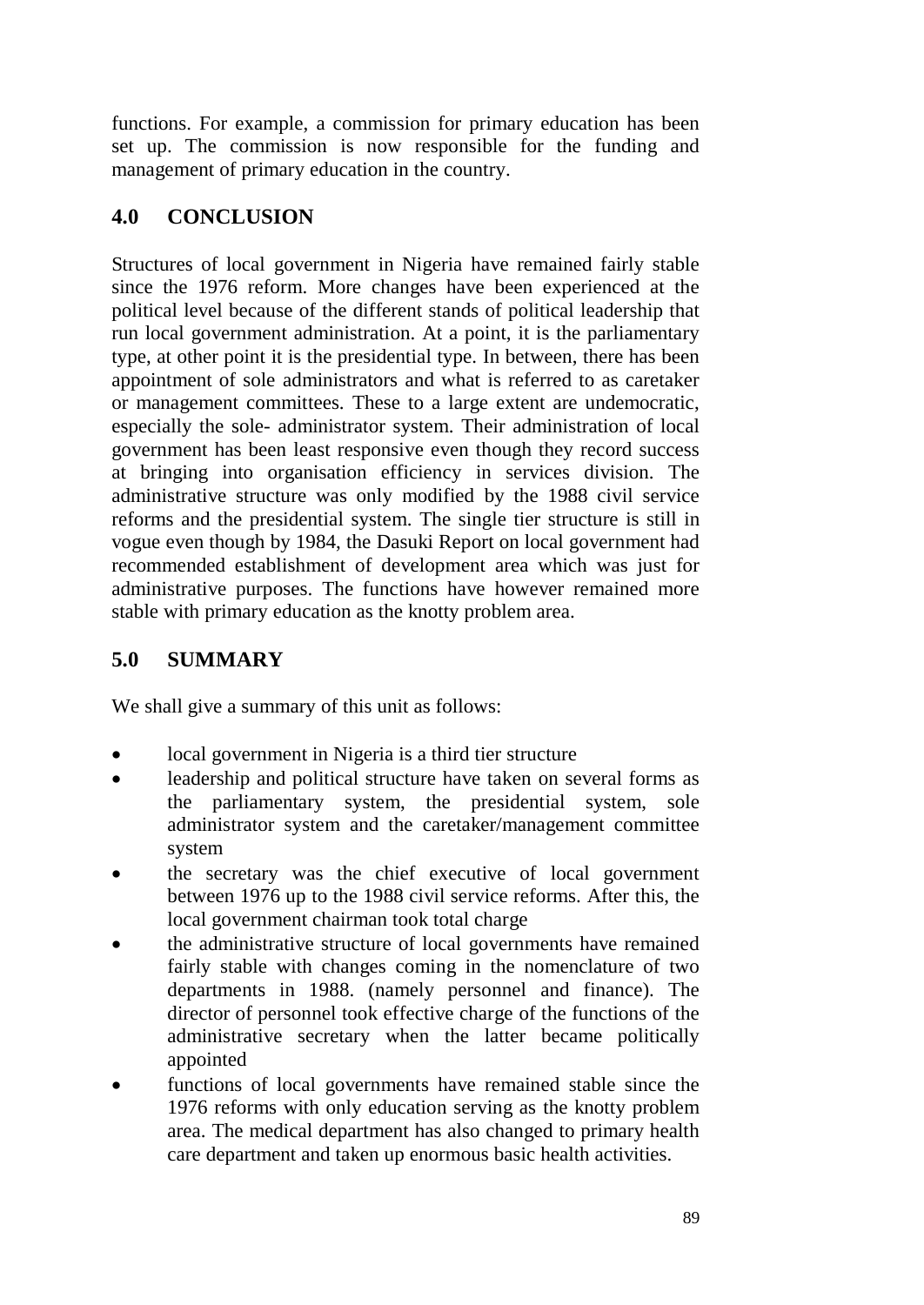functions. For example, a commission for primary education has been set up. The commission is now responsible for the funding and management of primary education in the country.

## 4.0 CONCLUSION

Structures of local government in Nigeria have remained fairly stable since the 1976 reform. More changes have been experienced at the political level because of the different stands of political leadership that run local government administration. At a point, it is the parliamentary type, at other point it is the presidential type. In between, there has been appointment of sole administrators and what is referred to as caretaker or management committees. These to a large extent are undemocratic, especially the sole- administrator system. Their administration of local government has been least responsive even though they record success at bringing into organisation efficiency in services division. The administrative structure was only modified by the 1988 civil service reforms and the presidential system. The single tier structure is still in vogue even though by 1984, the Dasuki Report on local government had recommended establishment of development area which was just for administrative purposes. The functions have however remained more stable with primary education as the knotty problem area.

## 5.0 SUMMARY

We shall give a summary of this unit as follows:

- local government in Nigeria is a third tier structure
- leadership and political structure have taken on several forms as the parliamentary system, the presidential system, sole administrator system and the caretaker/management committee system
- the secretary was the chief executive of local government between 1976 up to the 1988 civil service reforms. After this, the local government chairman took total charge
- the administrative structure of local governments have remained fairly stable with changes coming in the nomenclature of two departments in 1988. (namely personnel and finance). The director of personnel took effective charge of the functions of the administrative secretary when the latter became politically appointed
- functions of local governments have remained stable since the 1976 reforms with only education serving as the knotty problem area. The medical department has also changed to primary health care department and taken up enormous basic health activities.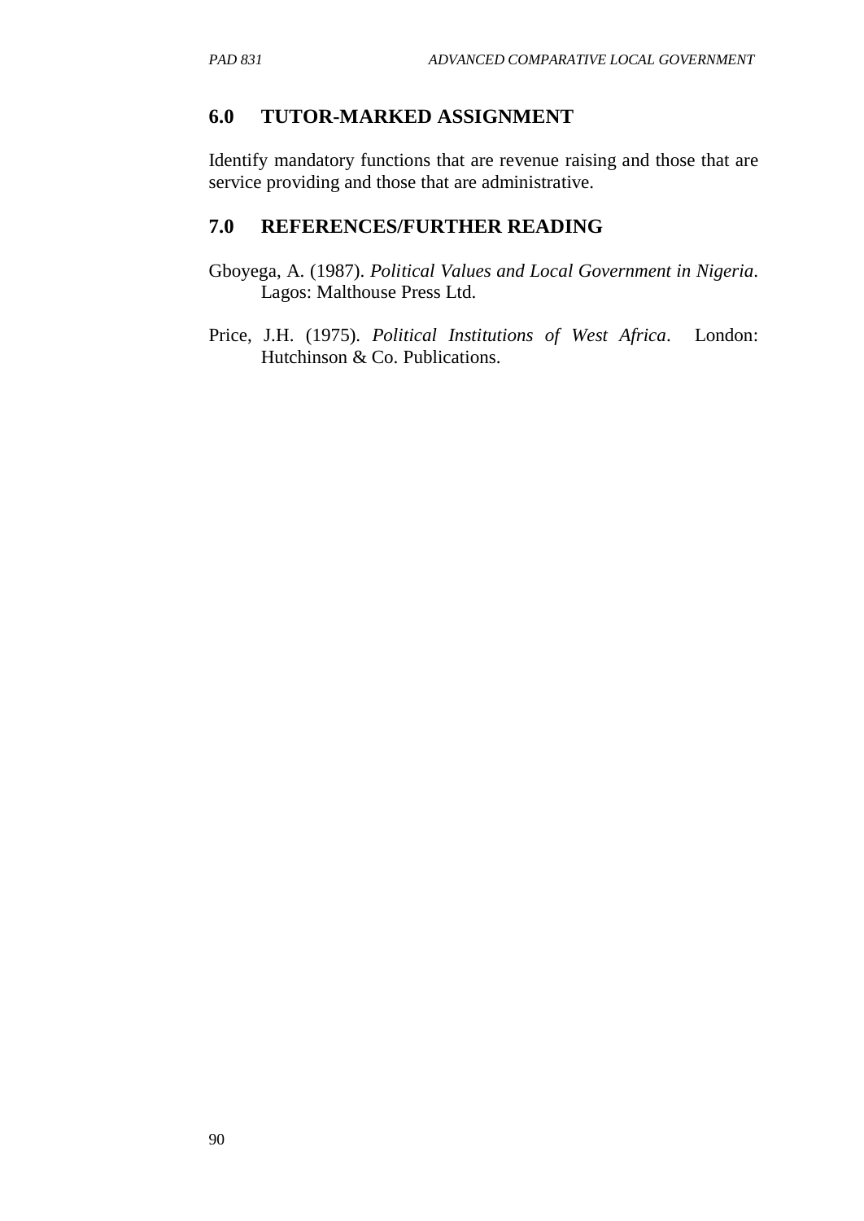## 6.0 TUTOR-MARKED ASSIGNMENT

Identify mandatory functions that are revenue raising and those that are service providing and those that are administrative.

## 7.0 REFERENCES/FURTHER READING

Gboyega, A. (1987). *Political Values and Local Government in Nigeria*. Lagos: Malthouse Press Ltd.

Price, J.H. (1975). *Political Institutions of West Africa*. London: Hutchinson & Co. Publications.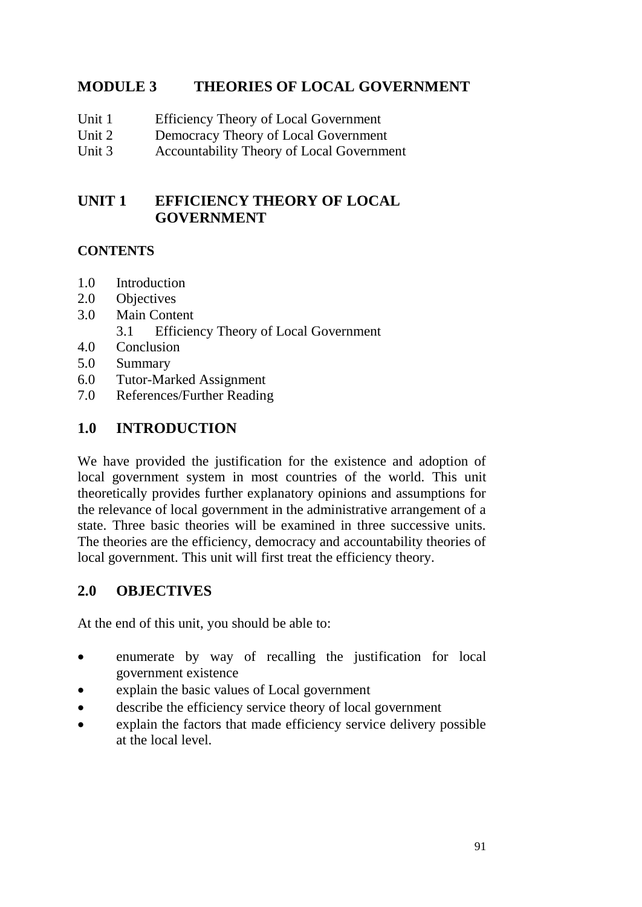# MODULE 3 THEORIES OF LOCAL GOVERNMENT

Unit 1 Efficiency Theory of Local Government
Unit 2 Democracy Theory of Local Government
Unit 3 Accountability Theory of Local Government

## UNIT 1 EFFICIENCY THEORY OF LOCAL GOVERNMENT

### CONTENTS

1.0 Introduction
2.0 Objectives
3.0 Main Content
  3.1 Efficiency Theory of Local Government
4.0 Conclusion
5.0 Summary
6.0 Tutor-Marked Assignment
7.0 References/Further Reading

## 1.0 INTRODUCTION

We have provided the justification for the existence and adoption of local government system in most countries of the world. This unit theoretically provides further explanatory opinions and assumptions for the relevance of local government in the administrative arrangement of a state. Three basic theories will be examined in three successive units. The theories are the efficiency, democracy and accountability theories of local government. This unit will first treat the efficiency theory.

## 2.0 OBJECTIVES

At the end of this unit, you should be able to:

- enumerate by way of recalling the justification for local government existence
- explain the basic values of Local government
- describe the efficiency service theory of local government
- explain the factors that made efficiency service delivery possible at the local level.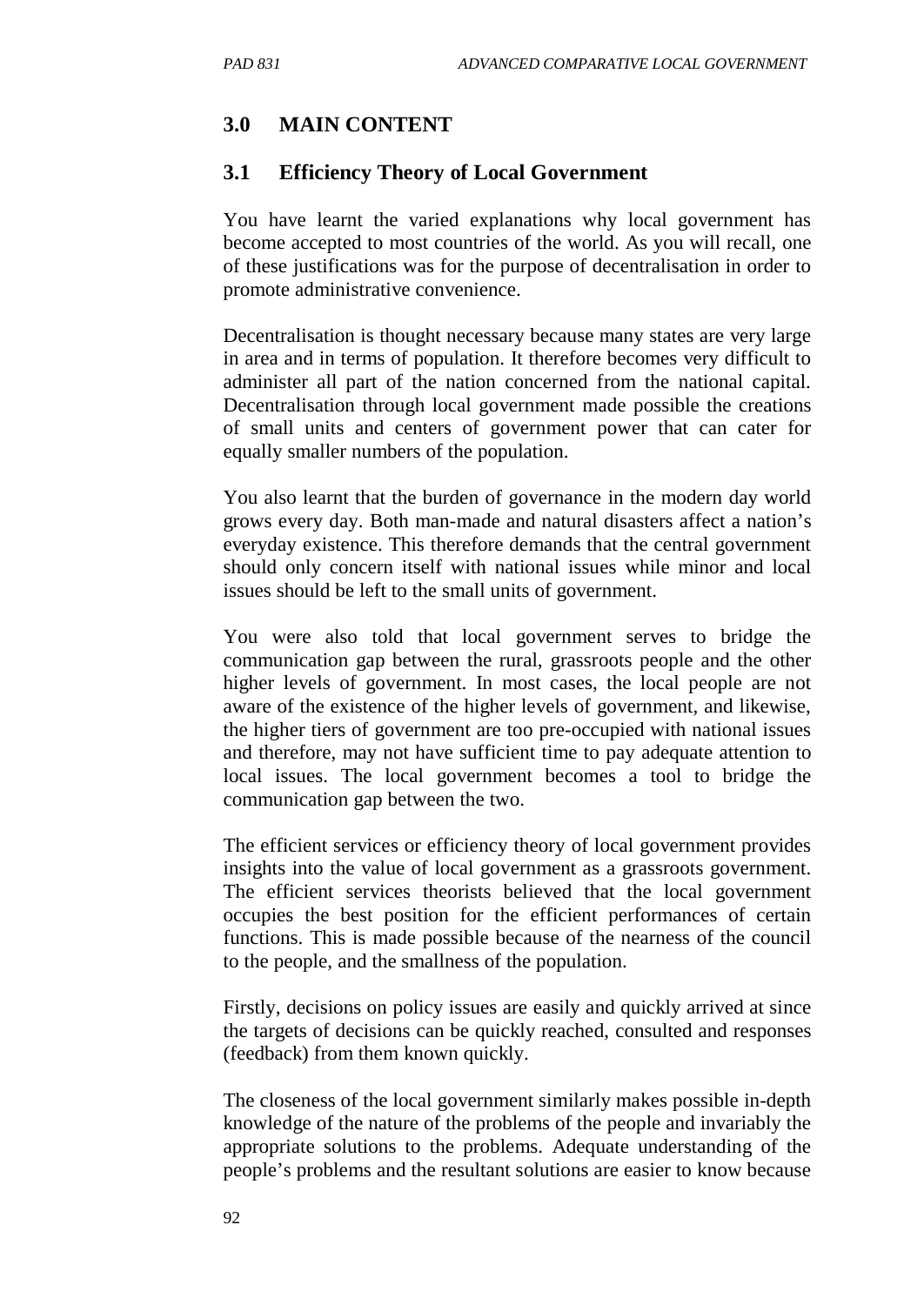## 3.0 MAIN CONTENT

### 3.1 Efficiency Theory of Local Government

You have learnt the varied explanations why local government has become accepted to most countries of the world. As you will recall, one of these justifications was for the purpose of decentralisation in order to promote administrative convenience.

Decentralisation is thought necessary because many states are very large in area and in terms of population. It therefore becomes very difficult to administer all part of the nation concerned from the national capital. Decentralisation through local government made possible the creations of small units and centers of government power that can cater for equally smaller numbers of the population.

You also learnt that the burden of governance in the modern day world grows every day. Both man-made and natural disasters affect a nation's everyday existence. This therefore demands that the central government should only concern itself with national issues while minor and local issues should be left to the small units of government.

You were also told that local government serves to bridge the communication gap between the rural, grassroots people and the other higher levels of government. In most cases, the local people are not aware of the existence of the higher levels of government, and likewise, the higher tiers of government are too pre-occupied with national issues and therefore, may not have sufficient time to pay adequate attention to local issues. The local government becomes a tool to bridge the communication gap between the two.

The efficient services or efficiency theory of local government provides insights into the value of local government as a grassroots government. The efficient services theorists believed that the local government occupies the best position for the efficient performances of certain functions. This is made possible because of the nearness of the council to the people, and the smallness of the population.

Firstly, decisions on policy issues are easily and quickly arrived at since the targets of decisions can be quickly reached, consulted and responses (feedback) from them known quickly.

The closeness of the local government similarly makes possible in-depth knowledge of the nature of the problems of the people and invariably the appropriate solutions to the problems. Adequate understanding of the people's problems and the resultant solutions are easier to know because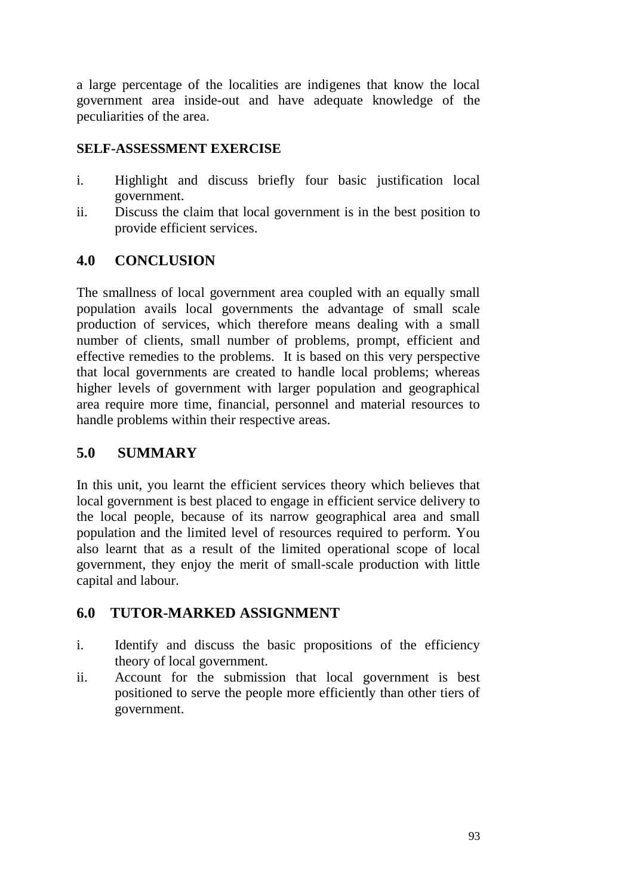a large percentage of the localities are indigenes that know the local government area inside-out and have adequate knowledge of the peculiarities of the area.

**SELF-ASSESSMENT EXERCISE**

i. Highlight and discuss briefly four basic justification local government.
ii. Discuss the claim that local government is in the best position to provide efficient services.

## 4.0 CONCLUSION

The smallness of local government area coupled with an equally small population avails local governments the advantage of small scale production of services, which therefore means dealing with a small number of clients, small number of problems, prompt, efficient and effective remedies to the problems. It is based on this very perspective that local governments are created to handle local problems; whereas higher levels of government with larger population and geographical area require more time, financial, personnel and material resources to handle problems within their respective areas.

## 5.0 SUMMARY

In this unit, you learnt the efficient services theory which believes that local government is best placed to engage in efficient service delivery to the local people, because of its narrow geographical area and small population and the limited level of resources required to perform. You also learnt that as a result of the limited operational scope of local government, they enjoy the merit of small-scale production with little capital and labour.

## 6.0 TUTOR-MARKED ASSIGNMENT

i. Identify and discuss the basic propositions of the efficiency theory of local government.
ii. Account for the submission that local government is best positioned to serve the people more efficiently than other tiers of government.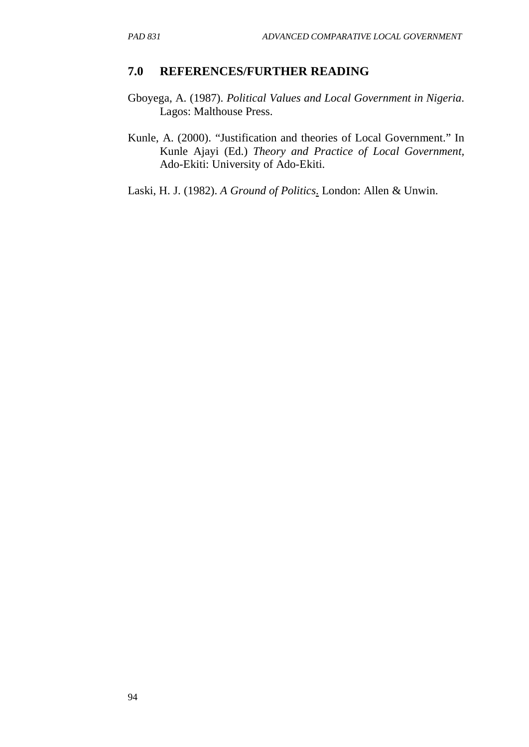## 7.0 REFERENCES/FURTHER READING

Gboyega, A. (1987). *Political Values and Local Government in Nigeria*. Lagos: Malthouse Press.

Kunle, A. (2000). "Justification and theories of Local Government." In Kunle Ajayi (Ed.) *Theory and Practice of Local Government,* Ado-Ekiti: University of Ado-Ekiti.

Laski, H. J. (1982). *A Ground of Politics*. London: Allen & Unwin.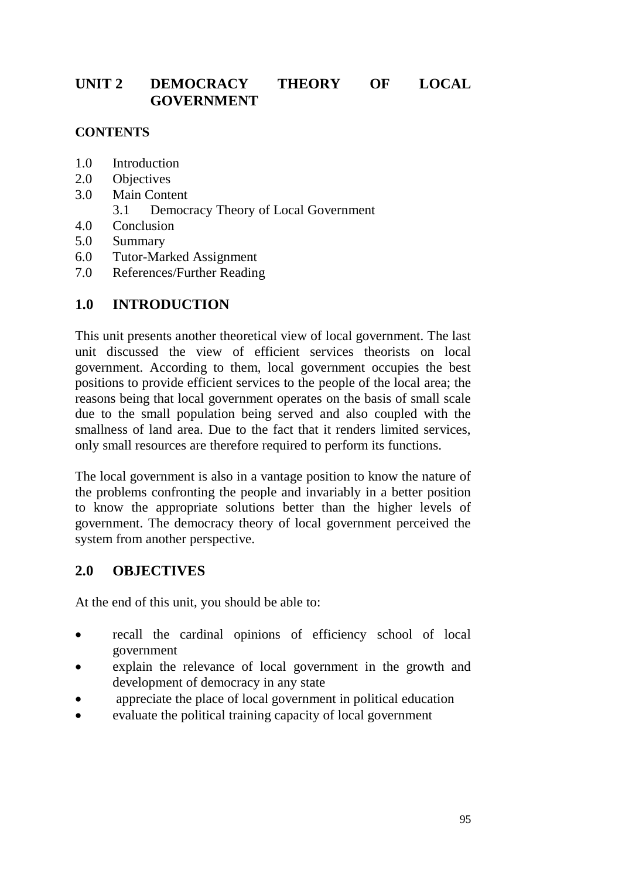# UNIT 2 DEMOCRACY THEORY OF LOCAL GOVERNMENT

**CONTENTS**

1.0 Introduction
2.0 Objectives
3.0 Main Content
  3.1 Democracy Theory of Local Government
4.0 Conclusion
5.0 Summary
6.0 Tutor-Marked Assignment
7.0 References/Further Reading

## 1.0 INTRODUCTION

This unit presents another theoretical view of local government. The last unit discussed the view of efficient services theorists on local government. According to them, local government occupies the best positions to provide efficient services to the people of the local area; the reasons being that local government operates on the basis of small scale due to the small population being served and also coupled with the smallness of land area. Due to the fact that it renders limited services, only small resources are therefore required to perform its functions.

The local government is also in a vantage position to know the nature of the problems confronting the people and invariably in a better position to know the appropriate solutions better than the higher levels of government. The democracy theory of local government perceived the system from another perspective.

## 2.0 OBJECTIVES

At the end of this unit, you should be able to:

- recall the cardinal opinions of efficiency school of local government
- explain the relevance of local government in the growth and development of democracy in any state
- appreciate the place of local government in political education
- evaluate the political training capacity of local government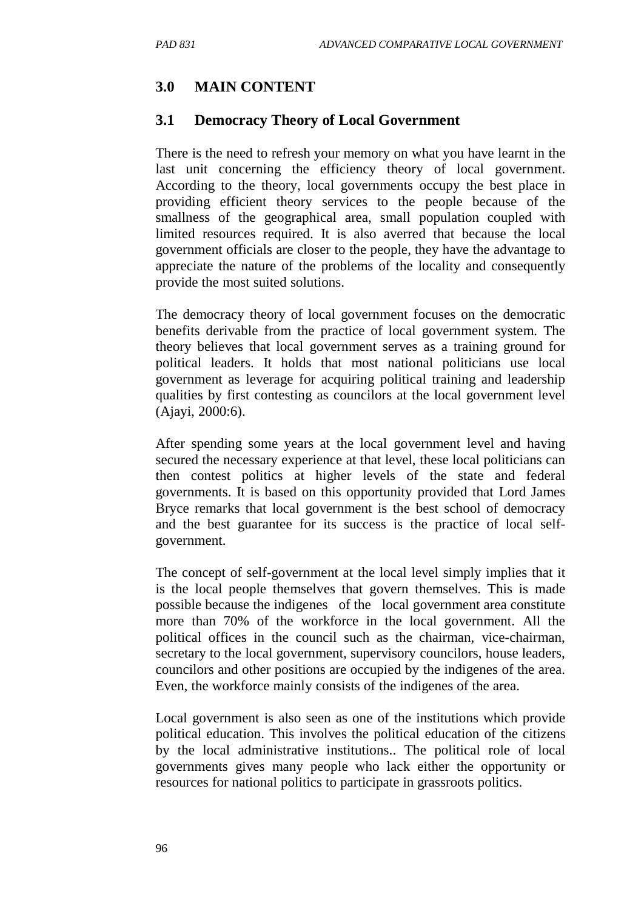## 3.0 MAIN CONTENT

### 3.1 Democracy Theory of Local Government

There is the need to refresh your memory on what you have learnt in the last unit concerning the efficiency theory of local government. According to the theory, local governments occupy the best place in providing efficient theory services to the people because of the smallness of the geographical area, small population coupled with limited resources required. It is also averred that because the local government officials are closer to the people, they have the advantage to appreciate the nature of the problems of the locality and consequently provide the most suited solutions.

The democracy theory of local government focuses on the democratic benefits derivable from the practice of local government system. The theory believes that local government serves as a training ground for political leaders. It holds that most national politicians use local government as leverage for acquiring political training and leadership qualities by first contesting as councilors at the local government level (Ajayi, 2000:6).

After spending some years at the local government level and having secured the necessary experience at that level, these local politicians can then contest politics at higher levels of the state and federal governments. It is based on this opportunity provided that Lord James Bryce remarks that local government is the best school of democracy and the best guarantee for its success is the practice of local self-government.

The concept of self-government at the local level simply implies that it is the local people themselves that govern themselves. This is made possible because the indigenes of the local government area constitute more than 70% of the workforce in the local government. All the political offices in the council such as the chairman, vice-chairman, secretary to the local government, supervisory councilors, house leaders, councilors and other positions are occupied by the indigenes of the area. Even, the workforce mainly consists of the indigenes of the area.

Local government is also seen as one of the institutions which provide political education. This involves the political education of the citizens by the local administrative institutions.. The political role of local governments gives many people who lack either the opportunity or resources for national politics to participate in grassroots politics.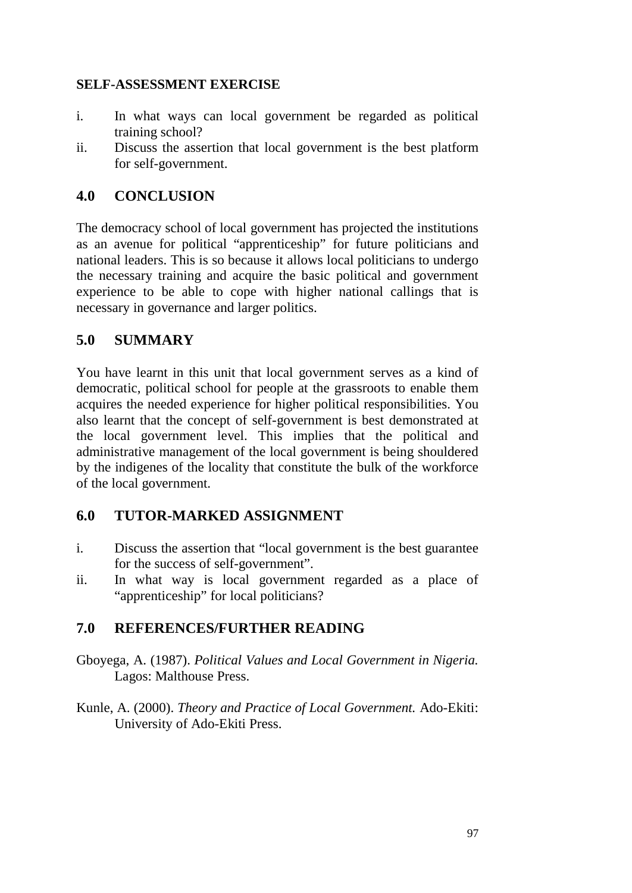**SELF-ASSESSMENT EXERCISE**

i. In what ways can local government be regarded as political training school?
ii. Discuss the assertion that local government is the best platform for self-government.

## 4.0 CONCLUSION

The democracy school of local government has projected the institutions as an avenue for political "apprenticeship" for future politicians and national leaders. This is so because it allows local politicians to undergo the necessary training and acquire the basic political and government experience to be able to cope with higher national callings that is necessary in governance and larger politics.

## 5.0 SUMMARY

You have learnt in this unit that local government serves as a kind of democratic, political school for people at the grassroots to enable them acquires the needed experience for higher political responsibilities. You also learnt that the concept of self-government is best demonstrated at the local government level. This implies that the political and administrative management of the local government is being shouldered by the indigenes of the locality that constitute the bulk of the workforce of the local government.

## 6.0 TUTOR-MARKED ASSIGNMENT

i. Discuss the assertion that "local government is the best guarantee for the success of self-government".
ii. In what way is local government regarded as a place of "apprenticeship" for local politicians?

## 7.0 REFERENCES/FURTHER READING

Gboyega, A. (1987). *Political Values and Local Government in Nigeria.* Lagos: Malthouse Press.

Kunle, A. (2000). *Theory and Practice of Local Government.* Ado-Ekiti: University of Ado-Ekiti Press.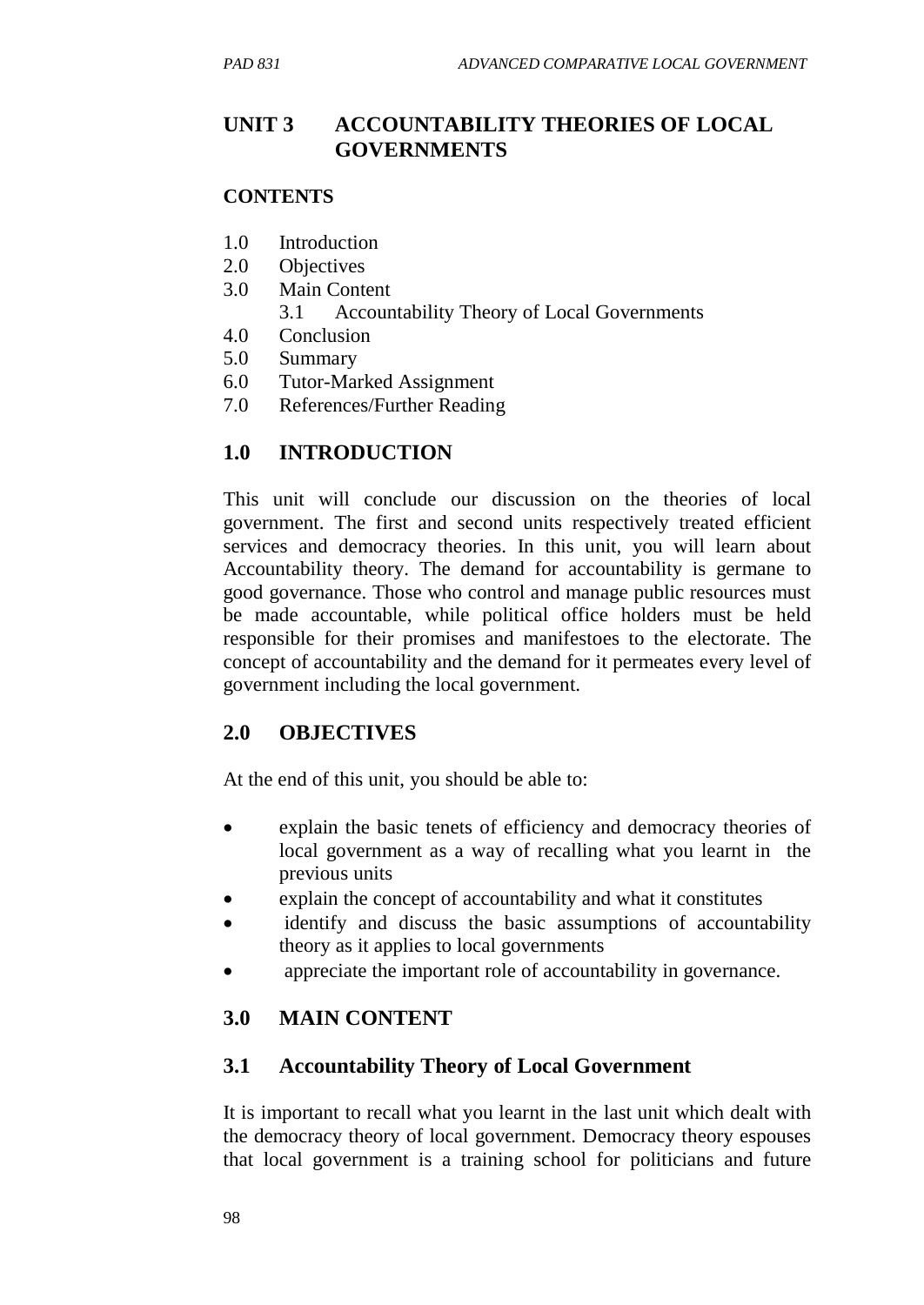# UNIT 3 ACCOUNTABILITY THEORIES OF LOCAL GOVERNMENTS

**CONTENTS**

1.0 Introduction
2.0 Objectives
3.0 Main Content
    3.1 Accountability Theory of Local Governments
4.0 Conclusion
5.0 Summary
6.0 Tutor-Marked Assignment
7.0 References/Further Reading

## 1.0 INTRODUCTION

This unit will conclude our discussion on the theories of local government. The first and second units respectively treated efficient services and democracy theories. In this unit, you will learn about Accountability theory. The demand for accountability is germane to good governance. Those who control and manage public resources must be made accountable, while political office holders must be held responsible for their promises and manifestoes to the electorate. The concept of accountability and the demand for it permeates every level of government including the local government.

## 2.0 OBJECTIVES

At the end of this unit, you should be able to:

- explain the basic tenets of efficiency and democracy theories of local government as a way of recalling what you learnt in the previous units
- explain the concept of accountability and what it constitutes
- identify and discuss the basic assumptions of accountability theory as it applies to local governments
- appreciate the important role of accountability in governance.

## 3.0 MAIN CONTENT

### 3.1 Accountability Theory of Local Government

It is important to recall what you learnt in the last unit which dealt with the democracy theory of local government. Democracy theory espouses that local government is a training school for politicians and future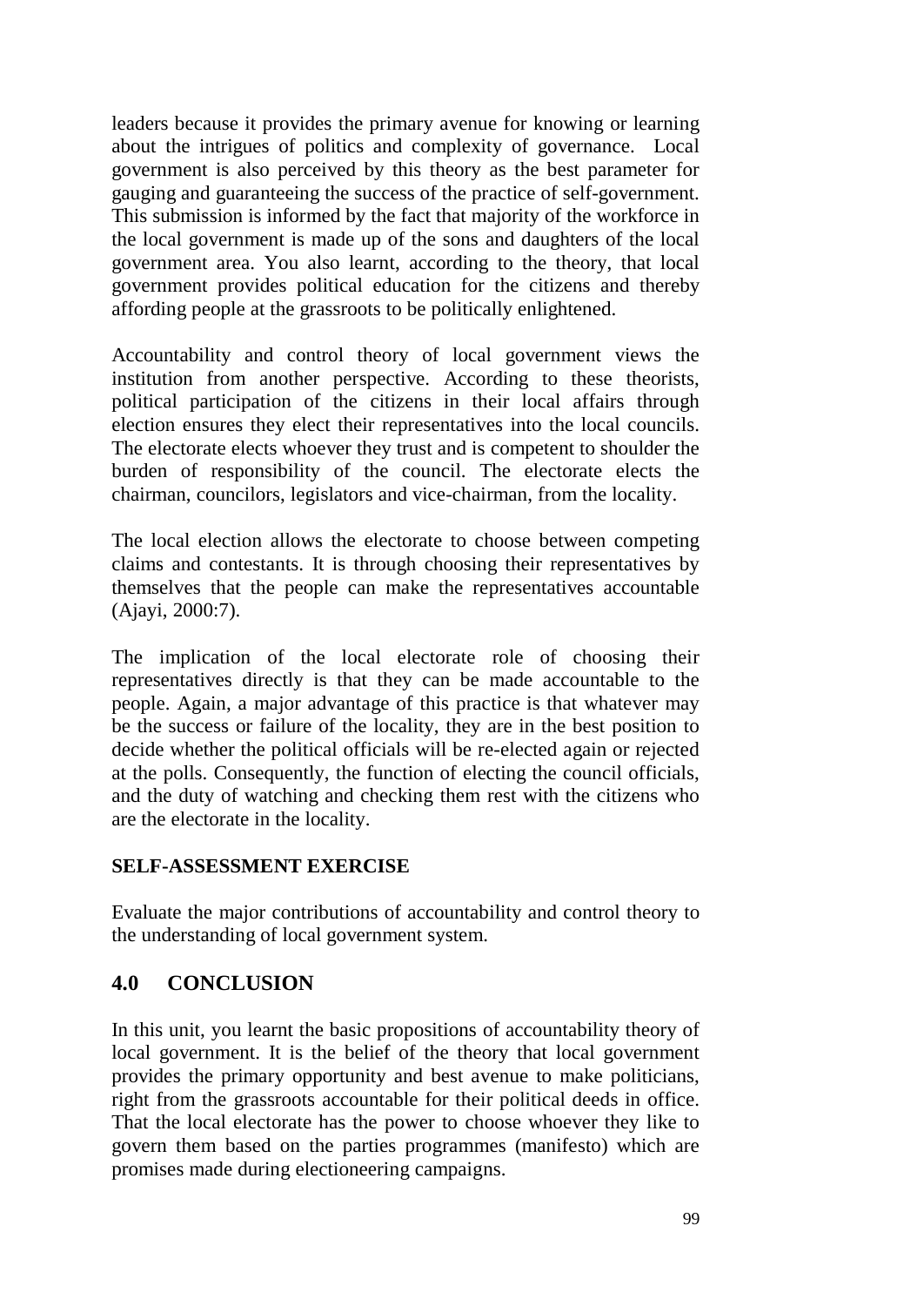leaders because it provides the primary avenue for knowing or learning about the intrigues of politics and complexity of governance. Local government is also perceived by this theory as the best parameter for gauging and guaranteeing the success of the practice of self-government. This submission is informed by the fact that majority of the workforce in the local government is made up of the sons and daughters of the local government area. You also learnt, according to the theory, that local government provides political education for the citizens and thereby affording people at the grassroots to be politically enlightened.

Accountability and control theory of local government views the institution from another perspective. According to these theorists, political participation of the citizens in their local affairs through election ensures they elect their representatives into the local councils. The electorate elects whoever they trust and is competent to shoulder the burden of responsibility of the council. The electorate elects the chairman, councilors, legislators and vice-chairman, from the locality.

The local election allows the electorate to choose between competing claims and contestants. It is through choosing their representatives by themselves that the people can make the representatives accountable (Ajayi, 2000:7).

The implication of the local electorate role of choosing their representatives directly is that they can be made accountable to the people. Again, a major advantage of this practice is that whatever may be the success or failure of the locality, they are in the best position to decide whether the political officials will be re-elected again or rejected at the polls. Consequently, the function of electing the council officials, and the duty of watching and checking them rest with the citizens who are the electorate in the locality.

**SELF-ASSESSMENT EXERCISE**

Evaluate the major contributions of accountability and control theory to the understanding of local government system.

## 4.0 CONCLUSION

In this unit, you learnt the basic propositions of accountability theory of local government. It is the belief of the theory that local government provides the primary opportunity and best avenue to make politicians, right from the grassroots accountable for their political deeds in office. That the local electorate has the power to choose whoever they like to govern them based on the parties programmes (manifesto) which are promises made during electioneering campaigns.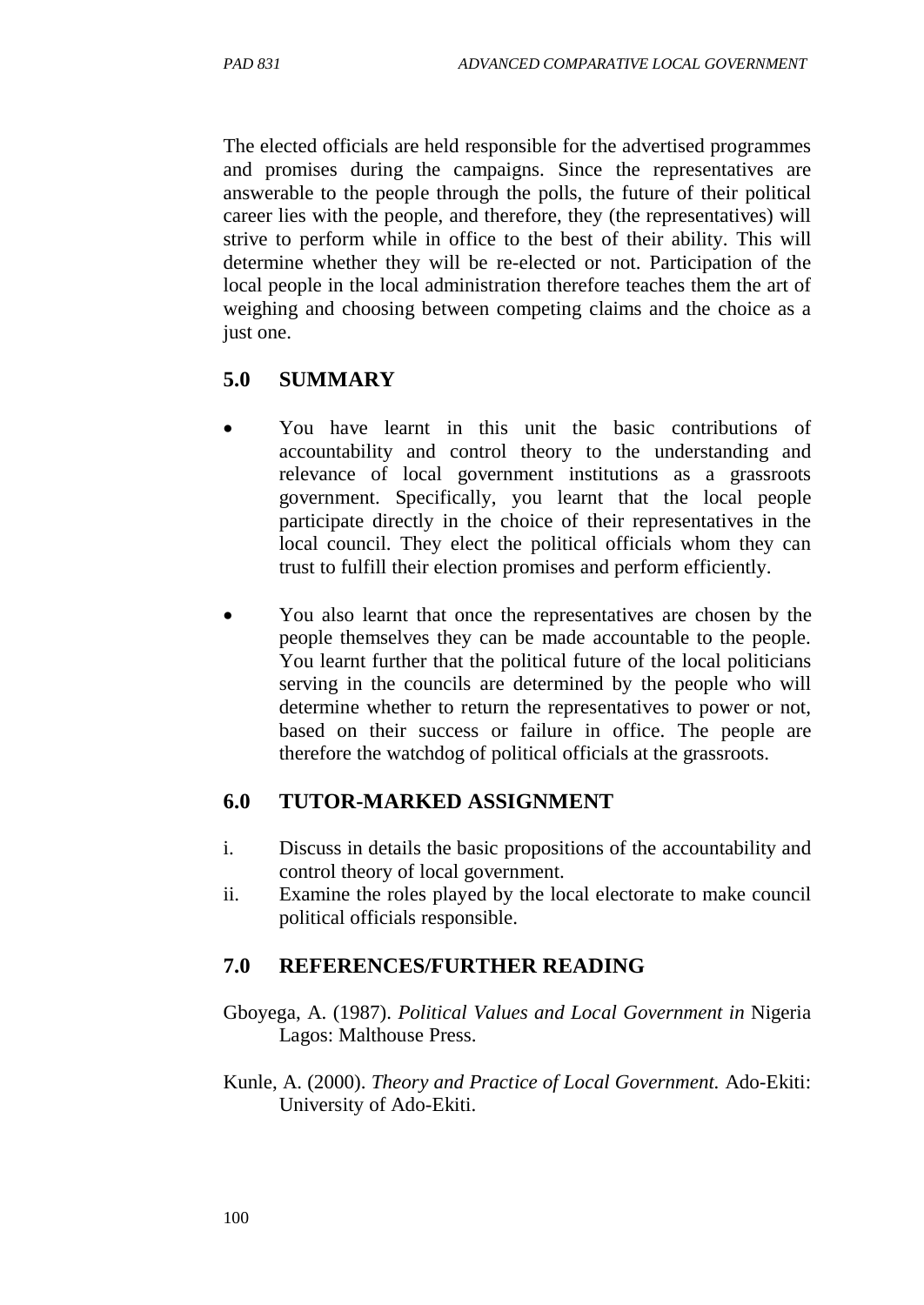The elected officials are held responsible for the advertised programmes and promises during the campaigns. Since the representatives are answerable to the people through the polls, the future of their political career lies with the people, and therefore, they (the representatives) will strive to perform while in office to the best of their ability. This will determine whether they will be re-elected or not. Participation of the local people in the local administration therefore teaches them the art of weighing and choosing between competing claims and the choice as a just one.

## 5.0 SUMMARY

- You have learnt in this unit the basic contributions of accountability and control theory to the understanding and relevance of local government institutions as a grassroots government. Specifically, you learnt that the local people participate directly in the choice of their representatives in the local council. They elect the political officials whom they can trust to fulfill their election promises and perform efficiently.

- You also learnt that once the representatives are chosen by the people themselves they can be made accountable to the people. You learnt further that the political future of the local politicians serving in the councils are determined by the people who will determine whether to return the representatives to power or not, based on their success or failure in office. The people are therefore the watchdog of political officials at the grassroots.

## 6.0 TUTOR-MARKED ASSIGNMENT

i. Discuss in details the basic propositions of the accountability and control theory of local government.
ii. Examine the roles played by the local electorate to make council political officials responsible.

## 7.0 REFERENCES/FURTHER READING

Gboyega, A. (1987). *Political Values and Local Government in* Nigeria Lagos: Malthouse Press.

Kunle, A. (2000). *Theory and Practice of Local Government.* Ado-Ekiti: University of Ado-Ekiti.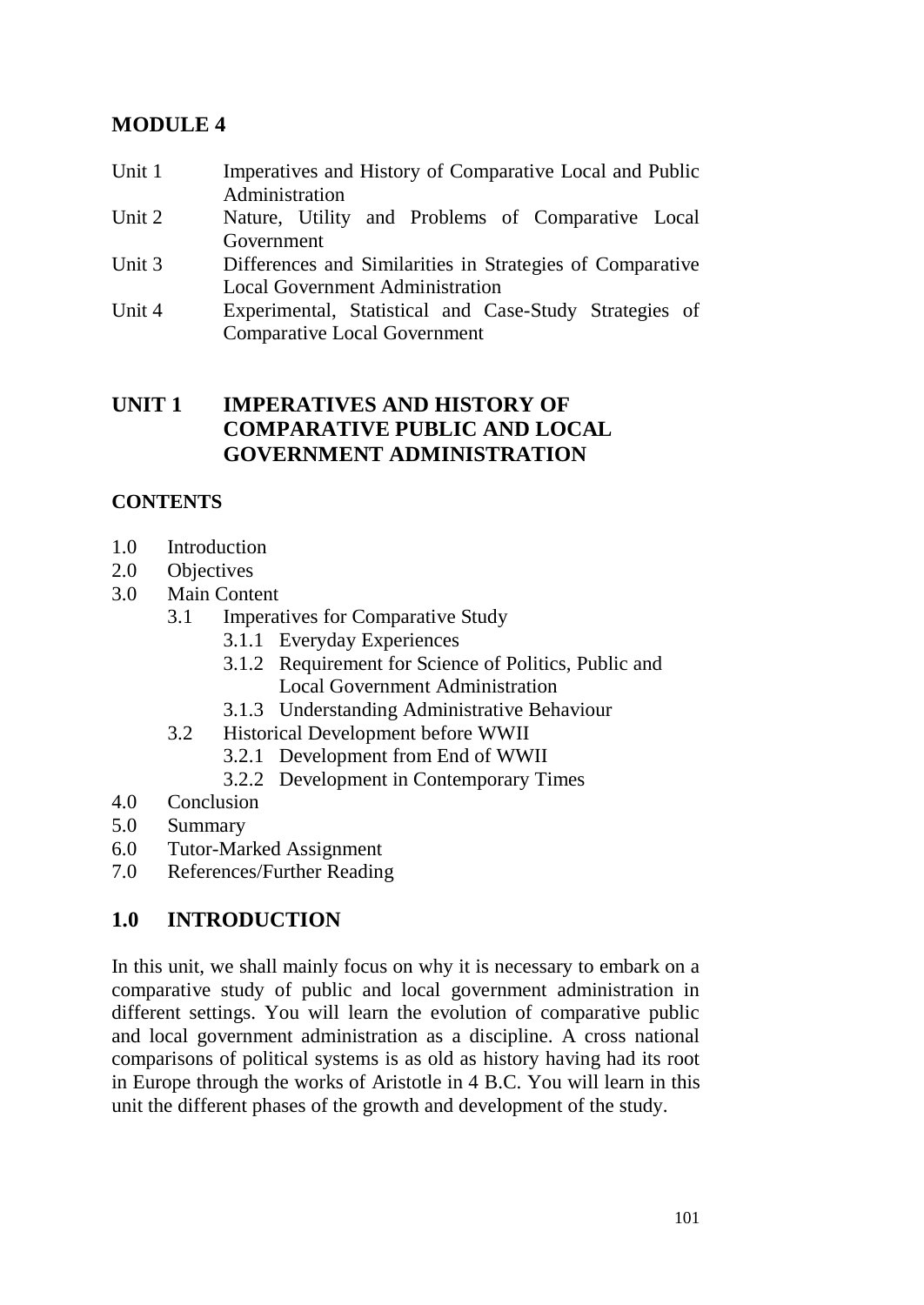# MODULE 4

| | |
|---|---|
| Unit 1 | Imperatives and History of Comparative Local and Public Administration |
| Unit 2 | Nature, Utility and Problems of Comparative Local Government |
| Unit 3 | Differences and Similarities in Strategies of Comparative Local Government Administration |
| Unit 4 | Experimental, Statistical and Case-Study Strategies of Comparative Local Government |

## UNIT 1 IMPERATIVES AND HISTORY OF COMPARATIVE PUBLIC AND LOCAL GOVERNMENT ADMINISTRATION

**CONTENTS**

- 1.0 Introduction
- 2.0 Objectives
- 3.0 Main Content
  - 3.1 Imperatives for Comparative Study
    - 3.1.1 Everyday Experiences
    - 3.1.2 Requirement for Science of Politics, Public and Local Government Administration
    - 3.1.3 Understanding Administrative Behaviour
  - 3.2 Historical Development before WWII
    - 3.2.1 Development from End of WWII
    - 3.2.2 Development in Contemporary Times
- 4.0 Conclusion
- 5.0 Summary
- 6.0 Tutor-Marked Assignment
- 7.0 References/Further Reading

## 1.0 INTRODUCTION

In this unit, we shall mainly focus on why it is necessary to embark on a comparative study of public and local government administration in different settings. You will learn the evolution of comparative public and local government administration as a discipline. A cross national comparisons of political systems is as old as history having had its root in Europe through the works of Aristotle in 4 B.C. You will learn in this unit the different phases of the growth and development of the study.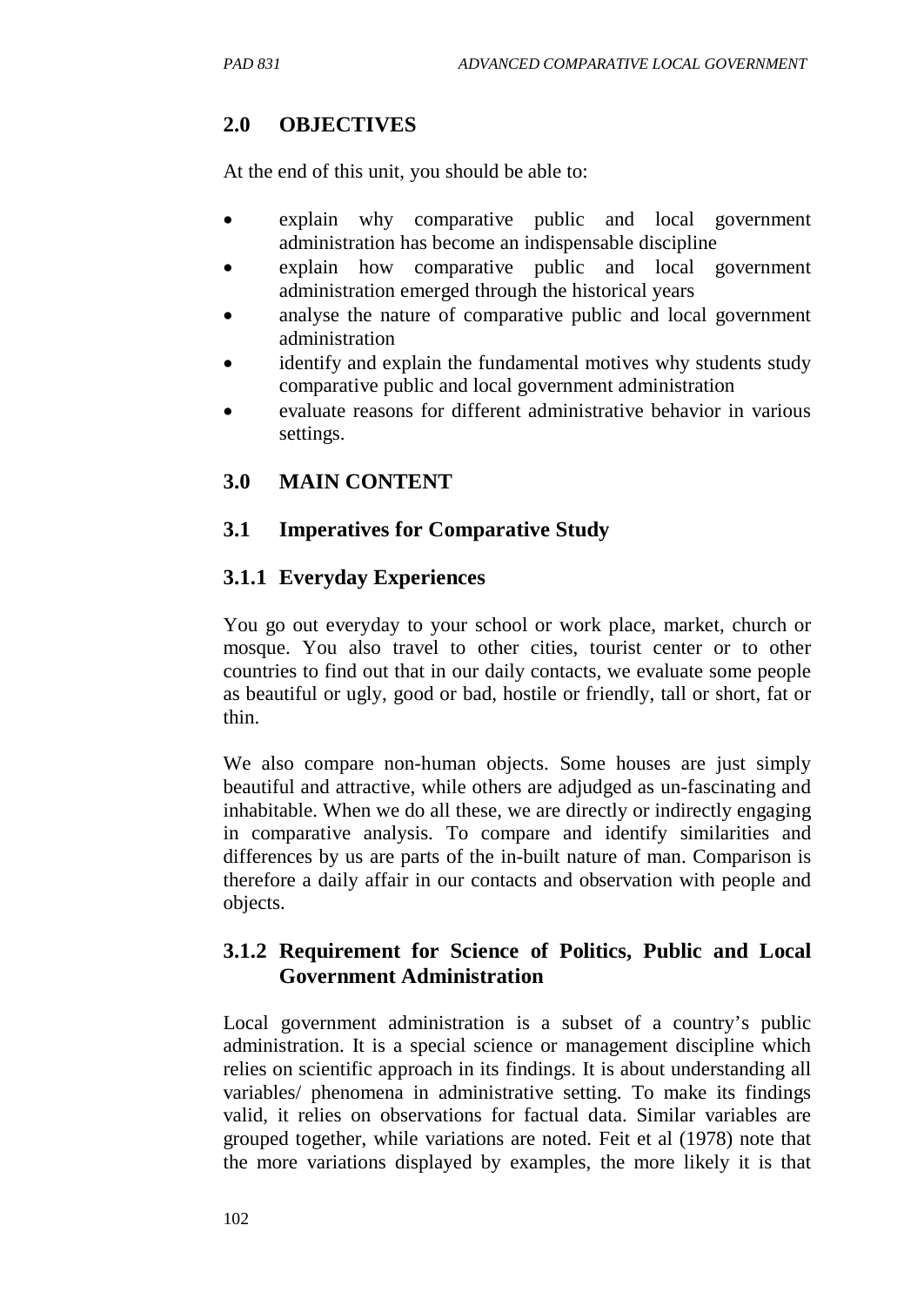## 2.0 OBJECTIVES

At the end of this unit, you should be able to:

- explain why comparative public and local government administration has become an indispensable discipline
- explain how comparative public and local government administration emerged through the historical years
- analyse the nature of comparative public and local government administration
- identify and explain the fundamental motives why students study comparative public and local government administration
- evaluate reasons for different administrative behavior in various settings.

## 3.0 MAIN CONTENT

### 3.1 Imperatives for Comparative Study

#### 3.1.1 Everyday Experiences

You go out everyday to your school or work place, market, church or mosque. You also travel to other cities, tourist center or to other countries to find out that in our daily contacts, we evaluate some people as beautiful or ugly, good or bad, hostile or friendly, tall or short, fat or thin.

We also compare non-human objects. Some houses are just simply beautiful and attractive, while others are adjudged as un-fascinating and inhabitable. When we do all these, we are directly or indirectly engaging in comparative analysis. To compare and identify similarities and differences by us are parts of the in-built nature of man. Comparison is therefore a daily affair in our contacts and observation with people and objects.

#### 3.1.2 Requirement for Science of Politics, Public and Local Government Administration

Local government administration is a subset of a country's public administration. It is a special science or management discipline which relies on scientific approach in its findings. It is about understanding all variables/ phenomena in administrative setting. To make its findings valid, it relies on observations for factual data. Similar variables are grouped together, while variations are noted. Feit et al (1978) note that the more variations displayed by examples, the more likely it is that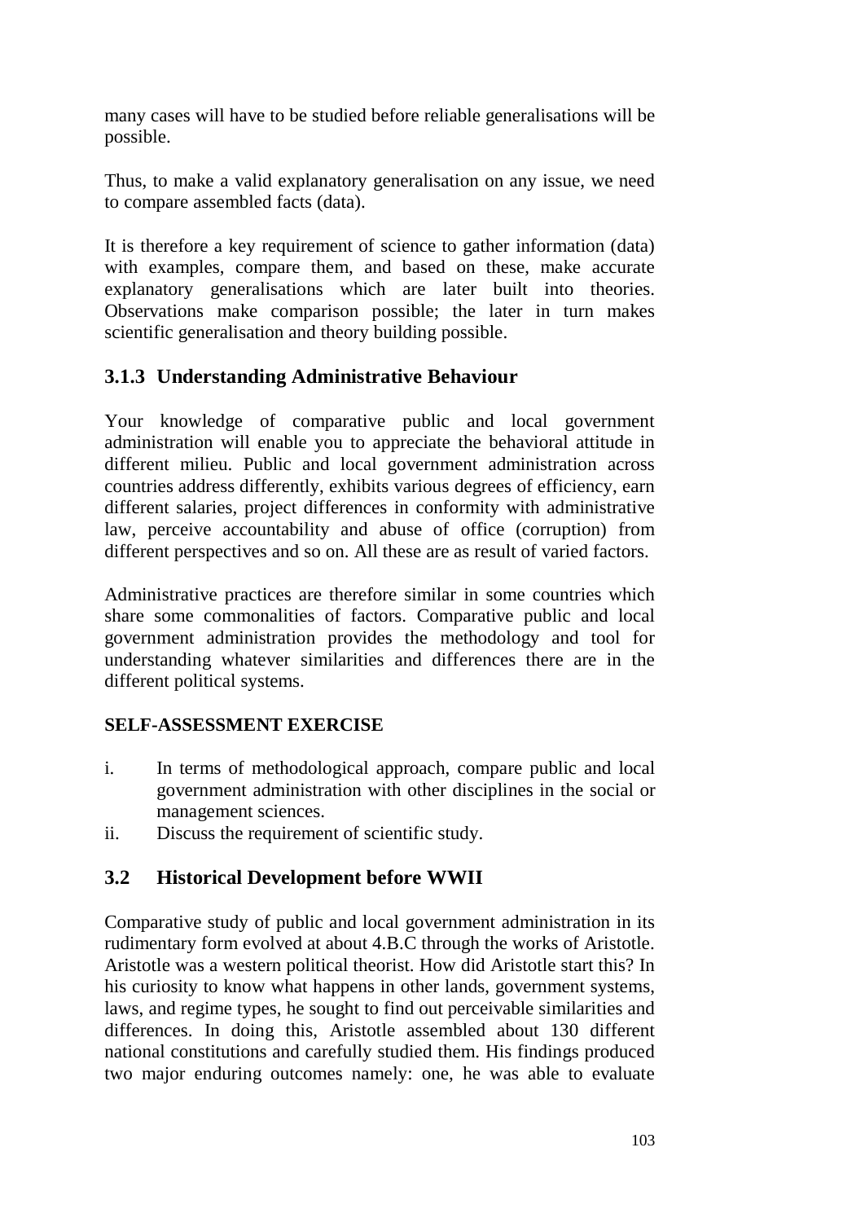many cases will have to be studied before reliable generalisations will be possible.

Thus, to make a valid explanatory generalisation on any issue, we need to compare assembled facts (data).

It is therefore a key requirement of science to gather information (data) with examples, compare them, and based on these, make accurate explanatory generalisations which are later built into theories. Observations make comparison possible; the later in turn makes scientific generalisation and theory building possible.

### 3.1.3 Understanding Administrative Behaviour

Your knowledge of comparative public and local government administration will enable you to appreciate the behavioral attitude in different milieu. Public and local government administration across countries address differently, exhibits various degrees of efficiency, earn different salaries, project differences in conformity with administrative law, perceive accountability and abuse of office (corruption) from different perspectives and so on. All these are as result of varied factors.

Administrative practices are therefore similar in some countries which share some commonalities of factors. Comparative public and local government administration provides the methodology and tool for understanding whatever similarities and differences there are in the different political systems.

**SELF-ASSESSMENT EXERCISE**

i. In terms of methodological approach, compare public and local government administration with other disciplines in the social or management sciences.
ii. Discuss the requirement of scientific study.

## 3.2 Historical Development before WWII

Comparative study of public and local government administration in its rudimentary form evolved at about 4.B.C through the works of Aristotle. Aristotle was a western political theorist. How did Aristotle start this? In his curiosity to know what happens in other lands, government systems, laws, and regime types, he sought to find out perceivable similarities and differences. In doing this, Aristotle assembled about 130 different national constitutions and carefully studied them. His findings produced two major enduring outcomes namely: one, he was able to evaluate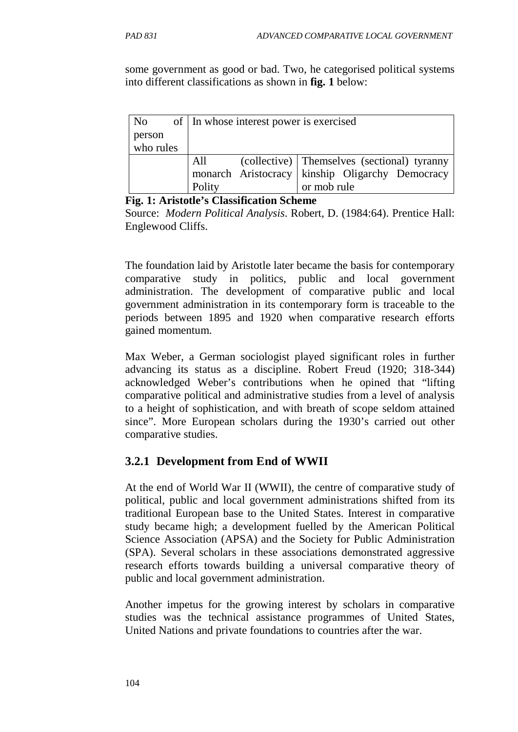some government as good or bad. Two, he categorised political systems into different classifications as shown in **fig. 1** below:

| No of person who rules | In whose interest power is exercised | |
|---|---|---|
| | All (collective) monarch Aristocracy Polity | Themselves (sectional) tyranny kinship Oligarchy Democracy or mob rule |

**Fig. 1: Aristotle's Classification Scheme**

Source: *Modern Political Analysis*. Robert, D. (1984:64). Prentice Hall: Englewood Cliffs.

The foundation laid by Aristotle later became the basis for contemporary comparative study in politics, public and local government administration. The development of comparative public and local government administration in its contemporary form is traceable to the periods between 1895 and 1920 when comparative research efforts gained momentum.

Max Weber, a German sociologist played significant roles in further advancing its status as a discipline. Robert Freud (1920; 318-344) acknowledged Weber's contributions when he opined that "lifting comparative political and administrative studies from a level of analysis to a height of sophistication, and with breath of scope seldom attained since". More European scholars during the 1930's carried out other comparative studies.

### 3.2.1 Development from End of WWII

At the end of World War II (WWII), the centre of comparative study of political, public and local government administrations shifted from its traditional European base to the United States. Interest in comparative study became high; a development fuelled by the American Political Science Association (APSA) and the Society for Public Administration (SPA). Several scholars in these associations demonstrated aggressive research efforts towards building a universal comparative theory of public and local government administration.

Another impetus for the growing interest by scholars in comparative studies was the technical assistance programmes of United States, United Nations and private foundations to countries after the war.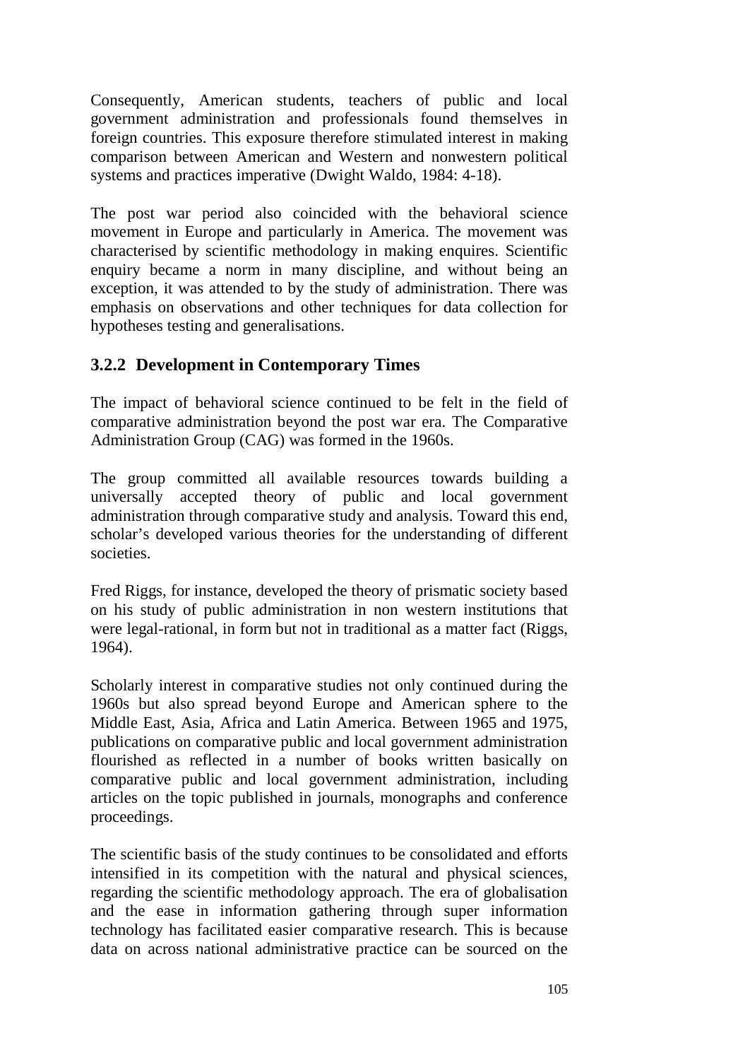Consequently, American students, teachers of public and local government administration and professionals found themselves in foreign countries. This exposure therefore stimulated interest in making comparison between American and Western and nonwestern political systems and practices imperative (Dwight Waldo, 1984: 4-18).

The post war period also coincided with the behavioral science movement in Europe and particularly in America. The movement was characterised by scientific methodology in making enquires. Scientific enquiry became a norm in many discipline, and without being an exception, it was attended to by the study of administration. There was emphasis on observations and other techniques for data collection for hypotheses testing and generalisations.

### 3.2.2 Development in Contemporary Times

The impact of behavioral science continued to be felt in the field of comparative administration beyond the post war era. The Comparative Administration Group (CAG) was formed in the 1960s.

The group committed all available resources towards building a universally accepted theory of public and local government administration through comparative study and analysis. Toward this end, scholar's developed various theories for the understanding of different societies.

Fred Riggs, for instance, developed the theory of prismatic society based on his study of public administration in non western institutions that were legal-rational, in form but not in traditional as a matter fact (Riggs, 1964).

Scholarly interest in comparative studies not only continued during the 1960s but also spread beyond Europe and American sphere to the Middle East, Asia, Africa and Latin America. Between 1965 and 1975, publications on comparative public and local government administration flourished as reflected in a number of books written basically on comparative public and local government administration, including articles on the topic published in journals, monographs and conference proceedings.

The scientific basis of the study continues to be consolidated and efforts intensified in its competition with the natural and physical sciences, regarding the scientific methodology approach. The era of globalisation and the ease in information gathering through super information technology has facilitated easier comparative research. This is because data on across national administrative practice can be sourced on the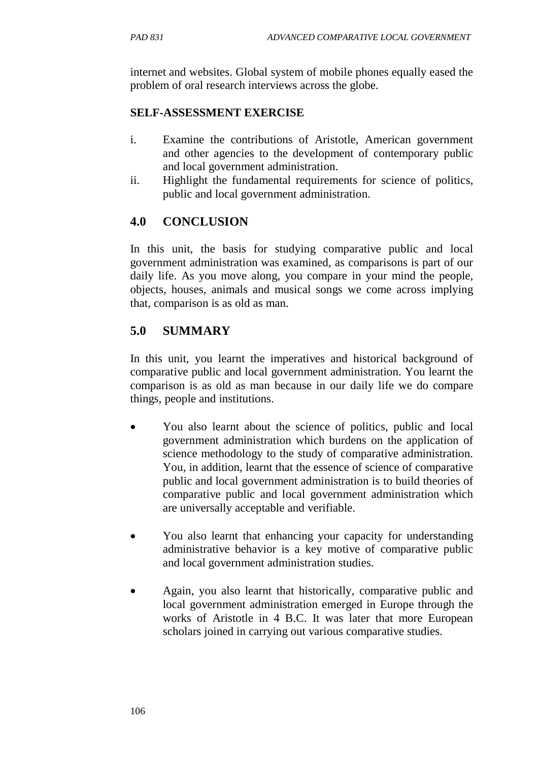internet and websites. Global system of mobile phones equally eased the problem of oral research interviews across the globe.

**SELF-ASSESSMENT EXERCISE**

i. Examine the contributions of Aristotle, American government and other agencies to the development of contemporary public and local government administration.
ii. Highlight the fundamental requirements for science of politics, public and local government administration.

## 4.0 CONCLUSION

In this unit, the basis for studying comparative public and local government administration was examined, as comparisons is part of our daily life. As you move along, you compare in your mind the people, objects, houses, animals and musical songs we come across implying that, comparison is as old as man.

## 5.0 SUMMARY

In this unit, you learnt the imperatives and historical background of comparative public and local government administration. You learnt the comparison is as old as man because in our daily life we do compare things, people and institutions.

- You also learnt about the science of politics, public and local government administration which burdens on the application of science methodology to the study of comparative administration. You, in addition, learnt that the essence of science of comparative public and local government administration is to build theories of comparative public and local government administration which are universally acceptable and verifiable.

- You also learnt that enhancing your capacity for understanding administrative behavior is a key motive of comparative public and local government administration studies.

- Again, you also learnt that historically, comparative public and local government administration emerged in Europe through the works of Aristotle in 4 B.C. It was later that more European scholars joined in carrying out various comparative studies.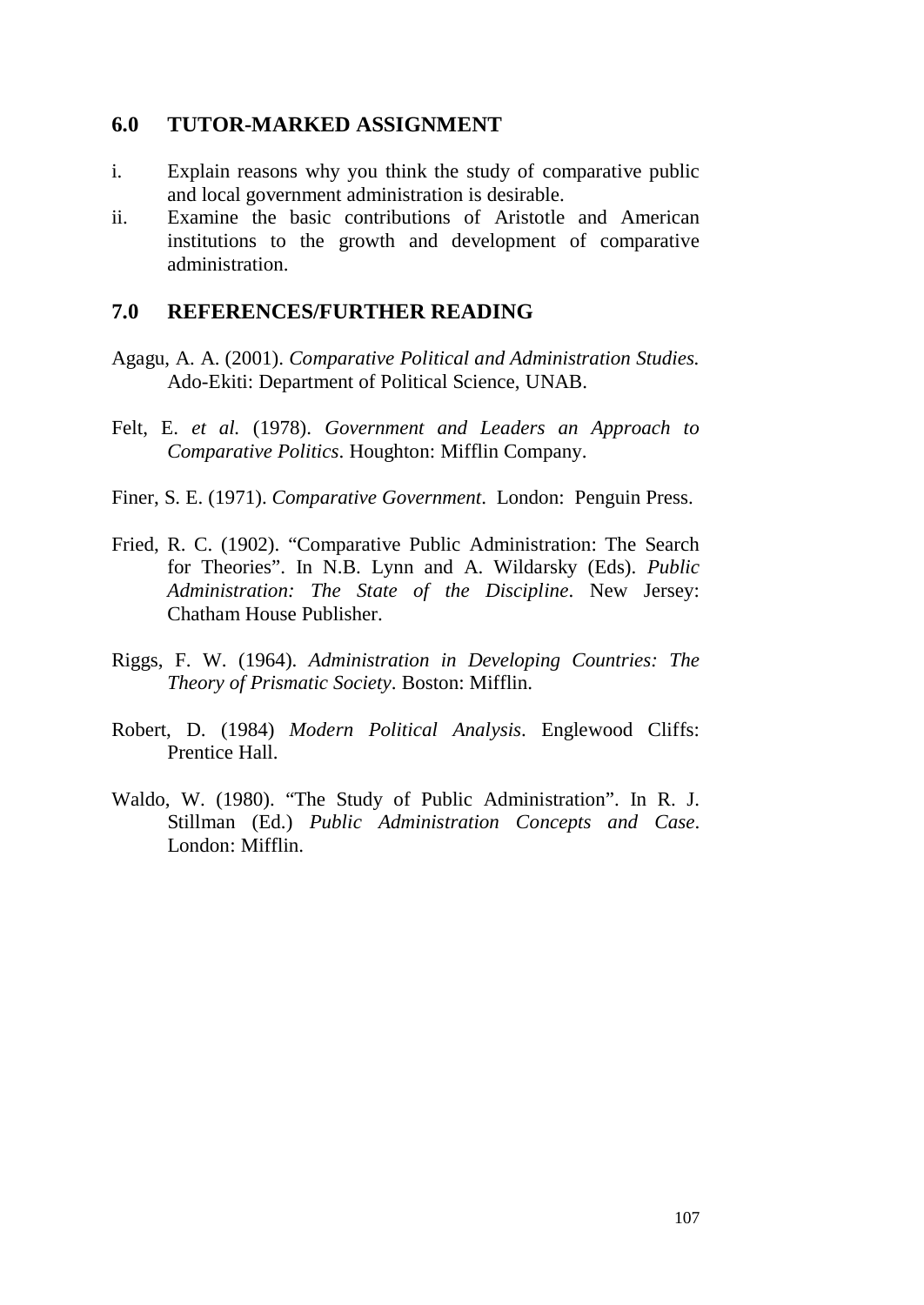## 6.0 TUTOR-MARKED ASSIGNMENT

i. Explain reasons why you think the study of comparative public and local government administration is desirable.
ii. Examine the basic contributions of Aristotle and American institutions to the growth and development of comparative administration.

## 7.0 REFERENCES/FURTHER READING

Agagu, A. A. (2001). *Comparative Political and Administration Studies.* Ado-Ekiti: Department of Political Science, UNAB.

Felt, E. *et al.* (1978). *Government and Leaders an Approach to Comparative Politics*. Houghton: Mifflin Company.

Finer, S. E. (1971). *Comparative Government*. London: Penguin Press.

Fried, R. C. (1902). "Comparative Public Administration: The Search for Theories". In N.B. Lynn and A. Wildarsky (Eds). *Public Administration: The State of the Discipline*. New Jersey: Chatham House Publisher.

Riggs, F. W. (1964). *Administration in Developing Countries: The Theory of Prismatic Society*. Boston: Mifflin.

Robert, D. (1984) *Modern Political Analysis*. Englewood Cliffs: Prentice Hall.

Waldo, W. (1980). "The Study of Public Administration". In R. J. Stillman (Ed.) *Public Administration Concepts and Case*. London: Mifflin.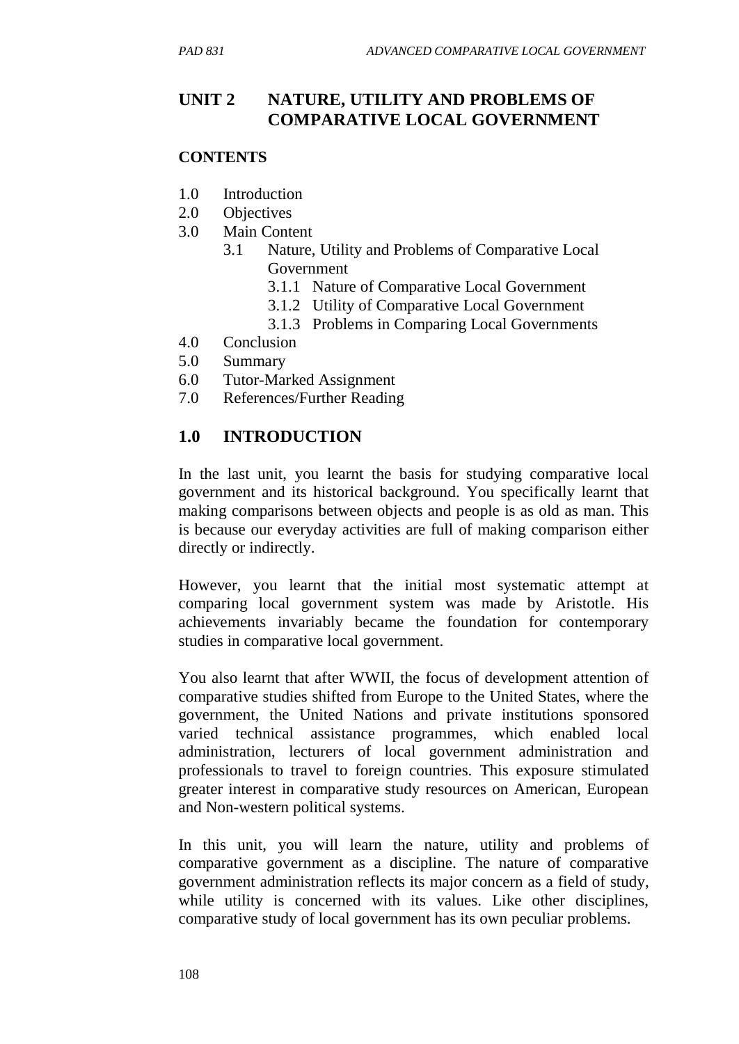# UNIT 2 NATURE, UTILITY AND PROBLEMS OF COMPARATIVE LOCAL GOVERNMENT

**CONTENTS**

1.0 Introduction
2.0 Objectives
3.0 Main Content
    3.1 Nature, Utility and Problems of Comparative Local Government
        3.1.1 Nature of Comparative Local Government
        3.1.2 Utility of Comparative Local Government
        3.1.3 Problems in Comparing Local Governments
4.0 Conclusion
5.0 Summary
6.0 Tutor-Marked Assignment
7.0 References/Further Reading

## 1.0 INTRODUCTION

In the last unit, you learnt the basis for studying comparative local government and its historical background. You specifically learnt that making comparisons between objects and people is as old as man. This is because our everyday activities are full of making comparison either directly or indirectly.

However, you learnt that the initial most systematic attempt at comparing local government system was made by Aristotle. His achievements invariably became the foundation for contemporary studies in comparative local government.

You also learnt that after WWII, the focus of development attention of comparative studies shifted from Europe to the United States, where the government, the United Nations and private institutions sponsored varied technical assistance programmes, which enabled local administration, lecturers of local government administration and professionals to travel to foreign countries. This exposure stimulated greater interest in comparative study resources on American, European and Non-western political systems.

In this unit, you will learn the nature, utility and problems of comparative government as a discipline. The nature of comparative government administration reflects its major concern as a field of study, while utility is concerned with its values. Like other disciplines, comparative study of local government has its own peculiar problems.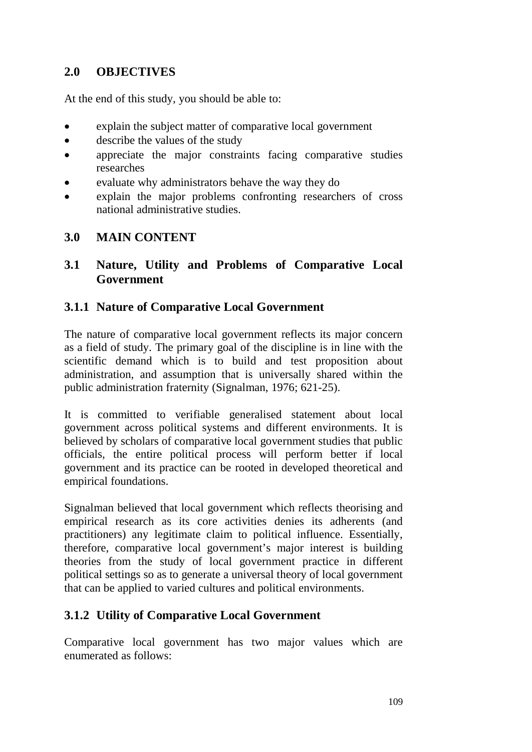## 2.0 OBJECTIVES

At the end of this study, you should be able to:

- explain the subject matter of comparative local government
- describe the values of the study
- appreciate the major constraints facing comparative studies researches
- evaluate why administrators behave the way they do
- explain the major problems confronting researchers of cross national administrative studies.

## 3.0 MAIN CONTENT

### 3.1 Nature, Utility and Problems of Comparative Local Government

#### 3.1.1 Nature of Comparative Local Government

The nature of comparative local government reflects its major concern as a field of study. The primary goal of the discipline is in line with the scientific demand which is to build and test proposition about administration, and assumption that is universally shared within the public administration fraternity (Signalman, 1976; 621-25).

It is committed to verifiable generalised statement about local government across political systems and different environments. It is believed by scholars of comparative local government studies that public officials, the entire political process will perform better if local government and its practice can be rooted in developed theoretical and empirical foundations.

Signalman believed that local government which reflects theorising and empirical research as its core activities denies its adherents (and practitioners) any legitimate claim to political influence. Essentially, therefore, comparative local government's major interest is building theories from the study of local government practice in different political settings so as to generate a universal theory of local government that can be applied to varied cultures and political environments.

#### 3.1.2 Utility of Comparative Local Government

Comparative local government has two major values which are enumerated as follows: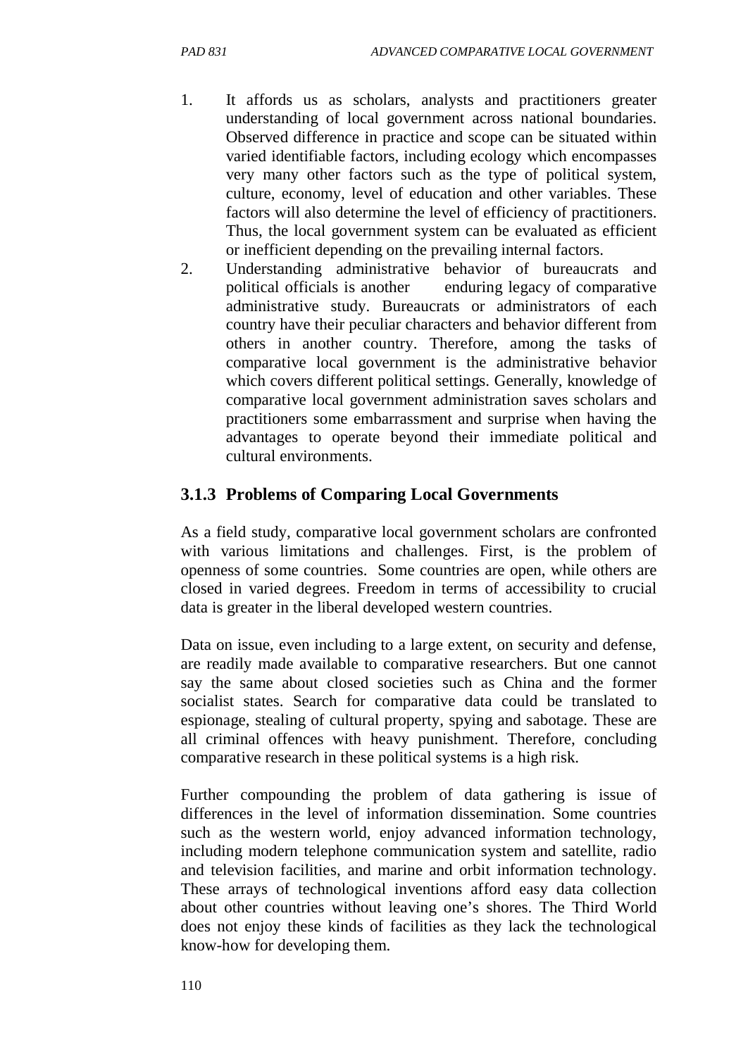1. It affords us as scholars, analysts and practitioners greater understanding of local government across national boundaries. Observed difference in practice and scope can be situated within varied identifiable factors, including ecology which encompasses very many other factors such as the type of political system, culture, economy, level of education and other variables. These factors will also determine the level of efficiency of practitioners. Thus, the local government system can be evaluated as efficient or inefficient depending on the prevailing internal factors.
2. Understanding administrative behavior of bureaucrats and political officials is another enduring legacy of comparative administrative study. Bureaucrats or administrators of each country have their peculiar characters and behavior different from others in another country. Therefore, among the tasks of comparative local government is the administrative behavior which covers different political settings. Generally, knowledge of comparative local government administration saves scholars and practitioners some embarrassment and surprise when having the advantages to operate beyond their immediate political and cultural environments.

### 3.1.3 Problems of Comparing Local Governments

As a field study, comparative local government scholars are confronted with various limitations and challenges. First, is the problem of openness of some countries. Some countries are open, while others are closed in varied degrees. Freedom in terms of accessibility to crucial data is greater in the liberal developed western countries.

Data on issue, even including to a large extent, on security and defense, are readily made available to comparative researchers. But one cannot say the same about closed societies such as China and the former socialist states. Search for comparative data could be translated to espionage, stealing of cultural property, spying and sabotage. These are all criminal offences with heavy punishment. Therefore, concluding comparative research in these political systems is a high risk.

Further compounding the problem of data gathering is issue of differences in the level of information dissemination. Some countries such as the western world, enjoy advanced information technology, including modern telephone communication system and satellite, radio and television facilities, and marine and orbit information technology. These arrays of technological inventions afford easy data collection about other countries without leaving one's shores. The Third World does not enjoy these kinds of facilities as they lack the technological know-how for developing them.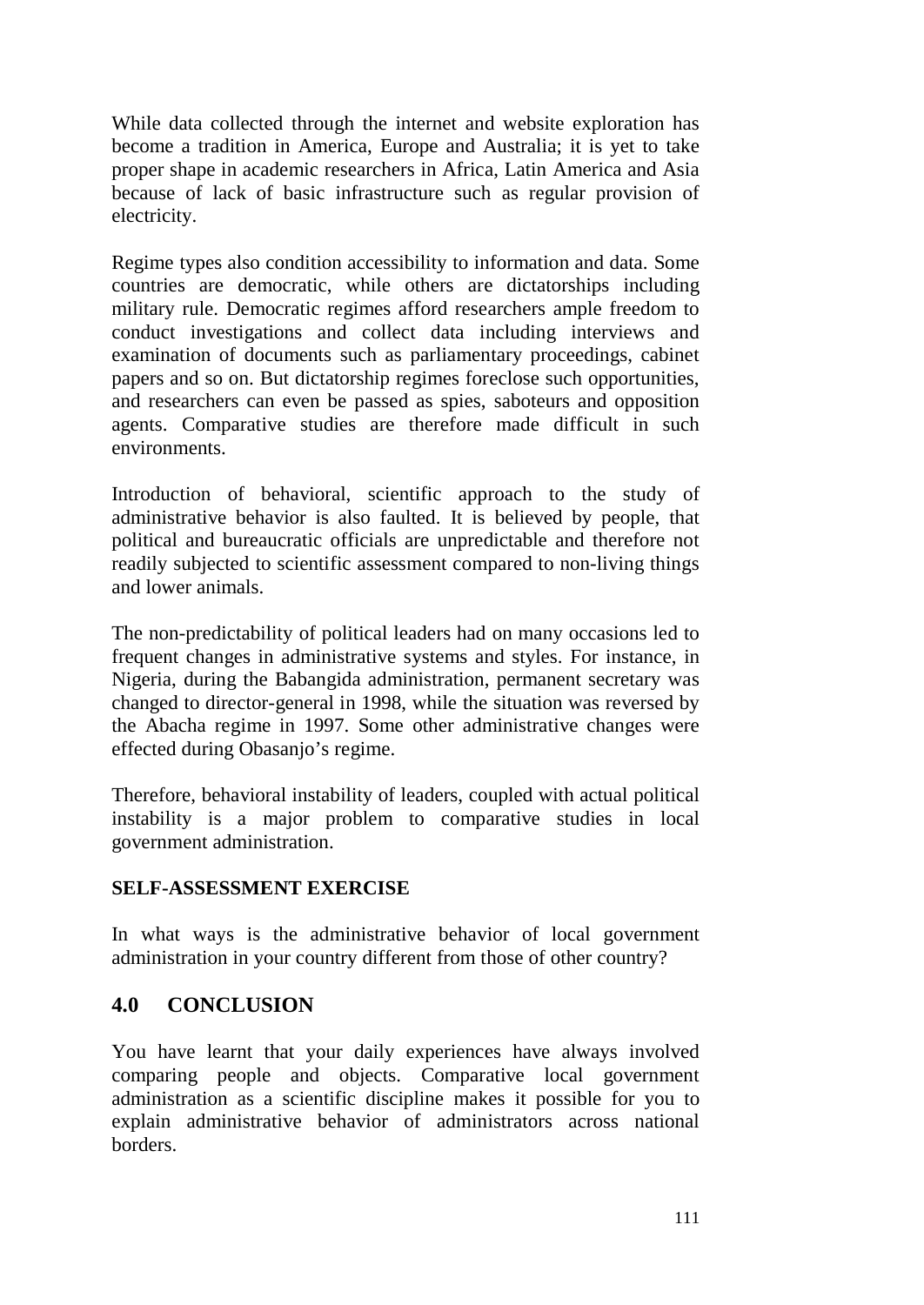While data collected through the internet and website exploration has become a tradition in America, Europe and Australia; it is yet to take proper shape in academic researchers in Africa, Latin America and Asia because of lack of basic infrastructure such as regular provision of electricity.

Regime types also condition accessibility to information and data. Some countries are democratic, while others are dictatorships including military rule. Democratic regimes afford researchers ample freedom to conduct investigations and collect data including interviews and examination of documents such as parliamentary proceedings, cabinet papers and so on. But dictatorship regimes foreclose such opportunities, and researchers can even be passed as spies, saboteurs and opposition agents. Comparative studies are therefore made difficult in such environments.

Introduction of behavioral, scientific approach to the study of administrative behavior is also faulted. It is believed by people, that political and bureaucratic officials are unpredictable and therefore not readily subjected to scientific assessment compared to non-living things and lower animals.

The non-predictability of political leaders had on many occasions led to frequent changes in administrative systems and styles. For instance, in Nigeria, during the Babangida administration, permanent secretary was changed to director-general in 1998, while the situation was reversed by the Abacha regime in 1997. Some other administrative changes were effected during Obasanjo's regime.

Therefore, behavioral instability of leaders, coupled with actual political instability is a major problem to comparative studies in local government administration.

**SELF-ASSESSMENT EXERCISE**

In what ways is the administrative behavior of local government administration in your country different from those of other country?

## 4.0 CONCLUSION

You have learnt that your daily experiences have always involved comparing people and objects. Comparative local government administration as a scientific discipline makes it possible for you to explain administrative behavior of administrators across national borders.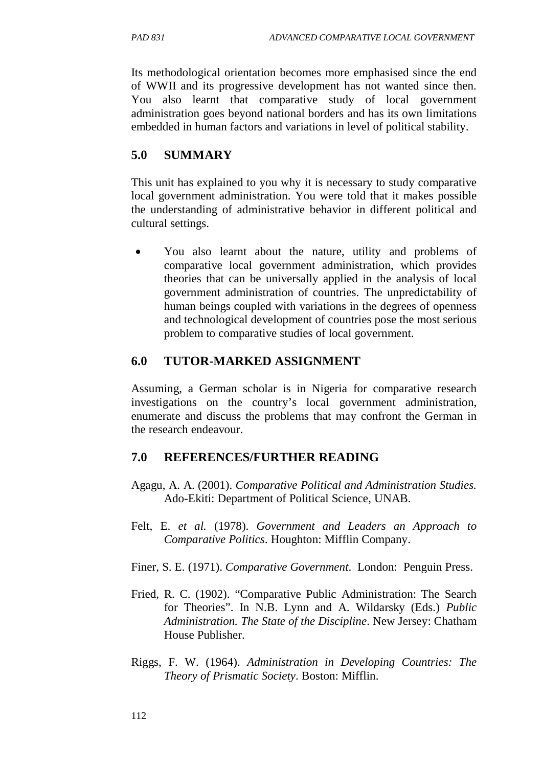Its methodological orientation becomes more emphasised since the end of WWII and its progressive development has not wanted since then. You also learnt that comparative study of local government administration goes beyond national borders and has its own limitations embedded in human factors and variations in level of political stability.

## 5.0 SUMMARY

This unit has explained to you why it is necessary to study comparative local government administration. You were told that it makes possible the understanding of administrative behavior in different political and cultural settings.

- You also learnt about the nature, utility and problems of comparative local government administration, which provides theories that can be universally applied in the analysis of local government administration of countries. The unpredictability of human beings coupled with variations in the degrees of openness and technological development of countries pose the most serious problem to comparative studies of local government.

## 6.0 TUTOR-MARKED ASSIGNMENT

Assuming, a German scholar is in Nigeria for comparative research investigations on the country's local government administration, enumerate and discuss the problems that may confront the German in the research endeavour.

## 7.0 REFERENCES/FURTHER READING

Agagu, A. A. (2001). *Comparative Political and Administration Studies.* Ado-Ekiti: Department of Political Science, UNAB.

Felt, E. *et al.* (1978). *Government and Leaders an Approach to Comparative Politics*. Houghton: Mifflin Company.

Finer, S. E. (1971). *Comparative Government*. London: Penguin Press.

Fried, R. C. (1902). "Comparative Public Administration: The Search for Theories". In N.B. Lynn and A. Wildarsky (Eds.) *Public Administration. The State of the Discipline*. New Jersey: Chatham House Publisher.

Riggs, F. W. (1964). *Administration in Developing Countries: The Theory of Prismatic Society*. Boston: Mifflin.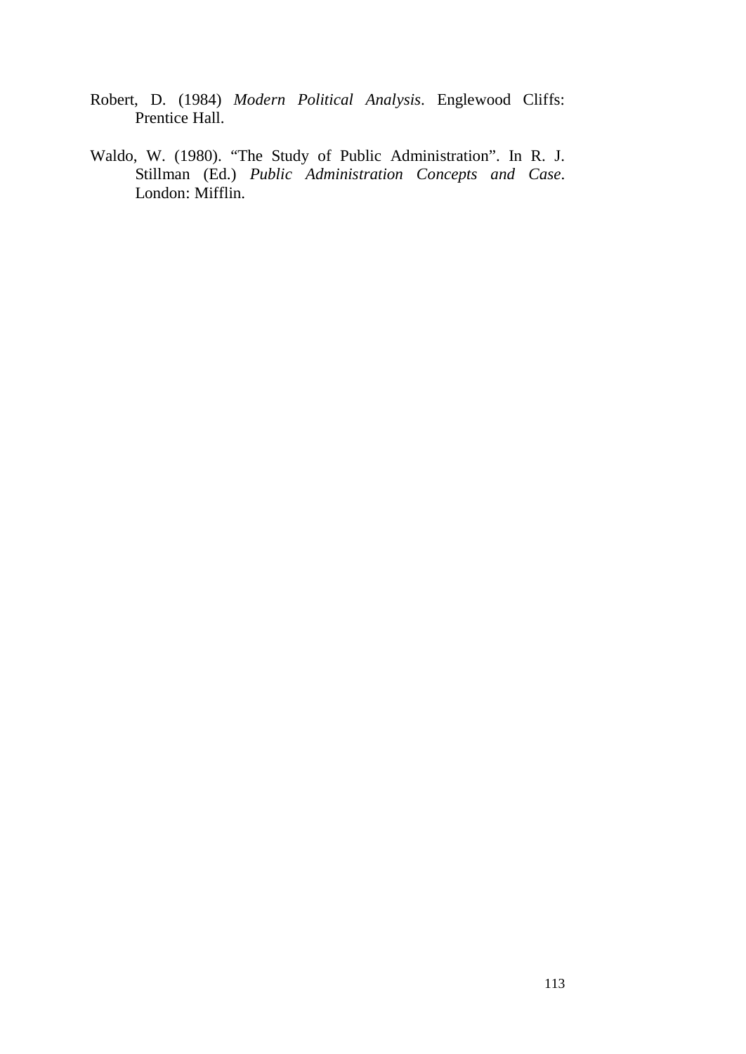Robert, D. (1984) *Modern Political Analysis*. Englewood Cliffs: Prentice Hall.

Waldo, W. (1980). "The Study of Public Administration". In R. J. Stillman (Ed.) *Public Administration Concepts and Case*. London: Mifflin.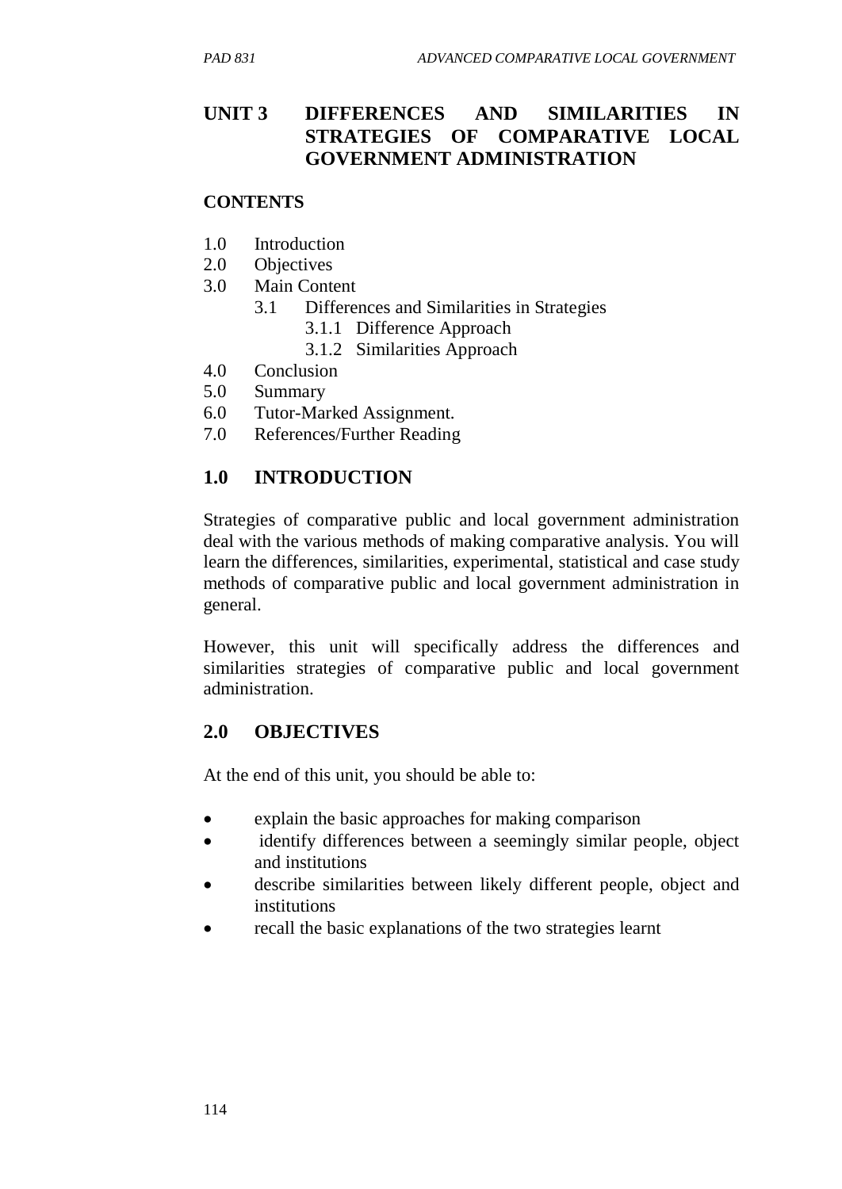# UNIT 3 DIFFERENCES AND SIMILARITIES IN STRATEGIES OF COMPARATIVE LOCAL GOVERNMENT ADMINISTRATION

**CONTENTS**

1.0 Introduction
2.0 Objectives
3.0 Main Content
    3.1 Differences and Similarities in Strategies
        3.1.1 Difference Approach
        3.1.2 Similarities Approach
4.0 Conclusion
5.0 Summary
6.0 Tutor-Marked Assignment.
7.0 References/Further Reading

## 1.0 INTRODUCTION

Strategies of comparative public and local government administration deal with the various methods of making comparative analysis. You will learn the differences, similarities, experimental, statistical and case study methods of comparative public and local government administration in general.

However, this unit will specifically address the differences and similarities strategies of comparative public and local government administration.

## 2.0 OBJECTIVES

At the end of this unit, you should be able to:

- explain the basic approaches for making comparison
- identify differences between a seemingly similar people, object and institutions
- describe similarities between likely different people, object and institutions
- recall the basic explanations of the two strategies learnt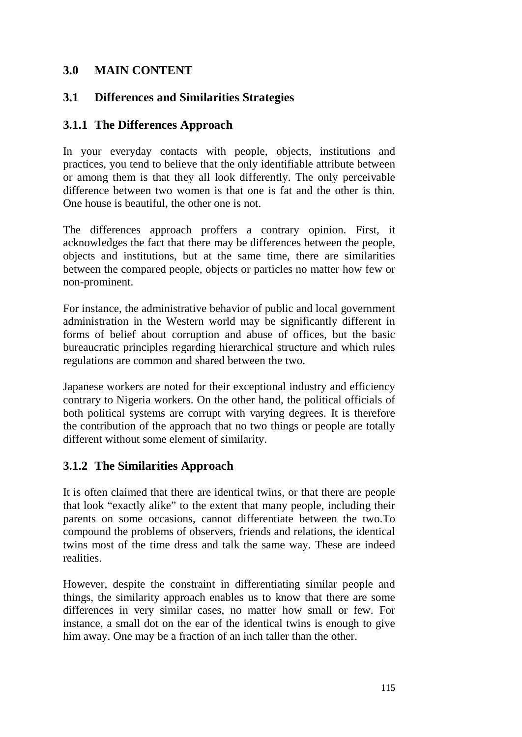## 3.0 MAIN CONTENT

### 3.1 Differences and Similarities Strategies

#### 3.1.1 The Differences Approach

In your everyday contacts with people, objects, institutions and practices, you tend to believe that the only identifiable attribute between or among them is that they all look differently. The only perceivable difference between two women is that one is fat and the other is thin. One house is beautiful, the other one is not.

The differences approach proffers a contrary opinion. First, it acknowledges the fact that there may be differences between the people, objects and institutions, but at the same time, there are similarities between the compared people, objects or particles no matter how few or non-prominent.

For instance, the administrative behavior of public and local government administration in the Western world may be significantly different in forms of belief about corruption and abuse of offices, but the basic bureaucratic principles regarding hierarchical structure and which rules regulations are common and shared between the two.

Japanese workers are noted for their exceptional industry and efficiency contrary to Nigeria workers. On the other hand, the political officials of both political systems are corrupt with varying degrees. It is therefore the contribution of the approach that no two things or people are totally different without some element of similarity.

#### 3.1.2 The Similarities Approach

It is often claimed that there are identical twins, or that there are people that look "exactly alike" to the extent that many people, including their parents on some occasions, cannot differentiate between the two.To compound the problems of observers, friends and relations, the identical twins most of the time dress and talk the same way. These are indeed realities.

However, despite the constraint in differentiating similar people and things, the similarity approach enables us to know that there are some differences in very similar cases, no matter how small or few. For instance, a small dot on the ear of the identical twins is enough to give him away. One may be a fraction of an inch taller than the other.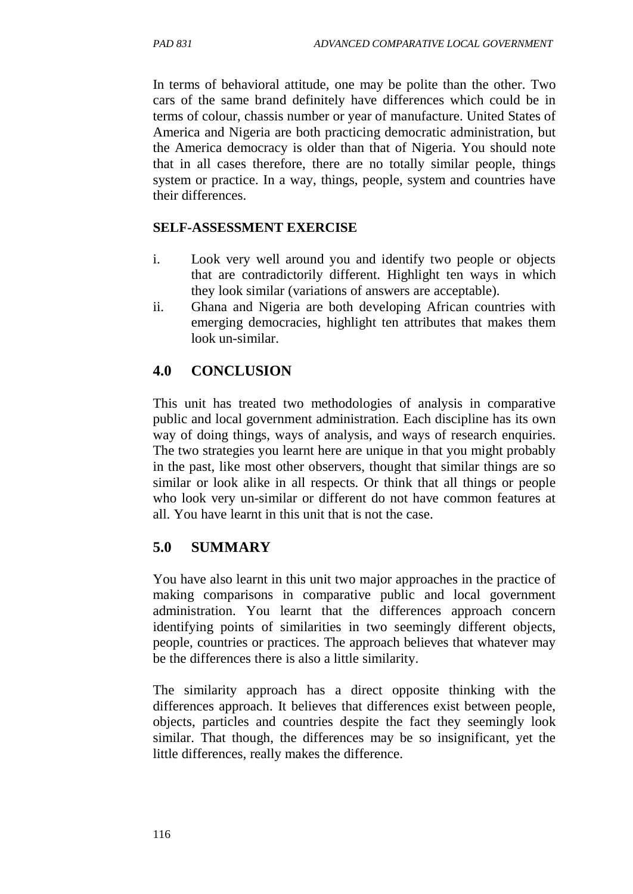In terms of behavioral attitude, one may be polite than the other. Two cars of the same brand definitely have differences which could be in terms of colour, chassis number or year of manufacture. United States of America and Nigeria are both practicing democratic administration, but the America democracy is older than that of Nigeria. You should note that in all cases therefore, there are no totally similar people, things system or practice. In a way, things, people, system and countries have their differences.

**SELF-ASSESSMENT EXERCISE**

i. Look very well around you and identify two people or objects that are contradictorily different. Highlight ten ways in which they look similar (variations of answers are acceptable).
ii. Ghana and Nigeria are both developing African countries with emerging democracies, highlight ten attributes that makes them look un-similar.

## 4.0 CONCLUSION

This unit has treated two methodologies of analysis in comparative public and local government administration. Each discipline has its own way of doing things, ways of analysis, and ways of research enquiries. The two strategies you learnt here are unique in that you might probably in the past, like most other observers, thought that similar things are so similar or look alike in all respects. Or think that all things or people who look very un-similar or different do not have common features at all. You have learnt in this unit that is not the case.

## 5.0 SUMMARY

You have also learnt in this unit two major approaches in the practice of making comparisons in comparative public and local government administration. You learnt that the differences approach concern identifying points of similarities in two seemingly different objects, people, countries or practices. The approach believes that whatever may be the differences there is also a little similarity.

The similarity approach has a direct opposite thinking with the differences approach. It believes that differences exist between people, objects, particles and countries despite the fact they seemingly look similar. That though, the differences may be so insignificant, yet the little differences, really makes the difference.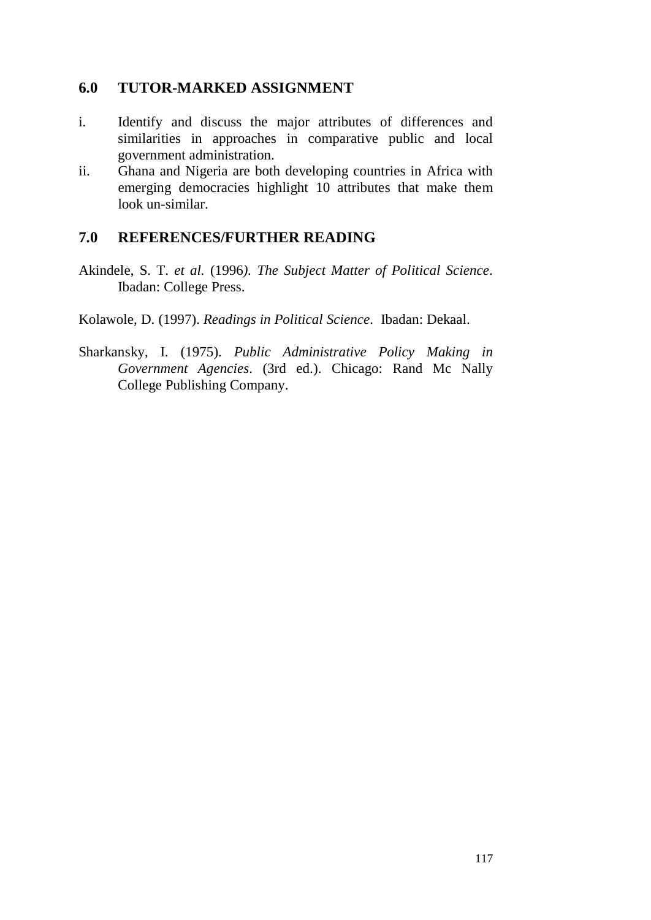## 6.0 TUTOR-MARKED ASSIGNMENT

i. Identify and discuss the major attributes of differences and similarities in approaches in comparative public and local government administration.

ii. Ghana and Nigeria are both developing countries in Africa with emerging democracies highlight 10 attributes that make them look un-similar.

## 7.0 REFERENCES/FURTHER READING

Akindele, S. T. *et al.* (1996*). The Subject Matter of Political Science*. Ibadan: College Press.

Kolawole, D. (1997). *Readings in Political Science*. Ibadan: Dekaal.

Sharkansky, I. (1975). *Public Administrative Policy Making in Government Agencies*. (3rd ed.). Chicago: Rand Mc Nally College Publishing Company.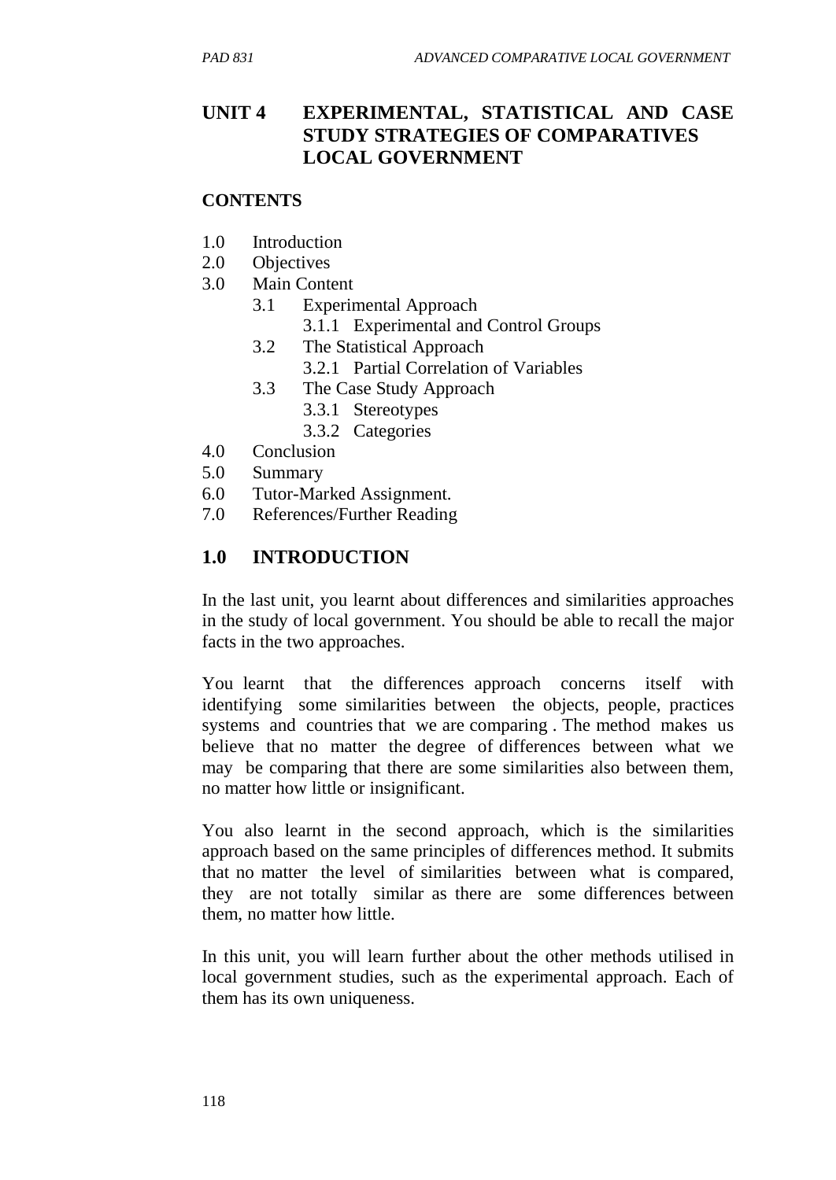## UNIT 4 EXPERIMENTAL, STATISTICAL AND CASE STUDY STRATEGIES OF COMPARATIVES LOCAL GOVERNMENT

**CONTENTS**

1.0 Introduction
2.0 Objectives
3.0 Main Content
 3.1 Experimental Approach
  3.1.1 Experimental and Control Groups
 3.2 The Statistical Approach
  3.2.1 Partial Correlation of Variables
 3.3 The Case Study Approach
  3.3.1 Stereotypes
  3.3.2 Categories
4.0 Conclusion
5.0 Summary
6.0 Tutor-Marked Assignment.
7.0 References/Further Reading

## 1.0 INTRODUCTION

In the last unit, you learnt about differences and similarities approaches in the study of local government. You should be able to recall the major facts in the two approaches.

You learnt that the differences approach concerns itself with identifying some similarities between the objects, people, practices systems and countries that we are comparing . The method makes us believe that no matter the degree of differences between what we may be comparing that there are some similarities also between them, no matter how little or insignificant.

You also learnt in the second approach, which is the similarities approach based on the same principles of differences method. It submits that no matter the level of similarities between what is compared, they are not totally similar as there are some differences between them, no matter how little.

In this unit, you will learn further about the other methods utilised in local government studies, such as the experimental approach. Each of them has its own uniqueness.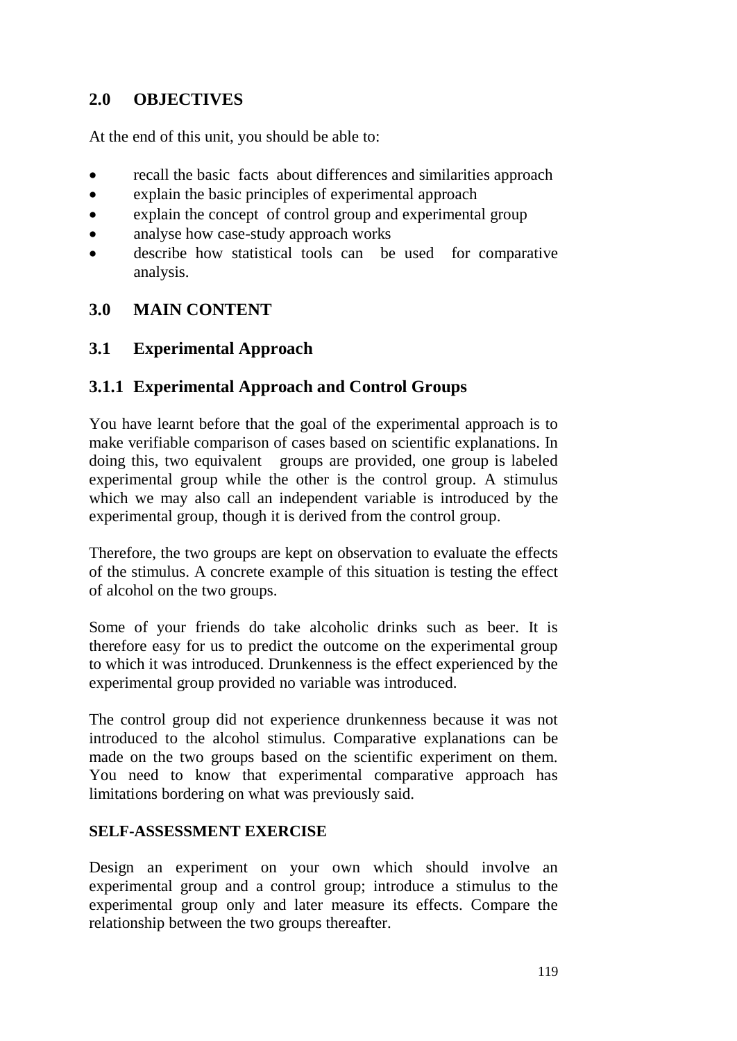## 2.0 OBJECTIVES

At the end of this unit, you should be able to:

- recall the basic facts about differences and similarities approach
- explain the basic principles of experimental approach
- explain the concept of control group and experimental group
- analyse how case-study approach works
- describe how statistical tools can be used for comparative analysis.

## 3.0 MAIN CONTENT

## 3.1 Experimental Approach

### 3.1.1 Experimental Approach and Control Groups

You have learnt before that the goal of the experimental approach is to make verifiable comparison of cases based on scientific explanations. In doing this, two equivalent groups are provided, one group is labeled experimental group while the other is the control group. A stimulus which we may also call an independent variable is introduced by the experimental group, though it is derived from the control group.

Therefore, the two groups are kept on observation to evaluate the effects of the stimulus. A concrete example of this situation is testing the effect of alcohol on the two groups.

Some of your friends do take alcoholic drinks such as beer. It is therefore easy for us to predict the outcome on the experimental group to which it was introduced. Drunkenness is the effect experienced by the experimental group provided no variable was introduced.

The control group did not experience drunkenness because it was not introduced to the alcohol stimulus. Comparative explanations can be made on the two groups based on the scientific experiment on them. You need to know that experimental comparative approach has limitations bordering on what was previously said.

**SELF-ASSESSMENT EXERCISE**

Design an experiment on your own which should involve an experimental group and a control group; introduce a stimulus to the experimental group only and later measure its effects. Compare the relationship between the two groups thereafter.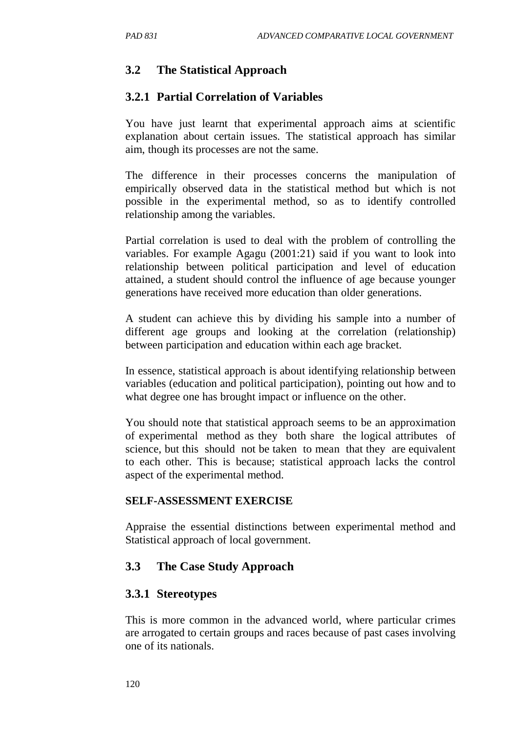## 3.2 The Statistical Approach

### 3.2.1 Partial Correlation of Variables

You have just learnt that experimental approach aims at scientific explanation about certain issues. The statistical approach has similar aim, though its processes are not the same.

The difference in their processes concerns the manipulation of empirically observed data in the statistical method but which is not possible in the experimental method, so as to identify controlled relationship among the variables.

Partial correlation is used to deal with the problem of controlling the variables. For example Agagu (2001:21) said if you want to look into relationship between political participation and level of education attained, a student should control the influence of age because younger generations have received more education than older generations.

A student can achieve this by dividing his sample into a number of different age groups and looking at the correlation (relationship) between participation and education within each age bracket.

In essence, statistical approach is about identifying relationship between variables (education and political participation), pointing out how and to what degree one has brought impact or influence on the other.

You should note that statistical approach seems to be an approximation of experimental method as they both share the logical attributes of science, but this should not be taken to mean that they are equivalent to each other. This is because; statistical approach lacks the control aspect of the experimental method.

**SELF-ASSESSMENT EXERCISE**

Appraise the essential distinctions between experimental method and Statistical approach of local government.

## 3.3 The Case Study Approach

### 3.3.1 Stereotypes

This is more common in the advanced world, where particular crimes are arrogated to certain groups and races because of past cases involving one of its nationals.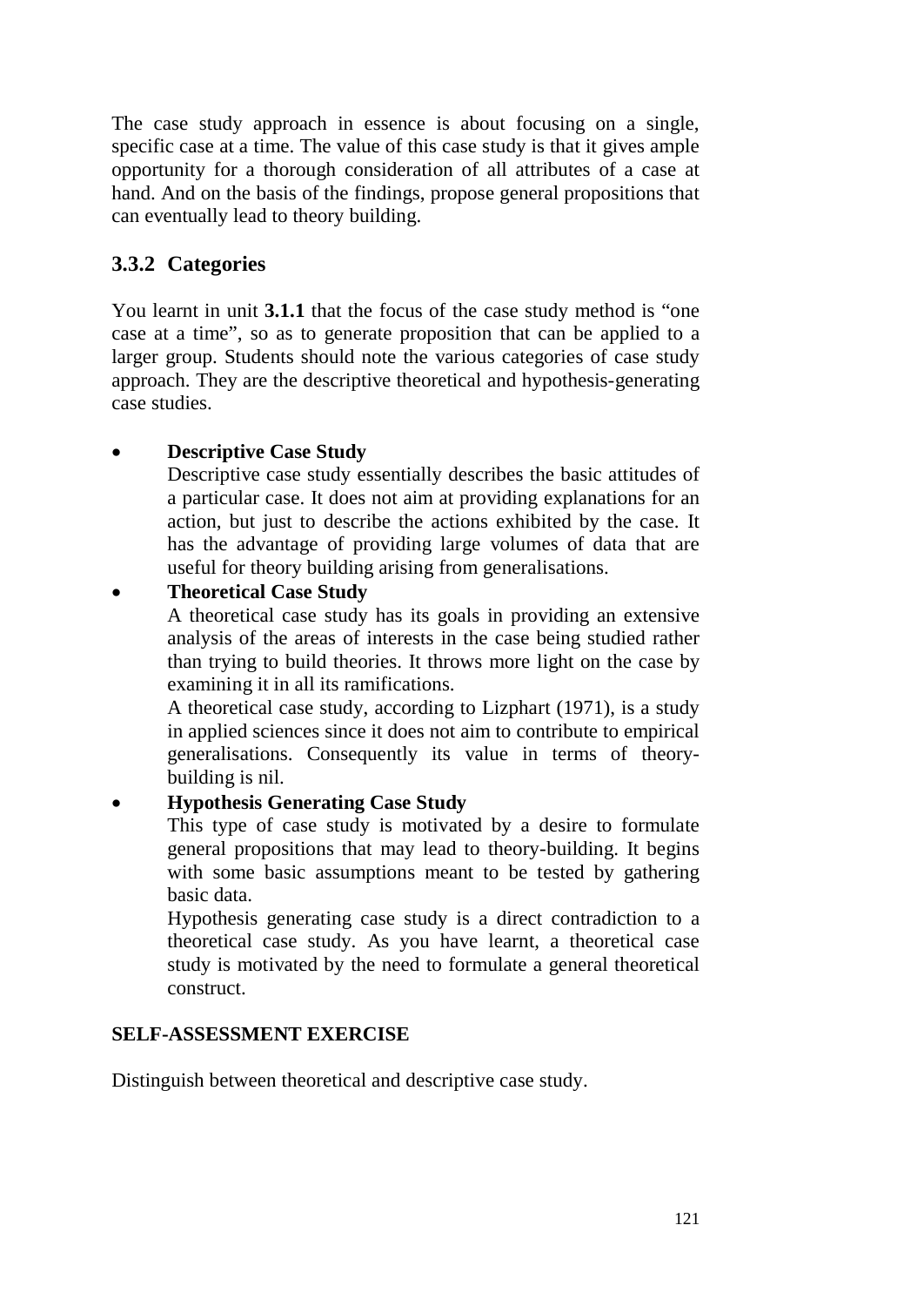The case study approach in essence is about focusing on a single, specific case at a time. The value of this case study is that it gives ample opportunity for a thorough consideration of all attributes of a case at hand. And on the basis of the findings, propose general propositions that can eventually lead to theory building.

### 3.3.2 Categories

You learnt in unit **3.1.1** that the focus of the case study method is "one case at a time", so as to generate proposition that can be applied to a larger group. Students should note the various categories of case study approach. They are the descriptive theoretical and hypothesis-generating case studies.

- **Descriptive Case Study**

  Descriptive case study essentially describes the basic attitudes of a particular case. It does not aim at providing explanations for an action, but just to describe the actions exhibited by the case. It has the advantage of providing large volumes of data that are useful for theory building arising from generalisations.

- **Theoretical Case Study**

  A theoretical case study has its goals in providing an extensive analysis of the areas of interests in the case being studied rather than trying to build theories. It throws more light on the case by examining it in all its ramifications.

  A theoretical case study, according to Lizphart (1971), is a study in applied sciences since it does not aim to contribute to empirical generalisations. Consequently its value in terms of theory-building is nil.

- **Hypothesis Generating Case Study**

  This type of case study is motivated by a desire to formulate general propositions that may lead to theory-building. It begins with some basic assumptions meant to be tested by gathering basic data.

  Hypothesis generating case study is a direct contradiction to a theoretical case study. As you have learnt, a theoretical case study is motivated by the need to formulate a general theoretical construct.

**SELF-ASSESSMENT EXERCISE**

Distinguish between theoretical and descriptive case study.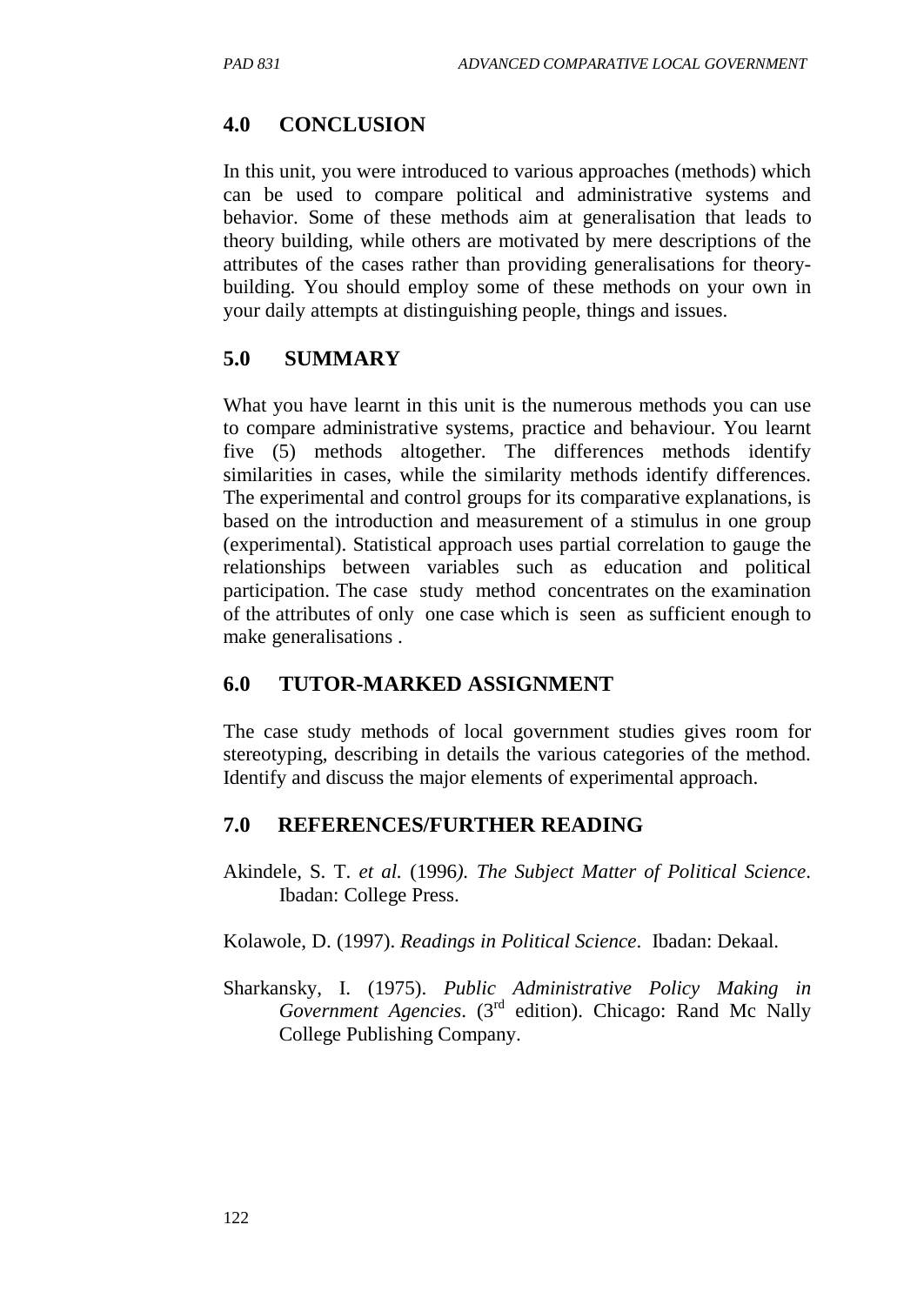## 4.0 CONCLUSION

In this unit, you were introduced to various approaches (methods) which can be used to compare political and administrative systems and behavior. Some of these methods aim at generalisation that leads to theory building, while others are motivated by mere descriptions of the attributes of the cases rather than providing generalisations for theory-building. You should employ some of these methods on your own in your daily attempts at distinguishing people, things and issues.

## 5.0 SUMMARY

What you have learnt in this unit is the numerous methods you can use to compare administrative systems, practice and behaviour. You learnt five (5) methods altogether. The differences methods identify similarities in cases, while the similarity methods identify differences. The experimental and control groups for its comparative explanations, is based on the introduction and measurement of a stimulus in one group (experimental). Statistical approach uses partial correlation to gauge the relationships between variables such as education and political participation. The case study method concentrates on the examination of the attributes of only one case which is seen as sufficient enough to make generalisations .

## 6.0 TUTOR-MARKED ASSIGNMENT

The case study methods of local government studies gives room for stereotyping, describing in details the various categories of the method. Identify and discuss the major elements of experimental approach.

## 7.0 REFERENCES/FURTHER READING

Akindele, S. T. *et al.* (1996). *The Subject Matter of Political Science*. Ibadan: College Press.

Kolawole, D. (1997). *Readings in Political Science*. Ibadan: Dekaal.

Sharkansky, I. (1975). *Public Administrative Policy Making in Government Agencies*. (3rd edition). Chicago: Rand Mc Nally College Publishing Company.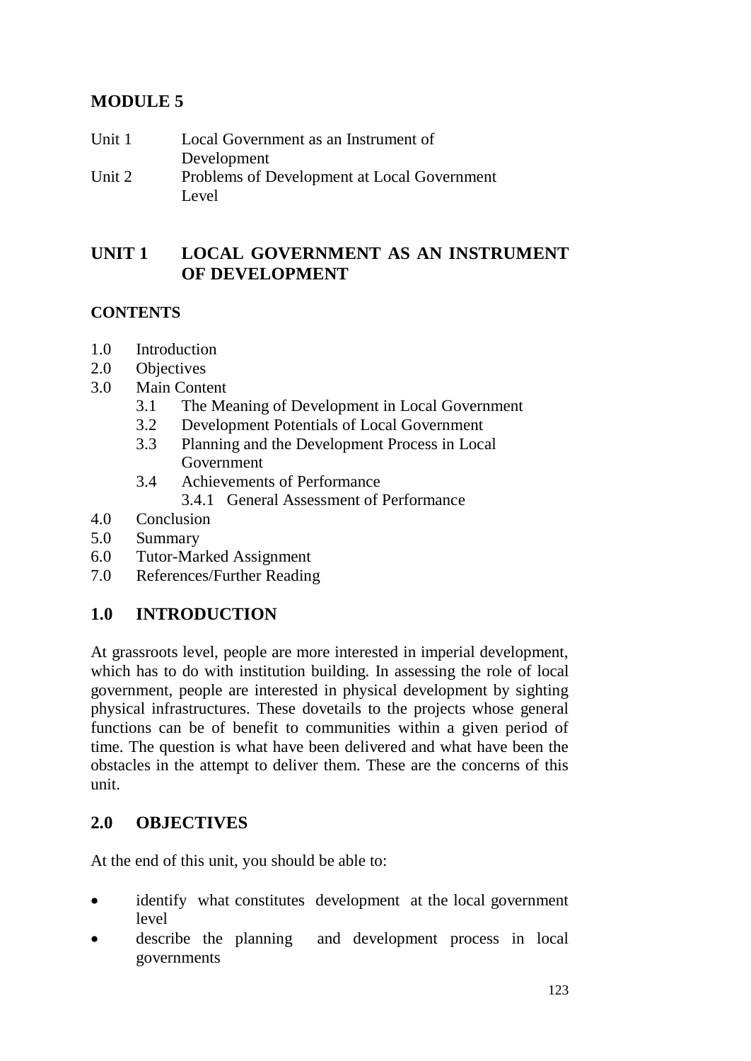# MODULE 5

Unit 1 Local Government as an Instrument of Development
Unit 2 Problems of Development at Local Government Level

## UNIT 1 LOCAL GOVERNMENT AS AN INSTRUMENT OF DEVELOPMENT

### CONTENTS

- 1.0 Introduction
- 2.0 Objectives
- 3.0 Main Content
  - 3.1 The Meaning of Development in Local Government
  - 3.2 Development Potentials of Local Government
  - 3.3 Planning and the Development Process in Local Government
  - 3.4 Achievements of Performance
    - 3.4.1 General Assessment of Performance
- 4.0 Conclusion
- 5.0 Summary
- 6.0 Tutor-Marked Assignment
- 7.0 References/Further Reading

## 1.0 INTRODUCTION

At grassroots level, people are more interested in imperial development, which has to do with institution building. In assessing the role of local government, people are interested in physical development by sighting physical infrastructures. These dovetails to the projects whose general functions can be of benefit to communities within a given period of time. The question is what have been delivered and what have been the obstacles in the attempt to deliver them. These are the concerns of this unit.

## 2.0 OBJECTIVES

At the end of this unit, you should be able to:

- identify what constitutes development at the local government level
- describe the planning and development process in local governments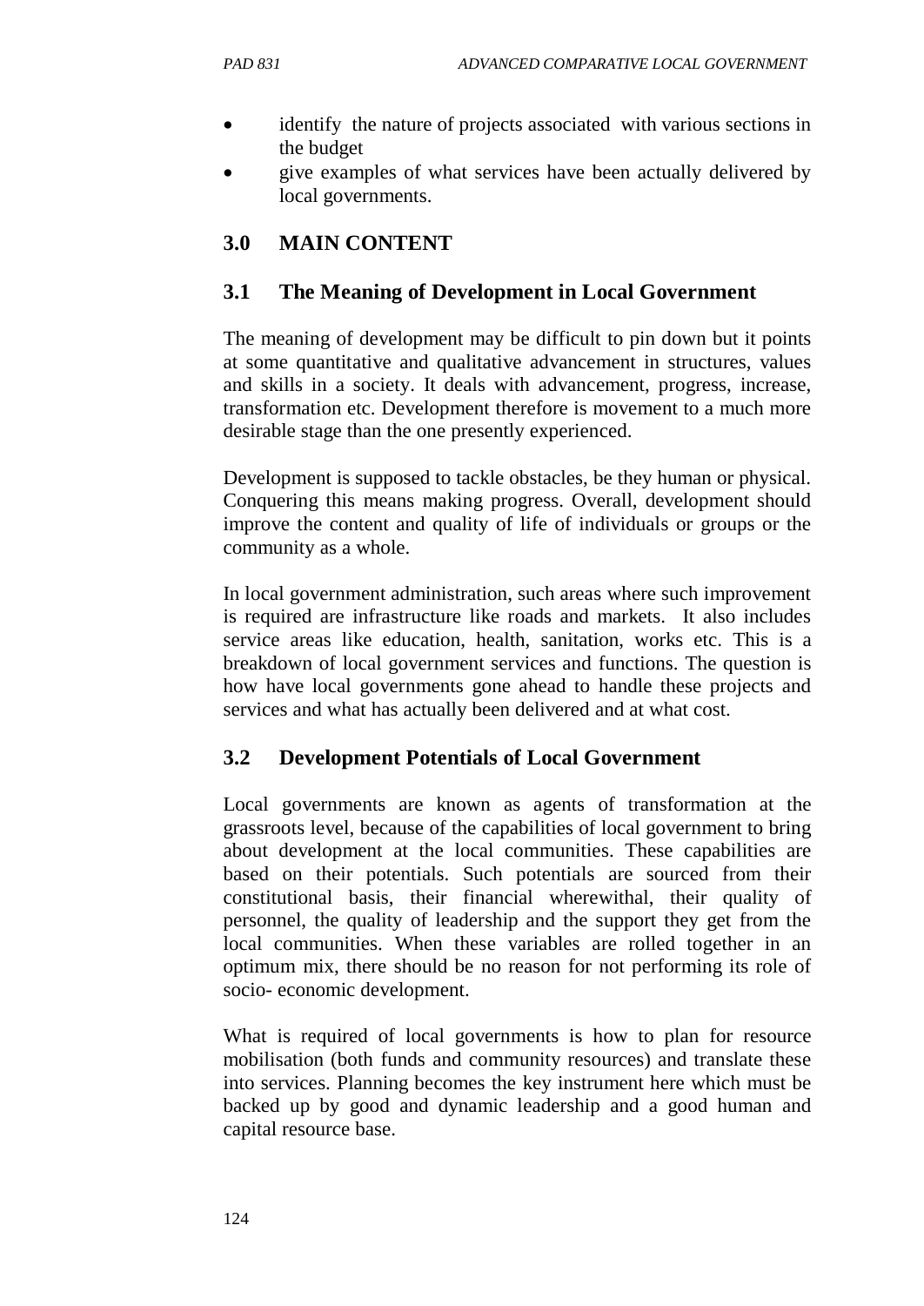- identify the nature of projects associated with various sections in the budget
- give examples of what services have been actually delivered by local governments.

## 3.0 MAIN CONTENT

### 3.1 The Meaning of Development in Local Government

The meaning of development may be difficult to pin down but it points at some quantitative and qualitative advancement in structures, values and skills in a society. It deals with advancement, progress, increase, transformation etc. Development therefore is movement to a much more desirable stage than the one presently experienced.

Development is supposed to tackle obstacles, be they human or physical. Conquering this means making progress. Overall, development should improve the content and quality of life of individuals or groups or the community as a whole.

In local government administration, such areas where such improvement is required are infrastructure like roads and markets. It also includes service areas like education, health, sanitation, works etc. This is a breakdown of local government services and functions. The question is how have local governments gone ahead to handle these projects and services and what has actually been delivered and at what cost.

### 3.2 Development Potentials of Local Government

Local governments are known as agents of transformation at the grassroots level, because of the capabilities of local government to bring about development at the local communities. These capabilities are based on their potentials. Such potentials are sourced from their constitutional basis, their financial wherewithal, their quality of personnel, the quality of leadership and the support they get from the local communities. When these variables are rolled together in an optimum mix, there should be no reason for not performing its role of socio- economic development.

What is required of local governments is how to plan for resource mobilisation (both funds and community resources) and translate these into services. Planning becomes the key instrument here which must be backed up by good and dynamic leadership and a good human and capital resource base.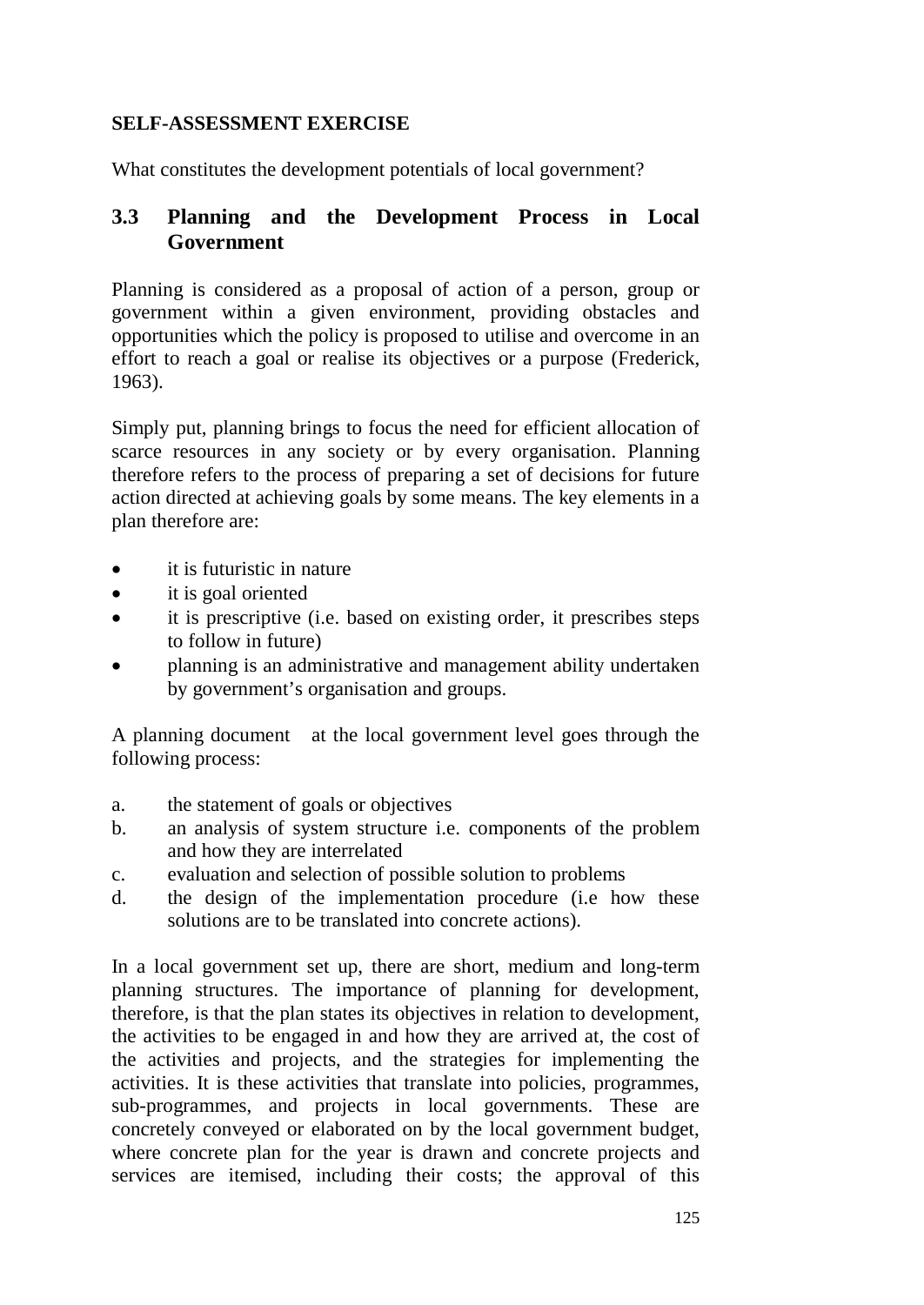**SELF-ASSESSMENT EXERCISE**

What constitutes the development potentials of local government?

## 3.3 Planning and the Development Process in Local Government

Planning is considered as a proposal of action of a person, group or government within a given environment, providing obstacles and opportunities which the policy is proposed to utilise and overcome in an effort to reach a goal or realise its objectives or a purpose (Frederick, 1963).

Simply put, planning brings to focus the need for efficient allocation of scarce resources in any society or by every organisation. Planning therefore refers to the process of preparing a set of decisions for future action directed at achieving goals by some means. The key elements in a plan therefore are:

- it is futuristic in nature
- it is goal oriented
- it is prescriptive (i.e. based on existing order, it prescribes steps to follow in future)
- planning is an administrative and management ability undertaken by government's organisation and groups.

A planning document at the local government level goes through the following process:

a. the statement of goals or objectives
b. an analysis of system structure i.e. components of the problem and how they are interrelated
c. evaluation and selection of possible solution to problems
d. the design of the implementation procedure (i.e how these solutions are to be translated into concrete actions).

In a local government set up, there are short, medium and long-term planning structures. The importance of planning for development, therefore, is that the plan states its objectives in relation to development, the activities to be engaged in and how they are arrived at, the cost of the activities and projects, and the strategies for implementing the activities. It is these activities that translate into policies, programmes, sub-programmes, and projects in local governments. These are concretely conveyed or elaborated on by the local government budget, where concrete plan for the year is drawn and concrete projects and services are itemised, including their costs; the approval of this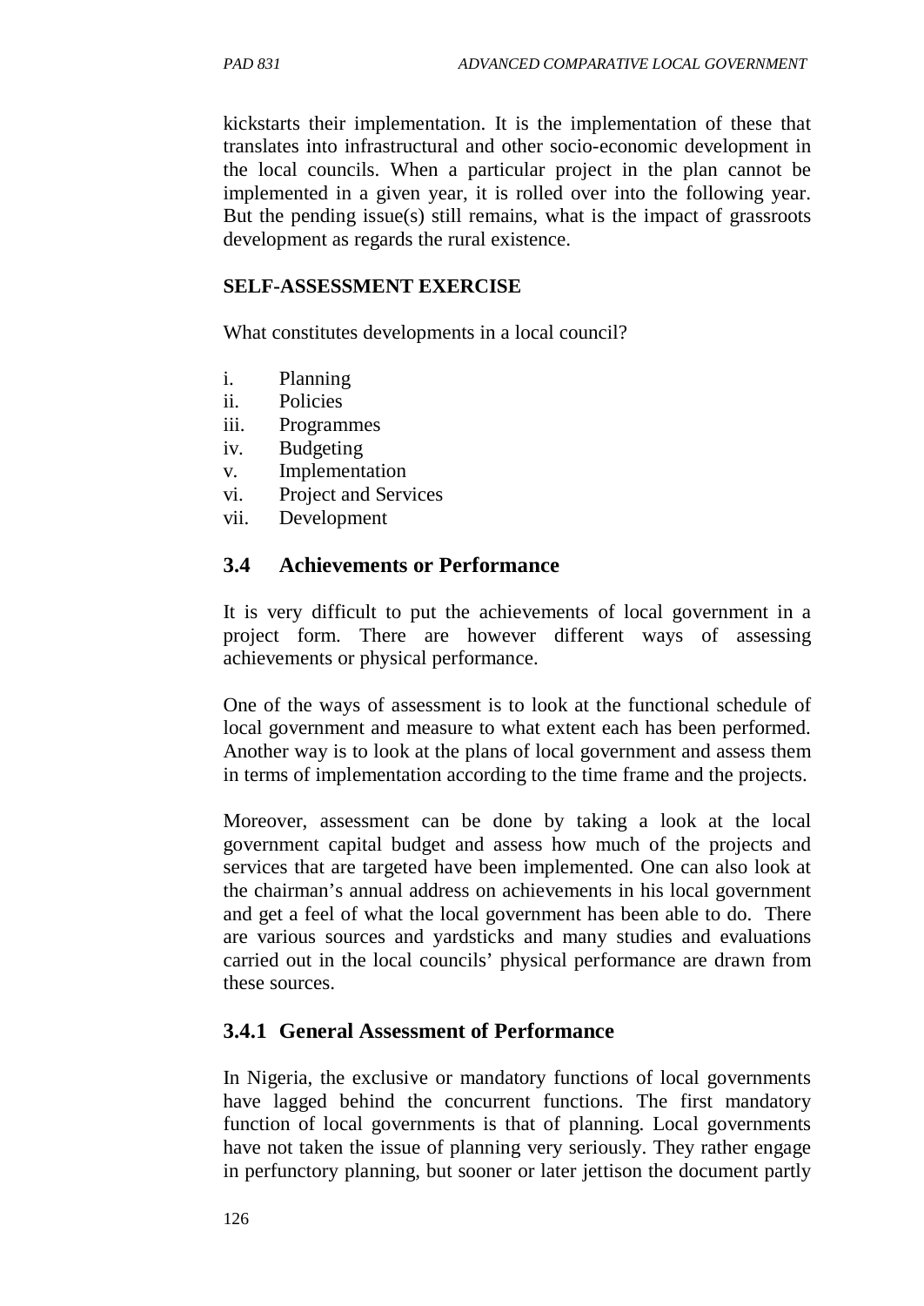kickstarts their implementation. It is the implementation of these that translates into infrastructural and other socio-economic development in the local councils. When a particular project in the plan cannot be implemented in a given year, it is rolled over into the following year. But the pending issue(s) still remains, what is the impact of grassroots development as regards the rural existence.

**SELF-ASSESSMENT EXERCISE**

What constitutes developments in a local council?

i. Planning
ii. Policies
iii. Programmes
iv. Budgeting
v. Implementation
vi. Project and Services
vii. Development

## 3.4 Achievements or Performance

It is very difficult to put the achievements of local government in a project form. There are however different ways of assessing achievements or physical performance.

One of the ways of assessment is to look at the functional schedule of local government and measure to what extent each has been performed. Another way is to look at the plans of local government and assess them in terms of implementation according to the time frame and the projects.

Moreover, assessment can be done by taking a look at the local government capital budget and assess how much of the projects and services that are targeted have been implemented. One can also look at the chairman's annual address on achievements in his local government and get a feel of what the local government has been able to do. There are various sources and yardsticks and many studies and evaluations carried out in the local councils' physical performance are drawn from these sources.

### 3.4.1 General Assessment of Performance

In Nigeria, the exclusive or mandatory functions of local governments have lagged behind the concurrent functions. The first mandatory function of local governments is that of planning. Local governments have not taken the issue of planning very seriously. They rather engage in perfunctory planning, but sooner or later jettison the document partly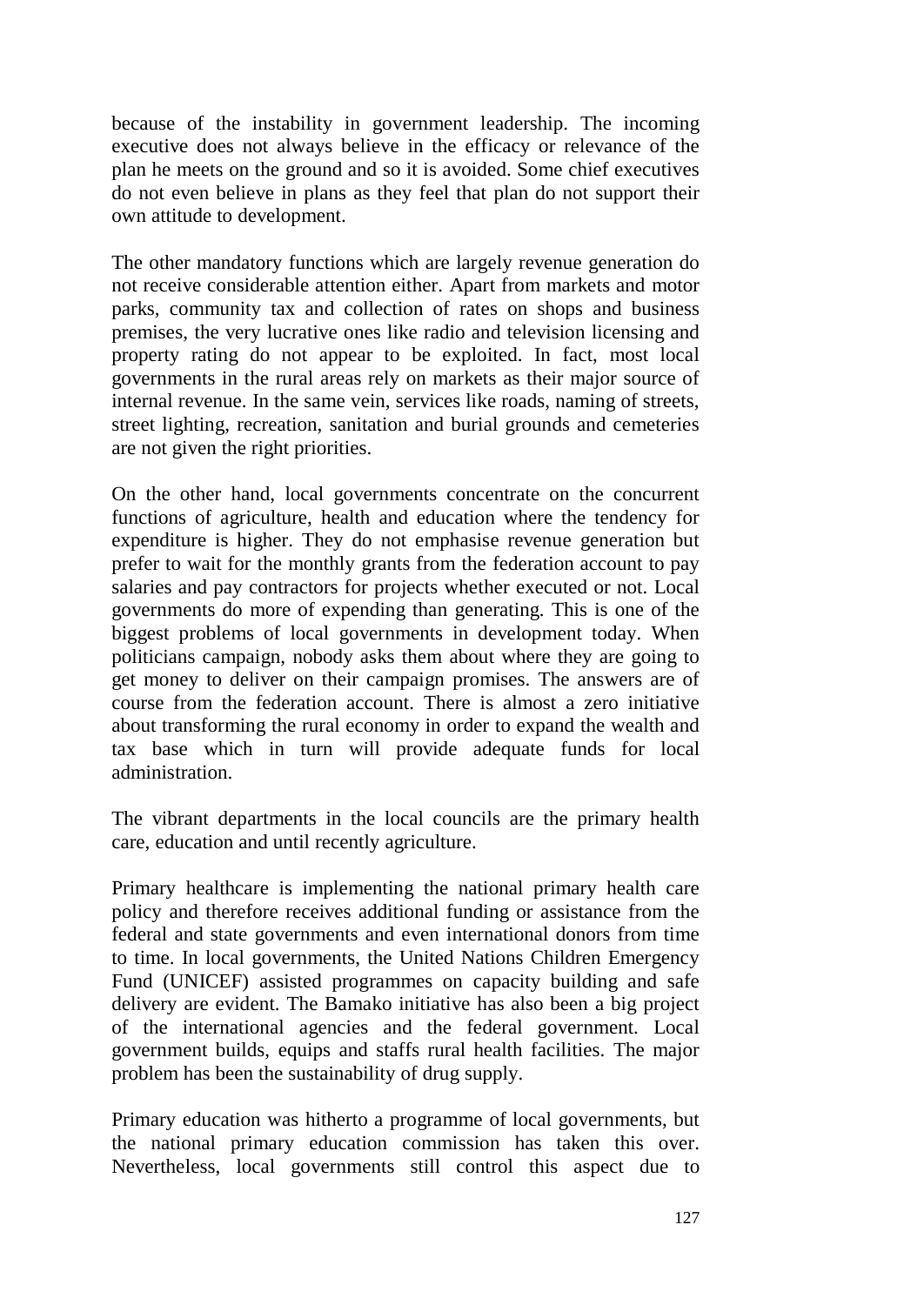because of the instability in government leadership. The incoming executive does not always believe in the efficacy or relevance of the plan he meets on the ground and so it is avoided. Some chief executives do not even believe in plans as they feel that plan do not support their own attitude to development.

The other mandatory functions which are largely revenue generation do not receive considerable attention either. Apart from markets and motor parks, community tax and collection of rates on shops and business premises, the very lucrative ones like radio and television licensing and property rating do not appear to be exploited. In fact, most local governments in the rural areas rely on markets as their major source of internal revenue. In the same vein, services like roads, naming of streets, street lighting, recreation, sanitation and burial grounds and cemeteries are not given the right priorities.

On the other hand, local governments concentrate on the concurrent functions of agriculture, health and education where the tendency for expenditure is higher. They do not emphasise revenue generation but prefer to wait for the monthly grants from the federation account to pay salaries and pay contractors for projects whether executed or not. Local governments do more of expending than generating. This is one of the biggest problems of local governments in development today. When politicians campaign, nobody asks them about where they are going to get money to deliver on their campaign promises. The answers are of course from the federation account. There is almost a zero initiative about transforming the rural economy in order to expand the wealth and tax base which in turn will provide adequate funds for local administration.

The vibrant departments in the local councils are the primary health care, education and until recently agriculture.

Primary healthcare is implementing the national primary health care policy and therefore receives additional funding or assistance from the federal and state governments and even international donors from time to time. In local governments, the United Nations Children Emergency Fund (UNICEF) assisted programmes on capacity building and safe delivery are evident. The Bamako initiative has also been a big project of the international agencies and the federal government. Local government builds, equips and staffs rural health facilities. The major problem has been the sustainability of drug supply.

Primary education was hitherto a programme of local governments, but the national primary education commission has taken this over. Nevertheless, local governments still control this aspect due to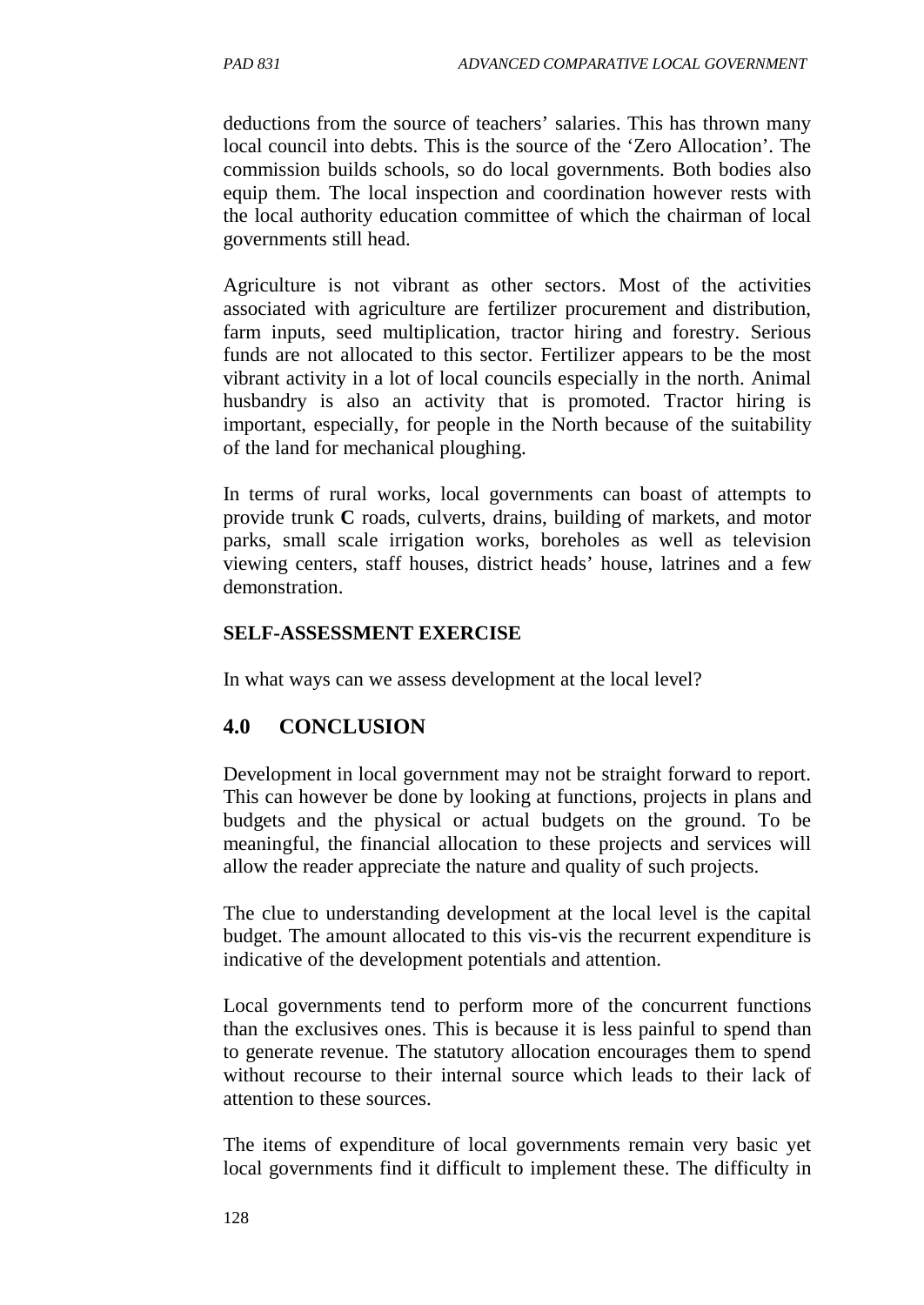deductions from the source of teachers' salaries. This has thrown many local council into debts. This is the source of the 'Zero Allocation'. The commission builds schools, so do local governments. Both bodies also equip them. The local inspection and coordination however rests with the local authority education committee of which the chairman of local governments still head.

Agriculture is not vibrant as other sectors. Most of the activities associated with agriculture are fertilizer procurement and distribution, farm inputs, seed multiplication, tractor hiring and forestry. Serious funds are not allocated to this sector. Fertilizer appears to be the most vibrant activity in a lot of local councils especially in the north. Animal husbandry is also an activity that is promoted. Tractor hiring is important, especially, for people in the North because of the suitability of the land for mechanical ploughing.

In terms of rural works, local governments can boast of attempts to provide trunk **C** roads, culverts, drains, building of markets, and motor parks, small scale irrigation works, boreholes as well as television viewing centers, staff houses, district heads' house, latrines and a few demonstration.

**SELF-ASSESSMENT EXERCISE**

In what ways can we assess development at the local level?

## 4.0 CONCLUSION

Development in local government may not be straight forward to report. This can however be done by looking at functions, projects in plans and budgets and the physical or actual budgets on the ground. To be meaningful, the financial allocation to these projects and services will allow the reader appreciate the nature and quality of such projects.

The clue to understanding development at the local level is the capital budget. The amount allocated to this vis-vis the recurrent expenditure is indicative of the development potentials and attention.

Local governments tend to perform more of the concurrent functions than the exclusives ones. This is because it is less painful to spend than to generate revenue. The statutory allocation encourages them to spend without recourse to their internal source which leads to their lack of attention to these sources.

The items of expenditure of local governments remain very basic yet local governments find it difficult to implement these. The difficulty in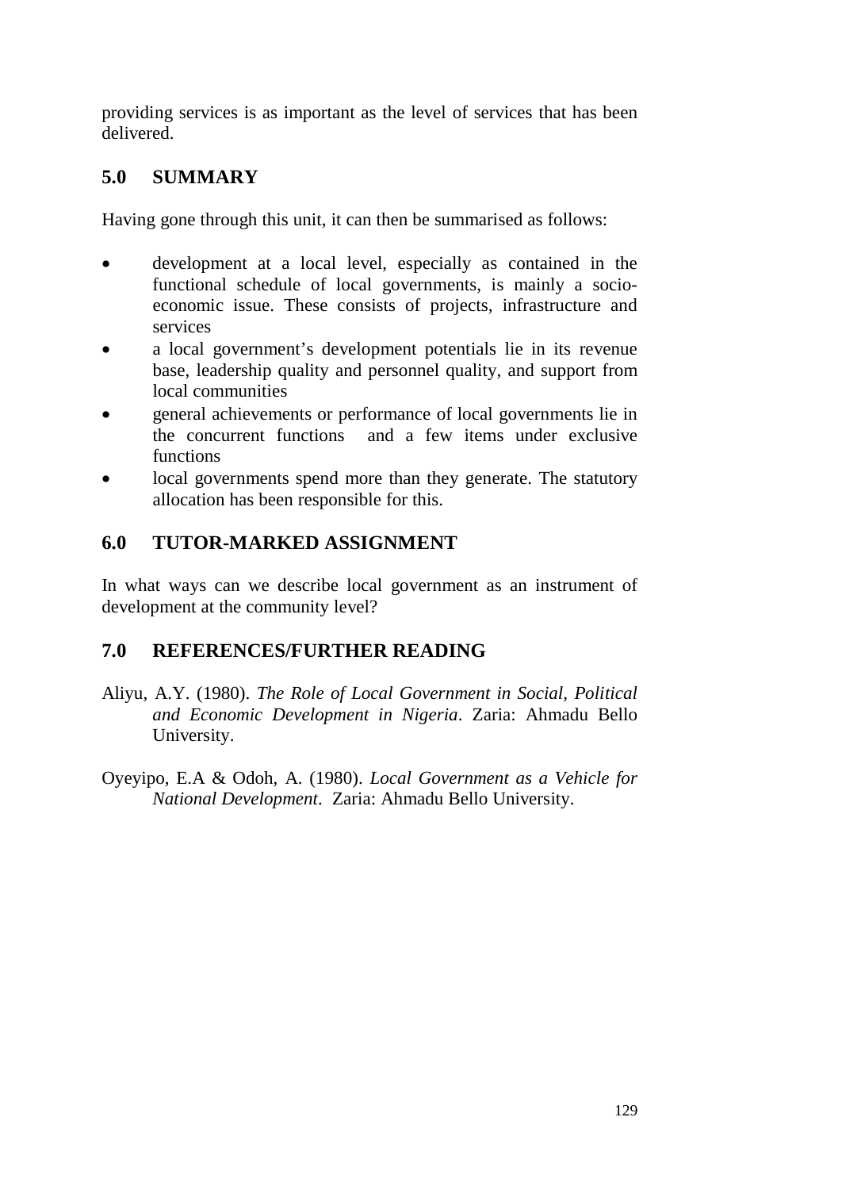providing services is as important as the level of services that has been delivered.

## 5.0 SUMMARY

Having gone through this unit, it can then be summarised as follows:

- development at a local level, especially as contained in the functional schedule of local governments, is mainly a socio-economic issue. These consists of projects, infrastructure and services
- a local government's development potentials lie in its revenue base, leadership quality and personnel quality, and support from local communities
- general achievements or performance of local governments lie in the concurrent functions and a few items under exclusive functions
- local governments spend more than they generate. The statutory allocation has been responsible for this.

## 6.0 TUTOR-MARKED ASSIGNMENT

In what ways can we describe local government as an instrument of development at the community level?

## 7.0 REFERENCES/FURTHER READING

Aliyu, A.Y. (1980). *The Role of Local Government in Social, Political and Economic Development in Nigeria*. Zaria: Ahmadu Bello University.

Oyeyipo, E.A & Odoh, A. (1980). *Local Government as a Vehicle for National Development*. Zaria: Ahmadu Bello University.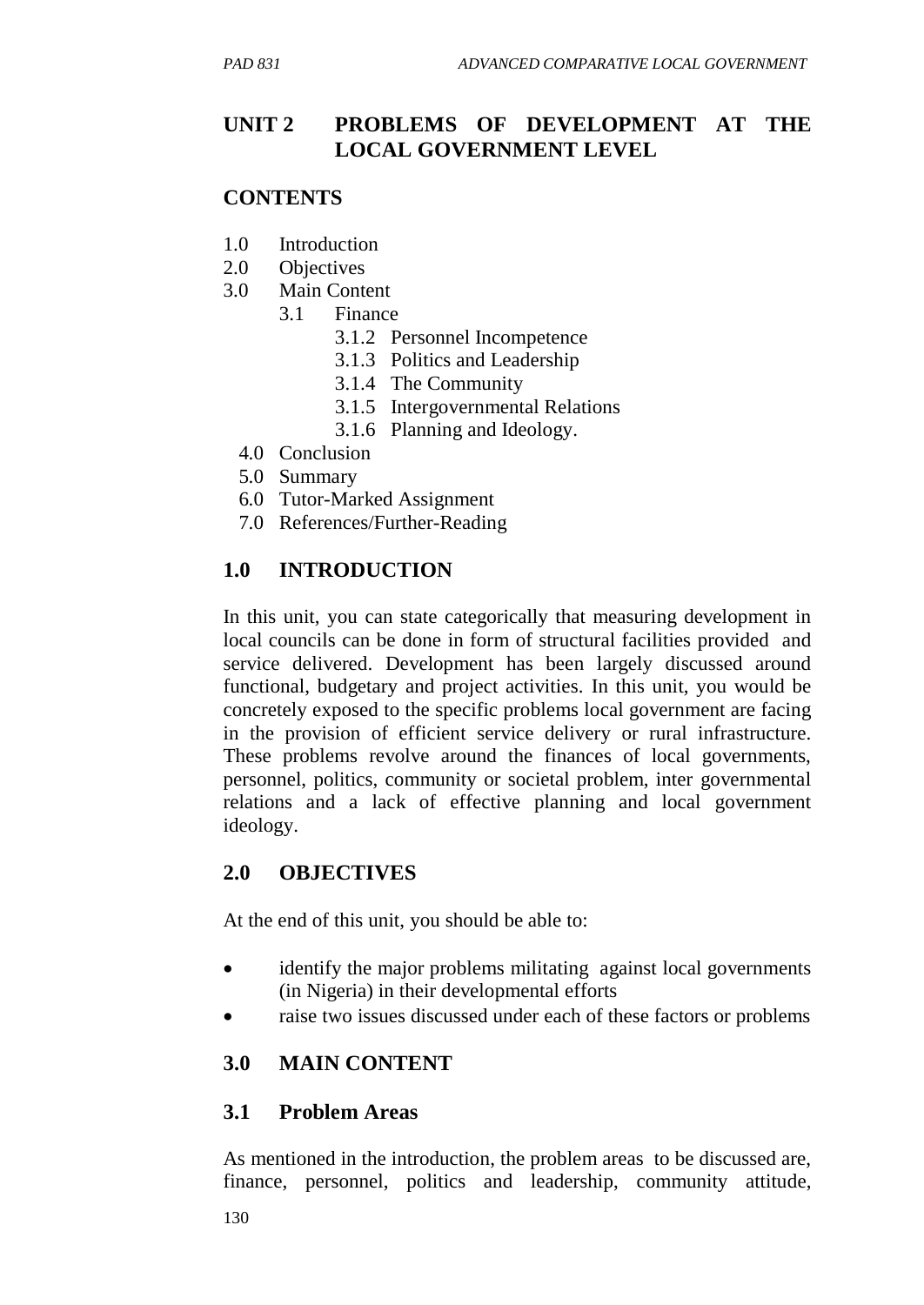## UNIT 2 PROBLEMS OF DEVELOPMENT AT THE LOCAL GOVERNMENT LEVEL

### CONTENTS

1.0 Introduction
2.0 Objectives
3.0 Main Content
    3.1 Finance
        3.1.2 Personnel Incompetence
        3.1.3 Politics and Leadership
        3.1.4 The Community
        3.1.5 Intergovernmental Relations
        3.1.6 Planning and Ideology.
4.0 Conclusion
5.0 Summary
6.0 Tutor-Marked Assignment
7.0 References/Further-Reading

### 1.0 INTRODUCTION

In this unit, you can state categorically that measuring development in local councils can be done in form of structural facilities provided and service delivered. Development has been largely discussed around functional, budgetary and project activities. In this unit, you would be concretely exposed to the specific problems local government are facing in the provision of efficient service delivery or rural infrastructure. These problems revolve around the finances of local governments, personnel, politics, community or societal problem, inter governmental relations and a lack of effective planning and local government ideology.

### 2.0 OBJECTIVES

At the end of this unit, you should be able to:

- identify the major problems militating against local governments (in Nigeria) in their developmental efforts
- raise two issues discussed under each of these factors or problems

### 3.0 MAIN CONTENT

### 3.1 Problem Areas

As mentioned in the introduction, the problem areas to be discussed are, finance, personnel, politics and leadership, community attitude,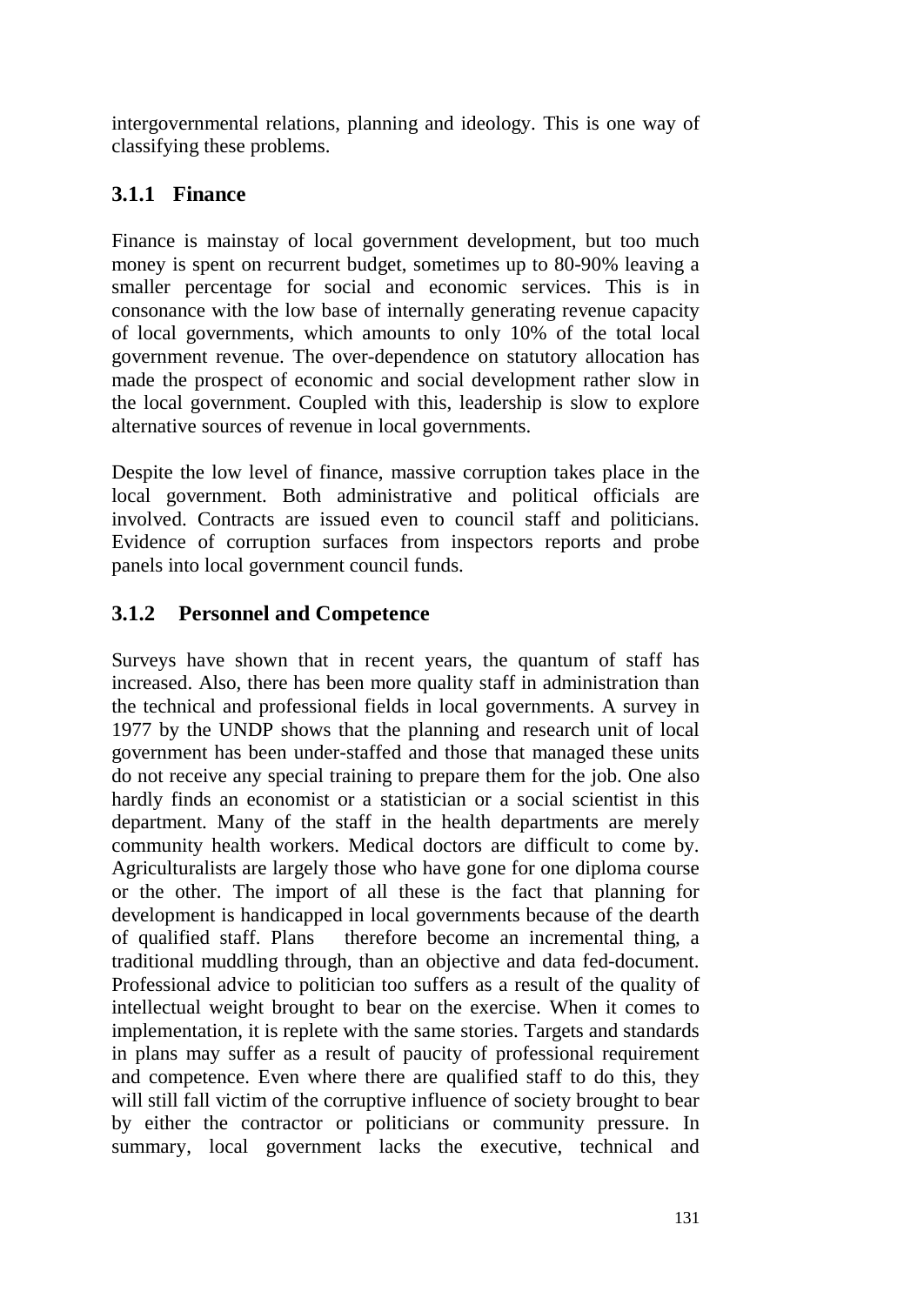intergovernmental relations, planning and ideology. This is one way of classifying these problems.

### 3.1.1 Finance

Finance is mainstay of local government development, but too much money is spent on recurrent budget, sometimes up to 80-90% leaving a smaller percentage for social and economic services. This is in consonance with the low base of internally generating revenue capacity of local governments, which amounts to only 10% of the total local government revenue. The over-dependence on statutory allocation has made the prospect of economic and social development rather slow in the local government. Coupled with this, leadership is slow to explore alternative sources of revenue in local governments.

Despite the low level of finance, massive corruption takes place in the local government. Both administrative and political officials are involved. Contracts are issued even to council staff and politicians. Evidence of corruption surfaces from inspectors reports and probe panels into local government council funds.

### 3.1.2 Personnel and Competence

Surveys have shown that in recent years, the quantum of staff has increased. Also, there has been more quality staff in administration than the technical and professional fields in local governments. A survey in 1977 by the UNDP shows that the planning and research unit of local government has been under-staffed and those that managed these units do not receive any special training to prepare them for the job. One also hardly finds an economist or a statistician or a social scientist in this department. Many of the staff in the health departments are merely community health workers. Medical doctors are difficult to come by. Agriculturalists are largely those who have gone for one diploma course or the other. The import of all these is the fact that planning for development is handicapped in local governments because of the dearth of qualified staff. Plans therefore become an incremental thing, a traditional muddling through, than an objective and data fed-document. Professional advice to politician too suffers as a result of the quality of intellectual weight brought to bear on the exercise. When it comes to implementation, it is replete with the same stories. Targets and standards in plans may suffer as a result of paucity of professional requirement and competence. Even where there are qualified staff to do this, they will still fall victim of the corruptive influence of society brought to bear by either the contractor or politicians or community pressure. In summary, local government lacks the executive, technical and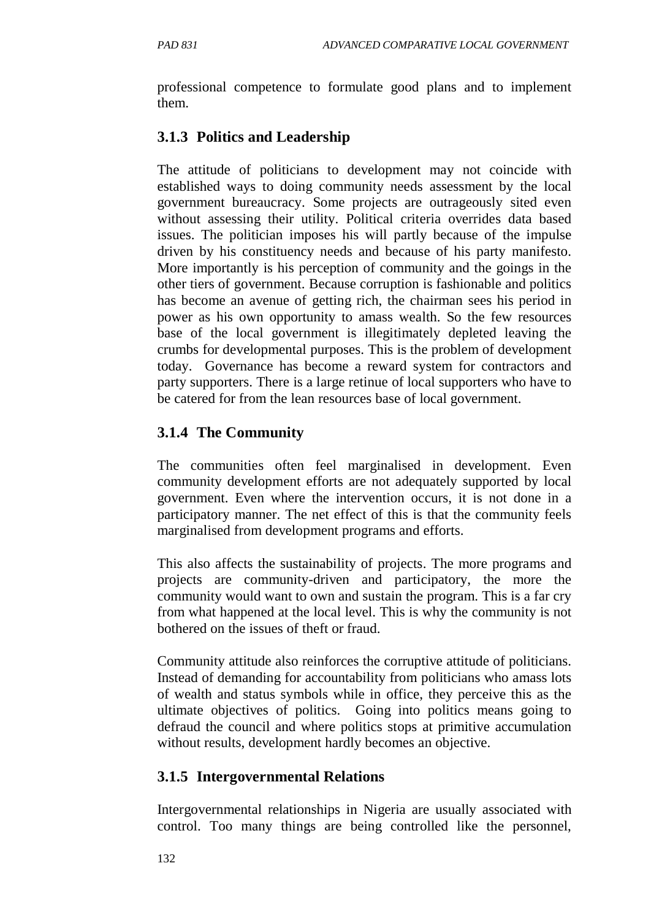professional competence to formulate good plans and to implement them.

### 3.1.3 Politics and Leadership

The attitude of politicians to development may not coincide with established ways to doing community needs assessment by the local government bureaucracy. Some projects are outrageously sited even without assessing their utility. Political criteria overrides data based issues. The politician imposes his will partly because of the impulse driven by his constituency needs and because of his party manifesto. More importantly is his perception of community and the goings in the other tiers of government. Because corruption is fashionable and politics has become an avenue of getting rich, the chairman sees his period in power as his own opportunity to amass wealth. So the few resources base of the local government is illegitimately depleted leaving the crumbs for developmental purposes. This is the problem of development today. Governance has become a reward system for contractors and party supporters. There is a large retinue of local supporters who have to be catered for from the lean resources base of local government.

### 3.1.4 The Community

The communities often feel marginalised in development. Even community development efforts are not adequately supported by local government. Even where the intervention occurs, it is not done in a participatory manner. The net effect of this is that the community feels marginalised from development programs and efforts.

This also affects the sustainability of projects. The more programs and projects are community-driven and participatory, the more the community would want to own and sustain the program. This is a far cry from what happened at the local level. This is why the community is not bothered on the issues of theft or fraud.

Community attitude also reinforces the corruptive attitude of politicians. Instead of demanding for accountability from politicians who amass lots of wealth and status symbols while in office, they perceive this as the ultimate objectives of politics. Going into politics means going to defraud the council and where politics stops at primitive accumulation without results, development hardly becomes an objective.

### 3.1.5 Intergovernmental Relations

Intergovernmental relationships in Nigeria are usually associated with control. Too many things are being controlled like the personnel,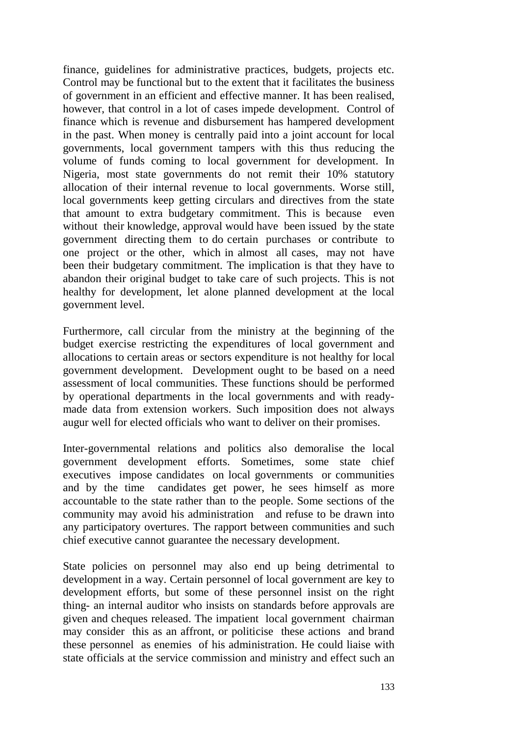finance, guidelines for administrative practices, budgets, projects etc. Control may be functional but to the extent that it facilitates the business of government in an efficient and effective manner. It has been realised, however, that control in a lot of cases impede development. Control of finance which is revenue and disbursement has hampered development in the past. When money is centrally paid into a joint account for local governments, local government tampers with this thus reducing the volume of funds coming to local government for development. In Nigeria, most state governments do not remit their 10% statutory allocation of their internal revenue to local governments. Worse still, local governments keep getting circulars and directives from the state that amount to extra budgetary commitment. This is because even without their knowledge, approval would have been issued by the state government directing them to do certain purchases or contribute to one project or the other, which in almost all cases, may not have been their budgetary commitment. The implication is that they have to abandon their original budget to take care of such projects. This is not healthy for development, let alone planned development at the local government level.

Furthermore, call circular from the ministry at the beginning of the budget exercise restricting the expenditures of local government and allocations to certain areas or sectors expenditure is not healthy for local government development. Development ought to be based on a need assessment of local communities. These functions should be performed by operational departments in the local governments and with ready-made data from extension workers. Such imposition does not always augur well for elected officials who want to deliver on their promises.

Inter-governmental relations and politics also demoralise the local government development efforts. Sometimes, some state chief executives impose candidates on local governments or communities and by the time candidates get power, he sees himself as more accountable to the state rather than to the people. Some sections of the community may avoid his administration and refuse to be drawn into any participatory overtures. The rapport between communities and such chief executive cannot guarantee the necessary development.

State policies on personnel may also end up being detrimental to development in a way. Certain personnel of local government are key to development efforts, but some of these personnel insist on the right thing- an internal auditor who insists on standards before approvals are given and cheques released. The impatient local government chairman may consider this as an affront, or politicise these actions and brand these personnel as enemies of his administration. He could liaise with state officials at the service commission and ministry and effect such an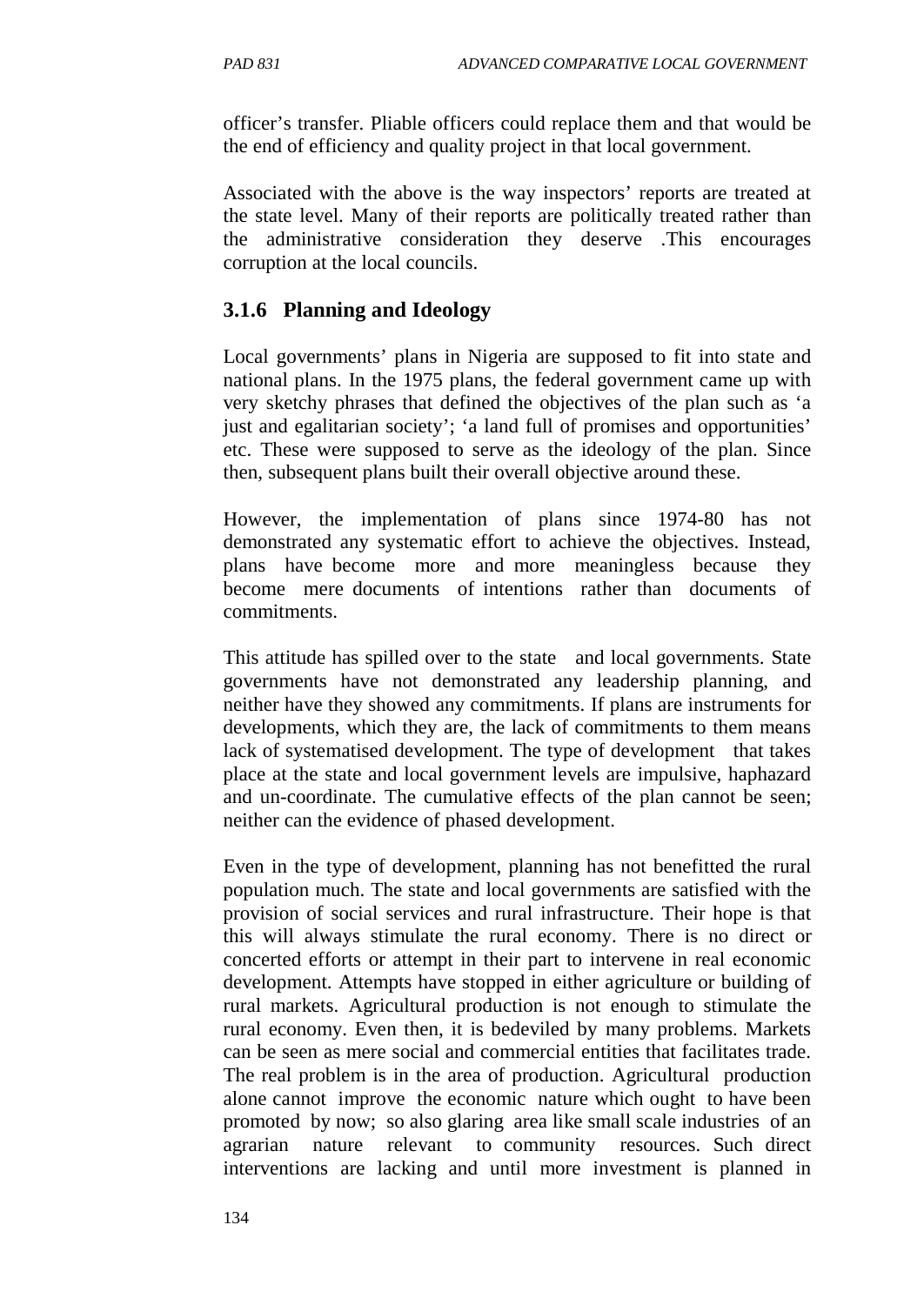officer's transfer. Pliable officers could replace them and that would be the end of efficiency and quality project in that local government.

Associated with the above is the way inspectors' reports are treated at the state level. Many of their reports are politically treated rather than the administrative consideration they deserve .This encourages corruption at the local councils.

### 3.1.6 Planning and Ideology

Local governments' plans in Nigeria are supposed to fit into state and national plans. In the 1975 plans, the federal government came up with very sketchy phrases that defined the objectives of the plan such as 'a just and egalitarian society'; 'a land full of promises and opportunities' etc. These were supposed to serve as the ideology of the plan. Since then, subsequent plans built their overall objective around these.

However, the implementation of plans since 1974-80 has not demonstrated any systematic effort to achieve the objectives. Instead, plans have become more and more meaningless because they become mere documents of intentions rather than documents of commitments.

This attitude has spilled over to the state and local governments. State governments have not demonstrated any leadership planning, and neither have they showed any commitments. If plans are instruments for developments, which they are, the lack of commitments to them means lack of systematised development. The type of development that takes place at the state and local government levels are impulsive, haphazard and un-coordinate. The cumulative effects of the plan cannot be seen; neither can the evidence of phased development.

Even in the type of development, planning has not benefitted the rural population much. The state and local governments are satisfied with the provision of social services and rural infrastructure. Their hope is that this will always stimulate the rural economy. There is no direct or concerted efforts or attempt in their part to intervene in real economic development. Attempts have stopped in either agriculture or building of rural markets. Agricultural production is not enough to stimulate the rural economy. Even then, it is bedeviled by many problems. Markets can be seen as mere social and commercial entities that facilitates trade. The real problem is in the area of production. Agricultural production alone cannot improve the economic nature which ought to have been promoted by now; so also glaring area like small scale industries of an agrarian nature relevant to community resources. Such direct interventions are lacking and until more investment is planned in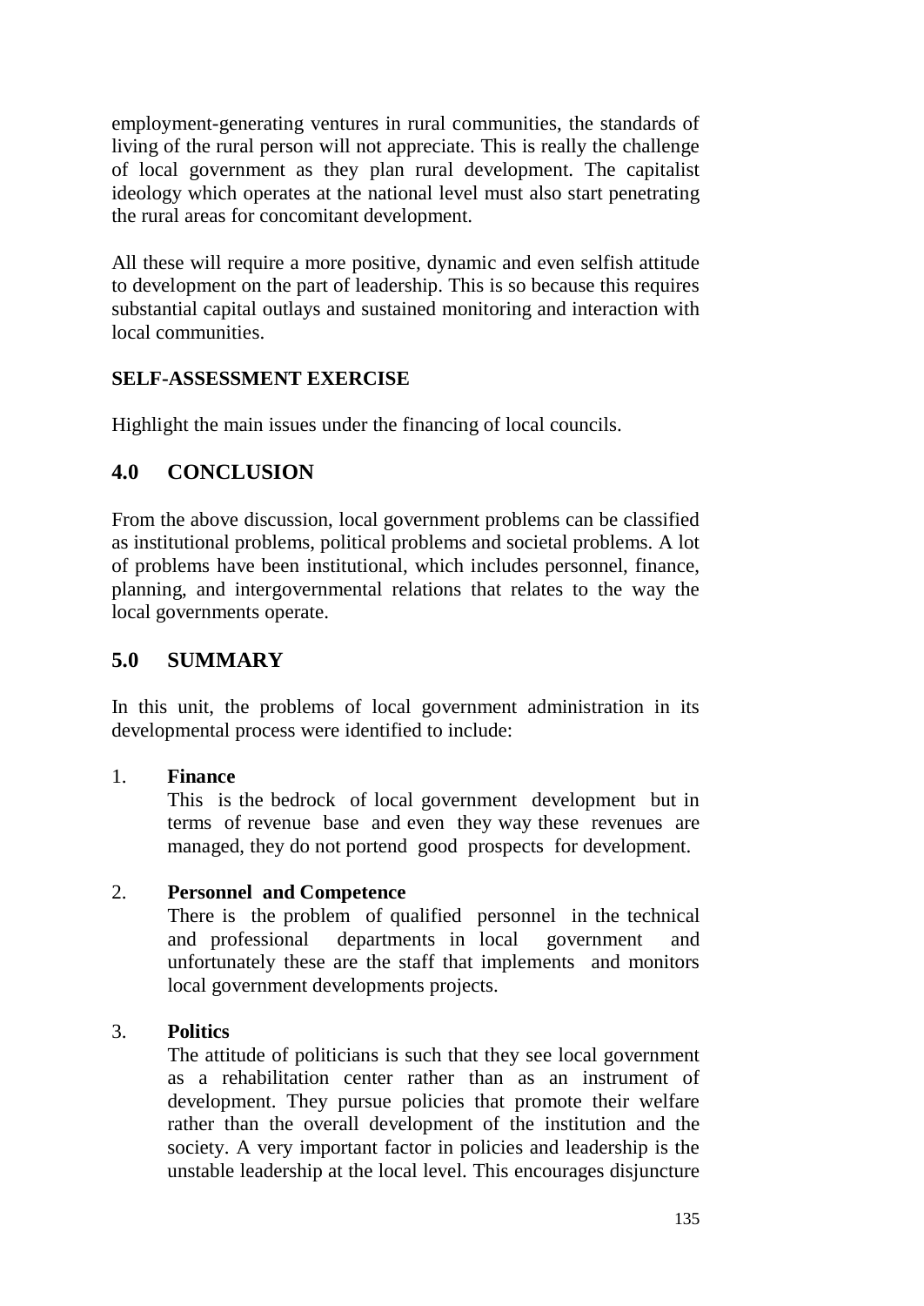employment-generating ventures in rural communities, the standards of living of the rural person will not appreciate. This is really the challenge of local government as they plan rural development. The capitalist ideology which operates at the national level must also start penetrating the rural areas for concomitant development.

All these will require a more positive, dynamic and even selfish attitude to development on the part of leadership. This is so because this requires substantial capital outlays and sustained monitoring and interaction with local communities.

**SELF-ASSESSMENT EXERCISE**

Highlight the main issues under the financing of local councils.

## 4.0 CONCLUSION

From the above discussion, local government problems can be classified as institutional problems, political problems and societal problems. A lot of problems have been institutional, which includes personnel, finance, planning, and intergovernmental relations that relates to the way the local governments operate.

## 5.0 SUMMARY

In this unit, the problems of local government administration in its developmental process were identified to include:

1. **Finance**
   This is the bedrock of local government development but in terms of revenue base and even they way these revenues are managed, they do not portend good prospects for development.

2. **Personnel and Competence**
   There is the problem of qualified personnel in the technical and professional departments in local government and unfortunately these are the staff that implements and monitors local government developments projects.

3. **Politics**
   The attitude of politicians is such that they see local government as a rehabilitation center rather than as an instrument of development. They pursue policies that promote their welfare rather than the overall development of the institution and the society. A very important factor in policies and leadership is the unstable leadership at the local level. This encourages disjuncture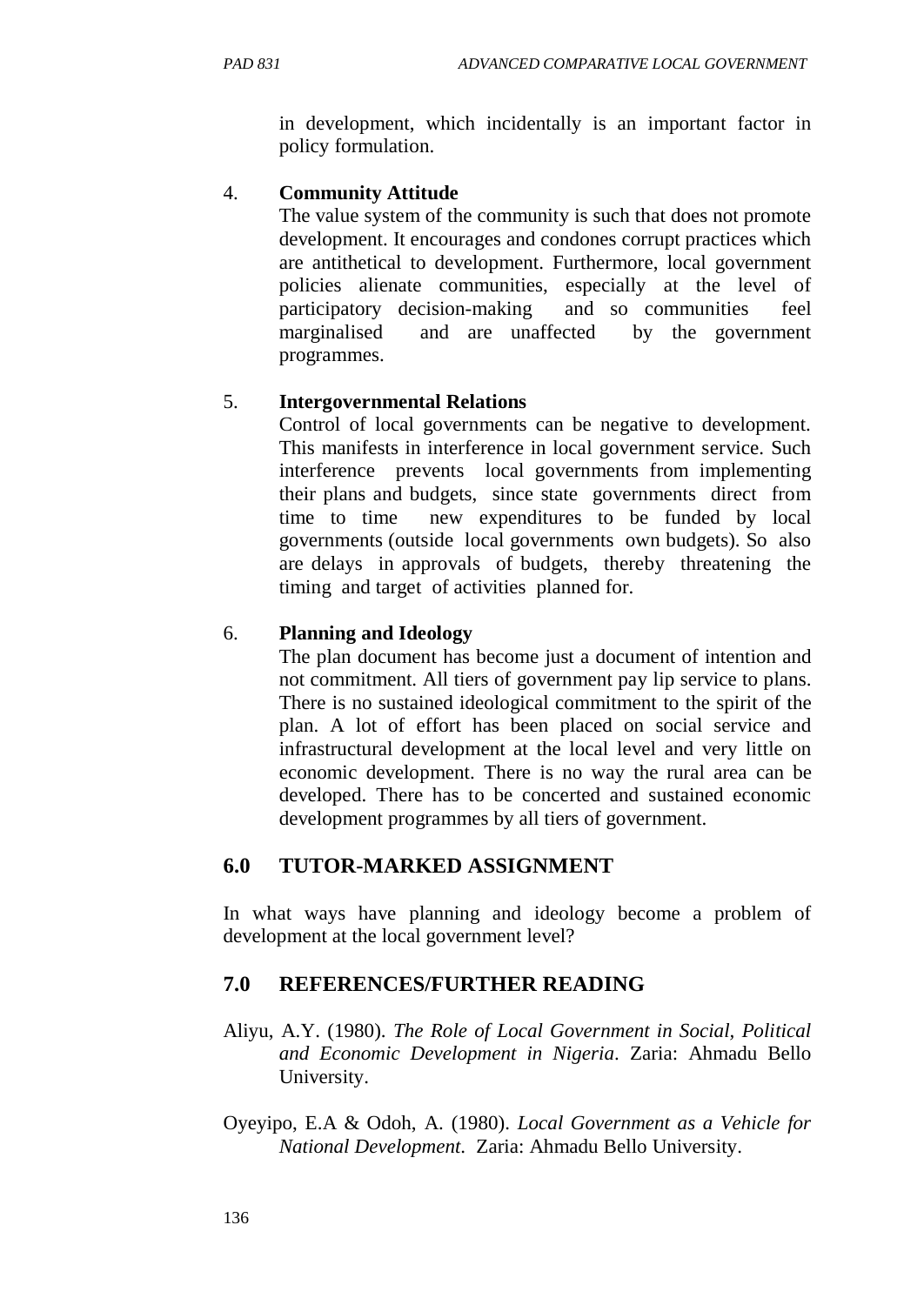in development, which incidentally is an important factor in policy formulation.

4. **Community Attitude**

   The value system of the community is such that does not promote development. It encourages and condones corrupt practices which are antithetical to development. Furthermore, local government policies alienate communities, especially at the level of participatory decision-making and so communities feel marginalised and are unaffected by the government programmes.

5. **Intergovernmental Relations**

   Control of local governments can be negative to development. This manifests in interference in local government service. Such interference prevents local governments from implementing their plans and budgets, since state governments direct from time to time new expenditures to be funded by local governments (outside local governments own budgets). So also are delays in approvals of budgets, thereby threatening the timing and target of activities planned for.

6. **Planning and Ideology**

   The plan document has become just a document of intention and not commitment. All tiers of government pay lip service to plans. There is no sustained ideological commitment to the spirit of the plan. A lot of effort has been placed on social service and infrastructural development at the local level and very little on economic development. There is no way the rural area can be developed. There has to be concerted and sustained economic development programmes by all tiers of government.

## 6.0 TUTOR-MARKED ASSIGNMENT

In what ways have planning and ideology become a problem of development at the local government level?

## 7.0 REFERENCES/FURTHER READING

Aliyu, A.Y. (1980). *The Role of Local Government in Social, Political and Economic Development in Nigeria*. Zaria: Ahmadu Bello University.

Oyeyipo, E.A & Odoh, A. (1980). *Local Government as a Vehicle for National Development*. Zaria: Ahmadu Bello University.